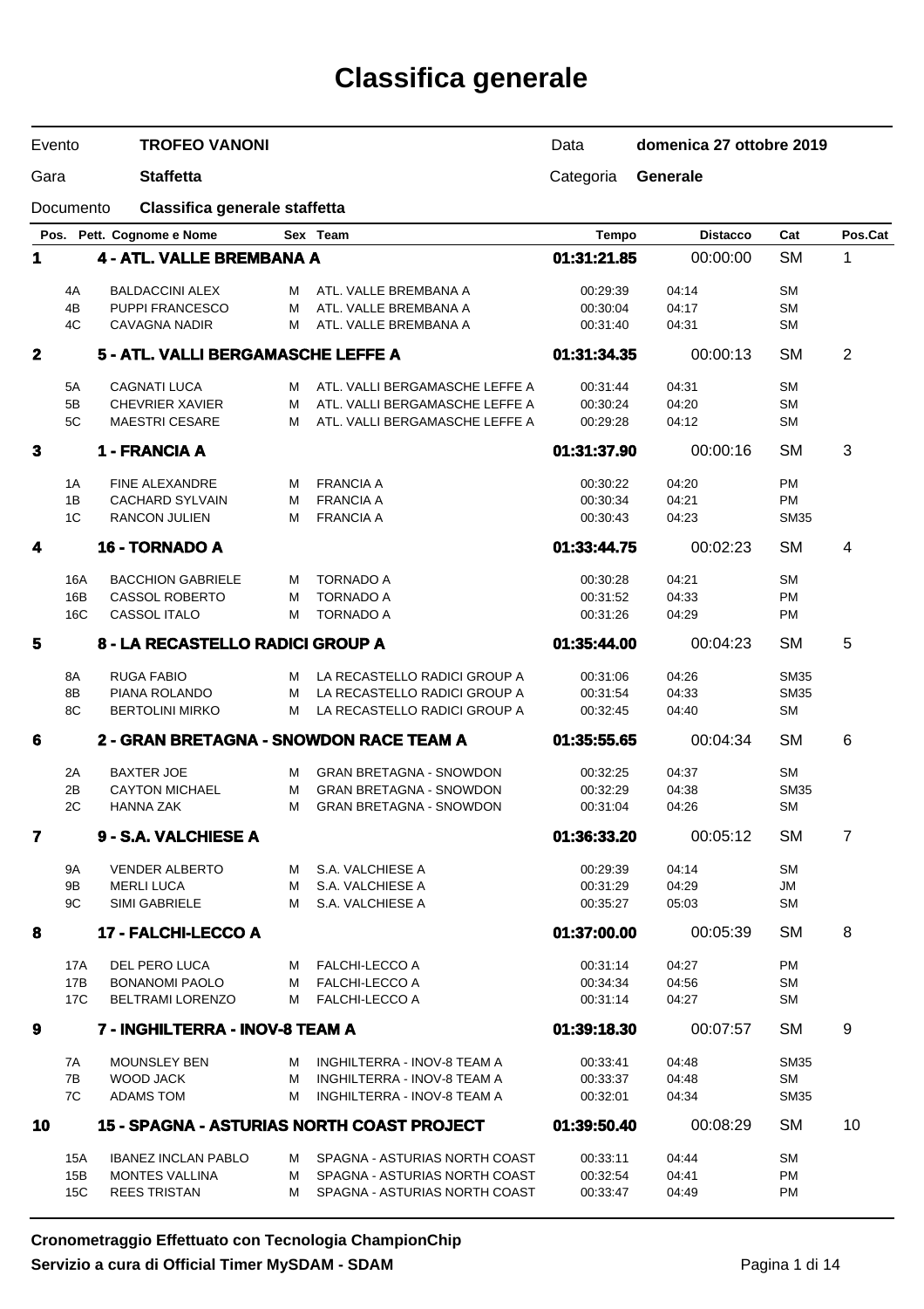# Classifica generale

| | | | |
|---|---|---|---|
| Evento | **TROFEO VANONI** | Data | **domenica 27 ottobre 2019** |
| Gara | **Staffetta** | Categoria | **Generale** |
| Documento | **Classifica generale staffetta** | | |

| Pos. | Pett. | Cognome e Nome | Sex | Team | Tempo | Distacco | Cat | Pos.Cat |
|---|---|---|---|---|---|---|---|---|
| **1** | | **4 - ATL. VALLE BREMBANA A** | | | **01:31:21.85** | 00:00:00 | SM | 1 |
| | 4A | BALDACCINI ALEX | M | ATL. VALLE BREMBANA A | 00:29:39 | 04:14 | SM | |
| | 4B | PUPPI FRANCESCO | M | ATL. VALLE BREMBANA A | 00:30:04 | 04:17 | SM | |
| | 4C | CAVAGNA NADIR | M | ATL. VALLE BREMBANA A | 00:31:40 | 04:31 | SM | |
| **2** | | **5 - ATL. VALLI BERGAMASCHE LEFFE A** | | | **01:31:34.35** | 00:00:13 | SM | 2 |
| | 5A | CAGNATI LUCA | M | ATL. VALLI BERGAMASCHE LEFFE A | 00:31:44 | 04:31 | SM | |
| | 5B | CHEVRIER XAVIER | M | ATL. VALLI BERGAMASCHE LEFFE A | 00:30:24 | 04:20 | SM | |
| | 5C | MAESTRI CESARE | M | ATL. VALLI BERGAMASCHE LEFFE A | 00:29:28 | 04:12 | SM | |
| **3** | | **1 - FRANCIA A** | | | **01:31:37.90** | 00:00:16 | SM | 3 |
| | 1A | FINE ALEXANDRE | M | FRANCIA A | 00:30:22 | 04:20 | PM | |
| | 1B | CACHARD SYLVAIN | M | FRANCIA A | 00:30:34 | 04:21 | PM | |
| | 1C | RANCON JULIEN | M | FRANCIA A | 00:30:43 | 04:23 | SM35 | |
| **4** | | **16 - TORNADO A** | | | **01:33:44.75** | 00:02:23 | SM | 4 |
| | 16A | BACCHION GABRIELE | M | TORNADO A | 00:30:28 | 04:21 | SM | |
| | 16B | CASSOL ROBERTO | M | TORNADO A | 00:31:52 | 04:33 | PM | |
| | 16C | CASSOL ITALO | M | TORNADO A | 00:31:26 | 04:29 | PM | |
| **5** | | **8 - LA RECASTELLO RADICI GROUP A** | | | **01:35:44.00** | 00:04:23 | SM | 5 |
| | 8A | RUGA FABIO | M | LA RECASTELLO RADICI GROUP A | 00:31:06 | 04:26 | SM35 | |
| | 8B | PIANA ROLANDO | M | LA RECASTELLO RADICI GROUP A | 00:31:54 | 04:33 | SM35 | |
| | 8C | BERTOLINI MIRKO | M | LA RECASTELLO RADICI GROUP A | 00:32:45 | 04:40 | SM | |
| **6** | | **2 - GRAN BRETAGNA - SNOWDON RACE TEAM A** | | | **01:35:55.65** | 00:04:34 | SM | 6 |
| | 2A | BAXTER JOE | M | GRAN BRETAGNA - SNOWDON | 00:32:25 | 04:37 | SM | |
| | 2B | CAYTON MICHAEL | M | GRAN BRETAGNA - SNOWDON | 00:32:29 | 04:38 | SM35 | |
| | 2C | HANNA ZAK | M | GRAN BRETAGNA - SNOWDON | 00:31:04 | 04:26 | SM | |
| **7** | | **9 - S.A. VALCHIESE A** | | | **01:36:33.20** | 00:05:12 | SM | 7 |
| | 9A | VENDER ALBERTO | M | S.A. VALCHIESE A | 00:29:39 | 04:14 | SM | |
| | 9B | MERLI LUCA | M | S.A. VALCHIESE A | 00:31:29 | 04:29 | JM | |
| | 9C | SIMI GABRIELE | M | S.A. VALCHIESE A | 00:35:27 | 05:03 | SM | |
| **8** | | **17 - FALCHI-LECCO A** | | | **01:37:00.00** | 00:05:39 | SM | 8 |
| | 17A | DEL PERO LUCA | M | FALCHI-LECCO A | 00:31:14 | 04:27 | PM | |
| | 17B | BONANOMI PAOLO | M | FALCHI-LECCO A | 00:34:34 | 04:56 | SM | |
| | 17C | BELTRAMI LORENZO | M | FALCHI-LECCO A | 00:31:14 | 04:27 | SM | |
| **9** | | **7 - INGHILTERRA - INOV-8 TEAM A** | | | **01:39:18.30** | 00:07:57 | SM | 9 |
| | 7A | MOUNSLEY BEN | M | INGHILTERRA - INOV-8 TEAM A | 00:33:41 | 04:48 | SM35 | |
| | 7B | WOOD JACK | M | INGHILTERRA - INOV-8 TEAM A | 00:33:37 | 04:48 | SM | |
| | 7C | ADAMS TOM | M | INGHILTERRA - INOV-8 TEAM A | 00:32:01 | 04:34 | SM35 | |
| **10** | | **15 - SPAGNA - ASTURIAS NORTH COAST PROJECT** | | | **01:39:50.40** | 00:08:29 | SM | 10 |
| | 15A | IBANEZ INCLAN PABLO | M | SPAGNA - ASTURIAS NORTH COAST | 00:33:11 | 04:44 | SM | |
| | 15B | MONTES VALLINA | M | SPAGNA - ASTURIAS NORTH COAST | 00:32:54 | 04:41 | PM | |
| | 15C | REES TRISTAN | M | SPAGNA - ASTURIAS NORTH COAST | 00:33:47 | 04:49 | PM | |

**Cronometraggio Effettuato con Tecnologia ChampionChip**
**Servizio a cura di Official Timer MySDAM - SDAM**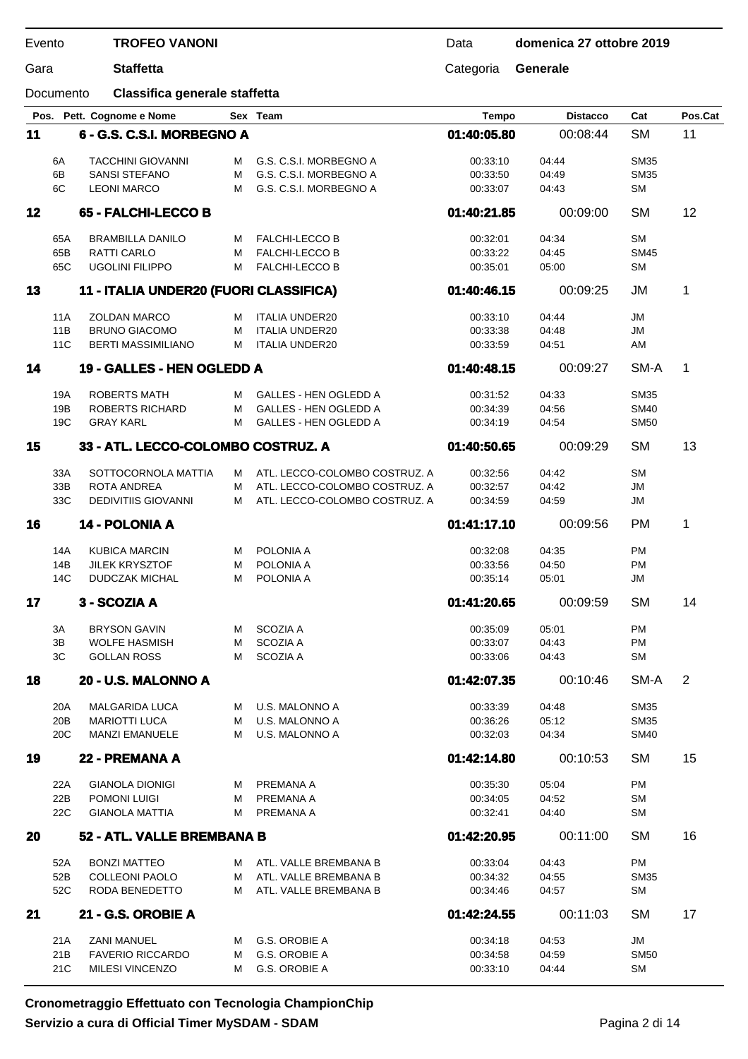| Evento | TROFEO VANONI | Data | domenica 27 ottobre 2019 |
|---|---|---|---|
| Gara | Staffetta | Categoria | Generale |
| Documento | Classifica generale staffetta | | |

| Pos. | Pett. | Cognome e Nome | Sex | Team | Tempo | Distacco | Cat | Pos.Cat |
|---|---|---|---|---|---|---|---|---|
| **11** | | **6 - G.S. C.S.I. MORBEGNO A** | | | **01:40:05.80** | 00:08:44 | SM | 11 |
| | 6A | TACCHINI GIOVANNI | M | G.S. C.S.I. MORBEGNO A | 00:33:10 | 04:44 | SM35 | |
| | 6B | SANSI STEFANO | M | G.S. C.S.I. MORBEGNO A | 00:33:50 | 04:49 | SM35 | |
| | 6C | LEONI MARCO | M | G.S. C.S.I. MORBEGNO A | 00:33:07 | 04:43 | SM | |
| **12** | | **65 - FALCHI-LECCO B** | | | **01:40:21.85** | 00:09:00 | SM | 12 |
| | 65A | BRAMBILLA DANILO | M | FALCHI-LECCO B | 00:32:01 | 04:34 | SM | |
| | 65B | RATTI CARLO | M | FALCHI-LECCO B | 00:33:22 | 04:45 | SM45 | |
| | 65C | UGOLINI FILIPPO | M | FALCHI-LECCO B | 00:35:01 | 05:00 | SM | |
| **13** | | **11 - ITALIA UNDER20 (FUORI CLASSIFICA)** | | | **01:40:46.15** | 00:09:25 | JM | 1 |
| | 11A | ZOLDAN MARCO | M | ITALIA UNDER20 | 00:33:10 | 04:44 | JM | |
| | 11B | BRUNO GIACOMO | M | ITALIA UNDER20 | 00:33:38 | 04:48 | JM | |
| | 11C | BERTI MASSIMILIANO | M | ITALIA UNDER20 | 00:33:59 | 04:51 | AM | |
| **14** | | **19 - GALLES - HEN OGLEDD A** | | | **01:40:48.15** | 00:09:27 | SM-A | 1 |
| | 19A | ROBERTS MATH | M | GALLES - HEN OGLEDD A | 00:31:52 | 04:33 | SM35 | |
| | 19B | ROBERTS RICHARD | M | GALLES - HEN OGLEDD A | 00:34:39 | 04:56 | SM40 | |
| | 19C | GRAY KARL | M | GALLES - HEN OGLEDD A | 00:34:19 | 04:54 | SM50 | |
| **15** | | **33 - ATL. LECCO-COLOMBO COSTRUZ. A** | | | **01:40:50.65** | 00:09:29 | SM | 13 |
| | 33A | SOTTOCORNOLA MATTIA | M | ATL. LECCO-COLOMBO COSTRUZ. A | 00:32:56 | 04:42 | SM | |
| | 33B | ROTA ANDREA | M | ATL. LECCO-COLOMBO COSTRUZ. A | 00:32:57 | 04:42 | JM | |
| | 33C | DEDIVITIIS GIOVANNI | M | ATL. LECCO-COLOMBO COSTRUZ. A | 00:34:59 | 04:59 | JM | |
| **16** | | **14 - POLONIA A** | | | **01:41:17.10** | 00:09:56 | PM | 1 |
| | 14A | KUBICA MARCIN | M | POLONIA A | 00:32:08 | 04:35 | PM | |
| | 14B | JILEK KRYSZTOF | M | POLONIA A | 00:33:56 | 04:50 | PM | |
| | 14C | DUDCZAK MICHAL | M | POLONIA A | 00:35:14 | 05:01 | JM | |
| **17** | | **3 - SCOZIA A** | | | **01:41:20.65** | 00:09:59 | SM | 14 |
| | 3A | BRYSON GAVIN | M | SCOZIA A | 00:35:09 | 05:01 | PM | |
| | 3B | WOLFE HASMISH | M | SCOZIA A | 00:33:07 | 04:43 | PM | |
| | 3C | GOLLAN ROSS | M | SCOZIA A | 00:33:06 | 04:43 | SM | |
| **18** | | **20 - U.S. MALONNO A** | | | **01:42:07.35** | 00:10:46 | SM-A | 2 |
| | 20A | MALGARIDA LUCA | M | U.S. MALONNO A | 00:33:39 | 04:48 | SM35 | |
| | 20B | MARIOTTI LUCA | M | U.S. MALONNO A | 00:36:26 | 05:12 | SM35 | |
| | 20C | MANZI EMANUELE | M | U.S. MALONNO A | 00:32:03 | 04:34 | SM40 | |
| **19** | | **22 - PREMANA A** | | | **01:42:14.80** | 00:10:53 | SM | 15 |
| | 22A | GIANOLA DIONIGI | M | PREMANA A | 00:35:30 | 05:04 | PM | |
| | 22B | POMONI LUIGI | M | PREMANA A | 00:34:05 | 04:52 | SM | |
| | 22C | GIANOLA MATTIA | M | PREMANA A | 00:32:41 | 04:40 | SM | |
| **20** | | **52 - ATL. VALLE BREMBANA B** | | | **01:42:20.95** | 00:11:00 | SM | 16 |
| | 52A | BONZI MATTEO | M | ATL. VALLE BREMBANA B | 00:33:04 | 04:43 | PM | |
| | 52B | COLLEONI PAOLO | M | ATL. VALLE BREMBANA B | 00:34:32 | 04:55 | SM35 | |
| | 52C | RODA BENEDETTO | M | ATL. VALLE BREMBANA B | 00:34:46 | 04:57 | SM | |
| **21** | | **21 - G.S. OROBIE A** | | | **01:42:24.55** | 00:11:03 | SM | 17 |
| | 21A | ZANI MANUEL | M | G.S. OROBIE A | 00:34:18 | 04:53 | JM | |
| | 21B | FAVERIO RICCARDO | M | G.S. OROBIE A | 00:34:58 | 04:59 | SM50 | |
| | 21C | MILESI VINCENZO | M | G.S. OROBIE A | 00:33:10 | 04:44 | SM | |

**Cronometraggio Effettuato con Tecnologia ChampionChip**
**Servizio a cura di Official Timer MySDAM - SDAM**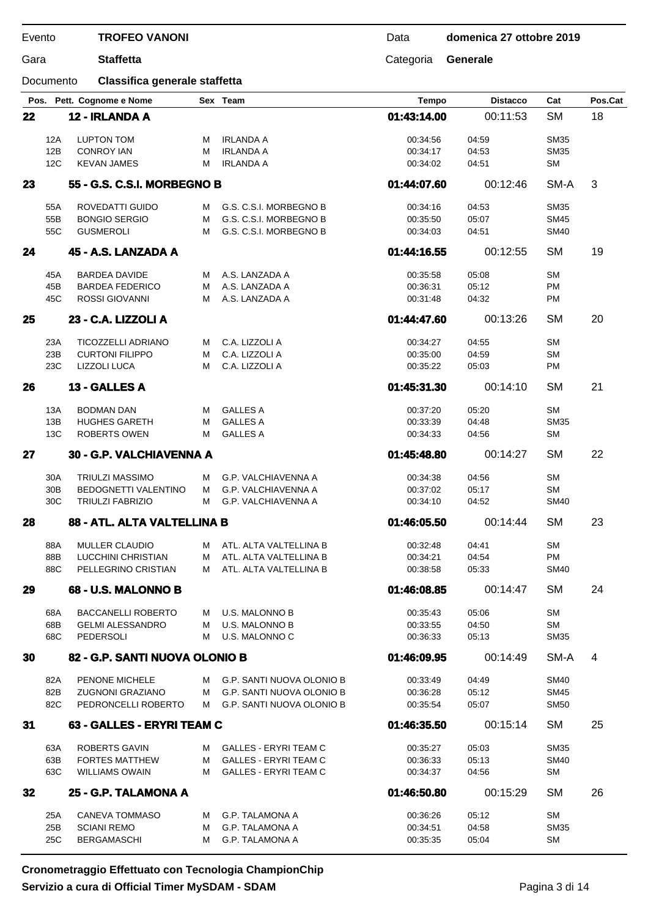| | | | | |
|---|---|---|---|---|
| Evento | **TROFEO VANONI** | Data | **domenica 27 ottobre 2019** | |
| Gara | **Staffetta** | Categoria | **Generale** | |
| Documento | **Classifica generale staffetta** | | | |

| Pos. | Pett. Cognome e Nome | Sex | Team | Tempo | Distacco | Cat | Pos.Cat |
|---|---|---|---|---|---|---|---|
| **22** | **12 - IRLANDA A** | | | **01:43:14.00** | 00:11:53 | SM | 18 |
| | 12A LUPTON TOM | M | IRLANDA A | 00:34:56 | 04:59 | SM35 | |
| | 12B CONROY IAN | M | IRLANDA A | 00:34:17 | 04:53 | SM35 | |
| | 12C KEVAN JAMES | M | IRLANDA A | 00:34:02 | 04:51 | SM | |
| **23** | **55 - G.S. C.S.I. MORBEGNO B** | | | **01:44:07.60** | 00:12:46 | SM-A | 3 |
| | 55A ROVEDATTI GUIDO | M | G.S. C.S.I. MORBEGNO B | 00:34:16 | 04:53 | SM35 | |
| | 55B BONGIO SERGIO | M | G.S. C.S.I. MORBEGNO B | 00:35:50 | 05:07 | SM45 | |
| | 55C GUSMEROLI | M | G.S. C.S.I. MORBEGNO B | 00:34:03 | 04:51 | SM40 | |
| **24** | **45 - A.S. LANZADA A** | | | **01:44:16.55** | 00:12:55 | SM | 19 |
| | 45A BARDEA DAVIDE | M | A.S. LANZADA A | 00:35:58 | 05:08 | SM | |
| | 45B BARDEA FEDERICO | M | A.S. LANZADA A | 00:36:31 | 05:12 | PM | |
| | 45C ROSSI GIOVANNI | M | A.S. LANZADA A | 00:31:48 | 04:32 | PM | |
| **25** | **23 - C.A. LIZZOLI A** | | | **01:44:47.60** | 00:13:26 | SM | 20 |
| | 23A TICOZZELLI ADRIANO | M | C.A. LIZZOLI A | 00:34:27 | 04:55 | SM | |
| | 23B CURTONI FILIPPO | M | C.A. LIZZOLI A | 00:35:00 | 04:59 | SM | |
| | 23C LIZZOLI LUCA | M | C.A. LIZZOLI A | 00:35:22 | 05:03 | PM | |
| **26** | **13 - GALLES A** | | | **01:45:31.30** | 00:14:10 | SM | 21 |
| | 13A BODMAN DAN | M | GALLES A | 00:37:20 | 05:20 | SM | |
| | 13B HUGHES GARETH | M | GALLES A | 00:33:39 | 04:48 | SM35 | |
| | 13C ROBERTS OWEN | M | GALLES A | 00:34:33 | 04:56 | SM | |
| **27** | **30 - G.P. VALCHIAVENNA A** | | | **01:45:48.80** | 00:14:27 | SM | 22 |
| | 30A TRIULZI MASSIMO | M | G.P. VALCHIAVENNA A | 00:34:38 | 04:56 | SM | |
| | 30B BEDOGNETTI VALENTINO | M | G.P. VALCHIAVENNA A | 00:37:02 | 05:17 | SM | |
| | 30C TRIULZI FABRIZIO | M | G.P. VALCHIAVENNA A | 00:34:10 | 04:52 | SM40 | |
| **28** | **88 - ATL. ALTA VALTELLINA B** | | | **01:46:05.50** | 00:14:44 | SM | 23 |
| | 88A MULLER CLAUDIO | M | ATL. ALTA VALTELLINA B | 00:32:48 | 04:41 | SM | |
| | 88B LUCCHINI CHRISTIAN | M | ATL. ALTA VALTELLINA B | 00:34:21 | 04:54 | PM | |
| | 88C PELLEGRINO CRISTIAN | M | ATL. ALTA VALTELLINA B | 00:38:58 | 05:33 | SM40 | |
| **29** | **68 - U.S. MALONNO B** | | | **01:46:08.85** | 00:14:47 | SM | 24 |
| | 68A BACCANELLI ROBERTO | M | U.S. MALONNO B | 00:35:43 | 05:06 | SM | |
| | 68B GELMI ALESSANDRO | M | U.S. MALONNO B | 00:33:55 | 04:50 | SM | |
| | 68C PEDERSOLI | M | U.S. MALONNO C | 00:36:33 | 05:13 | SM35 | |
| **30** | **82 - G.P. SANTI NUOVA OLONIO B** | | | **01:46:09.95** | 00:14:49 | SM-A | 4 |
| | 82A PENONE MICHELE | M | G.P. SANTI NUOVA OLONIO B | 00:33:49 | 04:49 | SM40 | |
| | 82B ZUGNONI GRAZIANO | M | G.P. SANTI NUOVA OLONIO B | 00:36:28 | 05:12 | SM45 | |
| | 82C PEDRONCELLI ROBERTO | M | G.P. SANTI NUOVA OLONIO B | 00:35:54 | 05:07 | SM50 | |
| **31** | **63 - GALLES - ERYRI TEAM C** | | | **01:46:35.50** | 00:15:14 | SM | 25 |
| | 63A ROBERTS GAVIN | M | GALLES - ERYRI TEAM C | 00:35:27 | 05:03 | SM35 | |
| | 63B FORTES MATTHEW | M | GALLES - ERYRI TEAM C | 00:36:33 | 05:13 | SM40 | |
| | 63C WILLIAMS OWAIN | M | GALLES - ERYRI TEAM C | 00:34:37 | 04:56 | SM | |
| **32** | **25 - G.P. TALAMONA A** | | | **01:46:50.80** | 00:15:29 | SM | 26 |
| | 25A CANEVA TOMMASO | M | G.P. TALAMONA A | 00:36:26 | 05:12 | SM | |
| | 25B SCIANI REMO | M | G.P. TALAMONA A | 00:34:51 | 04:58 | SM35 | |
| | 25C BERGAMASCHI | M | G.P. TALAMONA A | 00:35:35 | 05:04 | SM | |

**Cronometraggio Effettuato con Tecnologia ChampionChip**
**Servizio a cura di Official Timer MySDAM - SDAM**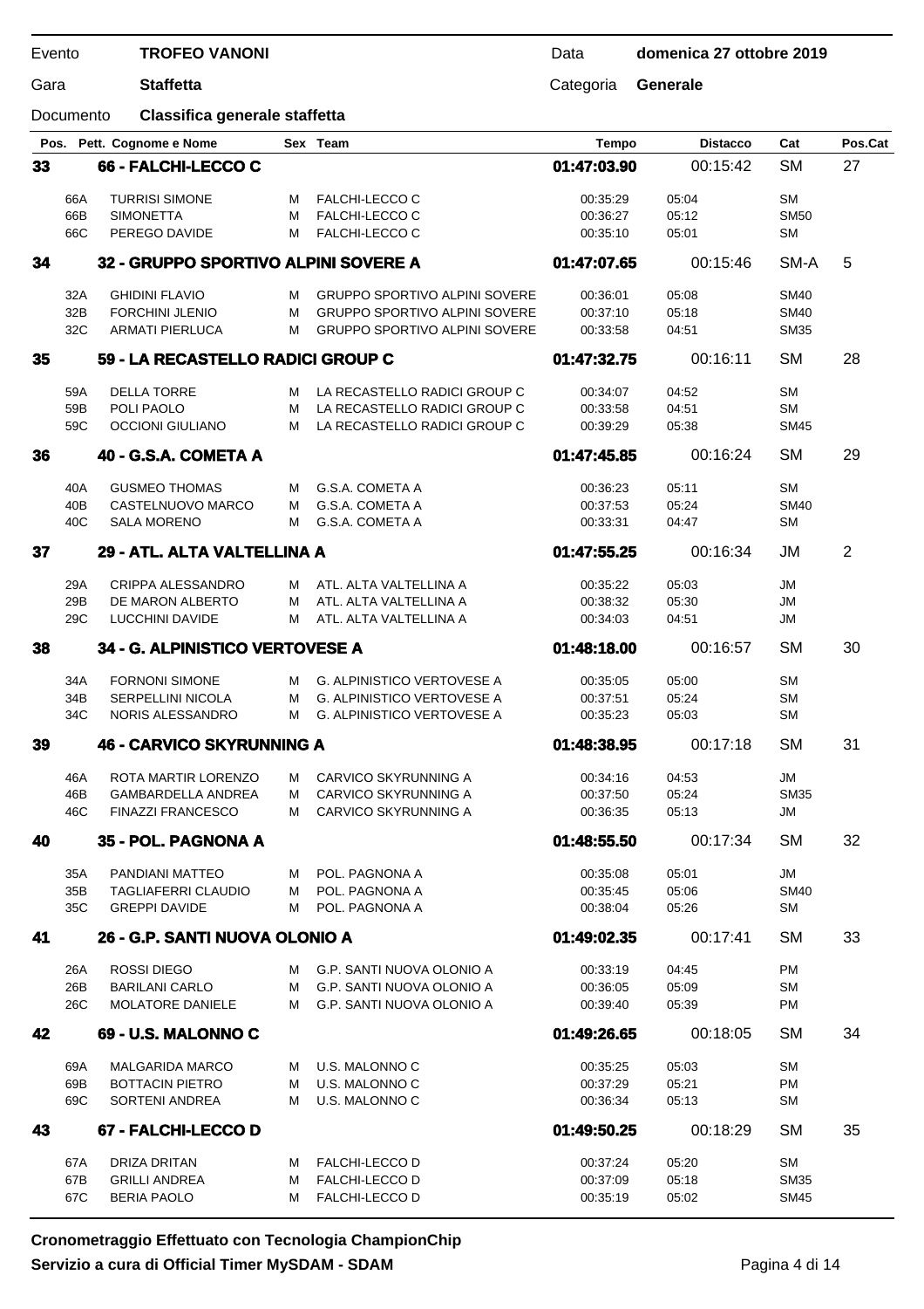| Evento | **TROFEO VANONI** | Data | **domenica 27 ottobre 2019** |
|---|---|---|---|
| Gara | **Staffetta** | Categoria | **Generale** |
| Documento | **Classifica generale staffetta** | | |

| Pos. | Pett. Cognome e Nome | Sex | Team | Tempo | Distacco | Cat | Pos.Cat |
|---|---|---|---|---|---|---|---|
| **33** | **66 - FALCHI-LECCO C** | | | **01:47:03.90** | 00:15:42 | SM | 27 |
| 66A | TURRISI SIMONE | M | FALCHI-LECCO C | 00:35:29 | 05:04 | SM | |
| 66B | SIMONETTA | M | FALCHI-LECCO C | 00:36:27 | 05:12 | SM50 | |
| 66C | PEREGO DAVIDE | M | FALCHI-LECCO C | 00:35:10 | 05:01 | SM | |
| **34** | **32 - GRUPPO SPORTIVO ALPINI SOVERE A** | | | **01:47:07.65** | 00:15:46 | SM-A | 5 |
| 32A | GHIDINI FLAVIO | M | GRUPPO SPORTIVO ALPINI SOVERE | 00:36:01 | 05:08 | SM40 | |
| 32B | FORCHINI JLENIO | M | GRUPPO SPORTIVO ALPINI SOVERE | 00:37:10 | 05:18 | SM40 | |
| 32C | ARMATI PIERLUCA | M | GRUPPO SPORTIVO ALPINI SOVERE | 00:33:58 | 04:51 | SM35 | |
| **35** | **59 - LA RECASTELLO RADICI GROUP C** | | | **01:47:32.75** | 00:16:11 | SM | 28 |
| 59A | DELLA TORRE | M | LA RECASTELLO RADICI GROUP C | 00:34:07 | 04:52 | SM | |
| 59B | POLI PAOLO | M | LA RECASTELLO RADICI GROUP C | 00:33:58 | 04:51 | SM | |
| 59C | OCCIONI GIULIANO | M | LA RECASTELLO RADICI GROUP C | 00:39:29 | 05:38 | SM45 | |
| **36** | **40 - G.S.A. COMETA A** | | | **01:47:45.85** | 00:16:24 | SM | 29 |
| 40A | GUSMEO THOMAS | M | G.S.A. COMETA A | 00:36:23 | 05:11 | SM | |
| 40B | CASTELNUOVO MARCO | M | G.S.A. COMETA A | 00:37:53 | 05:24 | SM40 | |
| 40C | SALA MORENO | M | G.S.A. COMETA A | 00:33:31 | 04:47 | SM | |
| **37** | **29 - ATL. ALTA VALTELLINA A** | | | **01:47:55.25** | 00:16:34 | JM | 2 |
| 29A | CRIPPA ALESSANDRO | M | ATL. ALTA VALTELLINA A | 00:35:22 | 05:03 | JM | |
| 29B | DE MARON ALBERTO | M | ATL. ALTA VALTELLINA A | 00:38:32 | 05:30 | JM | |
| 29C | LUCCHINI DAVIDE | M | ATL. ALTA VALTELLINA A | 00:34:03 | 04:51 | JM | |
| **38** | **34 - G. ALPINISTICO VERTOVESE A** | | | **01:48:18.00** | 00:16:57 | SM | 30 |
| 34A | FORNONI SIMONE | M | G. ALPINISTICO VERTOVESE A | 00:35:05 | 05:00 | SM | |
| 34B | SERPELLINI NICOLA | M | G. ALPINISTICO VERTOVESE A | 00:37:51 | 05:24 | SM | |
| 34C | NORIS ALESSANDRO | M | G. ALPINISTICO VERTOVESE A | 00:35:23 | 05:03 | SM | |
| **39** | **46 - CARVICO SKYRUNNING A** | | | **01:48:38.95** | 00:17:18 | SM | 31 |
| 46A | ROTA MARTIR LORENZO | M | CARVICO SKYRUNNING A | 00:34:16 | 04:53 | JM | |
| 46B | GAMBARDELLA ANDREA | M | CARVICO SKYRUNNING A | 00:37:50 | 05:24 | SM35 | |
| 46C | FINAZZI FRANCESCO | M | CARVICO SKYRUNNING A | 00:36:35 | 05:13 | JM | |
| **40** | **35 - POL. PAGNONA A** | | | **01:48:55.50** | 00:17:34 | SM | 32 |
| 35A | PANDIANI MATTEO | M | POL. PAGNONA A | 00:35:08 | 05:01 | JM | |
| 35B | TAGLIAFERRI CLAUDIO | M | POL. PAGNONA A | 00:35:45 | 05:06 | SM40 | |
| 35C | GREPPI DAVIDE | M | POL. PAGNONA A | 00:38:04 | 05:26 | SM | |
| **41** | **26 - G.P. SANTI NUOVA OLONIO A** | | | **01:49:02.35** | 00:17:41 | SM | 33 |
| 26A | ROSSI DIEGO | M | G.P. SANTI NUOVA OLONIO A | 00:33:19 | 04:45 | PM | |
| 26B | BARILANI CARLO | M | G.P. SANTI NUOVA OLONIO A | 00:36:05 | 05:09 | SM | |
| 26C | MOLATORE DANIELE | M | G.P. SANTI NUOVA OLONIO A | 00:39:40 | 05:39 | PM | |
| **42** | **69 - U.S. MALONNO C** | | | **01:49:26.65** | 00:18:05 | SM | 34 |
| 69A | MALGARIDA MARCO | M | U.S. MALONNO C | 00:35:25 | 05:03 | SM | |
| 69B | BOTTACIN PIETRO | M | U.S. MALONNO C | 00:37:29 | 05:21 | PM | |
| 69C | SORTENI ANDREA | M | U.S. MALONNO C | 00:36:34 | 05:13 | SM | |
| **43** | **67 - FALCHI-LECCO D** | | | **01:49:50.25** | 00:18:29 | SM | 35 |
| 67A | DRIZA DRITAN | M | FALCHI-LECCO D | 00:37:24 | 05:20 | SM | |
| 67B | GRILLI ANDREA | M | FALCHI-LECCO D | 00:37:09 | 05:18 | SM35 | |
| 67C | BERIA PAOLO | M | FALCHI-LECCO D | 00:35:19 | 05:02 | SM45 | |

**Cronometraggio Effettuato con Tecnologia ChampionChip**
**Servizio a cura di Official Timer MySDAM - SDAM**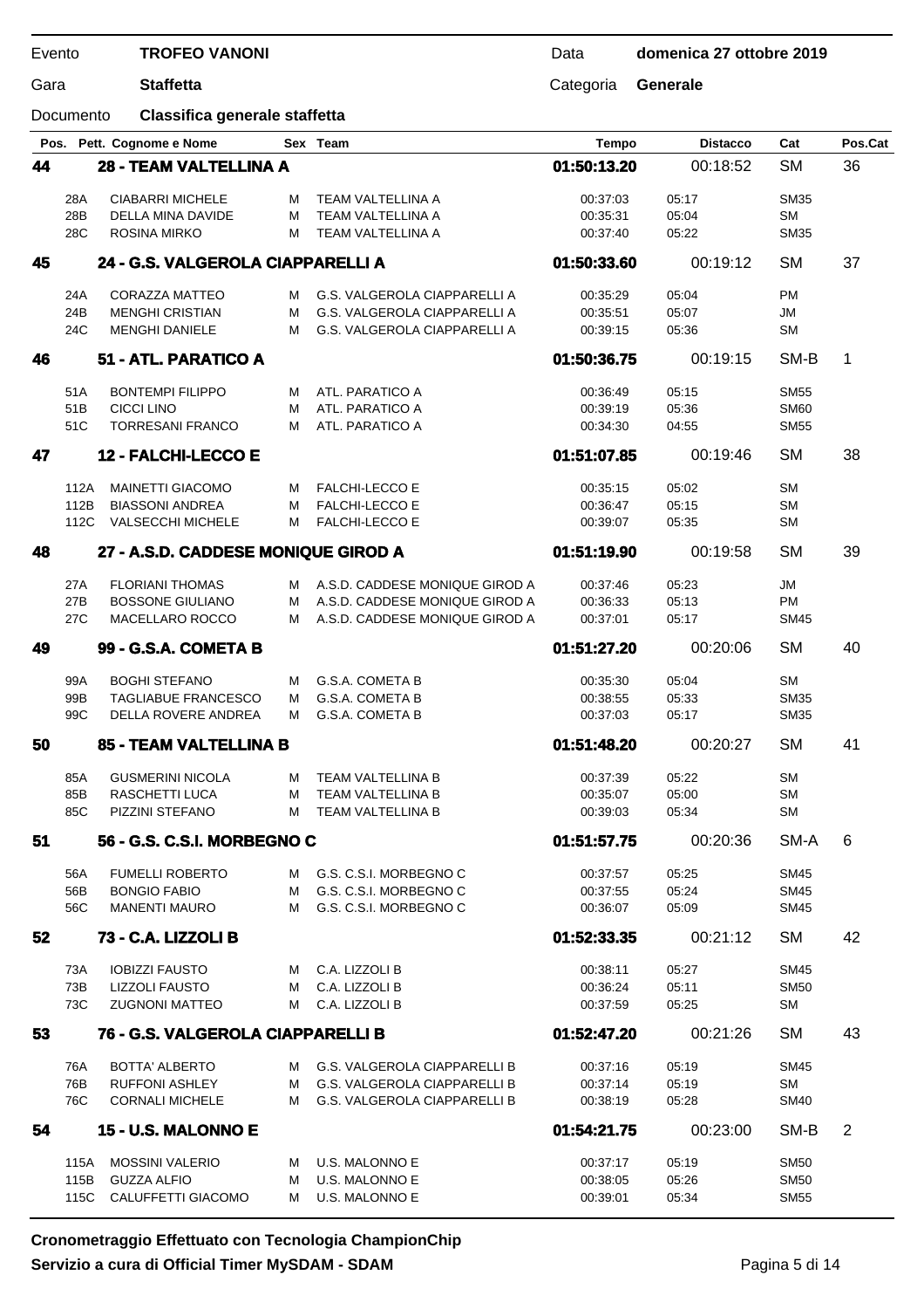| Evento | TROFEO VANONI | Data | domenica 27 ottobre 2019 |
|---|---|---|---|
| Gara | Staffetta | Categoria | Generale |
| Documento | Classifica generale staffetta | | |

| Pos. | Pett. | Cognome e Nome | Sex | Team | Tempo | Distacco | Cat | Pos.Cat |
|---|---|---|---|---|---|---|---|---|
| **44** | | **28 - TEAM VALTELLINA A** | | | **01:50:13.20** | 00:18:52 | SM | 36 |
| | 28A | CIABARRI MICHELE | M | TEAM VALTELLINA A | 00:37:03 | 05:17 | SM35 | |
| | 28B | DELLA MINA DAVIDE | M | TEAM VALTELLINA A | 00:35:31 | 05:04 | SM | |
| | 28C | ROSINA MIRKO | M | TEAM VALTELLINA A | 00:37:40 | 05:22 | SM35 | |
| **45** | | **24 - G.S. VALGEROLA CIAPPARELLI A** | | | **01:50:33.60** | 00:19:12 | SM | 37 |
| | 24A | CORAZZA MATTEO | M | G.S. VALGEROLA CIAPPARELLI A | 00:35:29 | 05:04 | PM | |
| | 24B | MENGHI CRISTIAN | M | G.S. VALGEROLA CIAPPARELLI A | 00:35:51 | 05:07 | JM | |
| | 24C | MENGHI DANIELE | M | G.S. VALGEROLA CIAPPARELLI A | 00:39:15 | 05:36 | SM | |
| **46** | | **51 - ATL. PARATICO A** | | | **01:50:36.75** | 00:19:15 | SM-B | 1 |
| | 51A | BONTEMPI FILIPPO | M | ATL. PARATICO A | 00:36:49 | 05:15 | SM55 | |
| | 51B | CICCI LINO | M | ATL. PARATICO A | 00:39:19 | 05:36 | SM60 | |
| | 51C | TORRESANI FRANCO | M | ATL. PARATICO A | 00:34:30 | 04:55 | SM55 | |
| **47** | | **12 - FALCHI-LECCO E** | | | **01:51:07.85** | 00:19:46 | SM | 38 |
| | 112A | MAINETTI GIACOMO | M | FALCHI-LECCO E | 00:35:15 | 05:02 | SM | |
| | 112B | BIASSONI ANDREA | M | FALCHI-LECCO E | 00:36:47 | 05:15 | SM | |
| | 112C | VALSECCHI MICHELE | M | FALCHI-LECCO E | 00:39:07 | 05:35 | SM | |
| **48** | | **27 - A.S.D. CADDESE MONIQUE GIROD A** | | | **01:51:19.90** | 00:19:58 | SM | 39 |
| | 27A | FLORIANI THOMAS | M | A.S.D. CADDESE MONIQUE GIROD A | 00:37:46 | 05:23 | JM | |
| | 27B | BOSSONE GIULIANO | M | A.S.D. CADDESE MONIQUE GIROD A | 00:36:33 | 05:13 | PM | |
| | 27C | MACELLARO ROCCO | M | A.S.D. CADDESE MONIQUE GIROD A | 00:37:01 | 05:17 | SM45 | |
| **49** | | **99 - G.S.A. COMETA B** | | | **01:51:27.20** | 00:20:06 | SM | 40 |
| | 99A | BOGHI STEFANO | M | G.S.A. COMETA B | 00:35:30 | 05:04 | SM | |
| | 99B | TAGLIABUE FRANCESCO | M | G.S.A. COMETA B | 00:38:55 | 05:33 | SM35 | |
| | 99C | DELLA ROVERE ANDREA | M | G.S.A. COMETA B | 00:37:03 | 05:17 | SM35 | |
| **50** | | **85 - TEAM VALTELLINA B** | | | **01:51:48.20** | 00:20:27 | SM | 41 |
| | 85A | GUSMERINI NICOLA | M | TEAM VALTELLINA B | 00:37:39 | 05:22 | SM | |
| | 85B | RASCHETTI LUCA | M | TEAM VALTELLINA B | 00:35:07 | 05:00 | SM | |
| | 85C | PIZZINI STEFANO | M | TEAM VALTELLINA B | 00:39:03 | 05:34 | SM | |
| **51** | | **56 - G.S. C.S.I. MORBEGNO C** | | | **01:51:57.75** | 00:20:36 | SM-A | 6 |
| | 56A | FUMELLI ROBERTO | M | G.S. C.S.I. MORBEGNO C | 00:37:57 | 05:25 | SM45 | |
| | 56B | BONGIO FABIO | M | G.S. C.S.I. MORBEGNO C | 00:37:55 | 05:24 | SM45 | |
| | 56C | MANENTI MAURO | M | G.S. C.S.I. MORBEGNO C | 00:36:07 | 05:09 | SM45 | |
| **52** | | **73 - C.A. LIZZOLI B** | | | **01:52:33.35** | 00:21:12 | SM | 42 |
| | 73A | IOBIZZI FAUSTO | M | C.A. LIZZOLI B | 00:38:11 | 05:27 | SM45 | |
| | 73B | LIZZOLI FAUSTO | M | C.A. LIZZOLI B | 00:36:24 | 05:11 | SM50 | |
| | 73C | ZUGNONI MATTEO | M | C.A. LIZZOLI B | 00:37:59 | 05:25 | SM | |
| **53** | | **76 - G.S. VALGEROLA CIAPPARELLI B** | | | **01:52:47.20** | 00:21:26 | SM | 43 |
| | 76A | BOTTA' ALBERTO | M | G.S. VALGEROLA CIAPPARELLI B | 00:37:16 | 05:19 | SM45 | |
| | 76B | RUFFONI ASHLEY | M | G.S. VALGEROLA CIAPPARELLI B | 00:37:14 | 05:19 | SM | |
| | 76C | CORNALI MICHELE | M | G.S. VALGEROLA CIAPPARELLI B | 00:38:19 | 05:28 | SM40 | |
| **54** | | **15 - U.S. MALONNO E** | | | **01:54:21.75** | 00:23:00 | SM-B | 2 |
| | 115A | MOSSINI VALERIO | M | U.S. MALONNO E | 00:37:17 | 05:19 | SM50 | |
| | 115B | GUZZA ALFIO | M | U.S. MALONNO E | 00:38:05 | 05:26 | SM50 | |
| | 115C | CALUFFETTI GIACOMO | M | U.S. MALONNO E | 00:39:01 | 05:34 | SM55 | |

**Cronometraggio Effettuato con Tecnologia ChampionChip**
**Servizio a cura di Official Timer MySDAM - SDAM**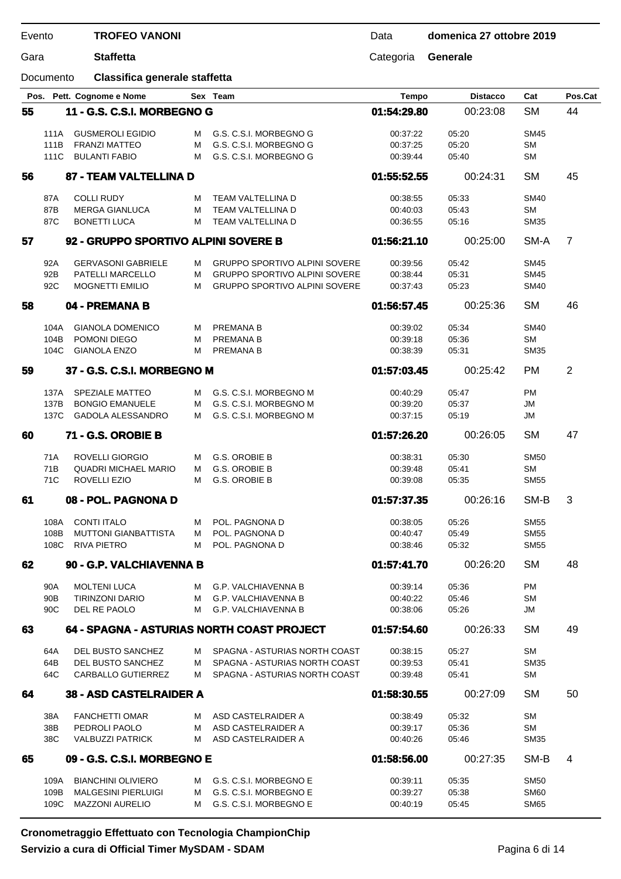| Evento | TROFEO VANONI | Data | domenica 27 ottobre 2019 |
|---|---|---|---|
| Gara | Staffetta | Categoria | Generale |
| Documento | Classifica generale staffetta | | |

| Pos. | Pett. | Cognome e Nome | Sex | Team | Tempo | Distacco | Cat | Pos.Cat |
|---|---|---|---|---|---|---|---|---|
| **55** | | **11 - G.S. C.S.I. MORBEGNO G** | | | **01:54:29.80** | 00:23:08 | SM | 44 |
| | 111A | GUSMEROLI EGIDIO | M | G.S. C.S.I. MORBEGNO G | 00:37:22 | 05:20 | SM45 | |
| | 111B | FRANZI MATTEO | M | G.S. C.S.I. MORBEGNO G | 00:37:25 | 05:20 | SM | |
| | 111C | BULANTI FABIO | M | G.S. C.S.I. MORBEGNO G | 00:39:44 | 05:40 | SM | |
| **56** | | **87 - TEAM VALTELLINA D** | | | **01:55:52.55** | 00:24:31 | SM | 45 |
| | 87A | COLLI RUDY | M | TEAM VALTELLINA D | 00:38:55 | 05:33 | SM40 | |
| | 87B | MERGA GIANLUCA | M | TEAM VALTELLINA D | 00:40:03 | 05:43 | SM | |
| | 87C | BONETTI LUCA | M | TEAM VALTELLINA D | 00:36:55 | 05:16 | SM35 | |
| **57** | | **92 - GRUPPO SPORTIVO ALPINI SOVERE B** | | | **01:56:21.10** | 00:25:00 | SM-A | 7 |
| | 92A | GERVASONI GABRIELE | M | GRUPPO SPORTIVO ALPINI SOVERE | 00:39:56 | 05:42 | SM45 | |
| | 92B | PATELLI MARCELLO | M | GRUPPO SPORTIVO ALPINI SOVERE | 00:38:44 | 05:31 | SM45 | |
| | 92C | MOGNETTI EMILIO | M | GRUPPO SPORTIVO ALPINI SOVERE | 00:37:43 | 05:23 | SM40 | |
| **58** | | **04 - PREMANA B** | | | **01:56:57.45** | 00:25:36 | SM | 46 |
| | 104A | GIANOLA DOMENICO | M | PREMANA B | 00:39:02 | 05:34 | SM40 | |
| | 104B | POMONI DIEGO | M | PREMANA B | 00:39:18 | 05:36 | SM | |
| | 104C | GIANOLA ENZO | M | PREMANA B | 00:38:39 | 05:31 | SM35 | |
| **59** | | **37 - G.S. C.S.I. MORBEGNO M** | | | **01:57:03.45** | 00:25:42 | PM | 2 |
| | 137A | SPEZIALE MATTEO | M | G.S. C.S.I. MORBEGNO M | 00:40:29 | 05:47 | PM | |
| | 137B | BONGIO EMANUELE | M | G.S. C.S.I. MORBEGNO M | 00:39:20 | 05:37 | JM | |
| | 137C | GADOLA ALESSANDRO | M | G.S. C.S.I. MORBEGNO M | 00:37:15 | 05:19 | JM | |
| **60** | | **71 - G.S. OROBIE B** | | | **01:57:26.20** | 00:26:05 | SM | 47 |
| | 71A | ROVELLI GIORGIO | M | G.S. OROBIE B | 00:38:31 | 05:30 | SM50 | |
| | 71B | QUADRI MICHAEL MARIO | M | G.S. OROBIE B | 00:39:48 | 05:41 | SM | |
| | 71C | ROVELLI EZIO | M | G.S. OROBIE B | 00:39:08 | 05:35 | SM55 | |
| **61** | | **08 - POL. PAGNONA D** | | | **01:57:37.35** | 00:26:16 | SM-B | 3 |
| | 108A | CONTI ITALO | M | POL. PAGNONA D | 00:38:05 | 05:26 | SM55 | |
| | 108B | MUTTONI GIANBATTISTA | M | POL. PAGNONA D | 00:40:47 | 05:49 | SM55 | |
| | 108C | RIVA PIETRO | M | POL. PAGNONA D | 00:38:46 | 05:32 | SM55 | |
| **62** | | **90 - G.P. VALCHIAVENNA B** | | | **01:57:41.70** | 00:26:20 | SM | 48 |
| | 90A | MOLTENI LUCA | M | G.P. VALCHIAVENNA B | 00:39:14 | 05:36 | PM | |
| | 90B | TIRINZONI DARIO | M | G.P. VALCHIAVENNA B | 00:40:22 | 05:46 | SM | |
| | 90C | DEL RE PAOLO | M | G.P. VALCHIAVENNA B | 00:38:06 | 05:26 | JM | |
| **63** | | **64 - SPAGNA - ASTURIAS NORTH COAST PROJECT** | | | **01:57:54.60** | 00:26:33 | SM | 49 |
| | 64A | DEL BUSTO SANCHEZ | M | SPAGNA - ASTURIAS NORTH COAST | 00:38:15 | 05:27 | SM | |
| | 64B | DEL BUSTO SANCHEZ | M | SPAGNA - ASTURIAS NORTH COAST | 00:39:53 | 05:41 | SM35 | |
| | 64C | CARBALLO GUTIERREZ | M | SPAGNA - ASTURIAS NORTH COAST | 00:39:48 | 05:41 | SM | |
| **64** | | **38 - ASD CASTELRAIDER A** | | | **01:58:30.55** | 00:27:09 | SM | 50 |
| | 38A | FANCHETTI OMAR | M | ASD CASTELRAIDER A | 00:38:49 | 05:32 | SM | |
| | 38B | PEDROLI PAOLO | M | ASD CASTELRAIDER A | 00:39:17 | 05:36 | SM | |
| | 38C | VALBUZZI PATRICK | M | ASD CASTELRAIDER A | 00:40:26 | 05:46 | SM35 | |
| **65** | | **09 - G.S. C.S.I. MORBEGNO E** | | | **01:58:56.00** | 00:27:35 | SM-B | 4 |
| | 109A | BIANCHINI OLIVIERO | M | G.S. C.S.I. MORBEGNO E | 00:39:11 | 05:35 | SM50 | |
| | 109B | MALGESINI PIERLUIGI | M | G.S. C.S.I. MORBEGNO E | 00:39:27 | 05:38 | SM60 | |
| | 109C | MAZZONI AURELIO | M | G.S. C.S.I. MORBEGNO E | 00:40:19 | 05:45 | SM65 | |

**Cronometraggio Effettuato con Tecnologia ChampionChip**
**Servizio a cura di Official Timer MySDAM - SDAM**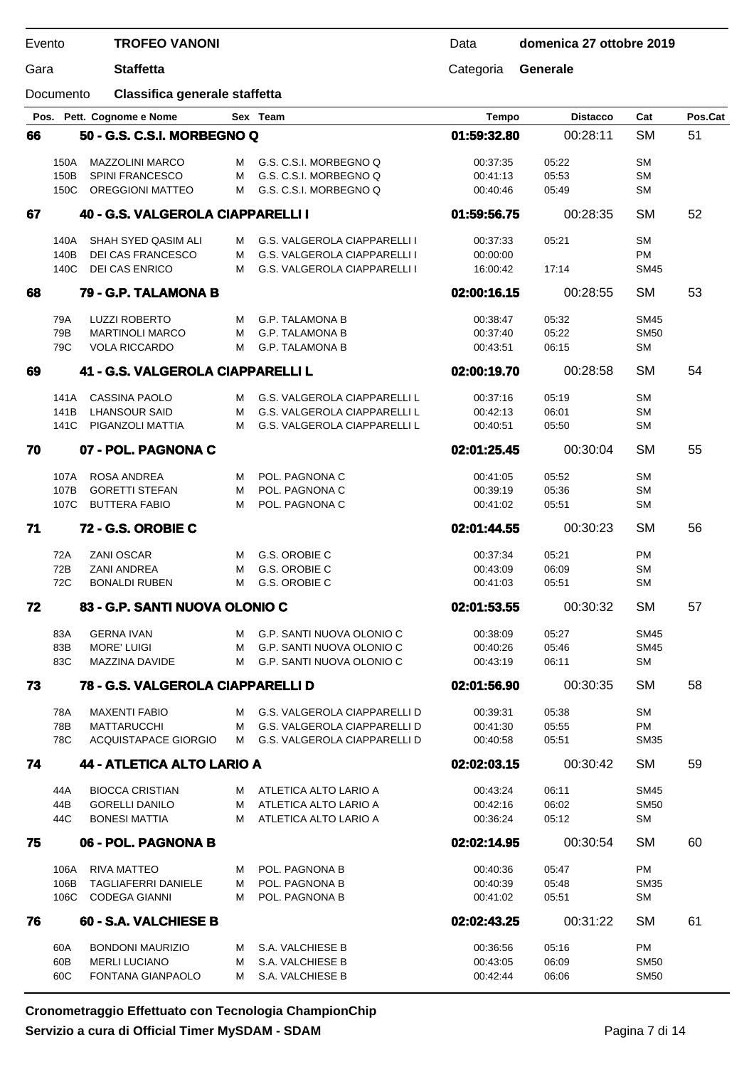| Evento | **TROFEO VANONI** | Data | **domenica 27 ottobre 2019** |
|---|---|---|---|
| Gara | **Staffetta** | Categoria | **Generale** |
| Documento | **Classifica generale staffetta** | | |

| Pos. | Pett. Cognome e Nome | | Sex | Team | Tempo | Distacco | Cat | Pos.Cat |
|---|---|---|---|---|---|---|---|---|
| **66** | **50 - G.S. C.S.I. MORBEGNO Q** | | | | **01:59:32.80** | 00:28:11 | SM | 51 |
| | 150A | MAZZOLINI MARCO | M | G.S. C.S.I. MORBEGNO Q | 00:37:35 | 05:22 | SM | |
| | 150B | SPINI FRANCESCO | M | G.S. C.S.I. MORBEGNO Q | 00:41:13 | 05:53 | SM | |
| | 150C | OREGGIONI MATTEO | M | G.S. C.S.I. MORBEGNO Q | 00:40:46 | 05:49 | SM | |
| **67** | **40 - G.S. VALGEROLA CIAPPARELLI I** | | | | **01:59:56.75** | 00:28:35 | SM | 52 |
| | 140A | SHAH SYED QASIM ALI | M | G.S. VALGEROLA CIAPPARELLI I | 00:37:33 | 05:21 | SM | |
| | 140B | DEI CAS FRANCESCO | M | G.S. VALGEROLA CIAPPARELLI I | 00:00:00 | | PM | |
| | 140C | DEI CAS ENRICO | M | G.S. VALGEROLA CIAPPARELLI I | 16:00:42 | 17:14 | SM45 | |
| **68** | **79 - G.P. TALAMONA B** | | | | **02:00:16.15** | 00:28:55 | SM | 53 |
| | 79A | LUZZI ROBERTO | M | G.P. TALAMONA B | 00:38:47 | 05:32 | SM45 | |
| | 79B | MARTINOLI MARCO | M | G.P. TALAMONA B | 00:37:40 | 05:22 | SM50 | |
| | 79C | VOLA RICCARDO | M | G.P. TALAMONA B | 00:43:51 | 06:15 | SM | |
| **69** | **41 - G.S. VALGEROLA CIAPPARELLI L** | | | | **02:00:19.70** | 00:28:58 | SM | 54 |
| | 141A | CASSINA PAOLO | M | G.S. VALGEROLA CIAPPARELLI L | 00:37:16 | 05:19 | SM | |
| | 141B | LHANSOUR SAID | M | G.S. VALGEROLA CIAPPARELLI L | 00:42:13 | 06:01 | SM | |
| | 141C | PIGANZOLI MATTIA | M | G.S. VALGEROLA CIAPPARELLI L | 00:40:51 | 05:50 | SM | |
| **70** | **07 - POL. PAGNONA C** | | | | **02:01:25.45** | 00:30:04 | SM | 55 |
| | 107A | ROSA ANDREA | M | POL. PAGNONA C | 00:41:05 | 05:52 | SM | |
| | 107B | GORETTI STEFAN | M | POL. PAGNONA C | 00:39:19 | 05:36 | SM | |
| | 107C | BUTTERA FABIO | M | POL. PAGNONA C | 00:41:02 | 05:51 | SM | |
| **71** | **72 - G.S. OROBIE C** | | | | **02:01:44.55** | 00:30:23 | SM | 56 |
| | 72A | ZANI OSCAR | M | G.S. OROBIE C | 00:37:34 | 05:21 | PM | |
| | 72B | ZANI ANDREA | M | G.S. OROBIE C | 00:43:09 | 06:09 | SM | |
| | 72C | BONALDI RUBEN | M | G.S. OROBIE C | 00:41:03 | 05:51 | SM | |
| **72** | **83 - G.P. SANTI NUOVA OLONIO C** | | | | **02:01:53.55** | 00:30:32 | SM | 57 |
| | 83A | GERNA IVAN | M | G.P. SANTI NUOVA OLONIO C | 00:38:09 | 05:27 | SM45 | |
| | 83B | MORE' LUIGI | M | G.P. SANTI NUOVA OLONIO C | 00:40:26 | 05:46 | SM45 | |
| | 83C | MAZZINA DAVIDE | M | G.P. SANTI NUOVA OLONIO C | 00:43:19 | 06:11 | SM | |
| **73** | **78 - G.S. VALGEROLA CIAPPARELLI D** | | | | **02:01:56.90** | 00:30:35 | SM | 58 |
| | 78A | MAXENTI FABIO | M | G.S. VALGEROLA CIAPPARELLI D | 00:39:31 | 05:38 | SM | |
| | 78B | MATTARUCCHI | M | G.S. VALGEROLA CIAPPARELLI D | 00:41:30 | 05:55 | PM | |
| | 78C | ACQUISTAPACE GIORGIO | M | G.S. VALGEROLA CIAPPARELLI D | 00:40:58 | 05:51 | SM35 | |
| **74** | **44 - ATLETICA ALTO LARIO A** | | | | **02:02:03.15** | 00:30:42 | SM | 59 |
| | 44A | BIOCCA CRISTIAN | M | ATLETICA ALTO LARIO A | 00:43:24 | 06:11 | SM45 | |
| | 44B | GORELLI DANILO | M | ATLETICA ALTO LARIO A | 00:42:16 | 06:02 | SM50 | |
| | 44C | BONESI MATTIA | M | ATLETICA ALTO LARIO A | 00:36:24 | 05:12 | SM | |
| **75** | **06 - POL. PAGNONA B** | | | | **02:02:14.95** | 00:30:54 | SM | 60 |
| | 106A | RIVA MATTEO | M | POL. PAGNONA B | 00:40:36 | 05:47 | PM | |
| | 106B | TAGLIAFERRI DANIELE | M | POL. PAGNONA B | 00:40:39 | 05:48 | SM35 | |
| | 106C | CODEGA GIANNI | M | POL. PAGNONA B | 00:41:02 | 05:51 | SM | |
| **76** | **60 - S.A. VALCHIESE B** | | | | **02:02:43.25** | 00:31:22 | SM | 61 |
| | 60A | BONDONI MAURIZIO | M | S.A. VALCHIESE B | 00:36:56 | 05:16 | PM | |
| | 60B | MERLI LUCIANO | M | S.A. VALCHIESE B | 00:43:05 | 06:09 | SM50 | |
| | 60C | FONTANA GIANPAOLO | M | S.A. VALCHIESE B | 00:42:44 | 06:06 | SM50 | |

**Cronometraggio Effettuato con Tecnologia ChampionChip**
**Servizio a cura di Official Timer MySDAM - SDAM**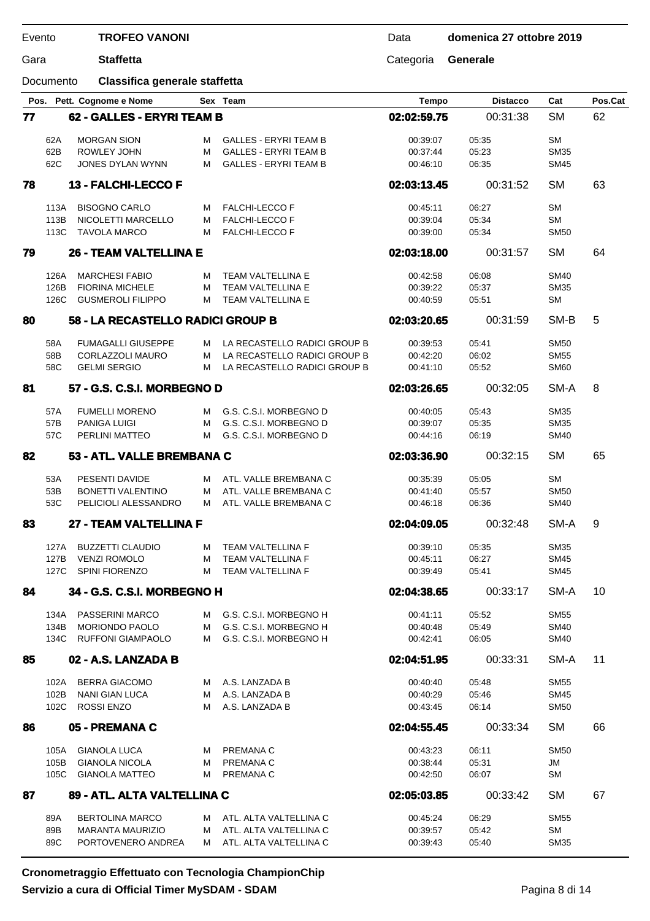| Evento | **TROFEO VANONI** | Data | **domenica 27 ottobre 2019** |
|---|---|---|---|
| Gara | **Staffetta** | Categoria | **Generale** |
| Documento | **Classifica generale staffetta** | | |

| Pos. | Pett. | Cognome e Nome | Sex | Team | Tempo | Distacco | Cat | Pos.Cat |
|---|---|---|---|---|---|---|---|---|
| **77** | | **62 - GALLES - ERYRI TEAM B** | | | **02:02:59.75** | 00:31:38 | SM | 62 |
| | 62A | MORGAN SION | M | GALLES - ERYRI TEAM B | 00:39:07 | 05:35 | SM | |
| | 62B | ROWLEY JOHN | M | GALLES - ERYRI TEAM B | 00:37:44 | 05:23 | SM35 | |
| | 62C | JONES DYLAN WYNN | M | GALLES - ERYRI TEAM B | 00:46:10 | 06:35 | SM45 | |
| **78** | | **13 - FALCHI-LECCO F** | | | **02:03:13.45** | 00:31:52 | SM | 63 |
| | 113A | BISOGNO CARLO | M | FALCHI-LECCO F | 00:45:11 | 06:27 | SM | |
| | 113B | NICOLETTI MARCELLO | M | FALCHI-LECCO F | 00:39:04 | 05:34 | SM | |
| | 113C | TAVOLA MARCO | M | FALCHI-LECCO F | 00:39:00 | 05:34 | SM50 | |
| **79** | | **26 - TEAM VALTELLINA E** | | | **02:03:18.00** | 00:31:57 | SM | 64 |
| | 126A | MARCHESI FABIO | M | TEAM VALTELLINA E | 00:42:58 | 06:08 | SM40 | |
| | 126B | FIORINA MICHELE | M | TEAM VALTELLINA E | 00:39:22 | 05:37 | SM35 | |
| | 126C | GUSMEROLI FILIPPO | M | TEAM VALTELLINA E | 00:40:59 | 05:51 | SM | |
| **80** | | **58 - LA RECASTELLO RADICI GROUP B** | | | **02:03:20.65** | 00:31:59 | SM-B | 5 |
| | 58A | FUMAGALLI GIUSEPPE | M | LA RECASTELLO RADICI GROUP B | 00:39:53 | 05:41 | SM50 | |
| | 58B | CORLAZZOLI MAURO | M | LA RECASTELLO RADICI GROUP B | 00:42:20 | 06:02 | SM55 | |
| | 58C | GELMI SERGIO | M | LA RECASTELLO RADICI GROUP B | 00:41:10 | 05:52 | SM60 | |
| **81** | | **57 - G.S. C.S.I. MORBEGNO D** | | | **02:03:26.65** | 00:32:05 | SM-A | 8 |
| | 57A | FUMELLI MORENO | M | G.S. C.S.I. MORBEGNO D | 00:40:05 | 05:43 | SM35 | |
| | 57B | PANIGA LUIGI | M | G.S. C.S.I. MORBEGNO D | 00:39:07 | 05:35 | SM35 | |
| | 57C | PERLINI MATTEO | M | G.S. C.S.I. MORBEGNO D | 00:44:16 | 06:19 | SM40 | |
| **82** | | **53 - ATL. VALLE BREMBANA C** | | | **02:03:36.90** | 00:32:15 | SM | 65 |
| | 53A | PESENTI DAVIDE | M | ATL. VALLE BREMBANA C | 00:35:39 | 05:05 | SM | |
| | 53B | BONETTI VALENTINO | M | ATL. VALLE BREMBANA C | 00:41:40 | 05:57 | SM50 | |
| | 53C | PELICIOLI ALESSANDRO | M | ATL. VALLE BREMBANA C | 00:46:18 | 06:36 | SM40 | |
| **83** | | **27 - TEAM VALTELLINA F** | | | **02:04:09.05** | 00:32:48 | SM-A | 9 |
| | 127A | BUZZETTI CLAUDIO | M | TEAM VALTELLINA F | 00:39:10 | 05:35 | SM35 | |
| | 127B | VENZI ROMOLO | M | TEAM VALTELLINA F | 00:45:11 | 06:27 | SM45 | |
| | 127C | SPINI FIORENZO | M | TEAM VALTELLINA F | 00:39:49 | 05:41 | SM45 | |
| **84** | | **34 - G.S. C.S.I. MORBEGNO H** | | | **02:04:38.65** | 00:33:17 | SM-A | 10 |
| | 134A | PASSERINI MARCO | M | G.S. C.S.I. MORBEGNO H | 00:41:11 | 05:52 | SM55 | |
| | 134B | MORIONDO PAOLO | M | G.S. C.S.I. MORBEGNO H | 00:40:48 | 05:49 | SM40 | |
| | 134C | RUFFONI GIAMPAOLO | M | G.S. C.S.I. MORBEGNO H | 00:42:41 | 06:05 | SM40 | |
| **85** | | **02 - A.S. LANZADA B** | | | **02:04:51.95** | 00:33:31 | SM-A | 11 |
| | 102A | BERRA GIACOMO | M | A.S. LANZADA B | 00:40:40 | 05:48 | SM55 | |
| | 102B | NANI GIAN LUCA | M | A.S. LANZADA B | 00:40:29 | 05:46 | SM45 | |
| | 102C | ROSSI ENZO | M | A.S. LANZADA B | 00:43:45 | 06:14 | SM50 | |
| **86** | | **05 - PREMANA C** | | | **02:04:55.45** | 00:33:34 | SM | 66 |
| | 105A | GIANOLA LUCA | M | PREMANA C | 00:43:23 | 06:11 | SM50 | |
| | 105B | GIANOLA NICOLA | M | PREMANA C | 00:38:44 | 05:31 | JM | |
| | 105C | GIANOLA MATTEO | M | PREMANA C | 00:42:50 | 06:07 | SM | |
| **87** | | **89 - ATL. ALTA VALTELLINA C** | | | **02:05:03.85** | 00:33:42 | SM | 67 |
| | 89A | BERTOLINA MARCO | M | ATL. ALTA VALTELLINA C | 00:45:24 | 06:29 | SM55 | |
| | 89B | MARANTA MAURIZIO | M | ATL. ALTA VALTELLINA C | 00:39:57 | 05:42 | SM | |
| | 89C | PORTOVENERO ANDREA | M | ATL. ALTA VALTELLINA C | 00:39:43 | 05:40 | SM35 | |

**Cronometraggio Effettuato con Tecnologia ChampionChip**
**Servizio a cura di Official Timer MySDAM - SDAM**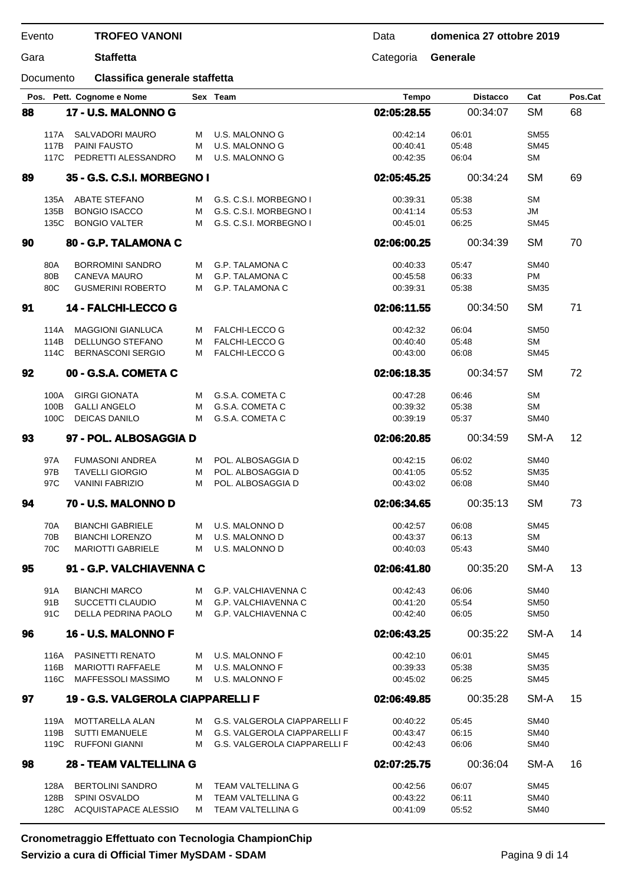| | | | |
|---|---|---|---|
| Evento | **TROFEO VANONI** | Data | **domenica 27 ottobre 2019** |
| Gara | **Staffetta** | Categoria | **Generale** |
| Documento | **Classifica generale staffetta** | | |

| Pos. | Pett. Cognome e Nome | Sex | Team | Tempo | Distacco | Cat | Pos.Cat |
|---|---|---|---|---|---|---|---|
| **88** | **17 - U.S. MALONNO G** | | | **02:05:28.55** | 00:34:07 | SM | 68 |
| | 117A SALVADORI MAURO | M | U.S. MALONNO G | 00:42:14 | 06:01 | SM55 | |
| | 117B PAINI FAUSTO | M | U.S. MALONNO G | 00:40:41 | 05:48 | SM45 | |
| | 117C PEDRETTI ALESSANDRO | M | U.S. MALONNO G | 00:42:35 | 06:04 | SM | |
| **89** | **35 - G.S. C.S.I. MORBEGNO I** | | | **02:05:45.25** | 00:34:24 | SM | 69 |
| | 135A ABATE STEFANO | M | G.S. C.S.I. MORBEGNO I | 00:39:31 | 05:38 | SM | |
| | 135B BONGIO ISACCO | M | G.S. C.S.I. MORBEGNO I | 00:41:14 | 05:53 | JM | |
| | 135C BONGIO VALTER | M | G.S. C.S.I. MORBEGNO I | 00:45:01 | 06:25 | SM45 | |
| **90** | **80 - G.P. TALAMONA C** | | | **02:06:00.25** | 00:34:39 | SM | 70 |
| | 80A BORROMINI SANDRO | M | G.P. TALAMONA C | 00:40:33 | 05:47 | SM40 | |
| | 80B CANEVA MAURO | M | G.P. TALAMONA C | 00:45:58 | 06:33 | PM | |
| | 80C GUSMERINI ROBERTO | M | G.P. TALAMONA C | 00:39:31 | 05:38 | SM35 | |
| **91** | **14 - FALCHI-LECCO G** | | | **02:06:11.55** | 00:34:50 | SM | 71 |
| | 114A MAGGIONI GIANLUCA | M | FALCHI-LECCO G | 00:42:32 | 06:04 | SM50 | |
| | 114B DELLUNGO STEFANO | M | FALCHI-LECCO G | 00:40:40 | 05:48 | SM | |
| | 114C BERNASCONI SERGIO | M | FALCHI-LECCO G | 00:43:00 | 06:08 | SM45 | |
| **92** | **00 - G.S.A. COMETA C** | | | **02:06:18.35** | 00:34:57 | SM | 72 |
| | 100A GIRGI GIONATA | M | G.S.A. COMETA C | 00:47:28 | 06:46 | SM | |
| | 100B GALLI ANGELO | M | G.S.A. COMETA C | 00:39:32 | 05:38 | SM | |
| | 100C DEICAS DANILO | M | G.S.A. COMETA C | 00:39:19 | 05:37 | SM40 | |
| **93** | **97 - POL. ALBOSAGGIA D** | | | **02:06:20.85** | 00:34:59 | SM-A | 12 |
| | 97A FUMASONI ANDREA | M | POL. ALBOSAGGIA D | 00:42:15 | 06:02 | SM40 | |
| | 97B TAVELLI GIORGIO | M | POL. ALBOSAGGIA D | 00:41:05 | 05:52 | SM35 | |
| | 97C VANINI FABRIZIO | M | POL. ALBOSAGGIA D | 00:43:02 | 06:08 | SM40 | |
| **94** | **70 - U.S. MALONNO D** | | | **02:06:34.65** | 00:35:13 | SM | 73 |
| | 70A BIANCHI GABRIELE | M | U.S. MALONNO D | 00:42:57 | 06:08 | SM45 | |
| | 70B BIANCHI LORENZO | M | U.S. MALONNO D | 00:43:37 | 06:13 | SM | |
| | 70C MARIOTTI GABRIELE | M | U.S. MALONNO D | 00:40:03 | 05:43 | SM40 | |
| **95** | **91 - G.P. VALCHIAVENNA C** | | | **02:06:41.80** | 00:35:20 | SM-A | 13 |
| | 91A BIANCHI MARCO | M | G.P. VALCHIAVENNA C | 00:42:43 | 06:06 | SM40 | |
| | 91B SUCCETTI CLAUDIO | M | G.P. VALCHIAVENNA C | 00:41:20 | 05:54 | SM50 | |
| | 91C DELLA PEDRINA PAOLO | M | G.P. VALCHIAVENNA C | 00:42:40 | 06:05 | SM50 | |
| **96** | **16 - U.S. MALONNO F** | | | **02:06:43.25** | 00:35:22 | SM-A | 14 |
| | 116A PASINETTI RENATO | M | U.S. MALONNO F | 00:42:10 | 06:01 | SM45 | |
| | 116B MARIOTTI RAFFAELE | M | U.S. MALONNO F | 00:39:33 | 05:38 | SM35 | |
| | 116C MAFFESSOLI MASSIMO | M | U.S. MALONNO F | 00:45:02 | 06:25 | SM45 | |
| **97** | **19 - G.S. VALGEROLA CIAPPARELLI F** | | | **02:06:49.85** | 00:35:28 | SM-A | 15 |
| | 119A MOTTARELLA ALAN | M | G.S. VALGEROLA CIAPPARELLI F | 00:40:22 | 05:45 | SM40 | |
| | 119B SUTTI EMANUELE | M | G.S. VALGEROLA CIAPPARELLI F | 00:43:47 | 06:15 | SM40 | |
| | 119C RUFFONI GIANNI | M | G.S. VALGEROLA CIAPPARELLI F | 00:42:43 | 06:06 | SM40 | |
| **98** | **28 - TEAM VALTELLINA G** | | | **02:07:25.75** | 00:36:04 | SM-A | 16 |
| | 128A BERTOLINI SANDRO | M | TEAM VALTELLINA G | 00:42:56 | 06:07 | SM45 | |
| | 128B SPINI OSVALDO | M | TEAM VALTELLINA G | 00:43:22 | 06:11 | SM40 | |
| | 128C ACQUISTAPACE ALESSIO | M | TEAM VALTELLINA G | 00:41:09 | 05:52 | SM40 | |

**Cronometraggio Effettuato con Tecnologia ChampionChip**
**Servizio a cura di Official Timer MySDAM - SDAM**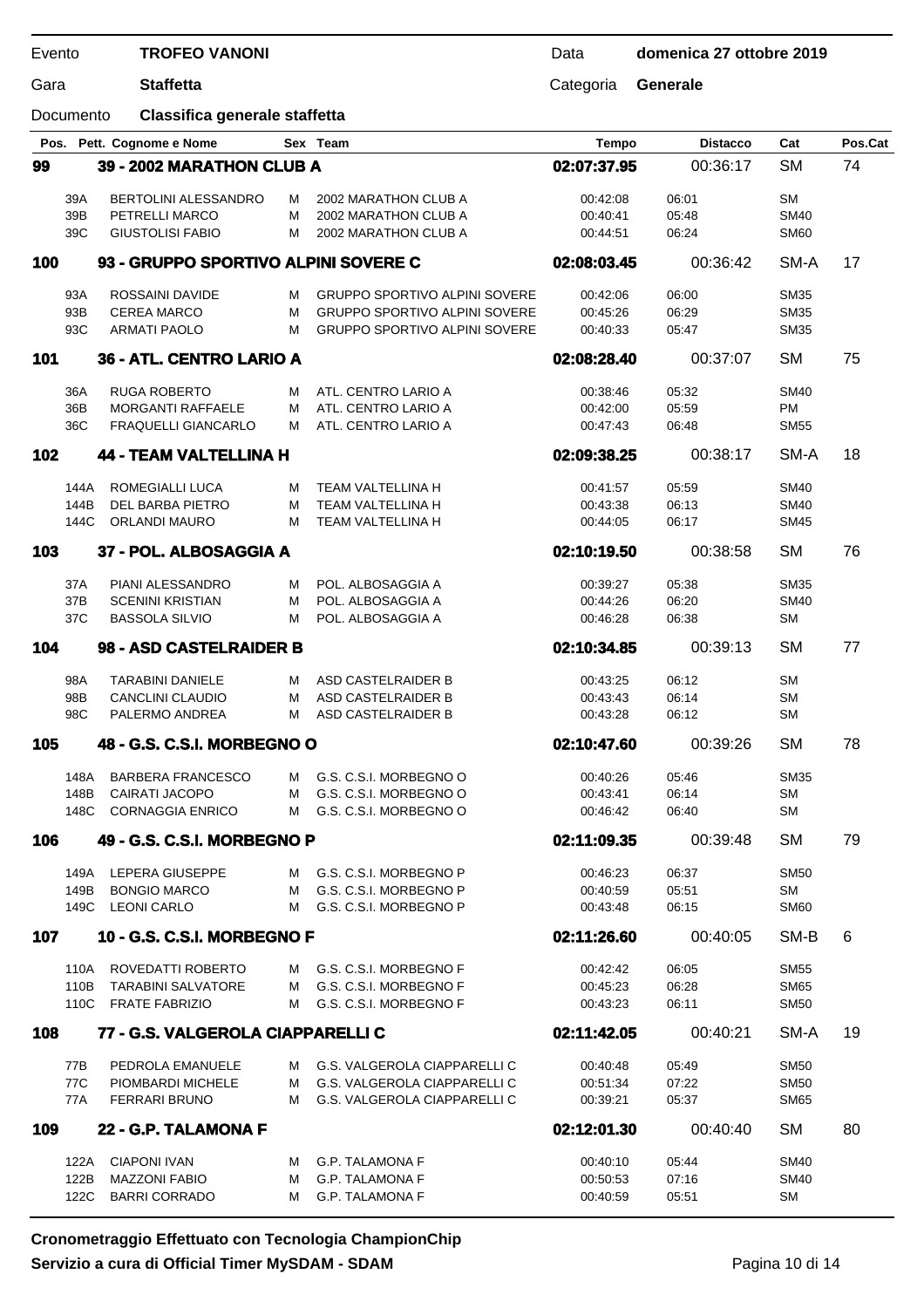| Evento | **TROFEO VANONI** | Data | **domenica 27 ottobre 2019** |
|---|---|---|---|
| Gara | **Staffetta** | Categoria | **Generale** |
| Documento | **Classifica generale staffetta** | | |

| Pos. | Pett. Cognome e Nome | Sex | Team | Tempo | Distacco | Cat | Pos.Cat |
|---|---|---|---|---|---|---|---|
| **99** | **39 - 2002 MARATHON CLUB A** | | | **02:07:37.95** | 00:36:17 | SM | 74 |
| | 39A BERTOLINI ALESSANDRO | M | 2002 MARATHON CLUB A | 00:42:08 | 06:01 | SM | |
| | 39B PETRELLI MARCO | M | 2002 MARATHON CLUB A | 00:40:41 | 05:48 | SM40 | |
| | 39C GIUSTOLISI FABIO | M | 2002 MARATHON CLUB A | 00:44:51 | 06:24 | SM60 | |
| **100** | **93 - GRUPPO SPORTIVO ALPINI SOVERE C** | | | **02:08:03.45** | 00:36:42 | SM-A | 17 |
| | 93A ROSSAINI DAVIDE | M | GRUPPO SPORTIVO ALPINI SOVERE | 00:42:06 | 06:00 | SM35 | |
| | 93B CEREA MARCO | M | GRUPPO SPORTIVO ALPINI SOVERE | 00:45:26 | 06:29 | SM35 | |
| | 93C ARMATI PAOLO | M | GRUPPO SPORTIVO ALPINI SOVERE | 00:40:33 | 05:47 | SM35 | |
| **101** | **36 - ATL. CENTRO LARIO A** | | | **02:08:28.40** | 00:37:07 | SM | 75 |
| | 36A RUGA ROBERTO | M | ATL. CENTRO LARIO A | 00:38:46 | 05:32 | SM40 | |
| | 36B MORGANTI RAFFAELE | M | ATL. CENTRO LARIO A | 00:42:00 | 05:59 | PM | |
| | 36C FRAQUELLI GIANCARLO | M | ATL. CENTRO LARIO A | 00:47:43 | 06:48 | SM55 | |
| **102** | **44 - TEAM VALTELLINA H** | | | **02:09:38.25** | 00:38:17 | SM-A | 18 |
| | 144A ROMEGIALLI LUCA | M | TEAM VALTELLINA H | 00:41:57 | 05:59 | SM40 | |
| | 144B DEL BARBA PIETRO | M | TEAM VALTELLINA H | 00:43:38 | 06:13 | SM40 | |
| | 144C ORLANDI MAURO | M | TEAM VALTELLINA H | 00:44:05 | 06:17 | SM45 | |
| **103** | **37 - POL. ALBOSAGGIA A** | | | **02:10:19.50** | 00:38:58 | SM | 76 |
| | 37A PIANI ALESSANDRO | M | POL. ALBOSAGGIA A | 00:39:27 | 05:38 | SM35 | |
| | 37B SCENINI KRISTIAN | M | POL. ALBOSAGGIA A | 00:44:26 | 06:20 | SM40 | |
| | 37C BASSOLA SILVIO | M | POL. ALBOSAGGIA A | 00:46:28 | 06:38 | SM | |
| **104** | **98 - ASD CASTELRAIDER B** | | | **02:10:34.85** | 00:39:13 | SM | 77 |
| | 98A TARABINI DANIELE | M | ASD CASTELRAIDER B | 00:43:25 | 06:12 | SM | |
| | 98B CANCLINI CLAUDIO | M | ASD CASTELRAIDER B | 00:43:43 | 06:14 | SM | |
| | 98C PALERMO ANDREA | M | ASD CASTELRAIDER B | 00:43:28 | 06:12 | SM | |
| **105** | **48 - G.S. C.S.I. MORBEGNO O** | | | **02:10:47.60** | 00:39:26 | SM | 78 |
| | 148A BARBERA FRANCESCO | M | G.S. C.S.I. MORBEGNO O | 00:40:26 | 05:46 | SM35 | |
| | 148B CAIRATI JACOPO | M | G.S. C.S.I. MORBEGNO O | 00:43:41 | 06:14 | SM | |
| | 148C CORNAGGIA ENRICO | M | G.S. C.S.I. MORBEGNO O | 00:46:42 | 06:40 | SM | |
| **106** | **49 - G.S. C.S.I. MORBEGNO P** | | | **02:11:09.35** | 00:39:48 | SM | 79 |
| | 149A LEPERA GIUSEPPE | M | G.S. C.S.I. MORBEGNO P | 00:46:23 | 06:37 | SM50 | |
| | 149B BONGIO MARCO | M | G.S. C.S.I. MORBEGNO P | 00:40:59 | 05:51 | SM | |
| | 149C LEONI CARLO | M | G.S. C.S.I. MORBEGNO P | 00:43:48 | 06:15 | SM60 | |
| **107** | **10 - G.S. C.S.I. MORBEGNO F** | | | **02:11:26.60** | 00:40:05 | SM-B | 6 |
| | 110A ROVEDATTI ROBERTO | M | G.S. C.S.I. MORBEGNO F | 00:42:42 | 06:05 | SM55 | |
| | 110B TARABINI SALVATORE | M | G.S. C.S.I. MORBEGNO F | 00:45:23 | 06:28 | SM65 | |
| | 110C FRATE FABRIZIO | M | G.S. C.S.I. MORBEGNO F | 00:43:23 | 06:11 | SM50 | |
| **108** | **77 - G.S. VALGEROLA CIAPPARELLI C** | | | **02:11:42.05** | 00:40:21 | SM-A | 19 |
| | 77B PEDROLA EMANUELE | M | G.S. VALGEROLA CIAPPARELLI C | 00:40:48 | 05:49 | SM50 | |
| | 77C PIOMBARDI MICHELE | M | G.S. VALGEROLA CIAPPARELLI C | 00:51:34 | 07:22 | SM50 | |
| | 77A FERRARI BRUNO | M | G.S. VALGEROLA CIAPPARELLI C | 00:39:21 | 05:37 | SM65 | |
| **109** | **22 - G.P. TALAMONA F** | | | **02:12:01.30** | 00:40:40 | SM | 80 |
| | 122A CIAPONI IVAN | M | G.P. TALAMONA F | 00:40:10 | 05:44 | SM40 | |
| | 122B MAZZONI FABIO | M | G.P. TALAMONA F | 00:50:53 | 07:16 | SM40 | |
| | 122C BARRI CORRADO | M | G.P. TALAMONA F | 00:40:59 | 05:51 | SM | |

**Cronometraggio Effettuato con Tecnologia ChampionChip**
**Servizio a cura di Official Timer MySDAM - SDAM**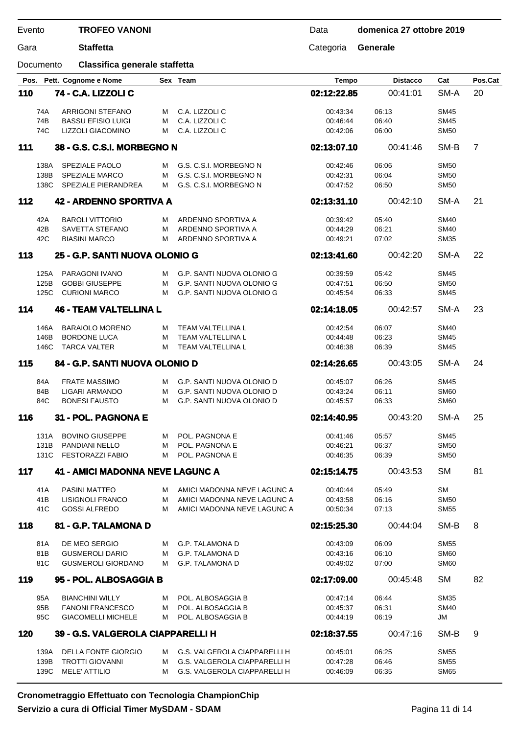| Evento | **TROFEO VANONI** | Data | **domenica 27 ottobre 2019** |
|---|---|---|---|
| Gara | **Staffetta** | Categoria | **Generale** |
| Documento | **Classifica generale staffetta** | | |

| Pos. | Pett. Cognome e Nome | Sex | Team | Tempo | Distacco | Cat | Pos.Cat |
|---|---|---|---|---|---|---|---|
| **110** | **74 - C.A. LIZZOLI C** | | | **02:12:22.85** | 00:41:01 | SM-A | 20 |
| 74A | ARRIGONI STEFANO | M | C.A. LIZZOLI C | 00:43:34 | 06:13 | SM45 | |
| 74B | BASSU EFISIO LUIGI | M | C.A. LIZZOLI C | 00:46:44 | 06:40 | SM45 | |
| 74C | LIZZOLI GIACOMINO | M | C.A. LIZZOLI C | 00:42:06 | 06:00 | SM50 | |
| **111** | **38 - G.S. C.S.I. MORBEGNO N** | | | **02:13:07.10** | 00:41:46 | SM-B | 7 |
| 138A | SPEZIALE PAOLO | M | G.S. C.S.I. MORBEGNO N | 00:42:46 | 06:06 | SM50 | |
| 138B | SPEZIALE MARCO | M | G.S. C.S.I. MORBEGNO N | 00:42:31 | 06:04 | SM50 | |
| 138C | SPEZIALE PIERANDREA | M | G.S. C.S.I. MORBEGNO N | 00:47:52 | 06:50 | SM50 | |
| **112** | **42 - ARDENNO SPORTIVA A** | | | **02:13:31.10** | 00:42:10 | SM-A | 21 |
| 42A | BAROLI VITTORIO | M | ARDENNO SPORTIVA A | 00:39:42 | 05:40 | SM40 | |
| 42B | SAVETTA STEFANO | M | ARDENNO SPORTIVA A | 00:44:29 | 06:21 | SM40 | |
| 42C | BIASINI MARCO | M | ARDENNO SPORTIVA A | 00:49:21 | 07:02 | SM35 | |
| **113** | **25 - G.P. SANTI NUOVA OLONIO G** | | | **02:13:41.60** | 00:42:20 | SM-A | 22 |
| 125A | PARAGONI IVANO | M | G.P. SANTI NUOVA OLONIO G | 00:39:59 | 05:42 | SM45 | |
| 125B | GOBBI GIUSEPPE | M | G.P. SANTI NUOVA OLONIO G | 00:47:51 | 06:50 | SM50 | |
| 125C | CURIONI MARCO | M | G.P. SANTI NUOVA OLONIO G | 00:45:54 | 06:33 | SM45 | |
| **114** | **46 - TEAM VALTELLINA L** | | | **02:14:18.05** | 00:42:57 | SM-A | 23 |
| 146A | BARAIOLO MORENO | M | TEAM VALTELLINA L | 00:42:54 | 06:07 | SM40 | |
| 146B | BORDONE LUCA | M | TEAM VALTELLINA L | 00:44:48 | 06:23 | SM45 | |
| 146C | TARCA VALTER | M | TEAM VALTELLINA L | 00:46:38 | 06:39 | SM45 | |
| **115** | **84 - G.P. SANTI NUOVA OLONIO D** | | | **02:14:26.65** | 00:43:05 | SM-A | 24 |
| 84A | FRATE MASSIMO | M | G.P. SANTI NUOVA OLONIO D | 00:45:07 | 06:26 | SM45 | |
| 84B | LIGARI ARMANDO | M | G.P. SANTI NUOVA OLONIO D | 00:43:24 | 06:11 | SM60 | |
| 84C | BONESI FAUSTO | M | G.P. SANTI NUOVA OLONIO D | 00:45:57 | 06:33 | SM60 | |
| **116** | **31 - POL. PAGNONA E** | | | **02:14:40.95** | 00:43:20 | SM-A | 25 |
| 131A | BOVINO GIUSEPPE | M | POL. PAGNONA E | 00:41:46 | 05:57 | SM45 | |
| 131B | PANDIANI NELLO | M | POL. PAGNONA E | 00:46:21 | 06:37 | SM50 | |
| 131C | FESTORAZZI FABIO | M | POL. PAGNONA E | 00:46:35 | 06:39 | SM50 | |
| **117** | **41 - AMICI MADONNA NEVE LAGUNC A** | | | **02:15:14.75** | 00:43:53 | SM | 81 |
| 41A | PASINI MATTEO | M | AMICI MADONNA NEVE LAGUNC A | 00:40:44 | 05:49 | SM | |
| 41B | LISIGNOLI FRANCO | M | AMICI MADONNA NEVE LAGUNC A | 00:43:58 | 06:16 | SM50 | |
| 41C | GOSSI ALFREDO | M | AMICI MADONNA NEVE LAGUNC A | 00:50:34 | 07:13 | SM55 | |
| **118** | **81 - G.P. TALAMONA D** | | | **02:15:25.30** | 00:44:04 | SM-B | 8 |
| 81A | DE MEO SERGIO | M | G.P. TALAMONA D | 00:43:09 | 06:09 | SM55 | |
| 81B | GUSMEROLI DARIO | M | G.P. TALAMONA D | 00:43:16 | 06:10 | SM60 | |
| 81C | GUSMEROLI GIORDANO | M | G.P. TALAMONA D | 00:49:02 | 07:00 | SM60 | |
| **119** | **95 - POL. ALBOSAGGIA B** | | | **02:17:09.00** | 00:45:48 | SM | 82 |
| 95A | BIANCHINI WILLY | M | POL. ALBOSAGGIA B | 00:47:14 | 06:44 | SM35 | |
| 95B | FANONI FRANCESCO | M | POL. ALBOSAGGIA B | 00:45:37 | 06:31 | SM40 | |
| 95C | GIACOMELLI MICHELE | M | POL. ALBOSAGGIA B | 00:44:19 | 06:19 | JM | |
| **120** | **39 - G.S. VALGEROLA CIAPPARELLI H** | | | **02:18:37.55** | 00:47:16 | SM-B | 9 |
| 139A | DELLA FONTE GIORGIO | M | G.S. VALGEROLA CIAPPARELLI H | 00:45:01 | 06:25 | SM55 | |
| 139B | TROTTI GIOVANNI | M | G.S. VALGEROLA CIAPPARELLI H | 00:47:28 | 06:46 | SM55 | |
| 139C | MELE' ATTILIO | M | G.S. VALGEROLA CIAPPARELLI H | 00:46:09 | 06:35 | SM65 | |

**Cronometraggio Effettuato con Tecnologia ChampionChip**

**Servizio a cura di Official Timer MySDAM - SDAM**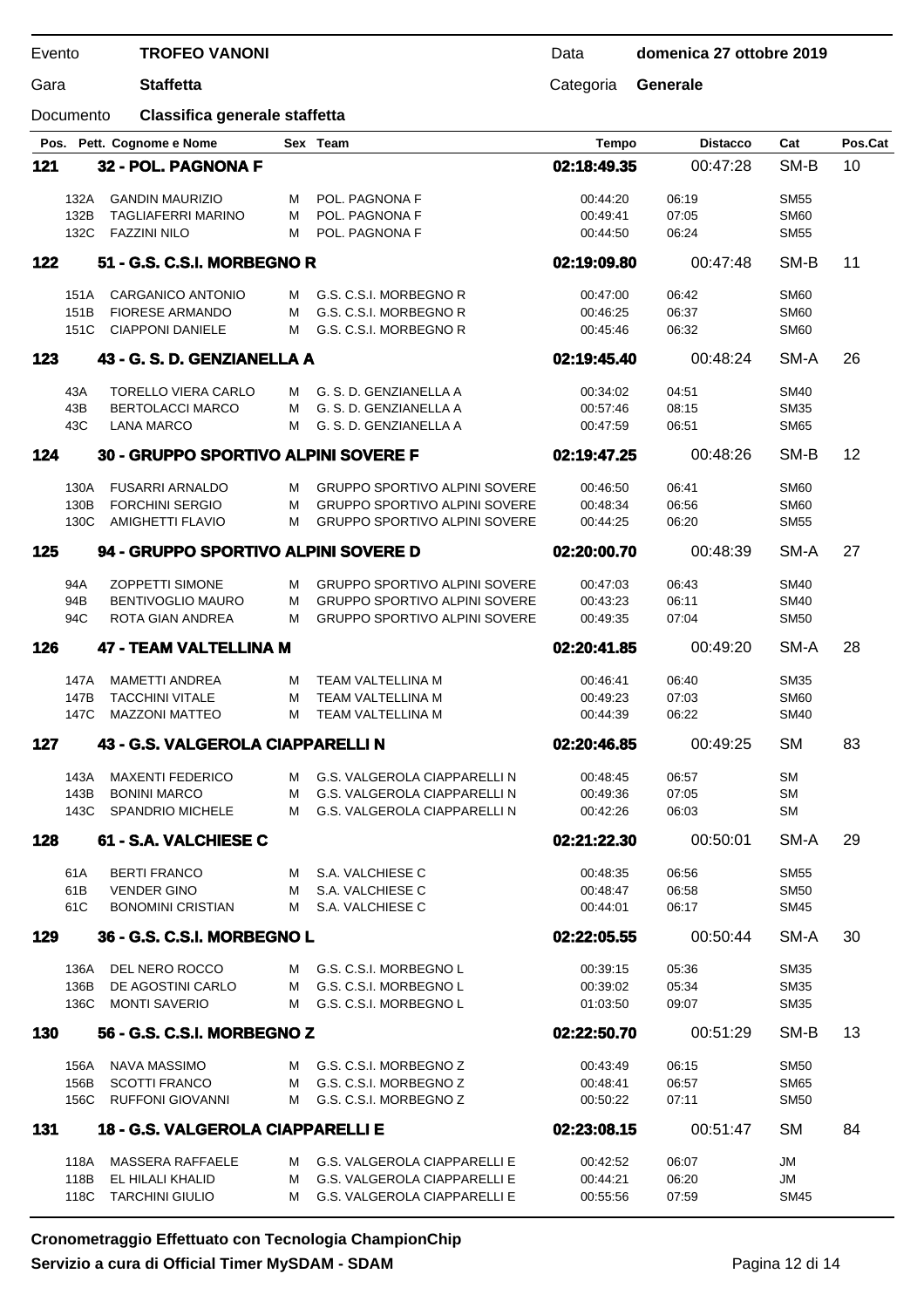| Evento | TROFEO VANONI | Data | domenica 27 ottobre 2019 |
|---|---|---|---|
| Gara | Staffetta | Categoria | Generale |
| Documento | Classifica generale staffetta | | |

| Pos. | Pett. | Cognome e Nome | Sex | Team | Tempo | Distacco | Cat | Pos.Cat |
|---|---|---|---|---|---|---|---|---|
| **121** | | **32 - POL. PAGNONA F** | | | **02:18:49.35** | 00:47:28 | SM-B | 10 |
| | 132A | GANDIN MAURIZIO | M | POL. PAGNONA F | 00:44:20 | 06:19 | SM55 | |
| | 132B | TAGLIAFERRI MARINO | M | POL. PAGNONA F | 00:49:41 | 07:05 | SM60 | |
| | 132C | FAZZINI NILO | M | POL. PAGNONA F | 00:44:50 | 06:24 | SM55 | |
| **122** | | **51 - G.S. C.S.I. MORBEGNO R** | | | **02:19:09.80** | 00:47:48 | SM-B | 11 |
| | 151A | CARGANICO ANTONIO | M | G.S. C.S.I. MORBEGNO R | 00:47:00 | 06:42 | SM60 | |
| | 151B | FIORESE ARMANDO | M | G.S. C.S.I. MORBEGNO R | 00:46:25 | 06:37 | SM60 | |
| | 151C | CIAPPONI DANIELE | M | G.S. C.S.I. MORBEGNO R | 00:45:46 | 06:32 | SM60 | |
| **123** | | **43 - G. S. D. GENZIANELLA A** | | | **02:19:45.40** | 00:48:24 | SM-A | 26 |
| | 43A | TORELLO VIERA CARLO | M | G. S. D. GENZIANELLA A | 00:34:02 | 04:51 | SM40 | |
| | 43B | BERTOLACCI MARCO | M | G. S. D. GENZIANELLA A | 00:57:46 | 08:15 | SM35 | |
| | 43C | LANA MARCO | M | G. S. D. GENZIANELLA A | 00:47:59 | 06:51 | SM65 | |
| **124** | | **30 - GRUPPO SPORTIVO ALPINI SOVERE F** | | | **02:19:47.25** | 00:48:26 | SM-B | 12 |
| | 130A | FUSARRI ARNALDO | M | GRUPPO SPORTIVO ALPINI SOVERE | 00:46:50 | 06:41 | SM60 | |
| | 130B | FORCHINI SERGIO | M | GRUPPO SPORTIVO ALPINI SOVERE | 00:48:34 | 06:56 | SM60 | |
| | 130C | AMIGHETTI FLAVIO | M | GRUPPO SPORTIVO ALPINI SOVERE | 00:44:25 | 06:20 | SM55 | |
| **125** | | **94 - GRUPPO SPORTIVO ALPINI SOVERE D** | | | **02:20:00.70** | 00:48:39 | SM-A | 27 |
| | 94A | ZOPPETTI SIMONE | M | GRUPPO SPORTIVO ALPINI SOVERE | 00:47:03 | 06:43 | SM40 | |
| | 94B | BENTIVOGLIO MAURO | M | GRUPPO SPORTIVO ALPINI SOVERE | 00:43:23 | 06:11 | SM40 | |
| | 94C | ROTA GIAN ANDREA | M | GRUPPO SPORTIVO ALPINI SOVERE | 00:49:35 | 07:04 | SM50 | |
| **126** | | **47 - TEAM VALTELLINA M** | | | **02:20:41.85** | 00:49:20 | SM-A | 28 |
| | 147A | MAMETTI ANDREA | M | TEAM VALTELLINA M | 00:46:41 | 06:40 | SM35 | |
| | 147B | TACCHINI VITALE | M | TEAM VALTELLINA M | 00:49:23 | 07:03 | SM60 | |
| | 147C | MAZZONI MATTEO | M | TEAM VALTELLINA M | 00:44:39 | 06:22 | SM40 | |
| **127** | | **43 - G.S. VALGEROLA CIAPPARELLI N** | | | **02:20:46.85** | 00:49:25 | SM | 83 |
| | 143A | MAXENTI FEDERICO | M | G.S. VALGEROLA CIAPPARELLI N | 00:48:45 | 06:57 | SM | |
| | 143B | BONINI MARCO | M | G.S. VALGEROLA CIAPPARELLI N | 00:49:36 | 07:05 | SM | |
| | 143C | SPANDRIO MICHELE | M | G.S. VALGEROLA CIAPPARELLI N | 00:42:26 | 06:03 | SM | |
| **128** | | **61 - S.A. VALCHIESE C** | | | **02:21:22.30** | 00:50:01 | SM-A | 29 |
| | 61A | BERTI FRANCO | M | S.A. VALCHIESE C | 00:48:35 | 06:56 | SM55 | |
| | 61B | VENDER GINO | M | S.A. VALCHIESE C | 00:48:47 | 06:58 | SM50 | |
| | 61C | BONOMINI CRISTIAN | M | S.A. VALCHIESE C | 00:44:01 | 06:17 | SM45 | |
| **129** | | **36 - G.S. C.S.I. MORBEGNO L** | | | **02:22:05.55** | 00:50:44 | SM-A | 30 |
| | 136A | DEL NERO ROCCO | M | G.S. C.S.I. MORBEGNO L | 00:39:15 | 05:36 | SM35 | |
| | 136B | DE AGOSTINI CARLO | M | G.S. C.S.I. MORBEGNO L | 00:39:02 | 05:34 | SM35 | |
| | 136C | MONTI SAVERIO | M | G.S. C.S.I. MORBEGNO L | 01:03:50 | 09:07 | SM35 | |
| **130** | | **56 - G.S. C.S.I. MORBEGNO Z** | | | **02:22:50.70** | 00:51:29 | SM-B | 13 |
| | 156A | NAVA MASSIMO | M | G.S. C.S.I. MORBEGNO Z | 00:43:49 | 06:15 | SM50 | |
| | 156B | SCOTTI FRANCO | M | G.S. C.S.I. MORBEGNO Z | 00:48:41 | 06:57 | SM65 | |
| | 156C | RUFFONI GIOVANNI | M | G.S. C.S.I. MORBEGNO Z | 00:50:22 | 07:11 | SM50 | |
| **131** | | **18 - G.S. VALGEROLA CIAPPARELLI E** | | | **02:23:08.15** | 00:51:47 | SM | 84 |
| | 118A | MASSERA RAFFAELE | M | G.S. VALGEROLA CIAPPARELLI E | 00:42:52 | 06:07 | JM | |
| | 118B | EL HILALI KHALID | M | G.S. VALGEROLA CIAPPARELLI E | 00:44:21 | 06:20 | JM | |
| | 118C | TARCHINI GIULIO | M | G.S. VALGEROLA CIAPPARELLI E | 00:55:56 | 07:59 | SM45 | |

**Cronometraggio Effettuato con Tecnologia ChampionChip**
**Servizio a cura di Official Timer MySDAM - SDAM**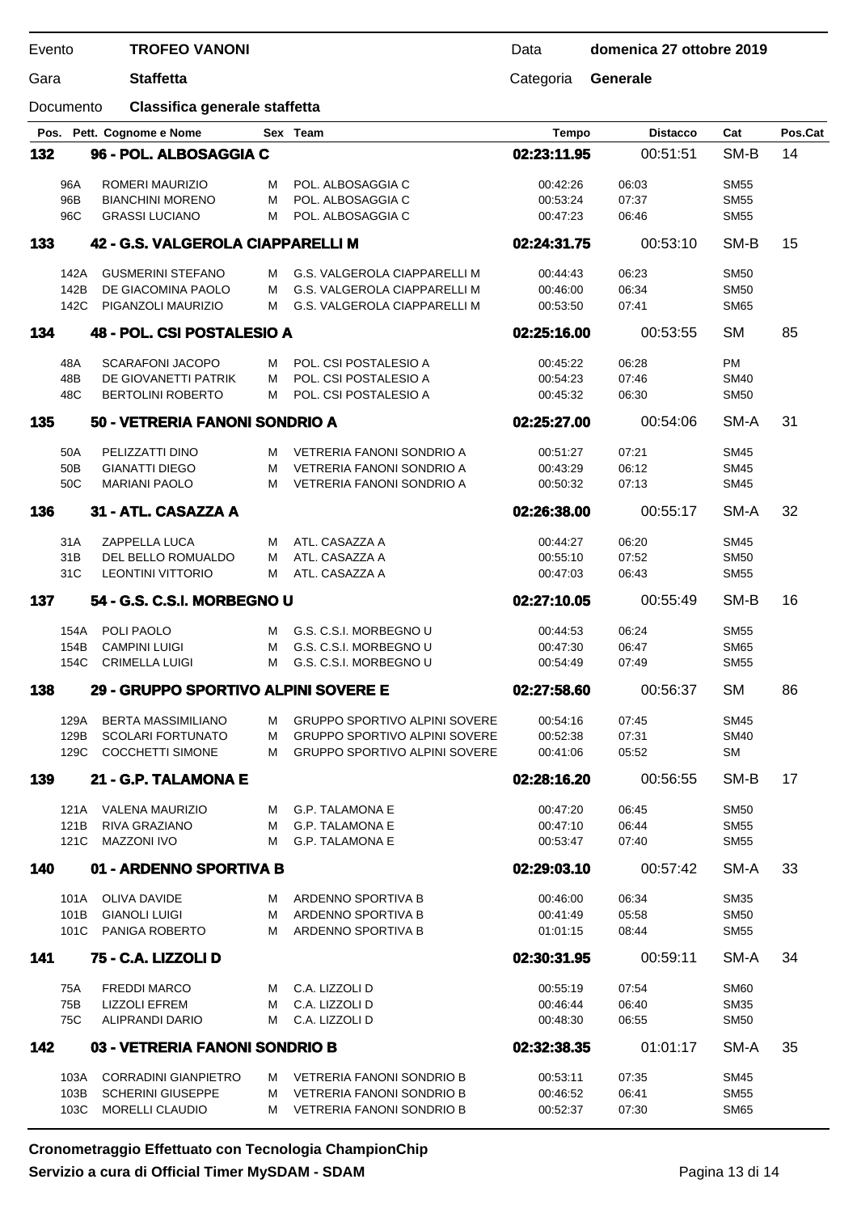| Evento | **TROFEO VANONI** | Data | **domenica 27 ottobre 2019** |
|---|---|---|---|
| Gara | **Staffetta** | Categoria | **Generale** |
| Documento | **Classifica generale staffetta** | | |

| Pos. | Pett. | Cognome e Nome | Sex | Team | Tempo | Distacco | Cat | Pos.Cat |
|---|---|---|---|---|---|---|---|---|
| **132** | | **96 - POL. ALBOSAGGIA C** | | | **02:23:11.95** | 00:51:51 | SM-B | 14 |
| | 96A | ROMERI MAURIZIO | M | POL. ALBOSAGGIA C | 00:42:26 | 06:03 | SM55 | |
| | 96B | BIANCHINI MORENO | M | POL. ALBOSAGGIA C | 00:53:24 | 07:37 | SM55 | |
| | 96C | GRASSI LUCIANO | M | POL. ALBOSAGGIA C | 00:47:23 | 06:46 | SM55 | |
| **133** | | **42 - G.S. VALGEROLA CIAPPARELLI M** | | | **02:24:31.75** | 00:53:10 | SM-B | 15 |
| | 142A | GUSMERINI STEFANO | M | G.S. VALGEROLA CIAPPARELLI M | 00:44:43 | 06:23 | SM50 | |
| | 142B | DE GIACOMINA PAOLO | M | G.S. VALGEROLA CIAPPARELLI M | 00:46:00 | 06:34 | SM50 | |
| | 142C | PIGANZOLI MAURIZIO | M | G.S. VALGEROLA CIAPPARELLI M | 00:53:50 | 07:41 | SM65 | |
| **134** | | **48 - POL. CSI POSTALESIO A** | | | **02:25:16.00** | 00:53:55 | SM | 85 |
| | 48A | SCARAFONI JACOPO | M | POL. CSI POSTALESIO A | 00:45:22 | 06:28 | PM | |
| | 48B | DE GIOVANETTI PATRIK | M | POL. CSI POSTALESIO A | 00:54:23 | 07:46 | SM40 | |
| | 48C | BERTOLINI ROBERTO | M | POL. CSI POSTALESIO A | 00:45:32 | 06:30 | SM50 | |
| **135** | | **50 - VETRERIA FANONI SONDRIO A** | | | **02:25:27.00** | 00:54:06 | SM-A | 31 |
| | 50A | PELIZZATTI DINO | M | VETRERIA FANONI SONDRIO A | 00:51:27 | 07:21 | SM45 | |
| | 50B | GIANATTI DIEGO | M | VETRERIA FANONI SONDRIO A | 00:43:29 | 06:12 | SM45 | |
| | 50C | MARIANI PAOLO | M | VETRERIA FANONI SONDRIO A | 00:50:32 | 07:13 | SM45 | |
| **136** | | **31 - ATL. CASAZZA A** | | | **02:26:38.00** | 00:55:17 | SM-A | 32 |
| | 31A | ZAPPELLA LUCA | M | ATL. CASAZZA A | 00:44:27 | 06:20 | SM45 | |
| | 31B | DEL BELLO ROMUALDO | M | ATL. CASAZZA A | 00:55:10 | 07:52 | SM50 | |
| | 31C | LEONTINI VITTORIO | M | ATL. CASAZZA A | 00:47:03 | 06:43 | SM55 | |
| **137** | | **54 - G.S. C.S.I. MORBEGNO U** | | | **02:27:10.05** | 00:55:49 | SM-B | 16 |
| | 154A | POLI PAOLO | M | G.S. C.S.I. MORBEGNO U | 00:44:53 | 06:24 | SM55 | |
| | 154B | CAMPINI LUIGI | M | G.S. C.S.I. MORBEGNO U | 00:47:30 | 06:47 | SM65 | |
| | 154C | CRIMELLA LUIGI | M | G.S. C.S.I. MORBEGNO U | 00:54:49 | 07:49 | SM55 | |
| **138** | | **29 - GRUPPO SPORTIVO ALPINI SOVERE E** | | | **02:27:58.60** | 00:56:37 | SM | 86 |
| | 129A | BERTA MASSIMILIANO | M | GRUPPO SPORTIVO ALPINI SOVERE | 00:54:16 | 07:45 | SM45 | |
| | 129B | SCOLARI FORTUNATO | M | GRUPPO SPORTIVO ALPINI SOVERE | 00:52:38 | 07:31 | SM40 | |
| | 129C | COCCHETTI SIMONE | M | GRUPPO SPORTIVO ALPINI SOVERE | 00:41:06 | 05:52 | SM | |
| **139** | | **21 - G.P. TALAMONA E** | | | **02:28:16.20** | 00:56:55 | SM-B | 17 |
| | 121A | VALENA MAURIZIO | M | G.P. TALAMONA E | 00:47:20 | 06:45 | SM50 | |
| | 121B | RIVA GRAZIANO | M | G.P. TALAMONA E | 00:47:10 | 06:44 | SM55 | |
| | 121C | MAZZONI IVO | M | G.P. TALAMONA E | 00:53:47 | 07:40 | SM55 | |
| **140** | | **01 - ARDENNO SPORTIVA B** | | | **02:29:03.10** | 00:57:42 | SM-A | 33 |
| | 101A | OLIVA DAVIDE | M | ARDENNO SPORTIVA B | 00:46:00 | 06:34 | SM35 | |
| | 101B | GIANOLI LUIGI | M | ARDENNO SPORTIVA B | 00:41:49 | 05:58 | SM50 | |
| | 101C | PANIGA ROBERTO | M | ARDENNO SPORTIVA B | 01:01:15 | 08:44 | SM55 | |
| **141** | | **75 - C.A. LIZZOLI D** | | | **02:30:31.95** | 00:59:11 | SM-A | 34 |
| | 75A | FREDDI MARCO | M | C.A. LIZZOLI D | 00:55:19 | 07:54 | SM60 | |
| | 75B | LIZZOLI EFREM | M | C.A. LIZZOLI D | 00:46:44 | 06:40 | SM35 | |
| | 75C | ALIPRANDI DARIO | M | C.A. LIZZOLI D | 00:48:30 | 06:55 | SM50 | |
| **142** | | **03 - VETRERIA FANONI SONDRIO B** | | | **02:32:38.35** | 01:01:17 | SM-A | 35 |
| | 103A | CORRADINI GIANPIETRO | M | VETRERIA FANONI SONDRIO B | 00:53:11 | 07:35 | SM45 | |
| | 103B | SCHERINI GIUSEPPE | M | VETRERIA FANONI SONDRIO B | 00:46:52 | 06:41 | SM55 | |
| | 103C | MORELLI CLAUDIO | M | VETRERIA FANONI SONDRIO B | 00:52:37 | 07:30 | SM65 | |

**Cronometraggio Effettuato con Tecnologia ChampionChip**
**Servizio a cura di Official Timer MySDAM - SDAM**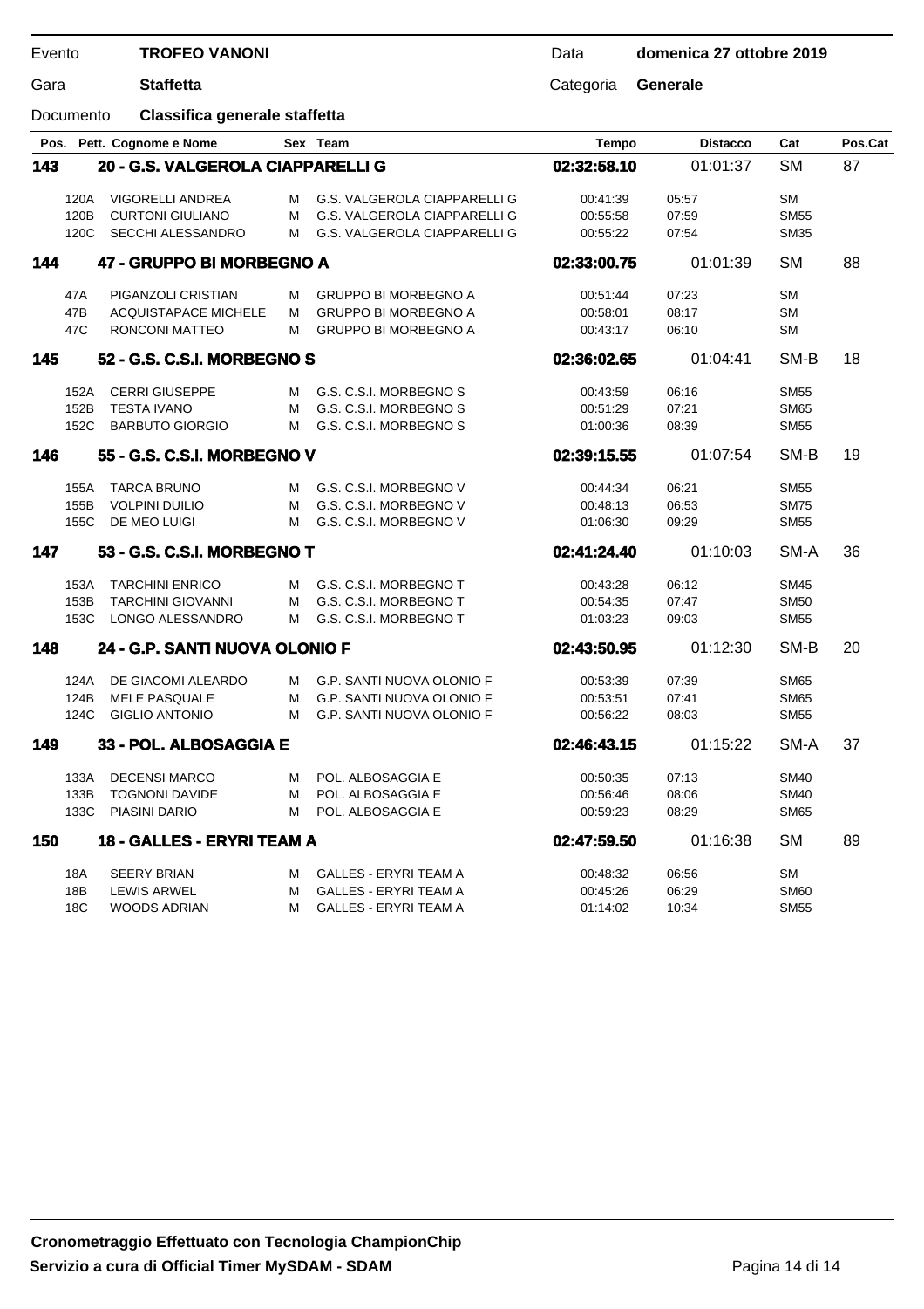| Evento | TROFEO VANONI | Data | domenica 27 ottobre 2019 |
|---|---|---|---|
| Gara | Staffetta | Categoria | Generale |
| Documento | Classifica generale staffetta | | |

| Pos. | Pett. | Cognome e Nome | Sex | Team | Tempo | Distacco | Cat | Pos.Cat |
|---|---|---|---|---|---|---|---|---|
| **143** | | **20 - G.S. VALGEROLA CIAPPARELLI G** | | | **02:32:58.10** | 01:01:37 | SM | 87 |
| | 120A | VIGORELLI ANDREA | M | G.S. VALGEROLA CIAPPARELLI G | 00:41:39 | 05:57 | SM | |
| | 120B | CURTONI GIULIANO | M | G.S. VALGEROLA CIAPPARELLI G | 00:55:58 | 07:59 | SM55 | |
| | 120C | SECCHI ALESSANDRO | M | G.S. VALGEROLA CIAPPARELLI G | 00:55:22 | 07:54 | SM35 | |
| **144** | | **47 - GRUPPO BI MORBEGNO A** | | | **02:33:00.75** | 01:01:39 | SM | 88 |
| | 47A | PIGANZOLI CRISTIAN | M | GRUPPO BI MORBEGNO A | 00:51:44 | 07:23 | SM | |
| | 47B | ACQUISTAPACE MICHELE | M | GRUPPO BI MORBEGNO A | 00:58:01 | 08:17 | SM | |
| | 47C | RONCONI MATTEO | M | GRUPPO BI MORBEGNO A | 00:43:17 | 06:10 | SM | |
| **145** | | **52 - G.S. C.S.I. MORBEGNO S** | | | **02:36:02.65** | 01:04:41 | SM-B | 18 |
| | 152A | CERRI GIUSEPPE | M | G.S. C.S.I. MORBEGNO S | 00:43:59 | 06:16 | SM55 | |
| | 152B | TESTA IVANO | M | G.S. C.S.I. MORBEGNO S | 00:51:29 | 07:21 | SM65 | |
| | 152C | BARBUTO GIORGIO | M | G.S. C.S.I. MORBEGNO S | 01:00:36 | 08:39 | SM55 | |
| **146** | | **55 - G.S. C.S.I. MORBEGNO V** | | | **02:39:15.55** | 01:07:54 | SM-B | 19 |
| | 155A | TARCA BRUNO | M | G.S. C.S.I. MORBEGNO V | 00:44:34 | 06:21 | SM55 | |
| | 155B | VOLPINI DUILIO | M | G.S. C.S.I. MORBEGNO V | 00:48:13 | 06:53 | SM75 | |
| | 155C | DE MEO LUIGI | M | G.S. C.S.I. MORBEGNO V | 01:06:30 | 09:29 | SM55 | |
| **147** | | **53 - G.S. C.S.I. MORBEGNO T** | | | **02:41:24.40** | 01:10:03 | SM-A | 36 |
| | 153A | TARCHINI ENRICO | M | G.S. C.S.I. MORBEGNO T | 00:43:28 | 06:12 | SM45 | |
| | 153B | TARCHINI GIOVANNI | M | G.S. C.S.I. MORBEGNO T | 00:54:35 | 07:47 | SM50 | |
| | 153C | LONGO ALESSANDRO | M | G.S. C.S.I. MORBEGNO T | 01:03:23 | 09:03 | SM55 | |
| **148** | | **24 - G.P. SANTI NUOVA OLONIO F** | | | **02:43:50.95** | 01:12:30 | SM-B | 20 |
| | 124A | DE GIACOMI ALEARDO | M | G.P. SANTI NUOVA OLONIO F | 00:53:39 | 07:39 | SM65 | |
| | 124B | MELE PASQUALE | M | G.P. SANTI NUOVA OLONIO F | 00:53:51 | 07:41 | SM65 | |
| | 124C | GIGLIO ANTONIO | M | G.P. SANTI NUOVA OLONIO F | 00:56:22 | 08:03 | SM55 | |
| **149** | | **33 - POL. ALBOSAGGIA E** | | | **02:46:43.15** | 01:15:22 | SM-A | 37 |
| | 133A | DECENSI MARCO | M | POL. ALBOSAGGIA E | 00:50:35 | 07:13 | SM40 | |
| | 133B | TOGNONI DAVIDE | M | POL. ALBOSAGGIA E | 00:56:46 | 08:06 | SM40 | |
| | 133C | PIASINI DARIO | M | POL. ALBOSAGGIA E | 00:59:23 | 08:29 | SM65 | |
| **150** | | **18 - GALLES - ERYRI TEAM A** | | | **02:47:59.50** | 01:16:38 | SM | 89 |
| | 18A | SEERY BRIAN | M | GALLES - ERYRI TEAM A | 00:48:32 | 06:56 | SM | |
| | 18B | LEWIS ARWEL | M | GALLES - ERYRI TEAM A | 00:45:26 | 06:29 | SM60 | |
| | 18C | WOODS ADRIAN | M | GALLES - ERYRI TEAM A | 01:14:02 | 10:34 | SM55 | |

**Cronometraggio Effettuato con Tecnologia ChampionChip**
**Servizio a cura di Official Timer MySDAM - SDAM**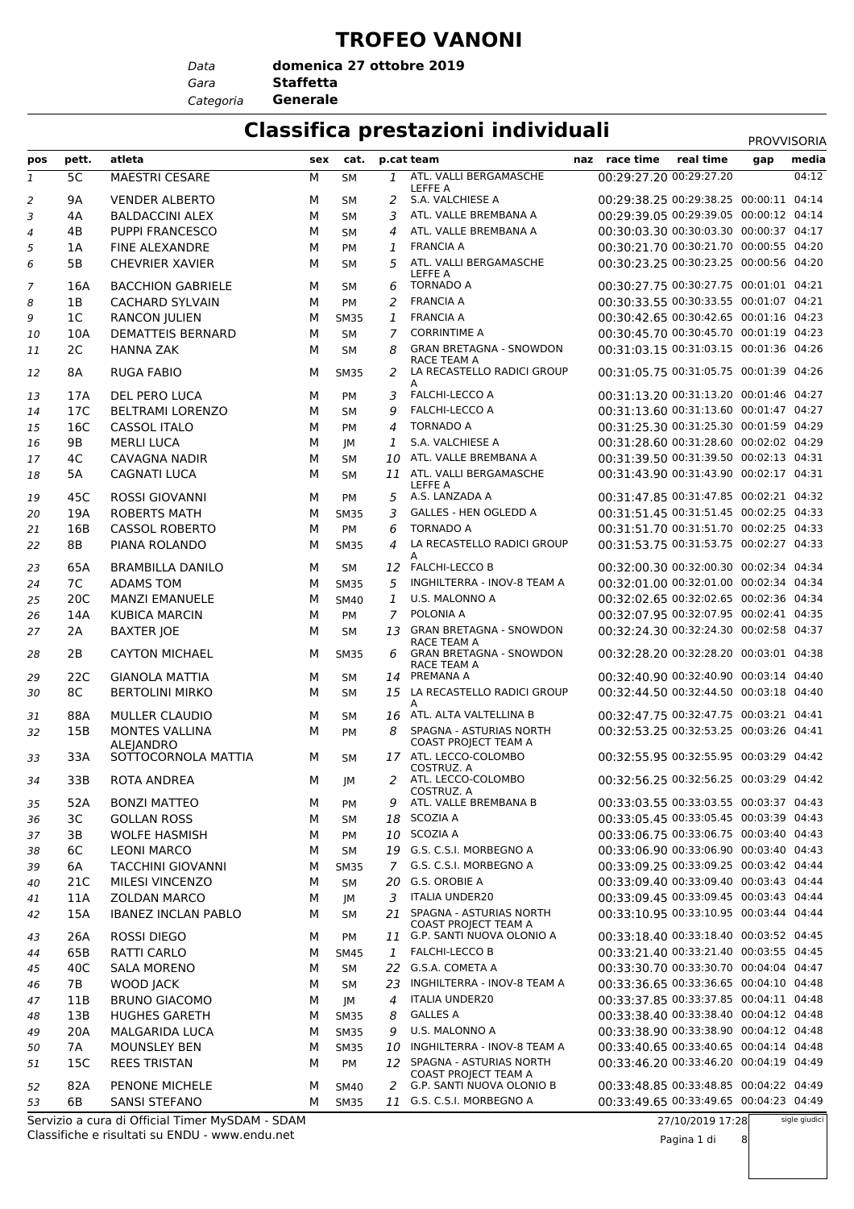# TROFEO VANONI

*Data* **domenica 27 ottobre 2019**
*Gara* **Staffetta**
*Categoria* **Generale**

## Classifica prestazioni individuali

PROVVISORIA

| pos | pett. | atleta | sex | cat. | p.cat | team | naz | race time | real time | gap | media |
|---|---|---|---|---|---|---|---|---|---|---|---|
| 1 | 5C | MAESTRI CESARE | M | SM | 1 | ATL. VALLI BERGAMASCHE LEFFE A | | 00:29:27.20 | 00:29:27.20 | | 04:12 |
| 2 | 9A | VENDER ALBERTO | M | SM | 2 | S.A. VALCHIESE A | | 00:29:38.25 | 00:29:38.25 | 00:00:11 | 04:14 |
| 3 | 4A | BALDACCINI ALEX | M | SM | 3 | ATL. VALLE BREMBANA A | | 00:29:39.05 | 00:29:39.05 | 00:00:12 | 04:14 |
| 4 | 4B | PUPPI FRANCESCO | M | SM | 4 | ATL. VALLE BREMBANA A | | 00:30:03.30 | 00:30:03.30 | 00:00:37 | 04:17 |
| 5 | 1A | FINE ALEXANDRE | M | PM | 1 | FRANCIA A | | 00:30:21.70 | 00:30:21.70 | 00:00:55 | 04:20 |
| 6 | 5B | CHEVRIER XAVIER | M | SM | 5 | ATL. VALLI BERGAMASCHE LEFFE A | | 00:30:23.25 | 00:30:23.25 | 00:00:56 | 04:20 |
| 7 | 16A | BACCHION GABRIELE | M | SM | 6 | TORNADO A | | 00:30:27.75 | 00:30:27.75 | 00:01:01 | 04:21 |
| 8 | 1B | CACHARD SYLVAIN | M | PM | 2 | FRANCIA A | | 00:30:33.55 | 00:30:33.55 | 00:01:07 | 04:21 |
| 9 | 1C | RANCON JULIEN | M | SM35 | 1 | FRANCIA A | | 00:30:42.65 | 00:30:42.65 | 00:01:16 | 04:23 |
| 10 | 10A | DEMATTEIS BERNARD | M | SM | 7 | CORRINTIME A | | 00:30:45.70 | 00:30:45.70 | 00:01:19 | 04:23 |
| 11 | 2C | HANNA ZAK | M | SM | 8 | GRAN BRETAGNA - SNOWDON RACE TEAM A | | 00:31:03.15 | 00:31:03.15 | 00:01:36 | 04:26 |
| 12 | 8A | RUGA FABIO | M | SM35 | 2 | LA RECASTELLO RADICI GROUP A | | 00:31:05.75 | 00:31:05.75 | 00:01:39 | 04:26 |
| 13 | 17A | DEL PERO LUCA | M | PM | 3 | FALCHI-LECCO A | | 00:31:13.20 | 00:31:13.20 | 00:01:46 | 04:27 |
| 14 | 17C | BELTRAMI LORENZO | M | SM | 9 | FALCHI-LECCO A | | 00:31:13.60 | 00:31:13.60 | 00:01:46 | 04:27 |
| 15 | 16C | CASSOL ITALO | M | PM | 4 | TORNADO A | | 00:31:25.30 | 00:31:25.30 | 00:01:59 | 04:29 |
| 16 | 9B | MERLI LUCA | M | JM | 1 | S.A. VALCHIESE A | | 00:31:28.60 | 00:31:28.60 | 00:02:02 | 04:29 |
| 17 | 4C | CAVAGNA NADIR | M | SM | 10 | ATL. VALLE BREMBANA A | | 00:31:39.50 | 00:31:39.50 | 00:02:13 | 04:31 |
| 18 | 5A | CAGNATI LUCA | M | SM | 11 | ATL. VALLI BERGAMASCHE LEFFE A | | 00:31:43.90 | 00:31:43.90 | 00:02:17 | 04:31 |
| 19 | 45C | ROSSI GIOVANNI | M | PM | 5 | A.S. LANZADA A | | 00:31:47.85 | 00:31:47.85 | 00:02:21 | 04:32 |
| 20 | 19A | ROBERTS MATH | M | SM35 | 3 | GALLES - HEN OGLEDD A | | 00:31:51.45 | 00:31:51.45 | 00:02:25 | 04:33 |
| 21 | 16B | CASSOL ROBERTO | M | PM | 6 | TORNADO A | | 00:31:51.70 | 00:31:51.70 | 00:02:25 | 04:33 |
| 22 | 8B | PIANA ROLANDO | M | SM35 | 4 | LA RECASTELLO RADICI GROUP A | | 00:31:53.75 | 00:31:53.75 | 00:02:27 | 04:33 |
| 23 | 65A | BRAMBILLA DANILO | M | SM | 12 | FALCHI-LECCO B | | 00:32:00.30 | 00:32:00.30 | 00:02:34 | 04:34 |
| 24 | 7C | ADAMS TOM | M | SM35 | 5 | INGHILTERRA - INOV-8 TEAM A | | 00:32:01.00 | 00:32:01.00 | 00:02:34 | 04:34 |
| 25 | 20C | MANZI EMANUELE | M | SM40 | 1 | U.S. MALONNO A | | 00:32:02.65 | 00:32:02.65 | 00:02:36 | 04:34 |
| 26 | 14A | KUBICA MARCIN | M | PM | 7 | POLONIA A | | 00:32:07.95 | 00:32:07.95 | 00:02:41 | 04:35 |
| 27 | 2A | BAXTER JOE | M | SM | 13 | GRAN BRETAGNA - SNOWDON RACE TEAM A | | 00:32:24.30 | 00:32:24.30 | 00:02:58 | 04:37 |
| 28 | 2B | CAYTON MICHAEL | M | SM35 | 6 | GRAN BRETAGNA - SNOWDON RACE TEAM A | | 00:32:28.20 | 00:32:28.20 | 00:03:01 | 04:38 |
| 29 | 22C | GIANOLA MATTIA | M | SM | 14 | PREMANA A | | 00:32:40.90 | 00:32:40.90 | 00:03:14 | 04:40 |
| 30 | 8C | BERTOLINI MIRKO | M | SM | 15 | LA RECASTELLO RADICI GROUP A | | 00:32:44.50 | 00:32:44.50 | 00:03:18 | 04:40 |
| 31 | 88A | MULLER CLAUDIO | M | SM | 16 | ATL. ALTA VALTELLINA B | | 00:32:47.75 | 00:32:47.75 | 00:03:21 | 04:41 |
| 32 | 15B | MONTES VALLINA ALEJANDRO | M | PM | 8 | SPAGNA - ASTURIAS NORTH COAST PROJECT TEAM A | | 00:32:53.25 | 00:32:53.25 | 00:03:26 | 04:41 |
| 33 | 33A | SOTTOCORNOLA MATTIA | M | SM | 17 | ATL. LECCO-COLOMBO COSTRUZ. A | | 00:32:55.95 | 00:32:55.95 | 00:03:29 | 04:42 |
| 34 | 33B | ROTA ANDREA | M | JM | 2 | ATL. LECCO-COLOMBO COSTRUZ. A | | 00:32:56.25 | 00:32:56.25 | 00:03:29 | 04:42 |
| 35 | 52A | BONZI MATTEO | M | PM | 9 | ATL. VALLE BREMBANA B | | 00:33:03.55 | 00:33:03.55 | 00:03:37 | 04:43 |
| 36 | 3C | GOLLAN ROSS | M | SM | 18 | SCOZIA A | | 00:33:05.45 | 00:33:05.45 | 00:03:39 | 04:43 |
| 37 | 3B | WOLFE HASMISH | M | PM | 10 | SCOZIA A | | 00:33:06.75 | 00:33:06.75 | 00:03:40 | 04:43 |
| 38 | 6C | LEONI MARCO | M | SM | 19 | G.S. C.S.I. MORBEGNO A | | 00:33:06.90 | 00:33:06.90 | 00:03:40 | 04:43 |
| 39 | 6A | TACCHINI GIOVANNI | M | SM35 | 7 | G.S. C.S.I. MORBEGNO A | | 00:33:09.25 | 00:33:09.25 | 00:03:42 | 04:44 |
| 40 | 21C | MILESI VINCENZO | M | SM | 20 | G.S. OROBIE A | | 00:33:09.40 | 00:33:09.40 | 00:03:43 | 04:44 |
| 41 | 11A | ZOLDAN MARCO | M | JM | 3 | ITALIA UNDER20 | | 00:33:09.45 | 00:33:09.45 | 00:03:43 | 04:44 |
| 42 | 15A | IBANEZ INCLAN PABLO | M | SM | 21 | SPAGNA - ASTURIAS NORTH COAST PROJECT TEAM A | | 00:33:10.95 | 00:33:10.95 | 00:03:44 | 04:44 |
| 43 | 26A | ROSSI DIEGO | M | PM | 11 | G.P. SANTI NUOVA OLONIO A | | 00:33:18.40 | 00:33:18.40 | 00:03:52 | 04:45 |
| 44 | 65B | RATTI CARLO | M | SM45 | 1 | FALCHI-LECCO B | | 00:33:21.40 | 00:33:21.40 | 00:03:55 | 04:45 |
| 45 | 40C | SALA MORENO | M | SM | 22 | G.S.A. COMETA A | | 00:33:30.70 | 00:33:30.70 | 00:04:04 | 04:47 |
| 46 | 7B | WOOD JACK | M | SM | 23 | INGHILTERRA - INOV-8 TEAM A | | 00:33:36.65 | 00:33:36.65 | 00:04:10 | 04:48 |
| 47 | 11B | BRUNO GIACOMO | M | JM | 4 | ITALIA UNDER20 | | 00:33:37.85 | 00:33:37.85 | 00:04:11 | 04:48 |
| 48 | 13B | HUGHES GARETH | M | SM35 | 8 | GALLES A | | 00:33:38.40 | 00:33:38.40 | 00:04:12 | 04:48 |
| 49 | 20A | MALGARIDA LUCA | M | SM35 | 9 | U.S. MALONNO A | | 00:33:38.90 | 00:33:38.90 | 00:04:12 | 04:48 |
| 50 | 7A | MOUNSLEY BEN | M | SM35 | 10 | INGHILTERRA - INOV-8 TEAM A | | 00:33:40.65 | 00:33:40.65 | 00:04:14 | 04:48 |
| 51 | 15C | REES TRISTAN | M | PM | 12 | SPAGNA - ASTURIAS NORTH COAST PROJECT TEAM A | | 00:33:46.20 | 00:33:46.20 | 00:04:19 | 04:49 |
| 52 | 82A | PENONE MICHELE | M | SM40 | 2 | G.P. SANTI NUOVA OLONIO B | | 00:33:48.85 | 00:33:48.85 | 00:04:22 | 04:49 |
| 53 | 6B | SANSI STEFANO | M | SM35 | 11 | G.S. C.S.I. MORBEGNO A | | 00:33:49.65 | 00:33:49.65 | 00:04:23 | 04:49 |

Servizio a cura di Official Timer MySDAM - SDAM
Classifiche e risultati su ENDU - www.endu.net

27/10/2019 17:28

sigle giudici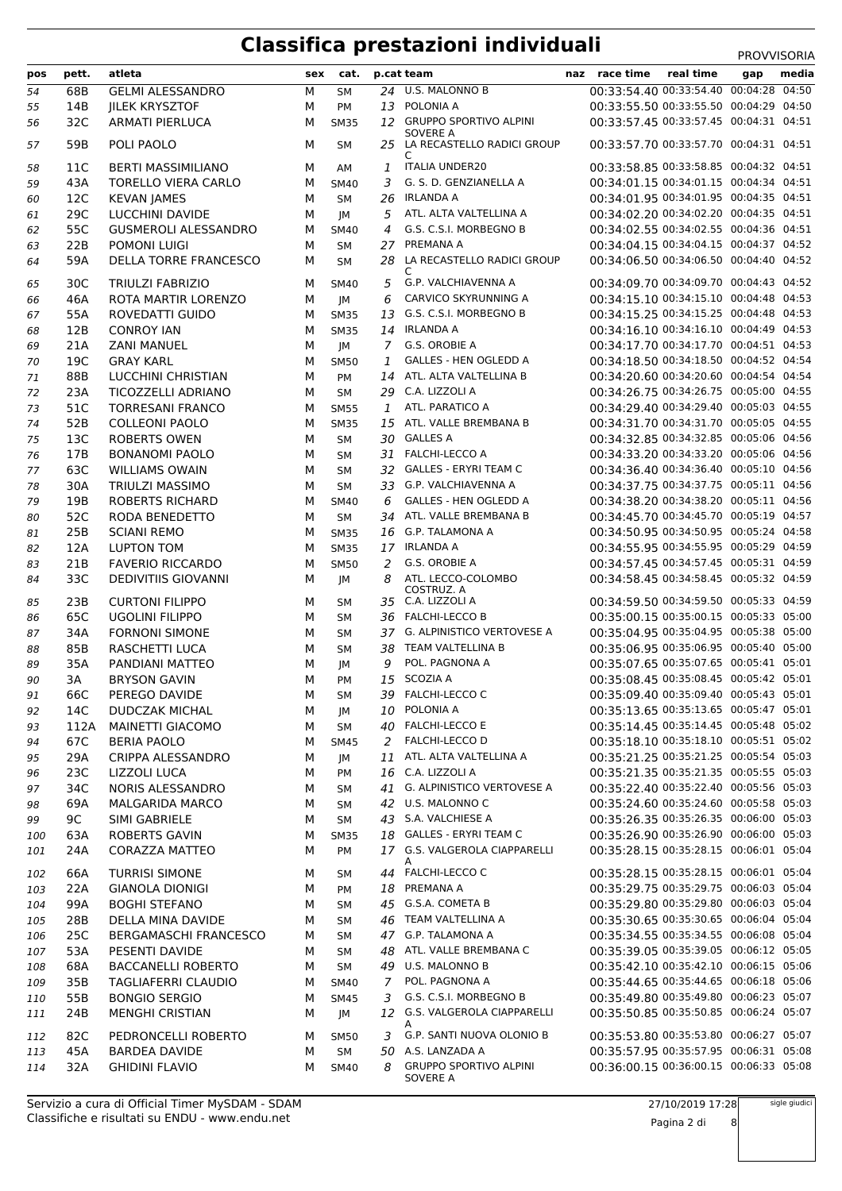# Classifica prestazioni individuali

PROVVISORIA

| pos | pett. | atleta | sex | cat. | p.cat | team | naz | race time | real time | gap | media |
|---|---|---|---|---|---|---|---|---|---|---|---|
| 54 | 68B | GELMI ALESSANDRO | M | SM | 24 | U.S. MALONNO B | | 00:33:54.40 | 00:33:54.40 | 00:04:28 | 04:50 |
| 55 | 14B | JILEK KRYSZTOF | M | PM | 13 | POLONIA A | | 00:33:55.50 | 00:33:55.50 | 00:04:29 | 04:50 |
| 56 | 32C | ARMATI PIERLUCA | M | SM35 | 12 | GRUPPO SPORTIVO ALPINI SOVERE A | | 00:33:57.45 | 00:33:57.45 | 00:04:31 | 04:51 |
| 57 | 59B | POLI PAOLO | M | SM | 25 | LA RECASTELLO RADICI GROUP C | | 00:33:57.70 | 00:33:57.70 | 00:04:31 | 04:51 |
| 58 | 11C | BERTI MASSIMILIANO | M | AM | 1 | ITALIA UNDER20 | | 00:33:58.85 | 00:33:58.85 | 00:04:32 | 04:51 |
| 59 | 43A | TORELLO VIERA CARLO | M | SM40 | 3 | G. S. D. GENZIANELLA A | | 00:34:01.15 | 00:34:01.15 | 00:04:34 | 04:51 |
| 60 | 12C | KEVAN JAMES | M | SM | 26 | IRLANDA A | | 00:34:01.95 | 00:34:01.95 | 00:04:35 | 04:51 |
| 61 | 29C | LUCCHINI DAVIDE | M | JM | 5 | ATL. ALTA VALTELLINA A | | 00:34:02.20 | 00:34:02.20 | 00:04:35 | 04:51 |
| 62 | 55C | GUSMEROLI ALESSANDRO | M | SM40 | 4 | G.S. C.S.I. MORBEGNO B | | 00:34:02.55 | 00:34:02.55 | 00:04:36 | 04:51 |
| 63 | 22B | POMONI LUIGI | M | SM | 27 | PREMANA A | | 00:34:04.15 | 00:34:04.15 | 00:04:37 | 04:52 |
| 64 | 59A | DELLA TORRE FRANCESCO | M | SM | 28 | LA RECASTELLO RADICI GROUP C | | 00:34:06.50 | 00:34:06.50 | 00:04:40 | 04:52 |
| 65 | 30C | TRIULZI FABRIZIO | M | SM40 | 5 | G.P. VALCHIAVENNA A | | 00:34:09.70 | 00:34:09.70 | 00:04:43 | 04:52 |
| 66 | 46A | ROTA MARTIR LORENZO | M | JM | 6 | CARVICO SKYRUNNING A | | 00:34:15.10 | 00:34:15.10 | 00:04:48 | 04:53 |
| 67 | 55A | ROVEDATTI GUIDO | M | SM35 | 13 | G.S. C.S.I. MORBEGNO B | | 00:34:15.25 | 00:34:15.25 | 00:04:48 | 04:53 |
| 68 | 12B | CONROY IAN | M | SM35 | 14 | IRLANDA A | | 00:34:16.10 | 00:34:16.10 | 00:04:49 | 04:53 |
| 69 | 21A | ZANI MANUEL | M | JM | 7 | G.S. OROBIE A | | 00:34:17.70 | 00:34:17.70 | 00:04:51 | 04:53 |
| 70 | 19C | GRAY KARL | M | SM50 | 1 | GALLES - HEN OGLEDD A | | 00:34:18.50 | 00:34:18.50 | 00:04:52 | 04:54 |
| 71 | 88B | LUCCHINI CHRISTIAN | M | PM | 14 | ATL. ALTA VALTELLINA B | | 00:34:20.60 | 00:34:20.60 | 00:04:54 | 04:54 |
| 72 | 23A | TICOZZELLI ADRIANO | M | SM | 29 | C.A. LIZZOLI A | | 00:34:26.75 | 00:34:26.75 | 00:05:00 | 04:55 |
| 73 | 51C | TORRESANI FRANCO | M | SM55 | 1 | ATL. PARATICO A | | 00:34:29.40 | 00:34:29.40 | 00:05:03 | 04:55 |
| 74 | 52B | COLLEONI PAOLO | M | SM35 | 15 | ATL. VALLE BREMBANA B | | 00:34:31.70 | 00:34:31.70 | 00:05:05 | 04:55 |
| 75 | 13C | ROBERTS OWEN | M | SM | 30 | GALLES A | | 00:34:32.85 | 00:34:32.85 | 00:05:06 | 04:56 |
| 76 | 17B | BONANOMI PAOLO | M | SM | 31 | FALCHI-LECCO A | | 00:34:33.20 | 00:34:33.20 | 00:05:06 | 04:56 |
| 77 | 63C | WILLIAMS OWAIN | M | SM | 32 | GALLES - ERYRI TEAM C | | 00:34:36.40 | 00:34:36.40 | 00:05:10 | 04:56 |
| 78 | 30A | TRIULZI MASSIMO | M | SM | 33 | G.P. VALCHIAVENNA A | | 00:34:37.75 | 00:34:37.75 | 00:05:11 | 04:56 |
| 79 | 19B | ROBERTS RICHARD | M | SM40 | 6 | GALLES - HEN OGLEDD A | | 00:34:38.20 | 00:34:38.20 | 00:05:11 | 04:56 |
| 80 | 52C | RODA BENEDETTO | M | SM | 34 | ATL. VALLE BREMBANA B | | 00:34:45.70 | 00:34:45.70 | 00:05:19 | 04:57 |
| 81 | 25B | SCIANI REMO | M | SM35 | 16 | G.P. TALAMONA A | | 00:34:50.95 | 00:34:50.95 | 00:05:24 | 04:58 |
| 82 | 12A | LUPTON TOM | M | SM35 | 17 | IRLANDA A | | 00:34:55.95 | 00:34:55.95 | 00:05:29 | 04:59 |
| 83 | 21B | FAVERIO RICCARDO | M | SM50 | 2 | G.S. OROBIE A | | 00:34:57.45 | 00:34:57.45 | 00:05:31 | 04:59 |
| 84 | 33C | DEDIVITIIS GIOVANNI | M | JM | 8 | ATL. LECCO-COLOMBO COSTRUZ. A | | 00:34:58.45 | 00:34:58.45 | 00:05:32 | 04:59 |
| 85 | 23B | CURTONI FILIPPO | M | SM | 35 | C.A. LIZZOLI A | | 00:34:59.50 | 00:34:59.50 | 00:05:33 | 04:59 |
| 86 | 65C | UGOLINI FILIPPO | M | SM | 36 | FALCHI-LECCO B | | 00:35:00.15 | 00:35:00.15 | 00:05:33 | 05:00 |
| 87 | 34A | FORNONI SIMONE | M | SM | 37 | G. ALPINISTICO VERTOVESE A | | 00:35:04.95 | 00:35:04.95 | 00:05:38 | 05:00 |
| 88 | 85B | RASCHETTI LUCA | M | SM | 38 | TEAM VALTELLINA B | | 00:35:06.95 | 00:35:06.95 | 00:05:40 | 05:00 |
| 89 | 35A | PANDIANI MATTEO | M | JM | 9 | POL. PAGNONA A | | 00:35:07.65 | 00:35:07.65 | 00:05:41 | 05:01 |
| 90 | 3A | BRYSON GAVIN | M | PM | 15 | SCOZIA A | | 00:35:08.45 | 00:35:08.45 | 00:05:42 | 05:01 |
| 91 | 66C | PEREGO DAVIDE | M | SM | 39 | FALCHI-LECCO C | | 00:35:09.40 | 00:35:09.40 | 00:05:43 | 05:01 |
| 92 | 14C | DUDCZAK MICHAL | M | JM | 10 | POLONIA A | | 00:35:13.65 | 00:35:13.65 | 00:05:47 | 05:01 |
| 93 | 112A | MAINETTI GIACOMO | M | SM | 40 | FALCHI-LECCO E | | 00:35:14.45 | 00:35:14.45 | 00:05:48 | 05:02 |
| 94 | 67C | BERIA PAOLO | M | SM45 | 2 | FALCHI-LECCO D | | 00:35:18.10 | 00:35:18.10 | 00:05:51 | 05:02 |
| 95 | 29A | CRIPPA ALESSANDRO | M | JM | 11 | ATL. ALTA VALTELLINA A | | 00:35:21.25 | 00:35:21.25 | 00:05:54 | 05:03 |
| 96 | 23C | LIZZOLI LUCA | M | PM | 16 | C.A. LIZZOLI A | | 00:35:21.35 | 00:35:21.35 | 00:05:55 | 05:03 |
| 97 | 34C | NORIS ALESSANDRO | M | SM | 41 | G. ALPINISTICO VERTOVESE A | | 00:35:22.40 | 00:35:22.40 | 00:05:56 | 05:03 |
| 98 | 69A | MALGARIDA MARCO | M | SM | 42 | U.S. MALONNO C | | 00:35:24.60 | 00:35:24.60 | 00:05:58 | 05:03 |
| 99 | 9C | SIMI GABRIELE | M | SM | 43 | S.A. VALCHIESE A | | 00:35:26.35 | 00:35:26.35 | 00:06:00 | 05:03 |
| 100 | 63A | ROBERTS GAVIN | M | SM35 | 18 | GALLES - ERYRI TEAM C | | 00:35:26.90 | 00:35:26.90 | 00:06:00 | 05:03 |
| 101 | 24A | CORAZZA MATTEO | M | PM | 17 | G.S. VALGEROLA CIAPPARELLI A | | 00:35:28.15 | 00:35:28.15 | 00:06:01 | 05:04 |
| 102 | 66A | TURRISI SIMONE | M | SM | 44 | FALCHI-LECCO C | | 00:35:28.15 | 00:35:28.15 | 00:06:01 | 05:04 |
| 103 | 22A | GIANOLA DIONIGI | M | PM | 18 | PREMANA A | | 00:35:29.75 | 00:35:29.75 | 00:06:03 | 05:04 |
| 104 | 99A | BOGHI STEFANO | M | SM | 45 | G.S.A. COMETA B | | 00:35:29.80 | 00:35:29.80 | 00:06:03 | 05:04 |
| 105 | 28B | DELLA MINA DAVIDE | M | SM | 46 | TEAM VALTELLINA A | | 00:35:30.65 | 00:35:30.65 | 00:06:04 | 05:04 |
| 106 | 25C | BERGAMASCHI FRANCESCO | M | SM | 47 | G.P. TALAMONA A | | 00:35:34.55 | 00:35:34.55 | 00:06:08 | 05:04 |
| 107 | 53A | PESENTI DAVIDE | M | SM | 48 | ATL. VALLE BREMBANA C | | 00:35:39.05 | 00:35:39.05 | 00:06:12 | 05:05 |
| 108 | 68A | BACCANELLI ROBERTO | M | SM | 49 | U.S. MALONNO B | | 00:35:42.10 | 00:35:42.10 | 00:06:15 | 05:06 |
| 109 | 35B | TAGLIAFERRI CLAUDIO | M | SM40 | 7 | POL. PAGNONA A | | 00:35:44.65 | 00:35:44.65 | 00:06:18 | 05:06 |
| 110 | 55B | BONGIO SERGIO | M | SM45 | 3 | G.S. C.S.I. MORBEGNO B | | 00:35:49.80 | 00:35:49.80 | 00:06:23 | 05:07 |
| 111 | 24B | MENGHI CRISTIAN | M | JM | 12 | G.S. VALGEROLA CIAPPARELLI A | | 00:35:50.85 | 00:35:50.85 | 00:06:24 | 05:07 |
| 112 | 82C | PEDRONCELLI ROBERTO | M | SM50 | 3 | G.P. SANTI NUOVA OLONIO B | | 00:35:53.80 | 00:35:53.80 | 00:06:27 | 05:07 |
| 113 | 45A | BARDEA DAVIDE | M | SM | 50 | A.S. LANZADA A | | 00:35:57.95 | 00:35:57.95 | 00:06:31 | 05:08 |
| 114 | 32A | GHIDINI FLAVIO | M | SM40 | 8 | GRUPPO SPORTIVO ALPINI SOVERE A | | 00:36:00.15 | 00:36:00.15 | 00:06:33 | 05:08 |

Servizio a cura di Official Timer MySDAM - SDAM
Classifiche e risultati su ENDU - www.endu.net

27/10/2019 17:28

sigle giudici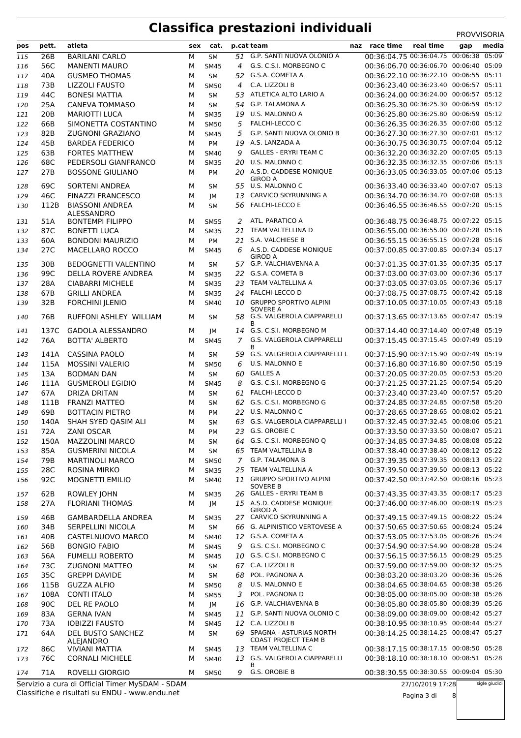# Classifica prestazioni individuali

PROVVISORIA

| pos | pett. | atleta | sex | cat. | p.cat | team | naz | race time | real time | gap | media |
|---|---|---|---|---|---|---|---|---|---|---|---|
| 115 | 26B | BARILANI CARLO | M | SM | 51 | G.P. SANTI NUOVA OLONIO A | | 00:36:04.75 | 00:36:04.75 | 00:06:38 | 05:09 |
| 116 | 56C | MANENTI MAURO | M | SM45 | 4 | G.S. C.S.I. MORBEGNO C | | 00:36:06.70 | 00:36:06.70 | 00:06:40 | 05:09 |
| 117 | 40A | GUSMEO THOMAS | M | SM | 52 | G.S.A. COMETA A | | 00:36:22.10 | 00:36:22.10 | 00:06:55 | 05:11 |
| 118 | 73B | LIZZOLI FAUSTO | M | SM50 | 4 | C.A. LIZZOLI B | | 00:36:23.40 | 00:36:23.40 | 00:06:57 | 05:11 |
| 119 | 44C | BONESI MATTIA | M | SM | 53 | ATLETICA ALTO LARIO A | | 00:36:24.00 | 00:36:24.00 | 00:06:57 | 05:12 |
| 120 | 25A | CANEVA TOMMASO | M | SM | 54 | G.P. TALAMONA A | | 00:36:25.30 | 00:36:25.30 | 00:06:59 | 05:12 |
| 121 | 20B | MARIOTTI LUCA | M | SM35 | 19 | U.S. MALONNO A | | 00:36:25.80 | 00:36:25.80 | 00:06:59 | 05:12 |
| 122 | 66B | SIMONETTA COSTANTINO | M | SM50 | 5 | FALCHI-LECCO C | | 00:36:26.35 | 00:36:26.35 | 00:07:00 | 05:12 |
| 123 | 82B | ZUGNONI GRAZIANO | M | SM45 | 5 | G.P. SANTI NUOVA OLONIO B | | 00:36:27.30 | 00:36:27.30 | 00:07:01 | 05:12 |
| 124 | 45B | BARDEA FEDERICO | M | PM | 19 | A.S. LANZADA A | | 00:36:30.75 | 00:36:30.75 | 00:07:04 | 05:12 |
| 125 | 63B | FORTES MATTHEW | M | SM40 | 9 | GALLES - ERYRI TEAM C | | 00:36:32.20 | 00:36:32.20 | 00:07:05 | 05:13 |
| 126 | 68C | PEDERSOLI GIANFRANCO | M | SM35 | 20 | U.S. MALONNO C | | 00:36:32.35 | 00:36:32.35 | 00:07:06 | 05:13 |
| 127 | 27B | BOSSONE GIULIANO | M | PM | 20 | A.S.D. CADDESE MONIQUE GIROD A | | 00:36:33.05 | 00:36:33.05 | 00:07:06 | 05:13 |
| 128 | 69C | SORTENI ANDREA | M | SM | 55 | U.S. MALONNO C | | 00:36:33.40 | 00:36:33.40 | 00:07:07 | 05:13 |
| 129 | 46C | FINAZZI FRANCESCO | M | JM | 13 | CARVICO SKYRUNNING A | | 00:36:34.70 | 00:36:34.70 | 00:07:08 | 05:13 |
| 130 | 112B | BIASSONI ANDREA ALESSANDRO | M | SM | 56 | FALCHI-LECCO E | | 00:36:46.55 | 00:36:46.55 | 00:07:20 | 05:15 |
| 131 | 51A | BONTEMPI FILIPPO | M | SM55 | 2 | ATL. PARATICO A | | 00:36:48.75 | 00:36:48.75 | 00:07:22 | 05:15 |
| 132 | 87C | BONETTI LUCA | M | SM35 | 21 | TEAM VALTELLINA D | | 00:36:55.00 | 00:36:55.00 | 00:07:28 | 05:16 |
| 133 | 60A | BONDONI MAURIZIO | M | PM | 21 | S.A. VALCHIESE B | | 00:36:55.15 | 00:36:55.15 | 00:07:28 | 05:16 |
| 134 | 27C | MACELLARO ROCCO | M | SM45 | 6 | A.S.D. CADDESE MONIQUE GIROD A | | 00:37:00.85 | 00:37:00.85 | 00:07:34 | 05:17 |
| 135 | 30B | BEDOGNETTI VALENTINO | M | SM | 57 | G.P. VALCHIAVENNA A | | 00:37:01.35 | 00:37:01.35 | 00:07:35 | 05:17 |
| 136 | 99C | DELLA ROVERE ANDREA | M | SM35 | 22 | G.S.A. COMETA B | | 00:37:03.00 | 00:37:03.00 | 00:07:36 | 05:17 |
| 137 | 28A | CIABARRI MICHELE | M | SM35 | 23 | TEAM VALTELLINA A | | 00:37:03.05 | 00:37:03.05 | 00:07:36 | 05:17 |
| 138 | 67B | GRILLI ANDREA | M | SM35 | 24 | FALCHI-LECCO D | | 00:37:08.75 | 00:37:08.75 | 00:07:42 | 05:18 |
| 139 | 32B | FORCHINI JLENIO | M | SM40 | 10 | GRUPPO SPORTIVO ALPINI SOVERE A | | 00:37:10.05 | 00:37:10.05 | 00:07:43 | 05:18 |
| 140 | 76B | RUFFONI ASHLEY WILLIAM | M | SM | 58 | G.S. VALGEROLA CIAPPARELLI B | | 00:37:13.65 | 00:37:13.65 | 00:07:47 | 05:19 |
| 141 | 137C | GADOLA ALESSANDRO | M | JM | 14 | G.S. C.S.I. MORBEGNO M | | 00:37:14.40 | 00:37:14.40 | 00:07:48 | 05:19 |
| 142 | 76A | BOTTA' ALBERTO | M | SM45 | 7 | G.S. VALGEROLA CIAPPARELLI B | | 00:37:15.45 | 00:37:15.45 | 00:07:49 | 05:19 |
| 143 | 141A | CASSINA PAOLO | M | SM | 59 | G.S. VALGEROLA CIAPPARELLI L | | 00:37:15.90 | 00:37:15.90 | 00:07:49 | 05:19 |
| 144 | 115A | MOSSINI VALERIO | M | SM50 | 6 | U.S. MALONNO E | | 00:37:16.80 | 00:37:16.80 | 00:07:50 | 05:19 |
| 145 | 13A | BODMAN DAN | M | SM | 60 | GALLES A | | 00:37:20.05 | 00:37:20.05 | 00:07:53 | 05:20 |
| 146 | 111A | GUSMEROLI EGIDIO | M | SM45 | 8 | G.S. C.S.I. MORBEGNO G | | 00:37:21.25 | 00:37:21.25 | 00:07:54 | 05:20 |
| 147 | 67A | DRIZA DRITAN | M | SM | 61 | FALCHI-LECCO D | | 00:37:23.40 | 00:37:23.40 | 00:07:57 | 05:20 |
| 148 | 111B | FRANZI MATTEO | M | SM | 62 | G.S. C.S.I. MORBEGNO G | | 00:37:24.85 | 00:37:24.85 | 00:07:58 | 05:20 |
| 149 | 69B | BOTTACIN PIETRO | M | PM | 22 | U.S. MALONNO C | | 00:37:28.65 | 00:37:28.65 | 00:08:02 | 05:21 |
| 150 | 140A | SHAH SYED QASIM ALI | M | SM | 63 | G.S. VALGEROLA CIAPPARELLI I | | 00:37:32.45 | 00:37:32.45 | 00:08:06 | 05:21 |
| 151 | 72A | ZANI OSCAR | M | PM | 23 | G.S. OROBIE C | | 00:37:33.50 | 00:37:33.50 | 00:08:07 | 05:21 |
| 152 | 150A | MAZZOLINI MARCO | M | SM | 64 | G.S. C.S.I. MORBEGNO Q | | 00:37:34.85 | 00:37:34.85 | 00:08:08 | 05:22 |
| 153 | 85A | GUSMERINI NICOLA | M | SM | 65 | TEAM VALTELLINA B | | 00:37:38.40 | 00:37:38.40 | 00:08:12 | 05:22 |
| 154 | 79B | MARTINOLI MARCO | M | SM50 | 7 | G.P. TALAMONA B | | 00:37:39.35 | 00:37:39.35 | 00:08:13 | 05:22 |
| 155 | 28C | ROSINA MIRKO | M | SM35 | 25 | TEAM VALTELLINA A | | 00:37:39.50 | 00:37:39.50 | 00:08:13 | 05:22 |
| 156 | 92C | MOGNETTI EMILIO | M | SM40 | 11 | GRUPPO SPORTIVO ALPINI SOVERE B | | 00:37:42.50 | 00:37:42.50 | 00:08:16 | 05:23 |
| 157 | 62B | ROWLEY JOHN | M | SM35 | 26 | GALLES - ERYRI TEAM B | | 00:37:43.35 | 00:37:43.35 | 00:08:17 | 05:23 |
| 158 | 27A | FLORIANI THOMAS | M | JM | 15 | A.S.D. CADDESE MONIQUE GIROD A | | 00:37:46.00 | 00:37:46.00 | 00:08:19 | 05:23 |
| 159 | 46B | GAMBARDELLA ANDREA | M | SM35 | 27 | CARVICO SKYRUNNING A | | 00:37:49.15 | 00:37:49.15 | 00:08:22 | 05:24 |
| 160 | 34B | SERPELLINI NICOLA | M | SM | 66 | G. ALPINISTICO VERTOVESE A | | 00:37:50.65 | 00:37:50.65 | 00:08:24 | 05:24 |
| 161 | 40B | CASTELNUOVO MARCO | M | SM40 | 12 | G.S.A. COMETA A | | 00:37:53.05 | 00:37:53.05 | 00:08:26 | 05:24 |
| 162 | 56B | BONGIO FABIO | M | SM45 | 9 | G.S. C.S.I. MORBEGNO C | | 00:37:54.90 | 00:37:54.90 | 00:08:28 | 05:24 |
| 163 | 56A | FUMELLI ROBERTO | M | SM45 | 10 | G.S. C.S.I. MORBEGNO C | | 00:37:56.15 | 00:37:56.15 | 00:08:29 | 05:25 |
| 164 | 73C | ZUGNONI MATTEO | M | SM | 67 | C.A. LIZZOLI B | | 00:37:59.00 | 00:37:59.00 | 00:08:32 | 05:25 |
| 165 | 35C | GREPPI DAVIDE | M | SM | 68 | POL. PAGNONA A | | 00:38:03.20 | 00:38:03.20 | 00:08:36 | 05:26 |
| 166 | 115B | GUZZA ALFIO | M | SM50 | 8 | U.S. MALONNO E | | 00:38:04.65 | 00:38:04.65 | 00:08:38 | 05:26 |
| 167 | 108A | CONTI ITALO | M | SM55 | 3 | POL. PAGNONA D | | 00:38:05.00 | 00:38:05.00 | 00:08:38 | 05:26 |
| 168 | 90C | DEL RE PAOLO | M | JM | 16 | G.P. VALCHIAVENNA B | | 00:38:05.80 | 00:38:05.80 | 00:08:39 | 05:26 |
| 169 | 83A | GERNA IVAN | M | SM45 | 11 | G.P. SANTI NUOVA OLONIO C | | 00:38:09.00 | 00:38:09.00 | 00:08:42 | 05:27 |
| 170 | 73A | IOBIZZI FAUSTO | M | SM45 | 12 | C.A. LIZZOLI B | | 00:38:10.95 | 00:38:10.95 | 00:08:44 | 05:27 |
| 171 | 64A | DEL BUSTO SANCHEZ ALEJANDRO | M | SM | 69 | SPAGNA - ASTURIAS NORTH COAST PROJECT TEAM B | | 00:38:14.25 | 00:38:14.25 | 00:08:47 | 05:27 |
| 172 | 86C | VIVIANI MATTIA | M | SM45 | 13 | TEAM VALTELLINA C | | 00:38:17.15 | 00:38:17.15 | 00:08:50 | 05:28 |
| 173 | 76C | CORNALI MICHELE | M | SM40 | 13 | G.S. VALGEROLA CIAPPARELLI B | | 00:38:18.10 | 00:38:18.10 | 00:08:51 | 05:28 |
| 174 | 71A | ROVELLI GIORGIO | M | SM50 | 9 | G.S. OROBIE B | | 00:38:30.55 | 00:38:30.55 | 00:09:04 | 05:30 |

Servizio a cura di Official Timer MySDAM - SDAM
Classifiche e risultati su ENDU - www.endu.net

27/10/2019 17:28

sigle giudici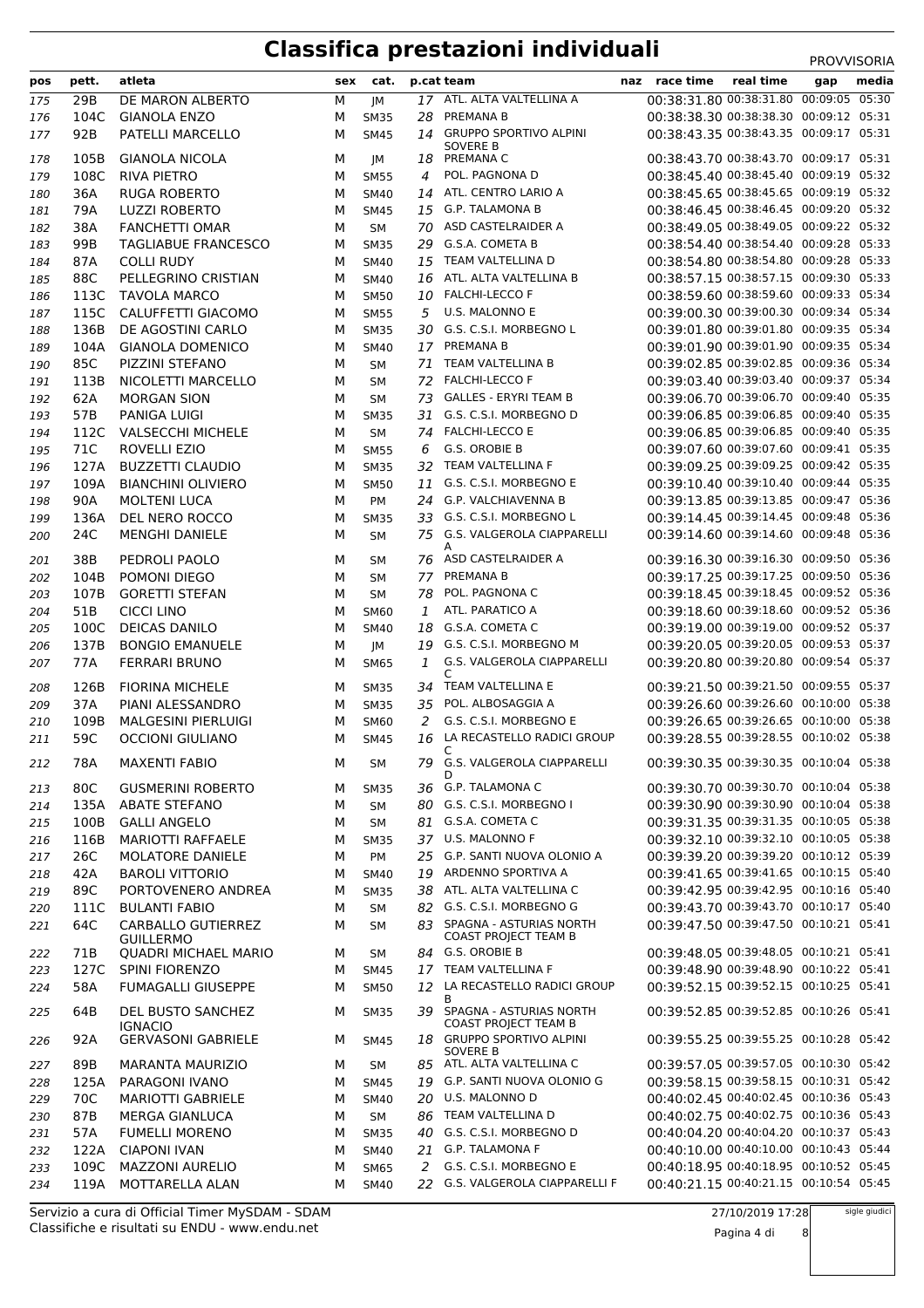# Classifica prestazioni individuali

PROVVISORIA

| pos | pett. | atleta | sex | cat. | p.cat | team | naz | race time | real time | gap | media |
|---|---|---|---|---|---|---|---|---|---|---|---|
| 175 | 29B | DE MARON ALBERTO | M | JM | 17 | ATL. ALTA VALTELLINA A | | 00:38:31.80 | 00:38:31.80 | 00:09:05 | 05:30 |
| 176 | 104C | GIANOLA ENZO | M | SM35 | 28 | PREMANA B | | 00:38:38.30 | 00:38:38.30 | 00:09:12 | 05:31 |
| 177 | 92B | PATELLI MARCELLO | M | SM45 | 14 | GRUPPO SPORTIVO ALPINI SOVERE B | | 00:38:43.35 | 00:38:43.35 | 00:09:17 | 05:31 |
| 178 | 105B | GIANOLA NICOLA | M | JM | 18 | PREMANA C | | 00:38:43.70 | 00:38:43.70 | 00:09:17 | 05:31 |
| 179 | 108C | RIVA PIETRO | M | SM55 | 4 | POL. PAGNONA D | | 00:38:45.40 | 00:38:45.40 | 00:09:19 | 05:32 |
| 180 | 36A | RUGA ROBERTO | M | SM40 | 14 | ATL. CENTRO LARIO A | | 00:38:45.65 | 00:38:45.65 | 00:09:19 | 05:32 |
| 181 | 79A | LUZZI ROBERTO | M | SM45 | 15 | G.P. TALAMONA B | | 00:38:46.45 | 00:38:46.45 | 00:09:20 | 05:32 |
| 182 | 98A | FANCHETTI OMAR | M | SM | 70 | ASD CASTELRAIDER A | | 00:38:49.05 | 00:38:49.05 | 00:09:22 | 05:32 |
| 183 | 99B | TAGLIABUE FRANCESCO | M | SM35 | 29 | G.S.A. COMETA B | | 00:38:54.40 | 00:38:54.40 | 00:09:28 | 05:33 |
| 184 | 87A | COLLI RUDY | M | SM40 | 15 | TEAM VALTELLINA D | | 00:38:54.80 | 00:38:54.80 | 00:09:28 | 05:33 |
| 185 | 88C | PELLEGRINO CRISTIAN | M | SM40 | 16 | ATL. ALTA VALTELLINA B | | 00:38:57.15 | 00:38:57.15 | 00:09:30 | 05:33 |
| 186 | 113C | TAVOLA MARCO | M | SM50 | 10 | FALCHI-LECCO F | | 00:38:59.60 | 00:38:59.60 | 00:09:33 | 05:34 |
| 187 | 115C | CALUFFETTI GIACOMO | M | SM55 | 5 | U.S. MALONNO E | | 00:39:00.30 | 00:39:00.30 | 00:09:34 | 05:34 |
| 188 | 136B | DE AGOSTINI CARLO | M | SM35 | 30 | G.S. C.S.I. MORBEGNO L | | 00:39:01.80 | 00:39:01.80 | 00:09:35 | 05:34 |
| 189 | 104A | GIANOLA DOMENICO | M | SM40 | 17 | PREMANA B | | 00:39:01.90 | 00:39:01.90 | 00:09:35 | 05:34 |
| 190 | 85C | PIZZINI STEFANO | M | SM | 71 | TEAM VALTELLINA B | | 00:39:02.85 | 00:39:02.85 | 00:09:36 | 05:34 |
| 191 | 113B | NICOLETTI MARCELLO | M | SM | 72 | FALCHI-LECCO F | | 00:39:03.40 | 00:39:03.40 | 00:09:37 | 05:34 |
| 192 | 62A | MORGAN SION | M | SM | 73 | GALLES - ERYRI TEAM B | | 00:39:06.70 | 00:39:06.70 | 00:09:40 | 05:35 |
| 193 | 57B | PANIGA LUIGI | M | SM35 | 31 | G.S. C.S.I. MORBEGNO D | | 00:39:06.85 | 00:39:06.85 | 00:09:40 | 05:35 |
| 194 | 112C | VALSECCHI MICHELE | M | SM | 74 | FALCHI-LECCO E | | 00:39:06.85 | 00:39:06.85 | 00:09:40 | 05:35 |
| 195 | 71C | ROVELLI EZIO | M | SM55 | 6 | G.S. OROBIE B | | 00:39:07.60 | 00:39:07.60 | 00:09:41 | 05:35 |
| 196 | 127A | BUZZETTI CLAUDIO | M | SM35 | 32 | TEAM VALTELLINA F | | 00:39:09.25 | 00:39:09.25 | 00:09:42 | 05:35 |
| 197 | 109A | BIANCHINI OLIVIERO | M | SM50 | 11 | G.S. C.S.I. MORBEGNO E | | 00:39:10.40 | 00:39:10.40 | 00:09:44 | 05:35 |
| 198 | 90A | MOLTENI LUCA | M | PM | 24 | G.P. VALCHIAVENNA B | | 00:39:13.85 | 00:39:13.85 | 00:09:47 | 05:36 |
| 199 | 136A | DEL NERO ROCCO | M | SM35 | 33 | G.S. C.S.I. MORBEGNO L | | 00:39:14.45 | 00:39:14.45 | 00:09:48 | 05:36 |
| 200 | 24C | MENGHI DANIELE | M | SM | 75 | G.S. VALGEROLA CIAPPARELLI A | | 00:39:14.60 | 00:39:14.60 | 00:09:48 | 05:36 |
| 201 | 38B | PEDROLI PAOLO | M | SM | 76 | ASD CASTELRAIDER A | | 00:39:16.30 | 00:39:16.30 | 00:09:50 | 05:36 |
| 202 | 104B | POMONI DIEGO | M | SM | 77 | PREMANA B | | 00:39:17.25 | 00:39:17.25 | 00:09:50 | 05:36 |
| 203 | 107B | GORETTI STEFAN | M | SM | 78 | POL. PAGNONA C | | 00:39:18.45 | 00:39:18.45 | 00:09:52 | 05:36 |
| 204 | 51B | CICCI LINO | M | SM60 | 1 | ATL. PARATICO A | | 00:39:18.60 | 00:39:18.60 | 00:09:52 | 05:36 |
| 205 | 100C | DEICAS DANILO | M | SM40 | 18 | G.S.A. COMETA C | | 00:39:19.00 | 00:39:19.00 | 00:09:52 | 05:37 |
| 206 | 137B | BONGIO EMANUELE | M | JM | 19 | G.S. C.S.I. MORBEGNO M | | 00:39:20.05 | 00:39:20.05 | 00:09:53 | 05:37 |
| 207 | 77A | FERRARI BRUNO | M | SM65 | 1 | G.S. VALGEROLA CIAPPARELLI C | | 00:39:20.80 | 00:39:20.80 | 00:09:54 | 05:37 |
| 208 | 126B | FIORINA MICHELE | M | SM35 | 34 | TEAM VALTELLINA E | | 00:39:21.50 | 00:39:21.50 | 00:09:55 | 05:37 |
| 209 | 37A | PIANI ALESSANDRO | M | SM35 | 35 | POL. ALBOSAGGIA A | | 00:39:26.60 | 00:39:26.60 | 00:10:00 | 05:38 |
| 210 | 109B | MALGESINI PIERLUIGI | M | SM60 | 2 | G.S. C.S.I. MORBEGNO E | | 00:39:26.65 | 00:39:26.65 | 00:10:00 | 05:38 |
| 211 | 59C | OCCIONI GIULIANO | M | SM45 | 16 | LA RECASTELLO RADICI GROUP C | | 00:39:28.55 | 00:39:28.55 | 00:10:02 | 05:38 |
| 212 | 78A | MAXENTI FABIO | M | SM | 79 | G.S. VALGEROLA CIAPPARELLI D | | 00:39:30.35 | 00:39:30.35 | 00:10:04 | 05:38 |
| 213 | 80C | GUSMERINI ROBERTO | M | SM35 | 36 | G.P. TALAMONA C | | 00:39:30.70 | 00:39:30.70 | 00:10:04 | 05:38 |
| 214 | 135A | ABATE STEFANO | M | SM | 80 | G.S. C.S.I. MORBEGNO I | | 00:39:30.90 | 00:39:30.90 | 00:10:04 | 05:38 |
| 215 | 100B | GALLI ANGELO | M | SM | 81 | G.S.A. COMETA C | | 00:39:31.35 | 00:39:31.35 | 00:10:05 | 05:38 |
| 216 | 116B | MARIOTTI RAFFAELE | M | SM35 | 37 | U.S. MALONNO F | | 00:39:32.10 | 00:39:32.10 | 00:10:05 | 05:38 |
| 217 | 26C | MOLATORE DANIELE | M | PM | 25 | G.P. SANTI NUOVA OLONIO A | | 00:39:39.20 | 00:39:39.20 | 00:10:12 | 05:39 |
| 218 | 42A | BAROLI VITTORIO | M | SM40 | 19 | ARDENNO SPORTIVA A | | 00:39:41.65 | 00:39:41.65 | 00:10:15 | 05:40 |
| 219 | 89C | PORTOVENERO ANDREA | M | SM35 | 38 | ATL. ALTA VALTELLINA C | | 00:39:42.95 | 00:39:42.95 | 00:10:16 | 05:40 |
| 220 | 111C | BULANTI FABIO | M | SM | 82 | G.S. C.S.I. MORBEGNO G | | 00:39:43.70 | 00:39:43.70 | 00:10:17 | 05:40 |
| 221 | 64C | CARBALLO GUTIERREZ GUILLERMO | M | SM | 83 | SPAGNA - ASTURIAS NORTH COAST PROJECT TEAM B | | 00:39:47.50 | 00:39:47.50 | 00:10:21 | 05:41 |
| 222 | 71B | QUADRI MICHAEL MARIO | M | SM | 84 | G.S. OROBIE B | | 00:39:48.05 | 00:39:48.05 | 00:10:21 | 05:41 |
| 223 | 127C | SPINI FIORENZO | M | SM45 | 17 | TEAM VALTELLINA F | | 00:39:48.90 | 00:39:48.90 | 00:10:22 | 05:41 |
| 224 | 58A | FUMAGALLI GIUSEPPE | M | SM50 | 12 | LA RECASTELLO RADICI GROUP B | | 00:39:52.15 | 00:39:52.15 | 00:10:25 | 05:41 |
| 225 | 64B | DEL BUSTO SANCHEZ IGNACIO | M | SM35 | 39 | SPAGNA - ASTURIAS NORTH COAST PROJECT TEAM B | | 00:39:52.85 | 00:39:52.85 | 00:10:26 | 05:41 |
| 226 | 92A | GERVASONI GABRIELE | M | SM45 | 18 | GRUPPO SPORTIVO ALPINI SOVERE B | | 00:39:55.25 | 00:39:55.25 | 00:10:28 | 05:42 |
| 227 | 89B | MARANTA MAURIZIO | M | SM | 85 | ATL. ALTA VALTELLINA C | | 00:39:57.05 | 00:39:57.05 | 00:10:30 | 05:42 |
| 228 | 125A | PARAGONI IVANO | M | SM45 | 19 | G.P. SANTI NUOVA OLONIO G | | 00:39:58.15 | 00:39:58.15 | 00:10:31 | 05:42 |
| 229 | 70C | MARIOTTI GABRIELE | M | SM40 | 20 | U.S. MALONNO D | | 00:40:02.45 | 00:40:02.45 | 00:10:36 | 05:43 |
| 230 | 87B | MERGA GIANLUCA | M | SM | 86 | TEAM VALTELLINA D | | 00:40:02.75 | 00:40:02.75 | 00:10:36 | 05:43 |
| 231 | 57A | FUMELLI MORENO | M | SM35 | 40 | G.S. C.S.I. MORBEGNO D | | 00:40:04.20 | 00:40:04.20 | 00:10:37 | 05:43 |
| 232 | 122A | CIAPONI IVAN | M | SM40 | 21 | G.P. TALAMONA F | | 00:40:10.00 | 00:40:10.00 | 00:10:43 | 05:44 |
| 233 | 109C | MAZZONI AURELIO | M | SM65 | 2 | G.S. C.S.I. MORBEGNO E | | 00:40:18.95 | 00:40:18.95 | 00:10:52 | 05:45 |
| 234 | 119A | MOTTARELLA ALAN | M | SM40 | 22 | G.S. VALGEROLA CIAPPARELLI F | | 00:40:21.15 | 00:40:21.15 | 00:10:54 | 05:45 |

Servizio a cura di Official Timer MySDAM - SDAM
Classifiche e risultati su ENDU - www.endu.net

27/10/2019 17:28

sigle giudici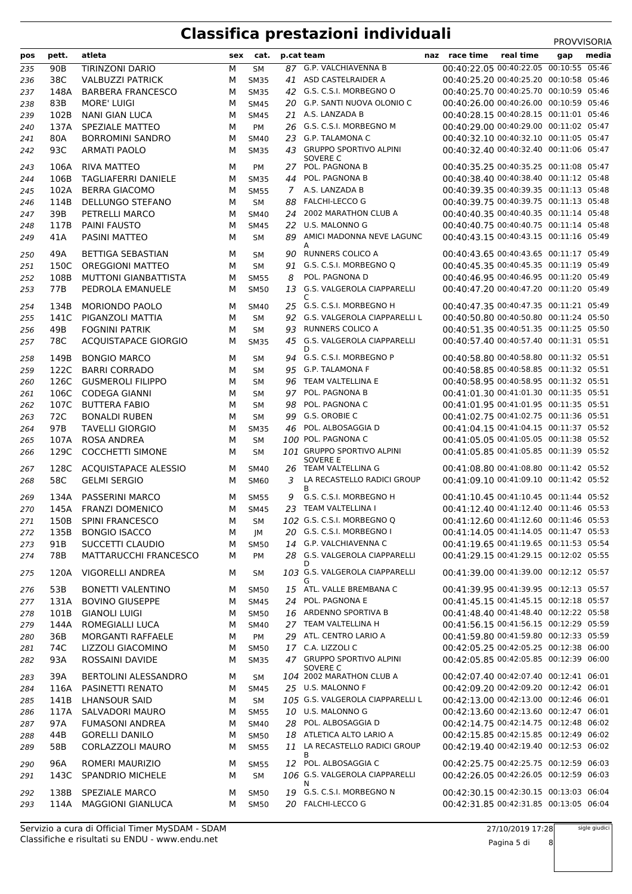# Classifica prestazioni individuali

PROVVISORIA

| pos | pett. | atleta | sex | cat. | p.cat | team | naz | race time | real time | gap | media |
|---|---|---|---|---|---|---|---|---|---|---|---|
| 235 | 90B | TIRINZONI DARIO | M | SM | 87 | G.P. VALCHIAVENNA B | | 00:40:22.05 | 00:40:22.05 | 00:10:55 | 05:46 |
| 236 | 38C | VALBUZZI PATRICK | M | SM35 | 41 | ASD CASTELRAIDER A | | 00:40:25.20 | 00:40:25.20 | 00:10:58 | 05:46 |
| 237 | 148A | BARBERA FRANCESCO | M | SM35 | 42 | G.S. C.S.I. MORBEGNO O | | 00:40:25.70 | 00:40:25.70 | 00:10:59 | 05:46 |
| 238 | 83B | MORE' LUIGI | M | SM45 | 20 | G.P. SANTI NUOVA OLONIO C | | 00:40:26.00 | 00:40:26.00 | 00:10:59 | 05:46 |
| 239 | 102B | NANI GIAN LUCA | M | SM45 | 21 | A.S. LANZADA B | | 00:40:28.15 | 00:40:28.15 | 00:11:01 | 05:46 |
| 240 | 137A | SPEZIALE MATTEO | M | PM | 26 | G.S. C.S.I. MORBEGNO M | | 00:40:29.00 | 00:40:29.00 | 00:11:02 | 05:47 |
| 241 | 80A | BORROMINI SANDRO | M | SM40 | 23 | G.P. TALAMONA C | | 00:40:32.10 | 00:40:32.10 | 00:11:05 | 05:47 |
| 242 | 93C | ARMATI PAOLO | M | SM35 | 43 | GRUPPO SPORTIVO ALPINI SOVERE C | | 00:40:32.40 | 00:40:32.40 | 00:11:06 | 05:47 |
| 243 | 106A | RIVA MATTEO | M | PM | 27 | POL. PAGNONA B | | 00:40:35.25 | 00:40:35.25 | 00:11:08 | 05:47 |
| 244 | 106B | TAGLIAFERRI DANIELE | M | SM35 | 44 | POL. PAGNONA B | | 00:40:38.40 | 00:40:38.40 | 00:11:12 | 05:48 |
| 245 | 102A | BERRA GIACOMO | M | SM55 | 7 | A.S. LANZADA B | | 00:40:39.35 | 00:40:39.35 | 00:11:13 | 05:48 |
| 246 | 114B | DELLUNGO STEFANO | M | SM | 88 | FALCHI-LECCO G | | 00:40:39.75 | 00:40:39.75 | 00:11:13 | 05:48 |
| 247 | 39B | PETRELLI MARCO | M | SM40 | 24 | 2002 MARATHON CLUB A | | 00:40:40.35 | 00:40:40.35 | 00:11:14 | 05:48 |
| 248 | 117B | PAINI FAUSTO | M | SM45 | 22 | U.S. MALONNO G | | 00:40:40.75 | 00:40:40.75 | 00:11:14 | 05:48 |
| 249 | 41A | PASINI MATTEO | M | SM | 89 | AMICI MADONNA NEVE LAGUNC A | | 00:40:43.15 | 00:40:43.15 | 00:11:16 | 05:49 |
| 250 | 49A | BETTIGA SEBASTIAN | M | SM | 90 | RUNNERS COLICO A | | 00:40:43.65 | 00:40:43.65 | 00:11:17 | 05:49 |
| 251 | 150C | OREGGIONI MATTEO | M | SM | 91 | G.S. C.S.I. MORBEGNO Q | | 00:40:45.35 | 00:40:45.35 | 00:11:19 | 05:49 |
| 252 | 108B | MUTTONI GIANBATTISTA | M | SM55 | 8 | POL. PAGNONA D | | 00:40:46.95 | 00:40:46.95 | 00:11:20 | 05:49 |
| 253 | 77B | PEDROLA EMANUELE | M | SM50 | 13 | G.S. VALGEROLA CIAPPARELLI C | | 00:40:47.20 | 00:40:47.20 | 00:11:20 | 05:49 |
| 254 | 134B | MORIONDO PAOLO | M | SM40 | 25 | G.S. C.S.I. MORBEGNO H | | 00:40:47.35 | 00:40:47.35 | 00:11:21 | 05:49 |
| 255 | 141C | PIGANZOLI MATTIA | M | SM | 92 | G.S. VALGEROLA CIAPPARELLI L | | 00:40:50.80 | 00:40:50.80 | 00:11:24 | 05:50 |
| 256 | 49B | FOGNINI PATRIK | M | SM | 93 | RUNNERS COLICO A | | 00:40:51.35 | 00:40:51.35 | 00:11:25 | 05:50 |
| 257 | 78C | ACQUISTAPACE GIORGIO | M | SM35 | 45 | G.S. VALGEROLA CIAPPARELLI D | | 00:40:57.40 | 00:40:57.40 | 00:11:31 | 05:51 |
| 258 | 149B | BONGIO MARCO | M | SM | 94 | G.S. C.S.I. MORBEGNO P | | 00:40:58.80 | 00:40:58.80 | 00:11:32 | 05:51 |
| 259 | 122C | BARRI CORRADO | M | SM | 95 | G.P. TALAMONA F | | 00:40:58.85 | 00:40:58.85 | 00:11:32 | 05:51 |
| 260 | 126C | GUSMEROLI FILIPPO | M | SM | 96 | TEAM VALTELLINA E | | 00:40:58.95 | 00:40:58.95 | 00:11:32 | 05:51 |
| 261 | 106C | CODEGA GIANNI | M | SM | 97 | POL. PAGNONA B | | 00:41:01.30 | 00:41:01.30 | 00:11:35 | 05:51 |
| 262 | 107C | BUTTERA FABIO | M | SM | 98 | POL. PAGNONA C | | 00:41:01.95 | 00:41:01.95 | 00:11:35 | 05:51 |
| 263 | 72C | BONALDI RUBEN | M | SM | 99 | G.S. OROBIE C | | 00:41:02.75 | 00:41:02.75 | 00:11:36 | 05:51 |
| 264 | 97B | TAVELLI GIORGIO | M | SM35 | 46 | POL. ALBOSAGGIA D | | 00:41:04.15 | 00:41:04.15 | 00:11:37 | 05:52 |
| 265 | 107A | ROSA ANDREA | M | SM | 100 | POL. PAGNONA C | | 00:41:05.05 | 00:41:05.05 | 00:11:38 | 05:52 |
| 266 | 129C | COCCHETTI SIMONE | M | SM | 101 | GRUPPO SPORTIVO ALPINI SOVERE E | | 00:41:05.85 | 00:41:05.85 | 00:11:39 | 05:52 |
| 267 | 128C | ACQUISTAPACE ALESSIO | M | SM40 | 26 | TEAM VALTELLINA G | | 00:41:08.80 | 00:41:08.80 | 00:11:42 | 05:52 |
| 268 | 58C | GELMI SERGIO | M | SM60 | 3 | LA RECASTELLO RADICI GROUP B | | 00:41:09.10 | 00:41:09.10 | 00:11:42 | 05:52 |
| 269 | 134A | PASSERINI MARCO | M | SM55 | 9 | G.S. C.S.I. MORBEGNO H | | 00:41:10.45 | 00:41:10.45 | 00:11:44 | 05:52 |
| 270 | 145A | FRANZI DOMENICO | M | SM45 | 23 | TEAM VALTELLINA I | | 00:41:12.40 | 00:41:12.40 | 00:11:46 | 05:53 |
| 271 | 150B | SPINI FRANCESCO | M | SM | 102 | G.S. C.S.I. MORBEGNO Q | | 00:41:12.60 | 00:41:12.60 | 00:11:46 | 05:53 |
| 272 | 135B | BONGIO ISACCO | M | JM | 20 | G.S. C.S.I. MORBEGNO I | | 00:41:14.05 | 00:41:14.05 | 00:11:47 | 05:53 |
| 273 | 91B | SUCCETTI CLAUDIO | M | SM50 | 14 | G.P. VALCHIAVENNA C | | 00:41:19.65 | 00:41:19.65 | 00:11:53 | 05:54 |
| 274 | 78B | MATTARUCCHI FRANCESCO | M | PM | 28 | G.S. VALGEROLA CIAPPARELLI D | | 00:41:29.15 | 00:41:29.15 | 00:12:02 | 05:55 |
| 275 | 120A | VIGORELLI ANDREA | M | SM | 103 | G.S. VALGEROLA CIAPPARELLI G | | 00:41:39.00 | 00:41:39.00 | 00:12:12 | 05:57 |
| 276 | 53B | BONETTI VALENTINO | M | SM50 | 15 | ATL. VALLE BREMBANA C | | 00:41:39.95 | 00:41:39.95 | 00:12:13 | 05:57 |
| 277 | 131A | BOVINO GIUSEPPE | M | SM45 | 24 | POL. PAGNONA E | | 00:41:45.15 | 00:41:45.15 | 00:12:18 | 05:57 |
| 278 | 101B | GIANOLI LUIGI | M | SM50 | 16 | ARDENNO SPORTIVA B | | 00:41:48.40 | 00:41:48.40 | 00:12:22 | 05:58 |
| 279 | 144A | ROMEGIALLI LUCA | M | SM40 | 27 | TEAM VALTELLINA H | | 00:41:56.15 | 00:41:56.15 | 00:12:29 | 05:59 |
| 280 | 36B | MORGANTI RAFFAELE | M | PM | 29 | ATL. CENTRO LARIO A | | 00:41:59.80 | 00:41:59.80 | 00:12:33 | 05:59 |
| 281 | 74C | LIZZOLI GIACOMINO | M | SM50 | 17 | C.A. LIZZOLI C | | 00:42:05.25 | 00:42:05.25 | 00:12:38 | 06:00 |
| 282 | 93A | ROSSAINI DAVIDE | M | SM35 | 47 | GRUPPO SPORTIVO ALPINI SOVERE C | | 00:42:05.85 | 00:42:05.85 | 00:12:39 | 06:00 |
| 283 | 39A | BERTOLINI ALESSANDRO | M | SM | 104 | 2002 MARATHON CLUB A | | 00:42:07.40 | 00:42:07.40 | 00:12:41 | 06:01 |
| 284 | 116A | PASINETTI RENATO | M | SM45 | 25 | U.S. MALONNO F | | 00:42:09.20 | 00:42:09.20 | 00:12:42 | 06:01 |
| 285 | 141B | LHANSOUR SAID | M | SM | 105 | G.S. VALGEROLA CIAPPARELLI L | | 00:42:13.00 | 00:42:13.00 | 00:12:46 | 06:01 |
| 286 | 117A | SALVADORI MAURO | M | SM55 | 10 | U.S. MALONNO G | | 00:42:13.60 | 00:42:13.60 | 00:12:47 | 06:01 |
| 287 | 97A | FUMASONI ANDREA | M | SM40 | 28 | POL. ALBOSAGGIA D | | 00:42:14.75 | 00:42:14.75 | 00:12:48 | 06:02 |
| 288 | 44B | GORELLI DANILO | M | SM50 | 18 | ATLETICA ALTO LARIO A | | 00:42:15.85 | 00:42:15.85 | 00:12:49 | 06:02 |
| 289 | 58B | CORLAZZOLI MAURO | M | SM55 | 11 | LA RECASTELLO RADICI GROUP B | | 00:42:19.40 | 00:42:19.40 | 00:12:53 | 06:02 |
| 290 | 96A | ROMERI MAURIZIO | M | SM55 | 12 | POL. ALBOSAGGIA C | | 00:42:25.75 | 00:42:25.75 | 00:12:59 | 06:03 |
| 291 | 143C | SPANDRIO MICHELE | M | SM | 106 | G.S. VALGEROLA CIAPPARELLI N | | 00:42:26.05 | 00:42:26.05 | 00:12:59 | 06:03 |
| 292 | 138B | SPEZIALE MARCO | M | SM50 | 19 | G.S. C.S.I. MORBEGNO N | | 00:42:30.15 | 00:42:30.15 | 00:13:03 | 06:04 |
| 293 | 114A | MAGGIONI GIANLUCA | M | SM50 | 20 | FALCHI-LECCO G | | 00:42:31.85 | 00:42:31.85 | 00:13:05 | 06:04 |

Servizio a cura di Official Timer MySDAM - SDAM
Classifiche e risultati su ENDU - www.endu.net

27/10/2019 17:28

sigle giudici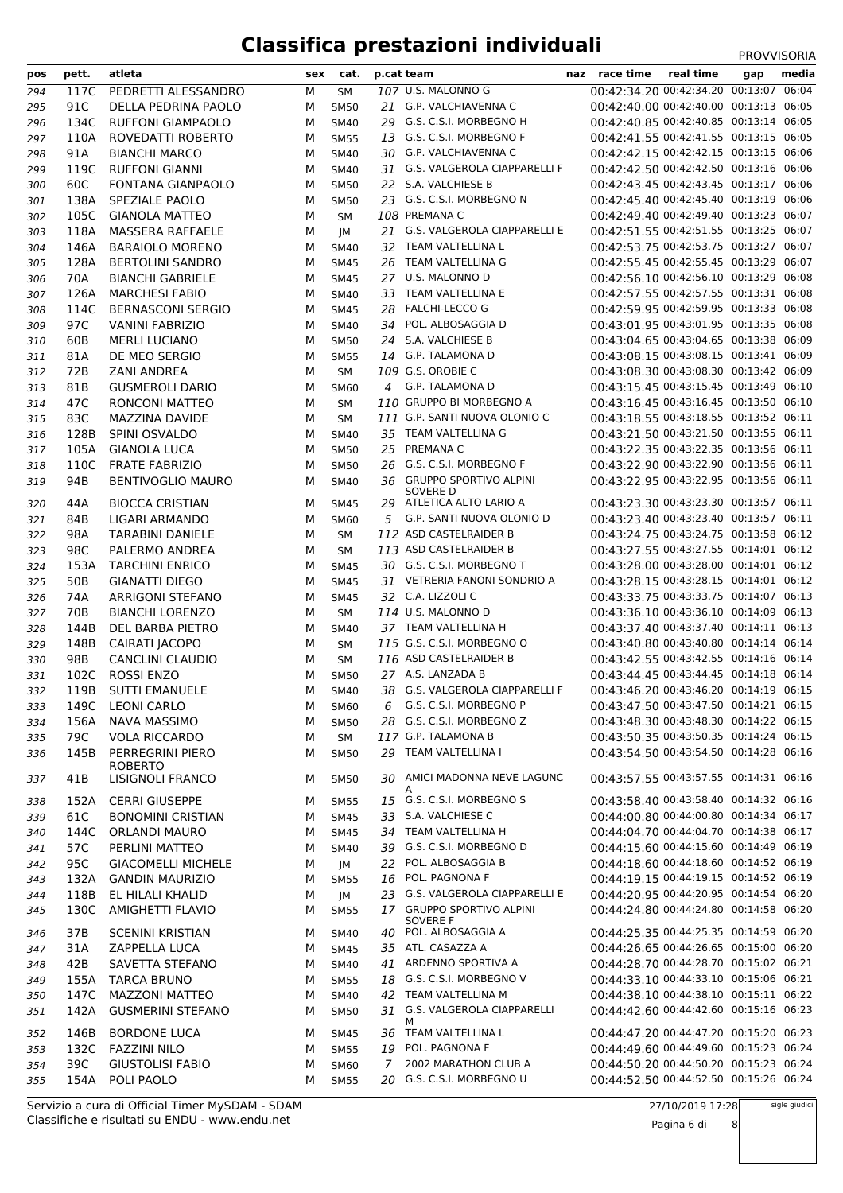# Classifica prestazioni individuali

PROVVISORIA

| pos | pett. | atleta | sex | cat. | p.cat | team | naz | race time | real time | gap | media |
|---|---|---|---|---|---|---|---|---|---|---|---|
| 294 | 117C | PEDRETTI ALESSANDRO | M | SM | 107 | U.S. MALONNO G | | 00:42:34.20 | 00:42:34.20 | 00:13:07 | 06:04 |
| 295 | 91C | DELLA PEDRINA PAOLO | M | SM50 | 21 | G.P. VALCHIAVENNA C | | 00:42:40.00 | 00:42:40.00 | 00:13:13 | 06:05 |
| 296 | 134C | RUFFONI GIAMPAOLO | M | SM40 | 29 | G.S. C.S.I. MORBEGNO H | | 00:42:40.85 | 00:42:40.85 | 00:13:14 | 06:05 |
| 297 | 110A | ROVEDATTI ROBERTO | M | SM55 | 13 | G.S. C.S.I. MORBEGNO F | | 00:42:41.55 | 00:42:41.55 | 00:13:15 | 06:05 |
| 298 | 91A | BIANCHI MARCO | M | SM40 | 30 | G.P. VALCHIAVENNA C | | 00:42:42.15 | 00:42:42.15 | 00:13:15 | 06:06 |
| 299 | 119C | RUFFONI GIANNI | M | SM40 | 31 | G.S. VALGEROLA CIAPPARELLI F | | 00:42:42.50 | 00:42:42.50 | 00:13:16 | 06:06 |
| 300 | 60C | FONTANA GIANPAOLO | M | SM50 | 22 | S.A. VALCHIESE B | | 00:42:43.45 | 00:42:43.45 | 00:13:17 | 06:06 |
| 301 | 138A | SPEZIALE PAOLO | M | SM50 | 23 | G.S. C.S.I. MORBEGNO N | | 00:42:45.40 | 00:42:45.40 | 00:13:19 | 06:06 |
| 302 | 105C | GIANOLA MATTEO | M | SM | 108 | PREMANA C | | 00:42:49.40 | 00:42:49.40 | 00:13:23 | 06:07 |
| 303 | 118A | MASSERA RAFFAELE | M | JM | 21 | G.S. VALGEROLA CIAPPARELLI E | | 00:42:51.55 | 00:42:51.55 | 00:13:25 | 06:07 |
| 304 | 146A | BARAIOLO MORENO | M | SM40 | 32 | TEAM VALTELLINA L | | 00:42:53.75 | 00:42:53.75 | 00:13:27 | 06:07 |
| 305 | 128A | BERTOLINI SANDRO | M | SM45 | 26 | TEAM VALTELLINA G | | 00:42:55.45 | 00:42:55.45 | 00:13:29 | 06:07 |
| 306 | 70A | BIANCHI GABRIELE | M | SM45 | 27 | U.S. MALONNO D | | 00:42:56.10 | 00:42:56.10 | 00:13:29 | 06:08 |
| 307 | 126A | MARCHESI FABIO | M | SM40 | 33 | TEAM VALTELLINA E | | 00:42:57.55 | 00:42:57.55 | 00:13:31 | 06:08 |
| 308 | 114C | BERNASCONI SERGIO | M | SM45 | 28 | FALCHI-LECCO G | | 00:42:59.95 | 00:42:59.95 | 00:13:33 | 06:08 |
| 309 | 97C | VANINI FABRIZIO | M | SM40 | 34 | POL. ALBOSAGGIA D | | 00:43:01.95 | 00:43:01.95 | 00:13:35 | 06:08 |
| 310 | 60B | MERLI LUCIANO | M | SM50 | 24 | S.A. VALCHIESE B | | 00:43:04.65 | 00:43:04.65 | 00:13:38 | 06:09 |
| 311 | 81A | DE MEO SERGIO | M | SM55 | 14 | G.P. TALAMONA D | | 00:43:08.15 | 00:43:08.15 | 00:13:41 | 06:09 |
| 312 | 72B | ZANI ANDREA | M | SM | 109 | G.S. OROBIE C | | 00:43:08.30 | 00:43:08.30 | 00:13:42 | 06:09 |
| 313 | 81B | GUSMEROLI DARIO | M | SM60 | 4 | G.P. TALAMONA D | | 00:43:15.45 | 00:43:15.45 | 00:13:49 | 06:10 |
| 314 | 47C | RONCONI MATTEO | M | SM | 110 | GRUPPO BI MORBEGNO A | | 00:43:16.45 | 00:43:16.45 | 00:13:50 | 06:10 |
| 315 | 83C | MAZZINA DAVIDE | M | SM | 111 | G.P. SANTI NUOVA OLONIO C | | 00:43:18.55 | 00:43:18.55 | 00:13:52 | 06:11 |
| 316 | 128B | SPINI OSVALDO | M | SM40 | 35 | TEAM VALTELLINA G | | 00:43:21.50 | 00:43:21.50 | 00:13:55 | 06:11 |
| 317 | 105A | GIANOLA LUCA | M | SM50 | 25 | PREMANA C | | 00:43:22.35 | 00:43:22.35 | 00:13:56 | 06:11 |
| 318 | 110C | FRATE FABRIZIO | M | SM50 | 26 | G.S. C.S.I. MORBEGNO F | | 00:43:22.90 | 00:43:22.90 | 00:13:56 | 06:11 |
| 319 | 94B | BENTIVOGLIO MAURO | M | SM40 | 36 | GRUPPO SPORTIVO ALPINI SOVERE D | | 00:43:22.95 | 00:43:22.95 | 00:13:56 | 06:11 |
| 320 | 44A | BIOCCA CRISTIAN | M | SM45 | 29 | ATLETICA ALTO LARIO A | | 00:43:23.30 | 00:43:23.30 | 00:13:57 | 06:11 |
| 321 | 84B | LIGARI ARMANDO | M | SM60 | 5 | G.P. SANTI NUOVA OLONIO D | | 00:43:23.40 | 00:43:23.40 | 00:13:57 | 06:11 |
| 322 | 98A | TARABINI DANIELE | M | SM | 112 | ASD CASTELRAIDER B | | 00:43:24.75 | 00:43:24.75 | 00:13:58 | 06:12 |
| 323 | 98C | PALERMO ANDREA | M | SM | 113 | ASD CASTELRAIDER B | | 00:43:27.55 | 00:43:27.55 | 00:14:01 | 06:12 |
| 324 | 153A | TARCHINI ENRICO | M | SM45 | 30 | G.S. C.S.I. MORBEGNO T | | 00:43:28.00 | 00:43:28.00 | 00:14:01 | 06:12 |
| 325 | 50B | GIANATTI DIEGO | M | SM45 | 31 | VETRERIA FANONI SONDRIO A | | 00:43:28.15 | 00:43:28.15 | 00:14:01 | 06:12 |
| 326 | 74A | ARRIGONI STEFANO | M | SM45 | 32 | C.A. LIZZOLI C | | 00:43:33.75 | 00:43:33.75 | 00:14:07 | 06:13 |
| 327 | 70B | BIANCHI LORENZO | M | SM | 114 | U.S. MALONNO D | | 00:43:36.10 | 00:43:36.10 | 00:14:09 | 06:13 |
| 328 | 144B | DEL BARBA PIETRO | M | SM40 | 37 | TEAM VALTELLINA H | | 00:43:37.40 | 00:43:37.40 | 00:14:11 | 06:13 |
| 329 | 148B | CAIRATI JACOPO | M | SM | 115 | G.S. C.S.I. MORBEGNO O | | 00:43:40.80 | 00:43:40.80 | 00:14:14 | 06:14 |
| 330 | 98B | CANCLINI CLAUDIO | M | SM | 116 | ASD CASTELRAIDER B | | 00:43:42.55 | 00:43:42.55 | 00:14:16 | 06:14 |
| 331 | 102C | ROSSI ENZO | M | SM50 | 27 | A.S. LANZADA B | | 00:43:44.45 | 00:43:44.45 | 00:14:18 | 06:14 |
| 332 | 119B | SUTTI EMANUELE | M | SM40 | 38 | G.S. VALGEROLA CIAPPARELLI F | | 00:43:46.20 | 00:43:46.20 | 00:14:19 | 06:15 |
| 333 | 149C | LEONI CARLO | M | SM60 | 6 | G.S. C.S.I. MORBEGNO P | | 00:43:47.50 | 00:43:47.50 | 00:14:21 | 06:15 |
| 334 | 156A | NAVA MASSIMO | M | SM50 | 28 | G.S. C.S.I. MORBEGNO Z | | 00:43:48.30 | 00:43:48.30 | 00:14:22 | 06:15 |
| 335 | 79C | VOLA RICCARDO | M | SM | 117 | G.P. TALAMONA B | | 00:43:50.35 | 00:43:50.35 | 00:14:24 | 06:15 |
| 336 | 145B | PERREGRINI PIERO ROBERTO | M | SM50 | 29 | TEAM VALTELLINA I | | 00:43:54.50 | 00:43:54.50 | 00:14:28 | 06:16 |
| 337 | 41B | LISIGNOLI FRANCO | M | SM50 | 30 | AMICI MADONNA NEVE LAGUNC A | | 00:43:57.55 | 00:43:57.55 | 00:14:31 | 06:16 |
| 338 | 152A | CERRI GIUSEPPE | M | SM55 | 15 | G.S. C.S.I. MORBEGNO S | | 00:43:58.40 | 00:43:58.40 | 00:14:32 | 06:16 |
| 339 | 61C | BONOMINI CRISTIAN | M | SM45 | 33 | S.A. VALCHIESE C | | 00:44:00.80 | 00:44:00.80 | 00:14:34 | 06:17 |
| 340 | 144C | ORLANDI MAURO | M | SM45 | 34 | TEAM VALTELLINA H | | 00:44:04.70 | 00:44:04.70 | 00:14:38 | 06:17 |
| 341 | 57C | PERLINI MATTEO | M | SM40 | 39 | G.S. C.S.I. MORBEGNO D | | 00:44:15.60 | 00:44:15.60 | 00:14:49 | 06:19 |
| 342 | 95C | GIACOMELLI MICHELE | M | JM | 22 | POL. ALBOSAGGIA B | | 00:44:18.60 | 00:44:18.60 | 00:14:52 | 06:19 |
| 343 | 132A | GANDIN MAURIZIO | M | SM55 | 16 | POL. PAGNONA F | | 00:44:19.15 | 00:44:19.15 | 00:14:52 | 06:19 |
| 344 | 118B | EL HILALI KHALID | M | JM | 23 | G.S. VALGEROLA CIAPPARELLI E | | 00:44:20.95 | 00:44:20.95 | 00:14:54 | 06:20 |
| 345 | 130C | AMIGHETTI FLAVIO | M | SM55 | 17 | GRUPPO SPORTIVO ALPINI SOVERE F | | 00:44:24.80 | 00:44:24.80 | 00:14:58 | 06:20 |
| 346 | 37B | SCENINI KRISTIAN | M | SM40 | 40 | POL. ALBOSAGGIA A | | 00:44:25.35 | 00:44:25.35 | 00:14:59 | 06:20 |
| 347 | 31A | ZAPPELLA LUCA | M | SM45 | 35 | ATL. CASAZZA A | | 00:44:26.65 | 00:44:26.65 | 00:15:00 | 06:20 |
| 348 | 42B | SAVETTA STEFANO | M | SM40 | 41 | ARDENNO SPORTIVA A | | 00:44:28.70 | 00:44:28.70 | 00:15:02 | 06:21 |
| 349 | 155A | TARCA BRUNO | M | SM55 | 18 | G.S. C.S.I. MORBEGNO V | | 00:44:33.10 | 00:44:33.10 | 00:15:06 | 06:21 |
| 350 | 147C | MAZZONI MATTEO | M | SM40 | 42 | TEAM VALTELLINA M | | 00:44:38.10 | 00:44:38.10 | 00:15:11 | 06:22 |
| 351 | 142A | GUSMERINI STEFANO | M | SM50 | 31 | G.S. VALGEROLA CIAPPARELLI M | | 00:44:42.60 | 00:44:42.60 | 00:15:16 | 06:23 |
| 352 | 146B | BORDONE LUCA | M | SM45 | 36 | TEAM VALTELLINA L | | 00:44:47.20 | 00:44:47.20 | 00:15:20 | 06:23 |
| 353 | 132C | FAZZINI NILO | M | SM55 | 19 | POL. PAGNONA F | | 00:44:49.60 | 00:44:49.60 | 00:15:23 | 06:24 |
| 354 | 39C | GIUSTOLISI FABIO | M | SM60 | 7 | 2002 MARATHON CLUB A | | 00:44:50.20 | 00:44:50.20 | 00:15:23 | 06:24 |
| 355 | 154A | POLI PAOLO | M | SM55 | 20 | G.S. C.S.I. MORBEGNO U | | 00:44:52.50 | 00:44:52.50 | 00:15:26 | 06:24 |

Servizio a cura di Official Timer MySDAM - SDAM
Classifiche e risultati su ENDU - www.endu.net

27/10/2019 17:28

sigle giudici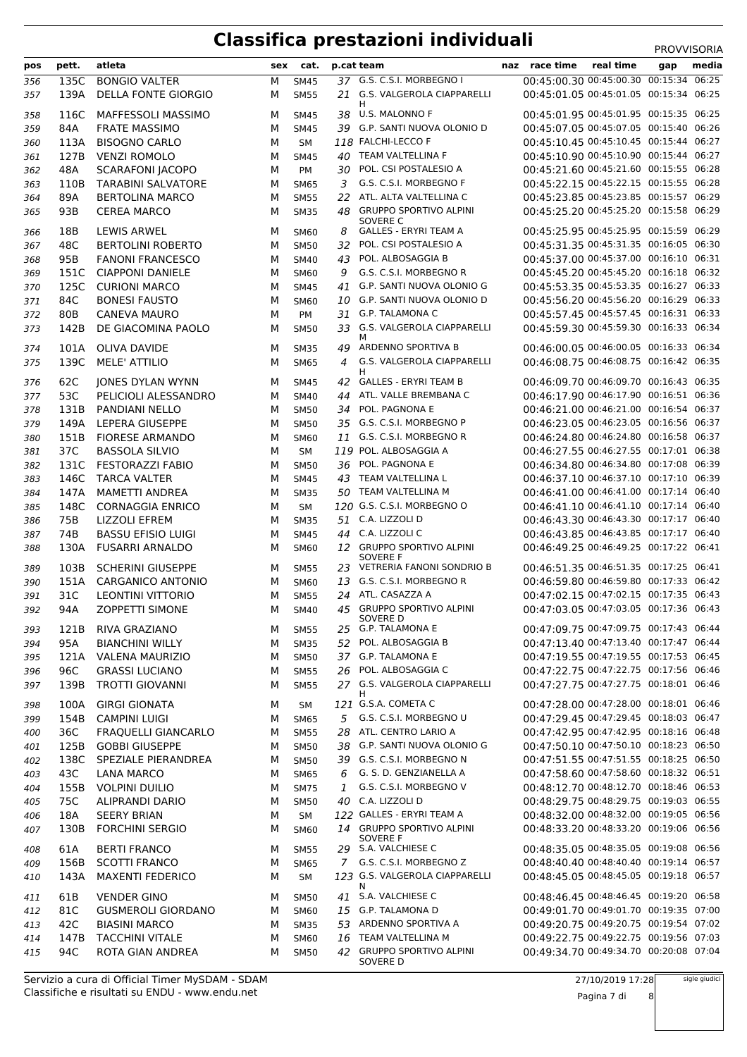# Classifica prestazioni individuali

PROVVISORIA

| pos | pett. | atleta | sex | cat. | p.cat | team | naz | race time | real time | gap | media |
|---|---|---|---|---|---|---|---|---|---|---|---|
| 356 | 135C | BONGIO VALTER | M | SM45 | 37 | G.S. C.S.I. MORBEGNO I | | 00:45:00.30 | 00:45:00.30 | 00:15:34 | 06:25 |
| 357 | 139A | DELLA FONTE GIORGIO | M | SM55 | 21 | G.S. VALGEROLA CIAPPARELLI H | | 00:45:01.05 | 00:45:01.05 | 00:15:34 | 06:25 |
| 358 | 116C | MAFFESSOLI MASSIMO | M | SM45 | 38 | U.S. MALONNO F | | 00:45:01.95 | 00:45:01.95 | 00:15:35 | 06:25 |
| 359 | 84A | FRATE MASSIMO | M | SM45 | 39 | G.P. SANTI NUOVA OLONIO D | | 00:45:07.05 | 00:45:07.05 | 00:15:40 | 06:26 |
| 360 | 113A | BISOGNO CARLO | M | SM | 118 | FALCHI-LECCO F | | 00:45:10.45 | 00:45:10.45 | 00:15:44 | 06:27 |
| 361 | 127B | VENZI ROMOLO | M | SM45 | 40 | TEAM VALTELLINA F | | 00:45:10.90 | 00:45:10.90 | 00:15:44 | 06:27 |
| 362 | 48A | SCARAFONI JACOPO | M | PM | 30 | POL. CSI POSTALESIO A | | 00:45:21.60 | 00:45:21.60 | 00:15:55 | 06:28 |
| 363 | 110B | TARABINI SALVATORE | M | SM65 | 3 | G.S. C.S.I. MORBEGNO F | | 00:45:22.15 | 00:45:22.15 | 00:15:55 | 06:28 |
| 364 | 89A | BERTOLINA MARCO | M | SM55 | 22 | ATL. ALTA VALTELLINA C | | 00:45:23.85 | 00:45:23.85 | 00:15:57 | 06:29 |
| 365 | 93B | CEREA MARCO | M | SM35 | 48 | GRUPPO SPORTIVO ALPINI SOVERE C | | 00:45:25.20 | 00:45:25.20 | 00:15:58 | 06:29 |
| 366 | 18B | LEWIS ARWEL | M | SM60 | 8 | GALLES - ERYRI TEAM A | | 00:45:25.95 | 00:45:25.95 | 00:15:59 | 06:29 |
| 367 | 48C | BERTOLINI ROBERTO | M | SM50 | 32 | POL. CSI POSTALESIO A | | 00:45:31.35 | 00:45:31.35 | 00:16:05 | 06:30 |
| 368 | 95B | FANONI FRANCESCO | M | SM40 | 43 | POL. ALBOSAGGIA B | | 00:45:37.00 | 00:45:37.00 | 00:16:10 | 06:31 |
| 369 | 151C | CIAPPONI DANIELE | M | SM60 | 9 | G.S. C.S.I. MORBEGNO R | | 00:45:45.20 | 00:45:45.20 | 00:16:18 | 06:32 |
| 370 | 125C | CURIONI MARCO | M | SM45 | 41 | G.P. SANTI NUOVA OLONIO G | | 00:45:53.35 | 00:45:53.35 | 00:16:27 | 06:33 |
| 371 | 84C | BONESI FAUSTO | M | SM60 | 10 | G.P. SANTI NUOVA OLONIO D | | 00:45:56.20 | 00:45:56.20 | 00:16:29 | 06:33 |
| 372 | 80B | CANEVA MAURO | M | PM | 31 | G.P. TALAMONA C | | 00:45:57.45 | 00:45:57.45 | 00:16:31 | 06:33 |
| 373 | 142B | DE GIACOMINA PAOLO | M | SM50 | 33 | G.S. VALGEROLA CIAPPARELLI M | | 00:45:59.30 | 00:45:59.30 | 00:16:33 | 06:34 |
| 374 | 101A | OLIVA DAVIDE | M | SM35 | 49 | ARDENNO SPORTIVA B | | 00:46:00.05 | 00:46:00.05 | 00:16:33 | 06:34 |
| 375 | 139C | MELE' ATTILIO | M | SM65 | 4 | G.S. VALGEROLA CIAPPARELLI H | | 00:46:08.75 | 00:46:08.75 | 00:16:42 | 06:35 |
| 376 | 62C | JONES DYLAN WYNN | M | SM45 | 42 | GALLES - ERYRI TEAM B | | 00:46:09.70 | 00:46:09.70 | 00:16:43 | 06:35 |
| 377 | 53C | PELICIOLI ALESSANDRO | M | SM40 | 44 | ATL. VALLE BREMBANA C | | 00:46:17.90 | 00:46:17.90 | 00:16:51 | 06:36 |
| 378 | 131B | PANDIANI NELLO | M | SM50 | 34 | POL. PAGNONA E | | 00:46:21.00 | 00:46:21.00 | 00:16:54 | 06:37 |
| 379 | 149A | LEPERA GIUSEPPE | M | SM50 | 35 | G.S. C.S.I. MORBEGNO P | | 00:46:23.05 | 00:46:23.05 | 00:16:56 | 06:37 |
| 380 | 151B | FIORESE ARMANDO | M | SM60 | 11 | G.S. C.S.I. MORBEGNO R | | 00:46:24.80 | 00:46:24.80 | 00:16:58 | 06:37 |
| 381 | 37C | BASSOLA SILVIO | M | SM | 119 | POL. ALBOSAGGIA A | | 00:46:27.55 | 00:46:27.55 | 00:17:01 | 06:38 |
| 382 | 131C | FESTORAZZI FABIO | M | SM50 | 36 | POL. PAGNONA E | | 00:46:34.80 | 00:46:34.80 | 00:17:08 | 06:39 |
| 383 | 146C | TARCA VALTER | M | SM45 | 43 | TEAM VALTELLINA L | | 00:46:37.10 | 00:46:37.10 | 00:17:10 | 06:39 |
| 384 | 147A | MAMETTI ANDREA | M | SM35 | 50 | TEAM VALTELLINA M | | 00:46:41.00 | 00:46:41.00 | 00:17:14 | 06:40 |
| 385 | 148C | CORNAGGIA ENRICO | M | SM | 120 | G.S. C.S.I. MORBEGNO O | | 00:46:41.10 | 00:46:41.10 | 00:17:14 | 06:40 |
| 386 | 75B | LIZZOLI EFREM | M | SM35 | 51 | C.A. LIZZOLI D | | 00:46:43.30 | 00:46:43.30 | 00:17:17 | 06:40 |
| 387 | 74B | BASSU EFISIO LUIGI | M | SM45 | 44 | C.A. LIZZOLI C | | 00:46:43.85 | 00:46:43.85 | 00:17:17 | 06:40 |
| 388 | 130A | FUSARRI ARNALDO | M | SM60 | 12 | GRUPPO SPORTIVO ALPINI SOVERE F | | 00:46:49.25 | 00:46:49.25 | 00:17:22 | 06:41 |
| 389 | 103B | SCHERINI GIUSEPPE | M | SM55 | 23 | VETRERIA FANONI SONDRIO B | | 00:46:51.35 | 00:46:51.35 | 00:17:25 | 06:41 |
| 390 | 151A | CARGANICO ANTONIO | M | SM60 | 13 | G.S. C.S.I. MORBEGNO R | | 00:46:59.80 | 00:46:59.80 | 00:17:33 | 06:42 |
| 391 | 31C | LEONTINI VITTORIO | M | SM55 | 24 | ATL. CASAZZA A | | 00:47:02.15 | 00:47:02.15 | 00:17:35 | 06:43 |
| 392 | 94A | ZOPPETTI SIMONE | M | SM40 | 45 | GRUPPO SPORTIVO ALPINI SOVERE D | | 00:47:03.05 | 00:47:03.05 | 00:17:36 | 06:43 |
| 393 | 121B | RIVA GRAZIANO | M | SM55 | 25 | G.P. TALAMONA E | | 00:47:09.75 | 00:47:09.75 | 00:17:43 | 06:44 |
| 394 | 95A | BIANCHINI WILLY | M | SM35 | 52 | POL. ALBOSAGGIA B | | 00:47:13.40 | 00:47:13.40 | 00:17:47 | 06:44 |
| 395 | 121A | VALENA MAURIZIO | M | SM50 | 37 | G.P. TALAMONA E | | 00:47:19.55 | 00:47:19.55 | 00:17:53 | 06:45 |
| 396 | 96C | GRASSI LUCIANO | M | SM55 | 26 | POL. ALBOSAGGIA C | | 00:47:22.75 | 00:47:22.75 | 00:17:56 | 06:46 |
| 397 | 139B | TROTTI GIOVANNI | M | SM55 | 27 | G.S. VALGEROLA CIAPPARELLI H | | 00:47:27.75 | 00:47:27.75 | 00:18:01 | 06:46 |
| 398 | 100A | GIRGI GIONATA | M | SM | 121 | G.S.A. COMETA C | | 00:47:28.00 | 00:47:28.00 | 00:18:01 | 06:46 |
| 399 | 154B | CAMPINI LUIGI | M | SM65 | 5 | G.S. C.S.I. MORBEGNO U | | 00:47:29.45 | 00:47:29.45 | 00:18:03 | 06:47 |
| 400 | 36C | FRAQUELLI GIANCARLO | M | SM55 | 28 | ATL. CENTRO LARIO A | | 00:47:42.95 | 00:47:42.95 | 00:18:16 | 06:48 |
| 401 | 125B | GOBBI GIUSEPPE | M | SM50 | 38 | G.P. SANTI NUOVA OLONIO G | | 00:47:50.10 | 00:47:50.10 | 00:18:23 | 06:50 |
| 402 | 138C | SPEZIALE PIERANDREA | M | SM50 | 39 | G.S. C.S.I. MORBEGNO N | | 00:47:51.55 | 00:47:51.55 | 00:18:25 | 06:50 |
| 403 | 43C | LANA MARCO | M | SM65 | 6 | G. S. D. GENZIANELLA A | | 00:47:58.60 | 00:47:58.60 | 00:18:32 | 06:51 |
| 404 | 155B | VOLPINI DUILIO | M | SM75 | 1 | G.S. C.S.I. MORBEGNO V | | 00:48:12.70 | 00:48:12.70 | 00:18:46 | 06:53 |
| 405 | 75C | ALIPRANDI DARIO | M | SM50 | 40 | C.A. LIZZOLI D | | 00:48:29.75 | 00:48:29.75 | 00:19:03 | 06:55 |
| 406 | 18A | SEERY BRIAN | M | SM | 122 | GALLES - ERYRI TEAM A | | 00:48:32.00 | 00:48:32.00 | 00:19:05 | 06:56 |
| 407 | 130B | FORCHINI SERGIO | M | SM60 | 14 | GRUPPO SPORTIVO ALPINI SOVERE F | | 00:48:33.20 | 00:48:33.20 | 00:19:06 | 06:56 |
| 408 | 61A | BERTI FRANCO | M | SM55 | 29 | S.A. VALCHIESE C | | 00:48:35.05 | 00:48:35.05 | 00:19:08 | 06:56 |
| 409 | 156B | SCOTTI FRANCO | M | SM65 | 7 | G.S. C.S.I. MORBEGNO Z | | 00:48:40.40 | 00:48:40.40 | 00:19:14 | 06:57 |
| 410 | 143A | MAXENTI FEDERICO | M | SM | 123 | G.S. VALGEROLA CIAPPARELLI N | | 00:48:45.05 | 00:48:45.05 | 00:19:18 | 06:57 |
| 411 | 61B | VENDER GINO | M | SM50 | 41 | S.A. VALCHIESE C | | 00:48:46.45 | 00:48:46.45 | 00:19:20 | 06:58 |
| 412 | 81C | GUSMEROLI GIORDANO | M | SM60 | 15 | G.P. TALAMONA D | | 00:49:01.70 | 00:49:01.70 | 00:19:35 | 07:00 |
| 413 | 42C | BIASINI MARCO | M | SM35 | 53 | ARDENNO SPORTIVA A | | 00:49:20.75 | 00:49:20.75 | 00:19:54 | 07:02 |
| 414 | 147B | TACCHINI VITALE | M | SM60 | 16 | TEAM VALTELLINA M | | 00:49:22.75 | 00:49:22.75 | 00:19:56 | 07:03 |
| 415 | 94C | ROTA GIAN ANDREA | M | SM50 | 42 | GRUPPO SPORTIVO ALPINI SOVERE D | | 00:49:34.70 | 00:49:34.70 | 00:20:08 | 07:04 |

Servizio a cura di Official Timer MySDAM - SDAM
Classifiche e risultati su ENDU - www.endu.net

27/10/2019 17:28

sigle giudici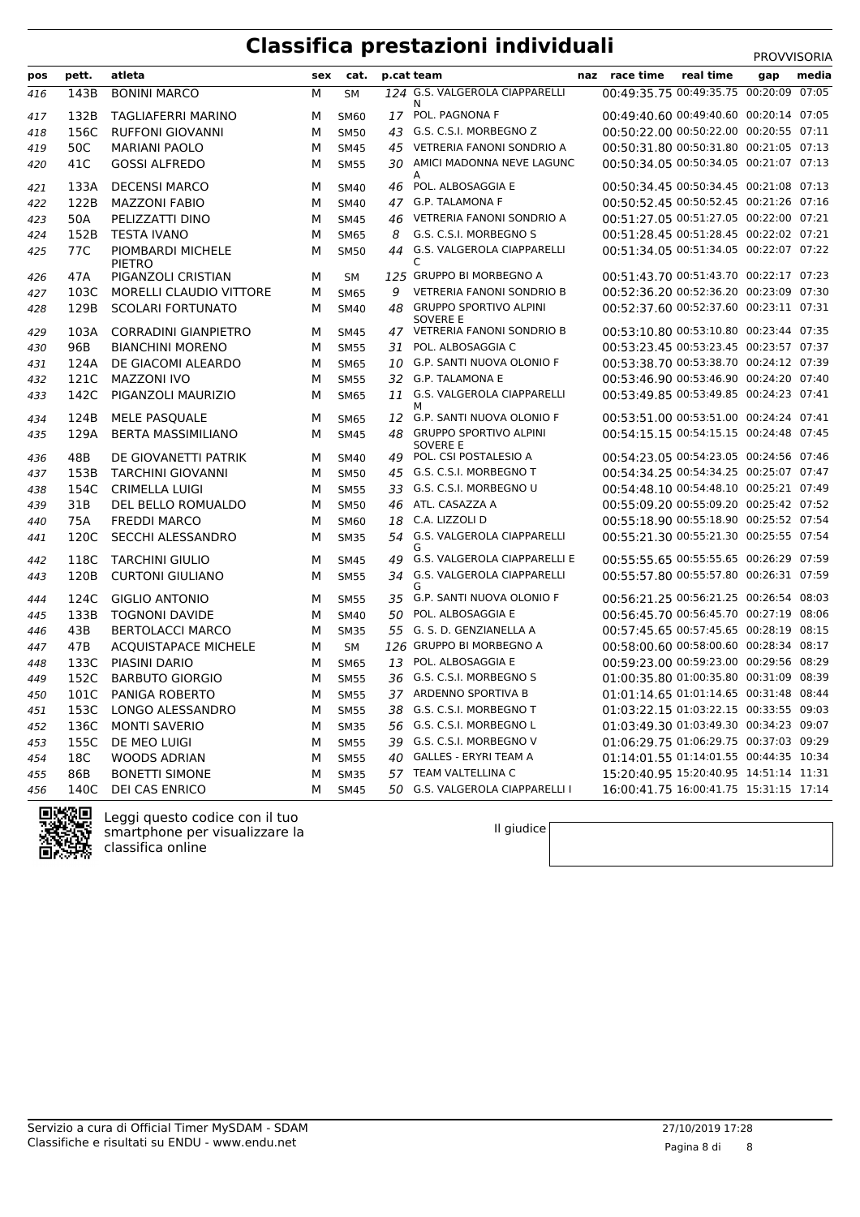# Classifica prestazioni individuali

PROVVISORIA

| pos | pett. | atleta | sex | cat. | p.cat | team | naz | race time | real time | gap | media |
|---|---|---|---|---|---|---|---|---|---|---|---|
| 416 | 143B | BONINI MARCO | M | SM | 124 | G.S. VALGEROLA CIAPPARELLI N | | 00:49:35.75 | 00:49:35.75 | 00:20:09 | 07:05 |
| 417 | 132B | TAGLIAFERRI MARINO | M | SM60 | 17 | POL. PAGNONA F | | 00:49:40.60 | 00:49:40.60 | 00:20:14 | 07:05 |
| 418 | 156C | RUFFONI GIOVANNI | M | SM50 | 43 | G.S. C.S.I. MORBEGNO Z | | 00:50:22.00 | 00:50:22.00 | 00:20:55 | 07:11 |
| 419 | 50C | MARIANI PAOLO | M | SM45 | 45 | VETRERIA FANONI SONDRIO A | | 00:50:31.80 | 00:50:31.80 | 00:21:05 | 07:13 |
| 420 | 41C | GOSSI ALFREDO | M | SM55 | 30 | AMICI MADONNA NEVE LAGUNC A | | 00:50:34.05 | 00:50:34.05 | 00:21:07 | 07:13 |
| 421 | 133A | DECENSI MARCO | M | SM40 | 46 | POL. ALBOSAGGIA E | | 00:50:34.45 | 00:50:34.45 | 00:21:08 | 07:13 |
| 422 | 122B | MAZZONI FABIO | M | SM40 | 47 | G.P. TALAMONA F | | 00:50:52.45 | 00:50:52.45 | 00:21:26 | 07:16 |
| 423 | 50A | PELIZZATTI DINO | M | SM45 | 46 | VETRERIA FANONI SONDRIO A | | 00:51:27.05 | 00:51:27.05 | 00:22:00 | 07:21 |
| 424 | 152B | TESTA IVANO | M | SM65 | 8 | G.S. C.S.I. MORBEGNO S | | 00:51:28.45 | 00:51:28.45 | 00:22:02 | 07:21 |
| 425 | 77C | PIOMBARDI MICHELE PIETRO | M | SM50 | 44 | G.S. VALGEROLA CIAPPARELLI C | | 00:51:34.05 | 00:51:34.05 | 00:22:07 | 07:22 |
| 426 | 47A | PIGANZOLI CRISTIAN | M | SM | 125 | GRUPPO BI MORBEGNO A | | 00:51:43.70 | 00:51:43.70 | 00:22:17 | 07:23 |
| 427 | 103C | MORELLI CLAUDIO VITTORE | M | SM65 | 9 | VETRERIA FANONI SONDRIO B | | 00:52:36.20 | 00:52:36.20 | 00:23:09 | 07:30 |
| 428 | 129B | SCOLARI FORTUNATO | M | SM40 | 48 | GRUPPO SPORTIVO ALPINI SOVERE E | | 00:52:37.60 | 00:52:37.60 | 00:23:11 | 07:31 |
| 429 | 103A | CORRADINI GIANPIETRO | M | SM45 | 47 | VETRERIA FANONI SONDRIO B | | 00:53:10.80 | 00:53:10.80 | 00:23:44 | 07:35 |
| 430 | 96B | BIANCHINI MORENO | M | SM55 | 31 | POL. ALBOSAGGIA C | | 00:53:23.45 | 00:53:23.45 | 00:23:57 | 07:37 |
| 431 | 124A | DE GIACOMI ALEARDO | M | SM65 | 10 | G.P. SANTI NUOVA OLONIO F | | 00:53:38.70 | 00:53:38.70 | 00:24:12 | 07:39 |
| 432 | 121C | MAZZONI IVO | M | SM55 | 32 | G.P. TALAMONA E | | 00:53:46.90 | 00:53:46.90 | 00:24:20 | 07:40 |
| 433 | 142C | PIGANZOLI MAURIZIO | M | SM65 | 11 | G.S. VALGEROLA CIAPPARELLI M | | 00:53:49.85 | 00:53:49.85 | 00:24:23 | 07:41 |
| 434 | 124B | MELE PASQUALE | M | SM65 | 12 | G.P. SANTI NUOVA OLONIO F | | 00:53:51.00 | 00:53:51.00 | 00:24:24 | 07:41 |
| 435 | 129A | BERTA MASSIMILIANO | M | SM45 | 48 | GRUPPO SPORTIVO ALPINI SOVERE E | | 00:54:15.15 | 00:54:15.15 | 00:24:48 | 07:45 |
| 436 | 48B | DE GIOVANETTI PATRIK | M | SM40 | 49 | POL. CSI POSTALESIO A | | 00:54:23.05 | 00:54:23.05 | 00:24:56 | 07:46 |
| 437 | 153B | TARCHINI GIOVANNI | M | SM50 | 45 | G.S. C.S.I. MORBEGNO T | | 00:54:34.25 | 00:54:34.25 | 00:25:07 | 07:47 |
| 438 | 154C | CRIMELLA LUIGI | M | SM55 | 33 | G.S. C.S.I. MORBEGNO U | | 00:54:48.10 | 00:54:48.10 | 00:25:21 | 07:49 |
| 439 | 31B | DEL BELLO ROMUALDO | M | SM50 | 46 | ATL. CASAZZA A | | 00:55:09.20 | 00:55:09.20 | 00:25:42 | 07:52 |
| 440 | 75A | FREDDI MARCO | M | SM60 | 18 | C.A. LIZZOLI D | | 00:55:18.90 | 00:55:18.90 | 00:25:52 | 07:54 |
| 441 | 120C | SECCHI ALESSANDRO | M | SM35 | 54 | G.S. VALGEROLA CIAPPARELLI G | | 00:55:21.30 | 00:55:21.30 | 00:25:55 | 07:54 |
| 442 | 118C | TARCHINI GIULIO | M | SM45 | 49 | G.S. VALGEROLA CIAPPARELLI E | | 00:55:55.65 | 00:55:55.65 | 00:26:29 | 07:59 |
| 443 | 120B | CURTONI GIULIANO | M | SM55 | 34 | G.S. VALGEROLA CIAPPARELLI G | | 00:55:57.80 | 00:55:57.80 | 00:26:31 | 07:59 |
| 444 | 124C | GIGLIO ANTONIO | M | SM55 | 35 | G.P. SANTI NUOVA OLONIO F | | 00:56:21.25 | 00:56:21.25 | 00:26:54 | 08:03 |
| 445 | 133B | TOGNONI DAVIDE | M | SM40 | 50 | POL. ALBOSAGGIA E | | 00:56:45.70 | 00:56:45.70 | 00:27:19 | 08:06 |
| 446 | 43B | BERTOLACCI MARCO | M | SM35 | 55 | G. S. D. GENZIANELLA A | | 00:57:45.65 | 00:57:45.65 | 00:28:19 | 08:15 |
| 447 | 47B | ACQUISTAPACE MICHELE | M | SM | 126 | GRUPPO BI MORBEGNO A | | 00:58:00.60 | 00:58:00.60 | 00:28:34 | 08:17 |
| 448 | 133C | PIASINI DARIO | M | SM65 | 13 | POL. ALBOSAGGIA E | | 00:59:23.00 | 00:59:23.00 | 00:29:56 | 08:29 |
| 449 | 152C | BARBUTO GIORGIO | M | SM55 | 36 | G.S. C.S.I. MORBEGNO S | | 01:00:35.80 | 01:00:35.80 | 00:31:09 | 08:39 |
| 450 | 101C | PANIGA ROBERTO | M | SM55 | 37 | ARDENNO SPORTIVA B | | 01:01:14.65 | 01:01:14.65 | 00:31:48 | 08:44 |
| 451 | 153C | LONGO ALESSANDRO | M | SM55 | 38 | G.S. C.S.I. MORBEGNO T | | 01:03:22.15 | 01:03:22.15 | 00:33:55 | 09:03 |
| 452 | 136C | MONTI SAVERIO | M | SM35 | 56 | G.S. C.S.I. MORBEGNO L | | 01:03:49.30 | 01:03:49.30 | 00:34:23 | 09:07 |
| 453 | 155C | DE MEO LUIGI | M | SM55 | 39 | G.S. C.S.I. MORBEGNO V | | 01:06:29.75 | 01:06:29.75 | 00:37:03 | 09:29 |
| 454 | 18C | WOODS ADRIAN | M | SM55 | 40 | GALLES - ERYRI TEAM A | | 01:14:01.55 | 01:14:01.55 | 00:44:35 | 10:34 |
| 455 | 86B | BONETTI SIMONE | M | SM35 | 57 | TEAM VALTELLINA C | | 15:20:40.95 | 15:20:40.95 | 14:51:14 | 11:31 |
| 456 | 140C | DEI CAS ENRICO | M | SM45 | 50 | G.S. VALGEROLA CIAPPARELLI I | | 16:00:41.75 | 16:00:41.75 | 15:31:15 | 17:14 |

Leggi questo codice con il tuo smartphone per visualizzare la classifica online

Il giudice

Servizio a cura di Official Timer MySDAM - SDAM
Classifiche e risultati su ENDU - www.endu.net

27/10/2019 17:28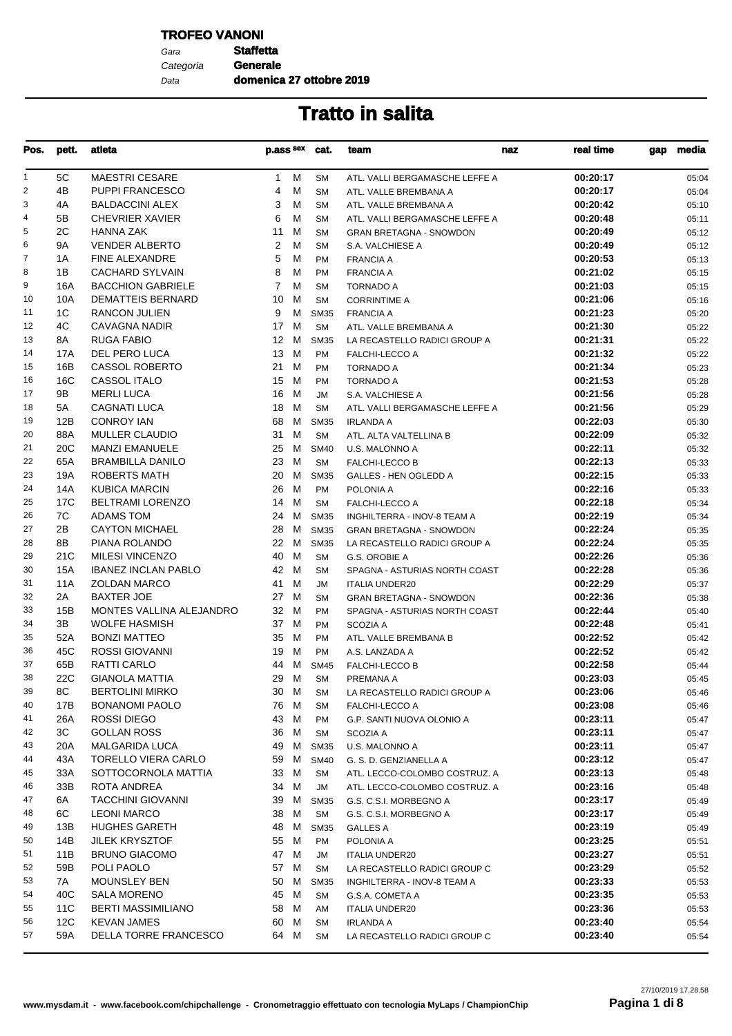**TROFEO VANONI**

Gara **Staffetta**
Categoria **Generale**
Data **domenica 27 ottobre 2019**

# Tratto in salita

| Pos. | pett. | atleta | p.ass | sex | cat. | team | naz | real time | gap | media |
|---|---|---|---|---|---|---|---|---|---|---|
| 1 | 5C | MAESTRI CESARE | 1 | M | SM | ATL. VALLI BERGAMASCHE LEFFE A | | 00:20:17 | | 05:04 |
| 2 | 4B | PUPPI FRANCESCO | 4 | M | SM | ATL. VALLE BREMBANA A | | 00:20:17 | | 05:04 |
| 3 | 4A | BALDACCINI ALEX | 3 | M | SM | ATL. VALLE BREMBANA A | | 00:20:42 | | 05:10 |
| 4 | 5B | CHEVRIER XAVIER | 6 | M | SM | ATL. VALLI BERGAMASCHE LEFFE A | | 00:20:48 | | 05:11 |
| 5 | 2C | HANNA ZAK | 11 | M | SM | GRAN BRETAGNA - SNOWDON | | 00:20:49 | | 05:12 |
| 6 | 9A | VENDER ALBERTO | 2 | M | SM | S.A. VALCHIESE A | | 00:20:49 | | 05:12 |
| 7 | 1A | FINE ALEXANDRE | 5 | M | PM | FRANCIA A | | 00:20:53 | | 05:13 |
| 8 | 1B | CACHARD SYLVAIN | 8 | M | PM | FRANCIA A | | 00:21:02 | | 05:15 |
| 9 | 16A | BACCHION GABRIELE | 7 | M | SM | TORNADO A | | 00:21:03 | | 05:15 |
| 10 | 10A | DEMATTEIS BERNARD | 10 | M | SM | CORRINTIME A | | 00:21:06 | | 05:16 |
| 11 | 1C | RANCON JULIEN | 9 | M | SM35 | FRANCIA A | | 00:21:23 | | 05:20 |
| 12 | 4C | CAVAGNA NADIR | 17 | M | SM | ATL. VALLE BREMBANA A | | 00:21:30 | | 05:22 |
| 13 | 8A | RUGA FABIO | 12 | M | SM35 | LA RECASTELLO RADICI GROUP A | | 00:21:31 | | 05:22 |
| 14 | 17A | DEL PERO LUCA | 13 | M | PM | FALCHI-LECCO A | | 00:21:32 | | 05:22 |
| 15 | 16B | CASSOL ROBERTO | 21 | M | PM | TORNADO A | | 00:21:34 | | 05:23 |
| 16 | 16C | CASSOL ITALO | 15 | M | PM | TORNADO A | | 00:21:53 | | 05:28 |
| 17 | 9B | MERLI LUCA | 16 | M | JM | S.A. VALCHIESE A | | 00:21:56 | | 05:28 |
| 18 | 5A | CAGNATI LUCA | 18 | M | SM | ATL. VALLI BERGAMASCHE LEFFE A | | 00:21:56 | | 05:29 |
| 19 | 12B | CONROY IAN | 68 | M | SM35 | IRLANDA A | | 00:22:03 | | 05:30 |
| 20 | 88A | MULLER CLAUDIO | 31 | M | SM | ATL. ALTA VALTELLINA B | | 00:22:09 | | 05:32 |
| 21 | 20C | MANZI EMANUELE | 25 | M | SM40 | U.S. MALONNO A | | 00:22:11 | | 05:32 |
| 22 | 65A | BRAMBILLA DANILO | 23 | M | SM | FALCHI-LECCO B | | 00:22:13 | | 05:33 |
| 23 | 19A | ROBERTS MATH | 20 | M | SM35 | GALLES - HEN OGLEDD A | | 00:22:15 | | 05:33 |
| 24 | 14A | KUBICA MARCIN | 26 | M | PM | POLONIA A | | 00:22:16 | | 05:33 |
| 25 | 17C | BELTRAMI LORENZO | 14 | M | SM | FALCHI-LECCO A | | 00:22:18 | | 05:34 |
| 26 | 7C | ADAMS TOM | 24 | M | SM35 | INGHILTERRA - INOV-8 TEAM A | | 00:22:19 | | 05:34 |
| 27 | 2B | CAYTON MICHAEL | 28 | M | SM35 | GRAN BRETAGNA - SNOWDON | | 00:22:24 | | 05:35 |
| 28 | 8B | PIANA ROLANDO | 22 | M | SM35 | LA RECASTELLO RADICI GROUP A | | 00:22:24 | | 05:35 |
| 29 | 21C | MILESI VINCENZO | 40 | M | SM | G.S. OROBIE A | | 00:22:26 | | 05:36 |
| 30 | 15A | IBANEZ INCLAN PABLO | 42 | M | SM | SPAGNA - ASTURIAS NORTH COAST | | 00:22:28 | | 05:36 |
| 31 | 11A | ZOLDAN MARCO | 41 | M | JM | ITALIA UNDER20 | | 00:22:29 | | 05:37 |
| 32 | 2A | BAXTER JOE | 27 | M | SM | GRAN BRETAGNA - SNOWDON | | 00:22:36 | | 05:38 |
| 33 | 15B | MONTES VALLINA ALEJANDRO | 32 | M | PM | SPAGNA - ASTURIAS NORTH COAST | | 00:22:44 | | 05:40 |
| 34 | 3B | WOLFE HASMISH | 37 | M | PM | SCOZIA A | | 00:22:48 | | 05:41 |
| 35 | 52A | BONZI MATTEO | 35 | M | PM | ATL. VALLE BREMBANA B | | 00:22:52 | | 05:42 |
| 36 | 45C | ROSSI GIOVANNI | 19 | M | PM | A.S. LANZADA A | | 00:22:52 | | 05:42 |
| 37 | 65B | RATTI CARLO | 44 | M | SM45 | FALCHI-LECCO B | | 00:22:58 | | 05:44 |
| 38 | 22C | GIANOLA MATTIA | 29 | M | SM | PREMANA A | | 00:23:03 | | 05:45 |
| 39 | 8C | BERTOLINI MIRKO | 30 | M | SM | LA RECASTELLO RADICI GROUP A | | 00:23:06 | | 05:46 |
| 40 | 17B | BONANOMI PAOLO | 76 | M | SM | FALCHI-LECCO A | | 00:23:08 | | 05:46 |
| 41 | 26A | ROSSI DIEGO | 43 | M | PM | G.P. SANTI NUOVA OLONIO A | | 00:23:11 | | 05:47 |
| 42 | 3C | GOLLAN ROSS | 36 | M | SM | SCOZIA A | | 00:23:11 | | 05:47 |
| 43 | 20A | MALGARIDA LUCA | 49 | M | SM35 | U.S. MALONNO A | | 00:23:11 | | 05:47 |
| 44 | 43A | TORELLO VIERA CARLO | 59 | M | SM40 | G. S. D. GENZIANELLA A | | 00:23:12 | | 05:47 |
| 45 | 33A | SOTTOCORNOLA MATTIA | 33 | M | SM | ATL. LECCO-COLOMBO COSTRUZ. A | | 00:23:13 | | 05:48 |
| 46 | 33B | ROTA ANDREA | 34 | M | JM | ATL. LECCO-COLOMBO COSTRUZ. A | | 00:23:16 | | 05:48 |
| 47 | 6A | TACCHINI GIOVANNI | 39 | M | SM35 | G.S. C.S.I. MORBEGNO A | | 00:23:17 | | 05:49 |
| 48 | 6C | LEONI MARCO | 38 | M | SM | G.S. C.S.I. MORBEGNO A | | 00:23:17 | | 05:49 |
| 49 | 13B | HUGHES GARETH | 48 | M | SM35 | GALLES A | | 00:23:19 | | 05:49 |
| 50 | 14B | JILEK KRYSZTOF | 55 | M | PM | POLONIA A | | 00:23:25 | | 05:51 |
| 51 | 11B | BRUNO GIACOMO | 47 | M | JM | ITALIA UNDER20 | | 00:23:27 | | 05:51 |
| 52 | 59B | POLI PAOLO | 57 | M | SM | LA RECASTELLO RADICI GROUP C | | 00:23:29 | | 05:52 |
| 53 | 7A | MOUNSLEY BEN | 50 | M | SM35 | INGHILTERRA - INOV-8 TEAM A | | 00:23:33 | | 05:53 |
| 54 | 40C | SALA MORENO | 45 | M | SM | G.S.A. COMETA A | | 00:23:35 | | 05:53 |
| 55 | 11C | BERTI MASSIMILIANO | 58 | M | AM | ITALIA UNDER20 | | 00:23:36 | | 05:53 |
| 56 | 12C | KEVAN JAMES | 60 | M | SM | IRLANDA A | | 00:23:40 | | 05:54 |
| 57 | 59A | DELLA TORRE FRANCESCO | 64 | M | SM | LA RECASTELLO RADICI GROUP C | | 00:23:40 | | 05:54 |

www.mysdam.it - www.facebook.com/chipchallenge - Cronometraggio effettuato con tecnologia MyLaps / ChampionChip

27/10/2019 17.28.58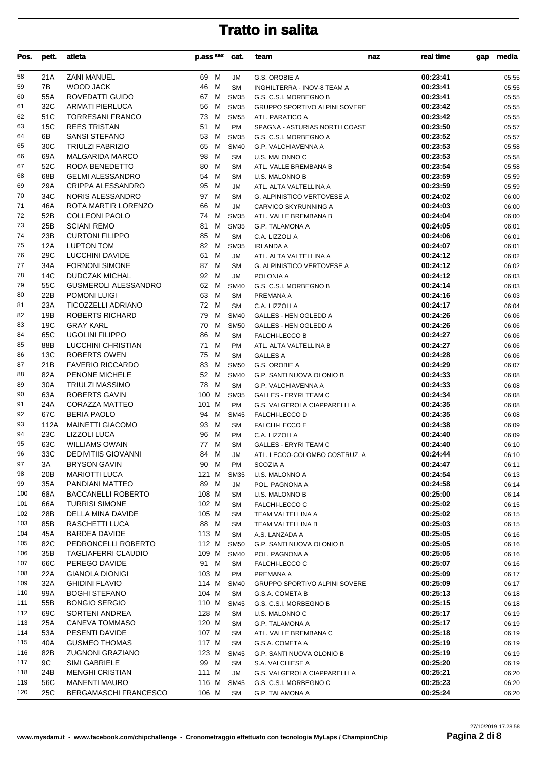# Tratto in salita

| Pos. | pett. | atleta | p.ass | sex | cat. | team | naz | real time | gap | media |
|---|---|---|---|---|---|---|---|---|---|---|
| 58 | 21A | ZANI MANUEL | 69 | M | JM | G.S. OROBIE A | | 00:23:41 | | 05:55 |
| 59 | 7B | WOOD JACK | 46 | M | SM | INGHILTERRA - INOV-8 TEAM A | | 00:23:41 | | 05:55 |
| 60 | 55A | ROVEDATTI GUIDO | 67 | M | SM35 | G.S. C.S.I. MORBEGNO B | | 00:23:41 | | 05:55 |
| 61 | 32C | ARMATI PIERLUCA | 56 | M | SM35 | GRUPPO SPORTIVO ALPINI SOVERE | | 00:23:42 | | 05:55 |
| 62 | 51C | TORRESANI FRANCO | 73 | M | SM55 | ATL. PARATICO A | | 00:23:42 | | 05:55 |
| 63 | 15C | REES TRISTAN | 51 | M | PM | SPAGNA - ASTURIAS NORTH COAST | | 00:23:50 | | 05:57 |
| 64 | 6B | SANSI STEFANO | 53 | M | SM35 | G.S. C.S.I. MORBEGNO A | | 00:23:52 | | 05:57 |
| 65 | 30C | TRIULZI FABRIZIO | 65 | M | SM40 | G.P. VALCHIAVENNA A | | 00:23:53 | | 05:58 |
| 66 | 69A | MALGARIDA MARCO | 98 | M | SM | U.S. MALONNO C | | 00:23:53 | | 05:58 |
| 67 | 52C | RODA BENEDETTO | 80 | M | SM | ATL. VALLE BREMBANA B | | 00:23:54 | | 05:58 |
| 68 | 68B | GELMI ALESSANDRO | 54 | M | SM | U.S. MALONNO B | | 00:23:59 | | 05:59 |
| 69 | 29A | CRIPPA ALESSANDRO | 95 | M | JM | ATL. ALTA VALTELLINA A | | 00:23:59 | | 05:59 |
| 70 | 34C | NORIS ALESSANDRO | 97 | M | SM | G. ALPINISTICO VERTOVESE A | | 00:24:02 | | 06:00 |
| 71 | 46A | ROTA MARTIR LORENZO | 66 | M | JM | CARVICO SKYRUNNING A | | 00:24:03 | | 06:00 |
| 72 | 52B | COLLEONI PAOLO | 74 | M | SM35 | ATL. VALLE BREMBANA B | | 00:24:04 | | 06:00 |
| 73 | 25B | SCIANI REMO | 81 | M | SM35 | G.P. TALAMONA A | | 00:24:05 | | 06:01 |
| 74 | 23B | CURTONI FILIPPO | 85 | M | SM | C.A. LIZZOLI A | | 00:24:06 | | 06:01 |
| 75 | 12A | LUPTON TOM | 82 | M | SM35 | IRLANDA A | | 00:24:07 | | 06:01 |
| 76 | 29C | LUCCHINI DAVIDE | 61 | M | JM | ATL. ALTA VALTELLINA A | | 00:24:12 | | 06:02 |
| 77 | 34A | FORNONI SIMONE | 87 | M | SM | G. ALPINISTICO VERTOVESE A | | 00:24:12 | | 06:02 |
| 78 | 14C | DUDCZAK MICHAL | 92 | M | JM | POLONIA A | | 00:24:12 | | 06:03 |
| 79 | 55C | GUSMEROLI ALESSANDRO | 62 | M | SM40 | G.S. C.S.I. MORBEGNO B | | 00:24:14 | | 06:03 |
| 80 | 22B | POMONI LUIGI | 63 | M | SM | PREMANA A | | 00:24:16 | | 06:03 |
| 81 | 23A | TICOZZELLI ADRIANO | 72 | M | SM | C.A. LIZZOLI A | | 00:24:17 | | 06:04 |
| 82 | 19B | ROBERTS RICHARD | 79 | M | SM40 | GALLES - HEN OGLEDD A | | 00:24:26 | | 06:06 |
| 83 | 19C | GRAY KARL | 70 | M | SM50 | GALLES - HEN OGLEDD A | | 00:24:26 | | 06:06 |
| 84 | 65C | UGOLINI FILIPPO | 86 | M | SM | FALCHI-LECCO B | | 00:24:27 | | 06:06 |
| 85 | 88B | LUCCHINI CHRISTIAN | 71 | M | PM | ATL. ALTA VALTELLINA B | | 00:24:27 | | 06:06 |
| 86 | 13C | ROBERTS OWEN | 75 | M | SM | GALLES A | | 00:24:28 | | 06:06 |
| 87 | 21B | FAVERIO RICCARDO | 83 | M | SM50 | G.S. OROBIE A | | 00:24:29 | | 06:07 |
| 88 | 82A | PENONE MICHELE | 52 | M | SM40 | G.P. SANTI NUOVA OLONIO B | | 00:24:33 | | 06:08 |
| 89 | 30A | TRIULZI MASSIMO | 78 | M | SM | G.P. VALCHIAVENNA A | | 00:24:33 | | 06:08 |
| 90 | 63A | ROBERTS GAVIN | 100 | M | SM35 | GALLES - ERYRI TEAM C | | 00:24:34 | | 06:08 |
| 91 | 24A | CORAZZA MATTEO | 101 | M | PM | G.S. VALGEROLA CIAPPARELLI A | | 00:24:35 | | 06:08 |
| 92 | 67C | BERIA PAOLO | 94 | M | SM45 | FALCHI-LECCO D | | 00:24:35 | | 06:08 |
| 93 | 112A | MAINETTI GIACOMO | 93 | M | SM | FALCHI-LECCO E | | 00:24:38 | | 06:09 |
| 94 | 23C | LIZZOLI LUCA | 96 | M | PM | C.A. LIZZOLI A | | 00:24:40 | | 06:09 |
| 95 | 63C | WILLIAMS OWAIN | 77 | M | SM | GALLES - ERYRI TEAM C | | 00:24:40 | | 06:10 |
| 96 | 33C | DEDIVITIIS GIOVANNI | 84 | M | JM | ATL. LECCO-COLOMBO COSTRUZ. A | | 00:24:44 | | 06:10 |
| 97 | 3A | BRYSON GAVIN | 90 | M | PM | SCOZIA A | | 00:24:47 | | 06:11 |
| 98 | 20B | MARIOTTI LUCA | 121 | M | SM35 | U.S. MALONNO A | | 00:24:54 | | 06:13 |
| 99 | 35A | PANDIANI MATTEO | 89 | M | JM | POL. PAGNONA A | | 00:24:58 | | 06:14 |
| 100 | 68A | BACCANELLI ROBERTO | 108 | M | SM | U.S. MALONNO B | | 00:25:00 | | 06:14 |
| 101 | 66A | TURRISI SIMONE | 102 | M | SM | FALCHI-LECCO C | | 00:25:02 | | 06:15 |
| 102 | 28B | DELLA MINA DAVIDE | 105 | M | SM | TEAM VALTELLINA A | | 00:25:02 | | 06:15 |
| 103 | 85B | RASCHETTI LUCA | 88 | M | SM | TEAM VALTELLINA B | | 00:25:03 | | 06:15 |
| 104 | 45A | BARDEA DAVIDE | 113 | M | SM | A.S. LANZADA A | | 00:25:05 | | 06:16 |
| 105 | 82C | PEDRONCELLI ROBERTO | 112 | M | SM50 | G.P. SANTI NUOVA OLONIO B | | 00:25:05 | | 06:16 |
| 106 | 35B | TAGLIAFERRI CLAUDIO | 109 | M | SM40 | POL. PAGNONA A | | 00:25:05 | | 06:16 |
| 107 | 66C | PEREGO DAVIDE | 91 | M | SM | FALCHI-LECCO C | | 00:25:07 | | 06:16 |
| 108 | 22A | GIANOLA DIONIGI | 103 | M | PM | PREMANA A | | 00:25:09 | | 06:17 |
| 109 | 32A | GHIDINI FLAVIO | 114 | M | SM40 | GRUPPO SPORTIVO ALPINI SOVERE | | 00:25:09 | | 06:17 |
| 110 | 99A | BOGHI STEFANO | 104 | M | SM | G.S.A. COMETA B | | 00:25:13 | | 06:18 |
| 111 | 55B | BONGIO SERGIO | 110 | M | SM45 | G.S. C.S.I. MORBEGNO B | | 00:25:15 | | 06:18 |
| 112 | 69C | SORTENI ANDREA | 128 | M | SM | U.S. MALONNO C | | 00:25:17 | | 06:19 |
| 113 | 25A | CANEVA TOMMASO | 120 | M | SM | G.P. TALAMONA A | | 00:25:17 | | 06:19 |
| 114 | 53A | PESENTI DAVIDE | 107 | M | SM | ATL. VALLE BREMBANA C | | 00:25:18 | | 06:19 |
| 115 | 40A | GUSMEO THOMAS | 117 | M | SM | G.S.A. COMETA A | | 00:25:19 | | 06:19 |
| 116 | 82B | ZUGNONI GRAZIANO | 123 | M | SM45 | G.P. SANTI NUOVA OLONIO B | | 00:25:19 | | 06:19 |
| 117 | 9C | SIMI GABRIELE | 99 | M | SM | S.A. VALCHIESE A | | 00:25:20 | | 06:19 |
| 118 | 24B | MENGHI CRISTIAN | 111 | M | JM | G.S. VALGEROLA CIAPPARELLI A | | 00:25:21 | | 06:20 |
| 119 | 56C | MANENTI MAURO | 116 | M | SM45 | G.S. C.S.I. MORBEGNO C | | 00:25:23 | | 06:20 |
| 120 | 25C | BERGAMASCHI FRANCESCO | 106 | M | SM | G.P. TALAMONA A | | 00:25:24 | | 06:20 |

www.mysdam.it - www.facebook.com/chipchallenge - Cronometraggio effettuato con tecnologia MyLaps / ChampionChip

27/10/2019 17.28.58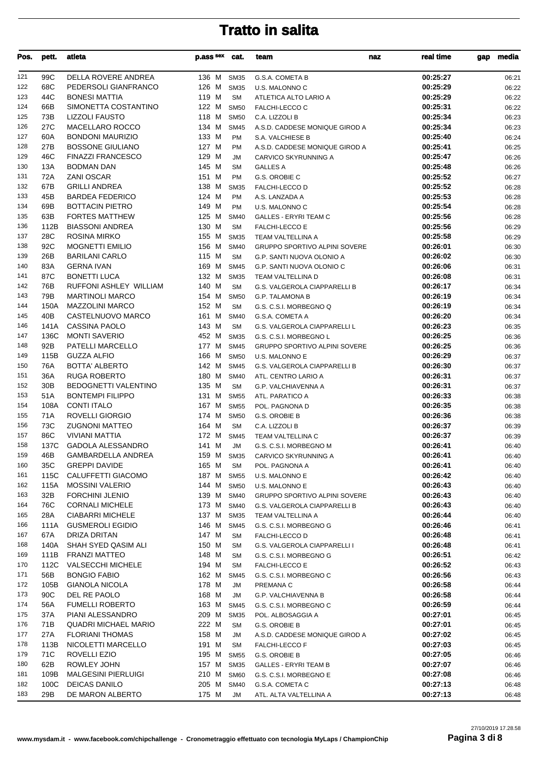# Tratto in salita

| Pos. | pett. | atleta | p.ass | sex | cat. | team | naz | real time | gap | media |
|---|---|---|---|---|---|---|---|---|---|---|
| 121 | 99C | DELLA ROVERE ANDREA | 136 | M | SM35 | G.S.A. COMETA B | | 00:25:27 | | 06:21 |
| 122 | 68C | PEDERSOLI GIANFRANCO | 126 | M | SM35 | U.S. MALONNO C | | 00:25:29 | | 06:22 |
| 123 | 44C | BONESI MATTIA | 119 | M | SM | ATLETICA ALTO LARIO A | | 00:25:29 | | 06:22 |
| 124 | 66B | SIMONETTA COSTANTINO | 122 | M | SM50 | FALCHI-LECCO C | | 00:25:31 | | 06:22 |
| 125 | 73B | LIZZOLI FAUSTO | 118 | M | SM50 | C.A. LIZZOLI B | | 00:25:34 | | 06:23 |
| 126 | 27C | MACELLARO ROCCO | 134 | M | SM45 | A.S.D. CADDESE MONIQUE GIROD A | | 00:25:34 | | 06:23 |
| 127 | 60A | BONDONI MAURIZIO | 133 | M | PM | S.A. VALCHIESE B | | 00:25:40 | | 06:24 |
| 128 | 27B | BOSSONE GIULIANO | 127 | M | PM | A.S.D. CADDESE MONIQUE GIROD A | | 00:25:41 | | 06:25 |
| 129 | 46C | FINAZZI FRANCESCO | 129 | M | JM | CARVICO SKYRUNNING A | | 00:25:47 | | 06:26 |
| 130 | 13A | BODMAN DAN | 145 | M | SM | GALLES A | | 00:25:48 | | 06:26 |
| 131 | 72A | ZANI OSCAR | 151 | M | PM | G.S. OROBIE C | | 00:25:52 | | 06:27 |
| 132 | 67B | GRILLI ANDREA | 138 | M | SM35 | FALCHI-LECCO D | | 00:25:52 | | 06:28 |
| 133 | 45B | BARDEA FEDERICO | 124 | M | PM | A.S. LANZADA A | | 00:25:53 | | 06:28 |
| 134 | 69B | BOTTACIN PIETRO | 149 | M | PM | U.S. MALONNO C | | 00:25:54 | | 06:28 |
| 135 | 63B | FORTES MATTHEW | 125 | M | SM40 | GALLES - ERYRI TEAM C | | 00:25:56 | | 06:28 |
| 136 | 112B | BIASSONI ANDREA | 130 | M | SM | FALCHI-LECCO E | | 00:25:56 | | 06:29 |
| 137 | 28C | ROSINA MIRKO | 155 | M | SM35 | TEAM VALTELLINA A | | 00:25:58 | | 06:29 |
| 138 | 92C | MOGNETTI EMILIO | 156 | M | SM40 | GRUPPO SPORTIVO ALPINI SOVERE | | 00:26:01 | | 06:30 |
| 139 | 26B | BARILANI CARLO | 115 | M | SM | G.P. SANTI NUOVA OLONIO A | | 00:26:02 | | 06:30 |
| 140 | 83A | GERNA IVAN | 169 | M | SM45 | G.P. SANTI NUOVA OLONIO C | | 00:26:06 | | 06:31 |
| 141 | 87C | BONETTI LUCA | 132 | M | SM35 | TEAM VALTELLINA D | | 00:26:08 | | 06:31 |
| 142 | 76B | RUFFONI ASHLEY WILLIAM | 140 | M | SM | G.S. VALGEROLA CIAPPARELLI B | | 00:26:17 | | 06:34 |
| 143 | 79B | MARTINOLI MARCO | 154 | M | SM50 | G.P. TALAMONA B | | 00:26:19 | | 06:34 |
| 144 | 150A | MAZZOLINI MARCO | 152 | M | SM | G.S. C.S.I. MORBEGNO Q | | 00:26:19 | | 06:34 |
| 145 | 40B | CASTELNUOVO MARCO | 161 | M | SM40 | G.S.A. COMETA A | | 00:26:20 | | 06:34 |
| 146 | 141A | CASSINA PAOLO | 143 | M | SM | G.S. VALGEROLA CIAPPARELLI L | | 00:26:23 | | 06:35 |
| 147 | 136C | MONTI SAVERIO | 452 | M | SM35 | G.S. C.S.I. MORBEGNO L | | 00:26:25 | | 06:36 |
| 148 | 92B | PATELLI MARCELLO | 177 | M | SM45 | GRUPPO SPORTIVO ALPINI SOVERE | | 00:26:25 | | 06:36 |
| 149 | 115B | GUZZA ALFIO | 166 | M | SM50 | U.S. MALONNO E | | 00:26:29 | | 06:37 |
| 150 | 76A | BOTTA' ALBERTO | 142 | M | SM45 | G.S. VALGEROLA CIAPPARELLI B | | 00:26:30 | | 06:37 |
| 151 | 36A | RUGA ROBERTO | 180 | M | SM40 | ATL. CENTRO LARIO A | | 00:26:31 | | 06:37 |
| 152 | 30B | BEDOGNETTI VALENTINO | 135 | M | SM | G.P. VALCHIAVENNA A | | 00:26:31 | | 06:37 |
| 153 | 51A | BONTEMPI FILIPPO | 131 | M | SM55 | ATL. PARATICO A | | 00:26:33 | | 06:38 |
| 154 | 108A | CONTI ITALO | 167 | M | SM55 | POL. PAGNONA D | | 00:26:35 | | 06:38 |
| 155 | 71A | ROVELLI GIORGIO | 174 | M | SM50 | G.S. OROBIE B | | 00:26:36 | | 06:38 |
| 156 | 73C | ZUGNONI MATTEO | 164 | M | SM | C.A. LIZZOLI B | | 00:26:37 | | 06:39 |
| 157 | 86C | VIVIANI MATTIA | 172 | M | SM45 | TEAM VALTELLINA C | | 00:26:37 | | 06:39 |
| 158 | 137C | GADOLA ALESSANDRO | 141 | M | JM | G.S. C.S.I. MORBEGNO M | | 00:26:41 | | 06:40 |
| 159 | 46B | GAMBARDELLA ANDREA | 159 | M | SM35 | CARVICO SKYRUNNING A | | 00:26:41 | | 06:40 |
| 160 | 35C | GREPPI DAVIDE | 165 | M | SM | POL. PAGNONA A | | 00:26:41 | | 06:40 |
| 161 | 115C | CALUFFETTI GIACOMO | 187 | M | SM55 | U.S. MALONNO E | | 00:26:42 | | 06:40 |
| 162 | 115A | MOSSINI VALERIO | 144 | M | SM50 | U.S. MALONNO E | | 00:26:43 | | 06:40 |
| 163 | 32B | FORCHINI JLENIO | 139 | M | SM40 | GRUPPO SPORTIVO ALPINI SOVERE | | 00:26:43 | | 06:40 |
| 164 | 76C | CORNALI MICHELE | 173 | M | SM40 | G.S. VALGEROLA CIAPPARELLI B | | 00:26:43 | | 06:40 |
| 165 | 28A | CIABARRI MICHELE | 137 | M | SM35 | TEAM VALTELLINA A | | 00:26:44 | | 06:40 |
| 166 | 111A | GUSMEROLI EGIDIO | 146 | M | SM45 | G.S. C.S.I. MORBEGNO G | | 00:26:46 | | 06:41 |
| 167 | 67A | DRIZA DRITAN | 147 | M | SM | FALCHI-LECCO D | | 00:26:48 | | 06:41 |
| 168 | 140A | SHAH SYED QASIM ALI | 150 | M | SM | G.S. VALGEROLA CIAPPARELLI I | | 00:26:48 | | 06:41 |
| 169 | 111B | FRANZI MATTEO | 148 | M | SM | G.S. C.S.I. MORBEGNO G | | 00:26:51 | | 06:42 |
| 170 | 112C | VALSECCHI MICHELE | 194 | M | SM | FALCHI-LECCO E | | 00:26:52 | | 06:43 |
| 171 | 56B | BONGIO FABIO | 162 | M | SM45 | G.S. C.S.I. MORBEGNO C | | 00:26:56 | | 06:43 |
| 172 | 105B | GIANOLA NICOLA | 178 | M | JM | PREMANA C | | 00:26:58 | | 06:44 |
| 173 | 90C | DEL RE PAOLO | 168 | M | JM | G.P. VALCHIAVENNA B | | 00:26:58 | | 06:44 |
| 174 | 56A | FUMELLI ROBERTO | 163 | M | SM45 | G.S. C.S.I. MORBEGNO C | | 00:26:59 | | 06:44 |
| 175 | 37A | PIANI ALESSANDRO | 209 | M | SM35 | POL. ALBOSAGGIA A | | 00:27:01 | | 06:45 |
| 176 | 71B | QUADRI MICHAEL MARIO | 222 | M | SM | G.S. OROBIE B | | 00:27:01 | | 06:45 |
| 177 | 27A | FLORIANI THOMAS | 158 | M | JM | A.S.D. CADDESE MONIQUE GIROD A | | 00:27:02 | | 06:45 |
| 178 | 113B | NICOLETTI MARCELLO | 191 | M | SM | FALCHI-LECCO F | | 00:27:03 | | 06:45 |
| 179 | 71C | ROVELLI EZIO | 195 | M | SM55 | G.S. OROBIE B | | 00:27:05 | | 06:46 |
| 180 | 62B | ROWLEY JOHN | 157 | M | SM35 | GALLES - ERYRI TEAM B | | 00:27:07 | | 06:46 |
| 181 | 109B | MALGESINI PIERLUIGI | 210 | M | SM60 | G.S. C.S.I. MORBEGNO E | | 00:27:08 | | 06:46 |
| 182 | 100C | DEICAS DANILO | 205 | M | SM40 | G.S.A. COMETA C | | 00:27:13 | | 06:48 |
| 183 | 29B | DE MARON ALBERTO | 175 | M | JM | ATL. ALTA VALTELLINA A | | 00:27:13 | | 06:48 |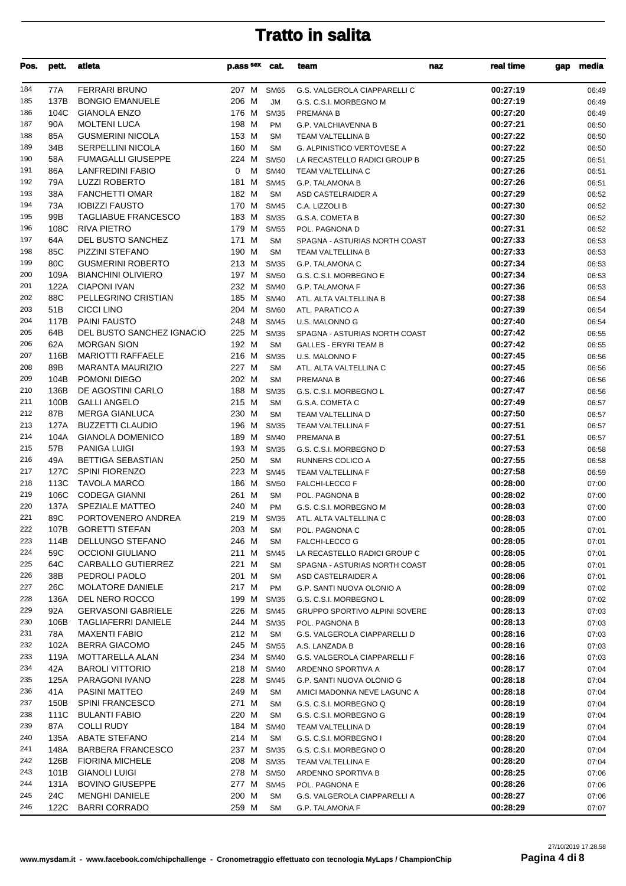# Tratto in salita

| Pos. | pett. | atleta | p.ass | sex | cat. | team | naz | real time | gap | media |
|---|---|---|---|---|---|---|---|---|---|---|
| 184 | 77A | FERRARI BRUNO | 207 | M | SM65 | G.S. VALGEROLA CIAPPARELLI C | | 00:27:19 | | 06:49 |
| 185 | 137B | BONGIO EMANUELE | 206 | M | JM | G.S. C.S.I. MORBEGNO M | | 00:27:19 | | 06:49 |
| 186 | 104C | GIANOLA ENZO | 176 | M | SM35 | PREMANA B | | 00:27:20 | | 06:49 |
| 187 | 90A | MOLTENI LUCA | 198 | M | PM | G.P. VALCHIAVENNA B | | 00:27:21 | | 06:50 |
| 188 | 85A | GUSMERINI NICOLA | 153 | M | SM | TEAM VALTELLINA B | | 00:27:22 | | 06:50 |
| 189 | 34B | SERPELLINI NICOLA | 160 | M | SM | G. ALPINISTICO VERTOVESE A | | 00:27:22 | | 06:50 |
| 190 | 58A | FUMAGALLI GIUSEPPE | 224 | M | SM50 | LA RECASTELLO RADICI GROUP B | | 00:27:25 | | 06:51 |
| 191 | 86A | LANFREDINI FABIO | 0 | M | SM40 | TEAM VALTELLINA C | | 00:27:26 | | 06:51 |
| 192 | 79A | LUZZI ROBERTO | 181 | M | SM45 | G.P. TALAMONA B | | 00:27:26 | | 06:51 |
| 193 | 38A | FANCHETTI OMAR | 182 | M | SM | ASD CASTELRAIDER A | | 00:27:29 | | 06:52 |
| 194 | 73A | IOBIZZI FAUSTO | 170 | M | SM45 | C.A. LIZZOLI B | | 00:27:30 | | 06:52 |
| 195 | 99B | TAGLIABUE FRANCESCO | 183 | M | SM35 | G.S.A. COMETA B | | 00:27:30 | | 06:52 |
| 196 | 108C | RIVA PIETRO | 179 | M | SM55 | POL. PAGNONA D | | 00:27:31 | | 06:52 |
| 197 | 64A | DEL BUSTO SANCHEZ | 171 | M | SM | SPAGNA - ASTURIAS NORTH COAST | | 00:27:33 | | 06:53 |
| 198 | 85C | PIZZINI STEFANO | 190 | M | SM | TEAM VALTELLINA B | | 00:27:33 | | 06:53 |
| 199 | 80C | GUSMERINI ROBERTO | 213 | M | SM35 | G.P. TALAMONA C | | 00:27:34 | | 06:53 |
| 200 | 109A | BIANCHINI OLIVIERO | 197 | M | SM50 | G.S. C.S.I. MORBEGNO E | | 00:27:34 | | 06:53 |
| 201 | 122A | CIAPONI IVAN | 232 | M | SM40 | G.P. TALAMONA F | | 00:27:36 | | 06:53 |
| 202 | 88C | PELLEGRINO CRISTIAN | 185 | M | SM40 | ATL. ALTA VALTELLINA B | | 00:27:38 | | 06:54 |
| 203 | 51B | CICCI LINO | 204 | M | SM60 | ATL. PARATICO A | | 00:27:39 | | 06:54 |
| 204 | 117B | PAINI FAUSTO | 248 | M | SM45 | U.S. MALONNO G | | 00:27:40 | | 06:54 |
| 205 | 64B | DEL BUSTO SANCHEZ IGNACIO | 225 | M | SM35 | SPAGNA - ASTURIAS NORTH COAST | | 00:27:42 | | 06:55 |
| 206 | 62A | MORGAN SION | 192 | M | SM | GALLES - ERYRI TEAM B | | 00:27:42 | | 06:55 |
| 207 | 116B | MARIOTTI RAFFAELE | 216 | M | SM35 | U.S. MALONNO F | | 00:27:45 | | 06:56 |
| 208 | 89B | MARANTA MAURIZIO | 227 | M | SM | ATL. ALTA VALTELLINA C | | 00:27:45 | | 06:56 |
| 209 | 104B | POMONI DIEGO | 202 | M | SM | PREMANA B | | 00:27:46 | | 06:56 |
| 210 | 136B | DE AGOSTINI CARLO | 188 | M | SM35 | G.S. C.S.I. MORBEGNO L | | 00:27:47 | | 06:56 |
| 211 | 100B | GALLI ANGELO | 215 | M | SM | G.S.A. COMETA C | | 00:27:49 | | 06:57 |
| 212 | 87B | MERGA GIANLUCA | 230 | M | SM | TEAM VALTELLINA D | | 00:27:50 | | 06:57 |
| 213 | 127A | BUZZETTI CLAUDIO | 196 | M | SM35 | TEAM VALTELLINA F | | 00:27:51 | | 06:57 |
| 214 | 104A | GIANOLA DOMENICO | 189 | M | SM40 | PREMANA B | | 00:27:51 | | 06:57 |
| 215 | 57B | PANIGA LUIGI | 193 | M | SM35 | G.S. C.S.I. MORBEGNO D | | 00:27:53 | | 06:58 |
| 216 | 49A | BETTIGA SEBASTIAN | 250 | M | SM | RUNNERS COLICO A | | 00:27:55 | | 06:58 |
| 217 | 127C | SPINI FIORENZO | 223 | M | SM45 | TEAM VALTELLINA F | | 00:27:58 | | 06:59 |
| 218 | 113C | TAVOLA MARCO | 186 | M | SM50 | FALCHI-LECCO F | | 00:28:00 | | 07:00 |
| 219 | 106C | CODEGA GIANNI | 261 | M | SM | POL. PAGNONA B | | 00:28:02 | | 07:00 |
| 220 | 137A | SPEZIALE MATTEO | 240 | M | PM | G.S. C.S.I. MORBEGNO M | | 00:28:03 | | 07:00 |
| 221 | 89C | PORTOVENERO ANDREA | 219 | M | SM35 | ATL. ALTA VALTELLINA C | | 00:28:03 | | 07:00 |
| 222 | 107B | GORETTI STEFAN | 203 | M | SM | POL. PAGNONA C | | 00:28:05 | | 07:01 |
| 223 | 114B | DELLUNGO STEFANO | 246 | M | SM | FALCHI-LECCO G | | 00:28:05 | | 07:01 |
| 224 | 59C | OCCIONI GIULIANO | 211 | M | SM45 | LA RECASTELLO RADICI GROUP C | | 00:28:05 | | 07:01 |
| 225 | 64C | CARBALLO GUTIERREZ | 221 | M | SM | SPAGNA - ASTURIAS NORTH COAST | | 00:28:05 | | 07:01 |
| 226 | 38B | PEDROLI PAOLO | 201 | M | SM | ASD CASTELRAIDER A | | 00:28:06 | | 07:01 |
| 227 | 26C | MOLATORE DANIELE | 217 | M | PM | G.P. SANTI NUOVA OLONIO A | | 00:28:09 | | 07:02 |
| 228 | 136A | DEL NERO ROCCO | 199 | M | SM35 | G.S. C.S.I. MORBEGNO L | | 00:28:09 | | 07:02 |
| 229 | 92A | GERVASONI GABRIELE | 226 | M | SM45 | GRUPPO SPORTIVO ALPINI SOVERE | | 00:28:13 | | 07:03 |
| 230 | 106B | TAGLIAFERRI DANIELE | 244 | M | SM35 | POL. PAGNONA B | | 00:28:13 | | 07:03 |
| 231 | 78A | MAXENTI FABIO | 212 | M | SM | G.S. VALGEROLA CIAPPARELLI D | | 00:28:16 | | 07:03 |
| 232 | 102A | BERRA GIACOMO | 245 | M | SM55 | A.S. LANZADA B | | 00:28:16 | | 07:03 |
| 233 | 119A | MOTTARELLA ALAN | 234 | M | SM40 | G.S. VALGEROLA CIAPPARELLI F | | 00:28:16 | | 07:03 |
| 234 | 42A | BAROLI VITTORIO | 218 | M | SM40 | ARDENNO SPORTIVA A | | 00:28:17 | | 07:04 |
| 235 | 125A | PARAGONI IVANO | 228 | M | SM45 | G.P. SANTI NUOVA OLONIO G | | 00:28:18 | | 07:04 |
| 236 | 41A | PASINI MATTEO | 249 | M | SM | AMICI MADONNA NEVE LAGUNC A | | 00:28:18 | | 07:04 |
| 237 | 150B | SPINI FRANCESCO | 271 | M | SM | G.S. C.S.I. MORBEGNO Q | | 00:28:19 | | 07:04 |
| 238 | 111C | BULANTI FABIO | 220 | M | SM | G.S. C.S.I. MORBEGNO G | | 00:28:19 | | 07:04 |
| 239 | 87A | COLLI RUDY | 184 | M | SM40 | TEAM VALTELLINA D | | 00:28:19 | | 07:04 |
| 240 | 135A | ABATE STEFANO | 214 | M | SM | G.S. C.S.I. MORBEGNO I | | 00:28:20 | | 07:04 |
| 241 | 148A | BARBERA FRANCESCO | 237 | M | SM35 | G.S. C.S.I. MORBEGNO O | | 00:28:20 | | 07:04 |
| 242 | 126B | FIORINA MICHELE | 208 | M | SM35 | TEAM VALTELLINA E | | 00:28:20 | | 07:04 |
| 243 | 101B | GIANOLI LUIGI | 278 | M | SM50 | ARDENNO SPORTIVA B | | 00:28:25 | | 07:06 |
| 244 | 131A | BOVINO GIUSEPPE | 277 | M | SM45 | POL. PAGNONA E | | 00:28:26 | | 07:06 |
| 245 | 24C | MENGHI DANIELE | 200 | M | SM | G.S. VALGEROLA CIAPPARELLI A | | 00:28:27 | | 07:06 |
| 246 | 122C | BARRI CORRADO | 259 | M | SM | G.P. TALAMONA F | | 00:28:29 | | 07:07 |

www.mysdam.it - www.facebook.com/chipchallenge - Cronometraggio effettuato con tecnologia MyLaps / ChampionChip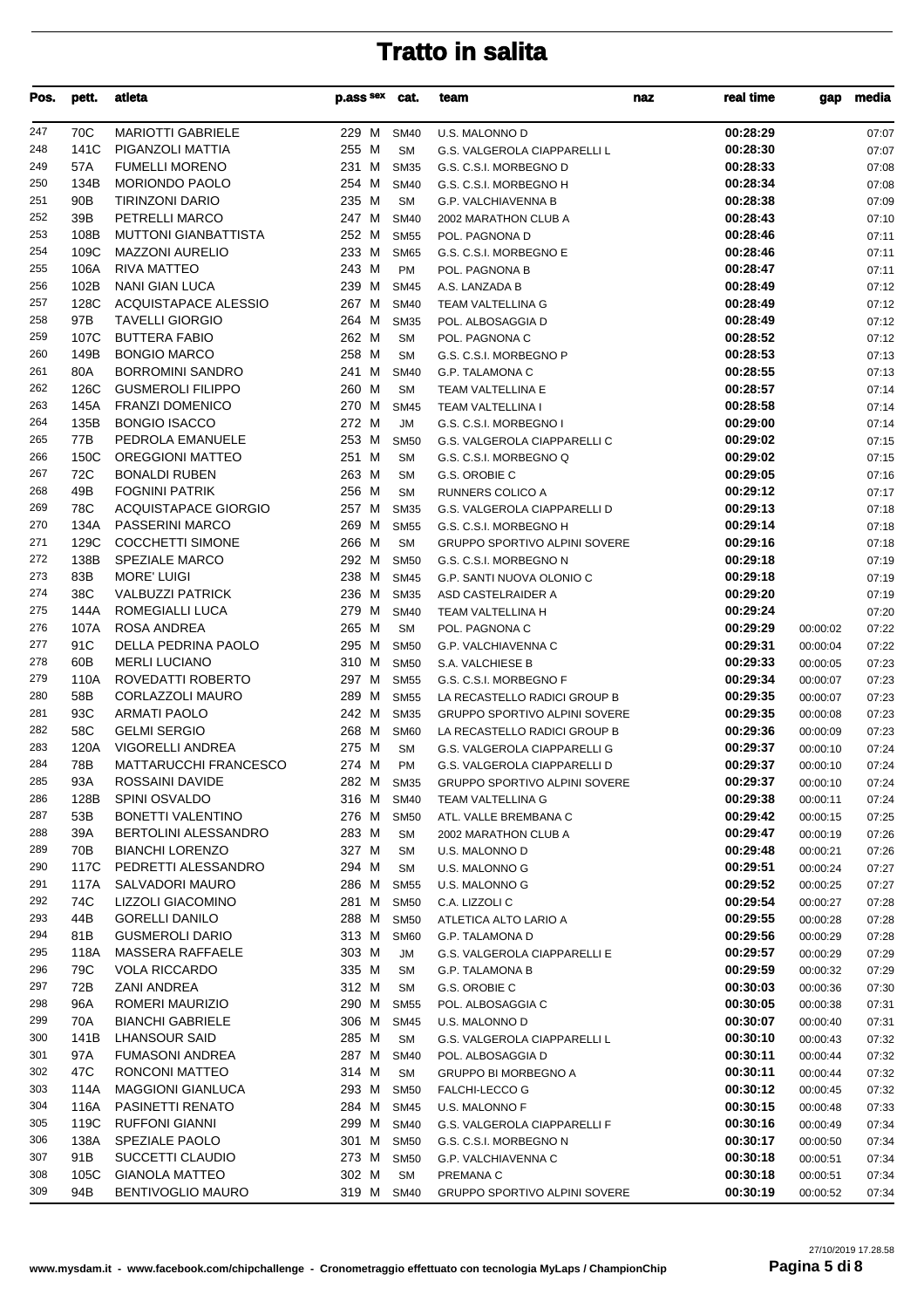# Tratto in salita

| Pos. | pett. | atleta | p.ass | sex | cat. | team | naz | real time | gap | media |
|---|---|---|---|---|---|---|---|---|---|---|
| 247 | 70C | MARIOTTI GABRIELE | 229 | M | SM40 | U.S. MALONNO D | | 00:28:29 | | 07:07 |
| 248 | 141C | PIGANZOLI MATTIA | 255 | M | SM | G.S. VALGEROLA CIAPPARELLI L | | 00:28:30 | | 07:07 |
| 249 | 57A | FUMELLI MORENO | 231 | M | SM35 | G.S. C.S.I. MORBEGNO D | | 00:28:33 | | 07:08 |
| 250 | 134B | MORIONDO PAOLO | 254 | M | SM40 | G.S. C.S.I. MORBEGNO H | | 00:28:34 | | 07:08 |
| 251 | 90B | TIRINZONI DARIO | 235 | M | SM | G.P. VALCHIAVENNA B | | 00:28:38 | | 07:09 |
| 252 | 39B | PETRELLI MARCO | 247 | M | SM40 | 2002 MARATHON CLUB A | | 00:28:43 | | 07:10 |
| 253 | 108B | MUTTONI GIANBATTISTA | 252 | M | SM55 | POL. PAGNONA D | | 00:28:46 | | 07:11 |
| 254 | 109C | MAZZONI AURELIO | 233 | M | SM65 | G.S. C.S.I. MORBEGNO E | | 00:28:46 | | 07:11 |
| 255 | 106A | RIVA MATTEO | 243 | M | PM | POL. PAGNONA B | | 00:28:47 | | 07:11 |
| 256 | 102B | NANI GIAN LUCA | 239 | M | SM45 | A.S. LANZADA B | | 00:28:49 | | 07:12 |
| 257 | 128C | ACQUISTAPACE ALESSIO | 267 | M | SM40 | TEAM VALTELLINA G | | 00:28:49 | | 07:12 |
| 258 | 97B | TAVELLI GIORGIO | 264 | M | SM35 | POL. ALBOSAGGIA D | | 00:28:49 | | 07:12 |
| 259 | 107C | BUTTERA FABIO | 262 | M | SM | POL. PAGNONA C | | 00:28:52 | | 07:12 |
| 260 | 149B | BONGIO MARCO | 258 | M | SM | G.S. C.S.I. MORBEGNO P | | 00:28:53 | | 07:13 |
| 261 | 80A | BORROMINI SANDRO | 241 | M | SM40 | G.P. TALAMONA C | | 00:28:55 | | 07:13 |
| 262 | 126C | GUSMEROLI FILIPPO | 260 | M | SM | TEAM VALTELLINA E | | 00:28:57 | | 07:14 |
| 263 | 145A | FRANZI DOMENICO | 270 | M | SM45 | TEAM VALTELLINA I | | 00:28:58 | | 07:14 |
| 264 | 135B | BONGIO ISACCO | 272 | M | JM | G.S. C.S.I. MORBEGNO I | | 00:29:00 | | 07:14 |
| 265 | 77B | PEDROLA EMANUELE | 253 | M | SM50 | G.S. VALGEROLA CIAPPARELLI C | | 00:29:02 | | 07:15 |
| 266 | 150C | OREGGIONI MATTEO | 251 | M | SM | G.S. C.S.I. MORBEGNO Q | | 00:29:02 | | 07:15 |
| 267 | 72C | BONALDI RUBEN | 263 | M | SM | G.S. OROBIE C | | 00:29:05 | | 07:16 |
| 268 | 49B | FOGNINI PATRIK | 256 | M | SM | RUNNERS COLICO A | | 00:29:12 | | 07:17 |
| 269 | 78C | ACQUISTAPACE GIORGIO | 257 | M | SM35 | G.S. VALGEROLA CIAPPARELLI D | | 00:29:13 | | 07:18 |
| 270 | 134A | PASSERINI MARCO | 269 | M | SM55 | G.S. C.S.I. MORBEGNO H | | 00:29:14 | | 07:18 |
| 271 | 129C | COCCHETTI SIMONE | 266 | M | SM | GRUPPO SPORTIVO ALPINI SOVERE | | 00:29:16 | | 07:18 |
| 272 | 138B | SPEZIALE MARCO | 292 | M | SM50 | G.S. C.S.I. MORBEGNO N | | 00:29:18 | | 07:19 |
| 273 | 83B | MORE' LUIGI | 238 | M | SM45 | G.P. SANTI NUOVA OLONIO C | | 00:29:18 | | 07:19 |
| 274 | 38C | VALBUZZI PATRICK | 236 | M | SM35 | ASD CASTELRAIDER A | | 00:29:20 | | 07:19 |
| 275 | 144A | ROMEGIALLI LUCA | 279 | M | SM40 | TEAM VALTELLINA H | | 00:29:24 | | 07:20 |
| 276 | 107A | ROSA ANDREA | 265 | M | SM | POL. PAGNONA C | | 00:29:29 | 00:00:02 | 07:22 |
| 277 | 91C | DELLA PEDRINA PAOLO | 295 | M | SM50 | G.P. VALCHIAVENNA C | | 00:29:31 | 00:00:04 | 07:22 |
| 278 | 60B | MERLI LUCIANO | 310 | M | SM50 | S.A. VALCHIESE B | | 00:29:33 | 00:00:05 | 07:23 |
| 279 | 110A | ROVEDATTI ROBERTO | 297 | M | SM55 | G.S. C.S.I. MORBEGNO F | | 00:29:34 | 00:00:07 | 07:23 |
| 280 | 58B | CORLAZZOLI MAURO | 289 | M | SM55 | LA RECASTELLO RADICI GROUP B | | 00:29:35 | 00:00:07 | 07:23 |
| 281 | 93C | ARMATI PAOLO | 242 | M | SM35 | GRUPPO SPORTIVO ALPINI SOVERE | | 00:29:35 | 00:00:08 | 07:23 |
| 282 | 58C | GELMI SERGIO | 268 | M | SM60 | LA RECASTELLO RADICI GROUP B | | 00:29:36 | 00:00:09 | 07:23 |
| 283 | 120A | VIGORELLI ANDREA | 275 | M | SM | G.S. VALGEROLA CIAPPARELLI G | | 00:29:37 | 00:00:10 | 07:24 |
| 284 | 78B | MATTARUCCHI FRANCESCO | 274 | M | PM | G.S. VALGEROLA CIAPPARELLI D | | 00:29:37 | 00:00:10 | 07:24 |
| 285 | 93A | ROSSAINI DAVIDE | 282 | M | SM35 | GRUPPO SPORTIVO ALPINI SOVERE | | 00:29:37 | 00:00:10 | 07:24 |
| 286 | 128B | SPINI OSVALDO | 316 | M | SM40 | TEAM VALTELLINA G | | 00:29:38 | 00:00:11 | 07:24 |
| 287 | 53B | BONETTI VALENTINO | 276 | M | SM50 | ATL. VALLE BREMBANA C | | 00:29:42 | 00:00:15 | 07:25 |
| 288 | 39A | BERTOLINI ALESSANDRO | 283 | M | SM | 2002 MARATHON CLUB A | | 00:29:47 | 00:00:19 | 07:26 |
| 289 | 70B | BIANCHI LORENZO | 327 | M | SM | U.S. MALONNO D | | 00:29:48 | 00:00:21 | 07:26 |
| 290 | 117C | PEDRETTI ALESSANDRO | 294 | M | SM | U.S. MALONNO G | | 00:29:51 | 00:00:24 | 07:27 |
| 291 | 117A | SALVADORI MAURO | 286 | M | SM55 | U.S. MALONNO G | | 00:29:52 | 00:00:25 | 07:27 |
| 292 | 74C | LIZZOLI GIACOMINO | 281 | M | SM50 | C.A. LIZZOLI C | | 00:29:54 | 00:00:27 | 07:28 |
| 293 | 44B | GORELLI DANILO | 288 | M | SM50 | ATLETICA ALTO LARIO A | | 00:29:55 | 00:00:28 | 07:28 |
| 294 | 81B | GUSMEROLI DARIO | 313 | M | SM60 | G.P. TALAMONA D | | 00:29:56 | 00:00:29 | 07:28 |
| 295 | 118A | MASSERA RAFFAELE | 303 | M | JM | G.S. VALGEROLA CIAPPARELLI E | | 00:29:57 | 00:00:29 | 07:29 |
| 296 | 79C | VOLA RICCARDO | 335 | M | SM | G.P. TALAMONA B | | 00:29:59 | 00:00:32 | 07:29 |
| 297 | 72B | ZANI ANDREA | 312 | M | SM | G.S. OROBIE C | | 00:30:03 | 00:00:36 | 07:30 |
| 298 | 96A | ROMERI MAURIZIO | 290 | M | SM55 | POL. ALBOSAGGIA C | | 00:30:05 | 00:00:38 | 07:31 |
| 299 | 70A | BIANCHI GABRIELE | 306 | M | SM45 | U.S. MALONNO D | | 00:30:07 | 00:00:40 | 07:31 |
| 300 | 141B | LHANSOUR SAID | 285 | M | SM | G.S. VALGEROLA CIAPPARELLI L | | 00:30:10 | 00:00:43 | 07:32 |
| 301 | 97A | FUMASONI ANDREA | 287 | M | SM40 | POL. ALBOSAGGIA D | | 00:30:11 | 00:00:44 | 07:32 |
| 302 | 47C | RONCONI MATTEO | 314 | M | SM | GRUPPO BI MORBEGNO A | | 00:30:11 | 00:00:44 | 07:32 |
| 303 | 114A | MAGGIONI GIANLUCA | 293 | M | SM50 | FALCHI-LECCO G | | 00:30:12 | 00:00:45 | 07:32 |
| 304 | 116A | PASINETTI RENATO | 284 | M | SM45 | U.S. MALONNO F | | 00:30:15 | 00:00:48 | 07:33 |
| 305 | 119C | RUFFONI GIANNI | 299 | M | SM40 | G.S. VALGEROLA CIAPPARELLI F | | 00:30:16 | 00:00:49 | 07:34 |
| 306 | 138A | SPEZIALE PAOLO | 301 | M | SM50 | G.S. C.S.I. MORBEGNO N | | 00:30:17 | 00:00:50 | 07:34 |
| 307 | 91B | SUCCETTI CLAUDIO | 273 | M | SM50 | G.P. VALCHIAVENNA C | | 00:30:18 | 00:00:51 | 07:34 |
| 308 | 105C | GIANOLA MATTEO | 302 | M | SM | PREMANA C | | 00:30:18 | 00:00:51 | 07:34 |
| 309 | 94B | BENTIVOGLIO MAURO | 319 | M | SM40 | GRUPPO SPORTIVO ALPINI SOVERE | | 00:30:19 | 00:00:52 | 07:34 |

27/10/2019 17.28.58

www.mysdam.it - www.facebook.com/chipchallenge - Cronometraggio effettuato con tecnologia MyLaps / ChampionChip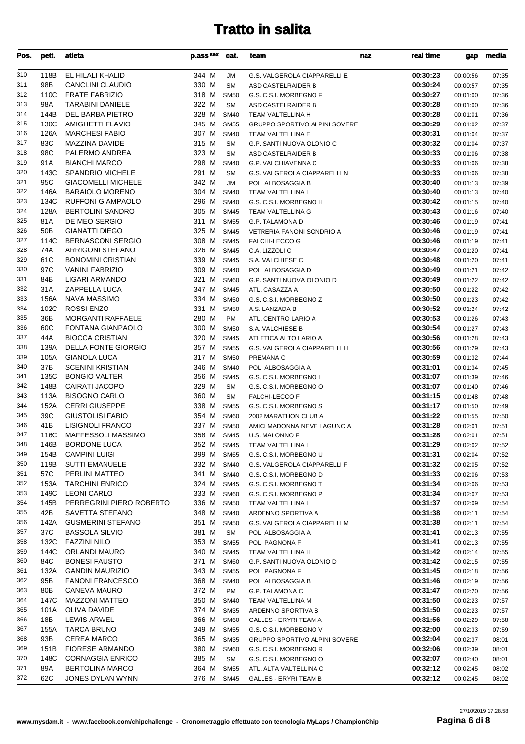# Tratto in salita

| Pos. | pett. | atleta | p.ass | sex | cat. | team | naz | real time | gap | media |
|---|---|---|---|---|---|---|---|---|---|---|
| 310 | 118B | EL HILALI KHALID | 344 | M | JM | G.S. VALGEROLA CIAPPARELLI E | | 00:30:23 | 00:00:56 | 07:35 |
| 311 | 98B | CANCLINI CLAUDIO | 330 | M | SM | ASD CASTELRAIDER B | | 00:30:24 | 00:00:57 | 07:35 |
| 312 | 110C | FRATE FABRIZIO | 318 | M | SM50 | G.S. C.S.I. MORBEGNO F | | 00:30:27 | 00:01:00 | 07:36 |
| 313 | 98A | TARABINI DANIELE | 322 | M | SM | ASD CASTELRAIDER B | | 00:30:28 | 00:01:00 | 07:36 |
| 314 | 144B | DEL BARBA PIETRO | 328 | M | SM40 | TEAM VALTELLINA H | | 00:30:28 | 00:01:01 | 07:36 |
| 315 | 130C | AMIGHETTI FLAVIO | 345 | M | SM55 | GRUPPO SPORTIVO ALPINI SOVERE | | 00:30:29 | 00:01:02 | 07:37 |
| 316 | 126A | MARCHESI FABIO | 307 | M | SM40 | TEAM VALTELLINA E | | 00:30:31 | 00:01:04 | 07:37 |
| 317 | 83C | MAZZINA DAVIDE | 315 | M | SM | G.P. SANTI NUOVA OLONIO C | | 00:30:32 | 00:01:04 | 07:37 |
| 318 | 98C | PALERMO ANDREA | 323 | M | SM | ASD CASTELRAIDER B | | 00:30:33 | 00:01:06 | 07:38 |
| 319 | 91A | BIANCHI MARCO | 298 | M | SM40 | G.P. VALCHIAVENNA C | | 00:30:33 | 00:01:06 | 07:38 |
| 320 | 143C | SPANDRIO MICHELE | 291 | M | SM | G.S. VALGEROLA CIAPPARELLI N | | 00:30:33 | 00:01:06 | 07:38 |
| 321 | 95C | GIACOMELLI MICHELE | 342 | M | JM | POL. ALBOSAGGIA B | | 00:30:40 | 00:01:13 | 07:39 |
| 322 | 146A | BARAIOLO MORENO | 304 | M | SM40 | TEAM VALTELLINA L | | 00:30:40 | 00:01:13 | 07:40 |
| 323 | 134C | RUFFONI GIAMPAOLO | 296 | M | SM40 | G.S. C.S.I. MORBEGNO H | | 00:30:42 | 00:01:15 | 07:40 |
| 324 | 128A | BERTOLINI SANDRO | 305 | M | SM45 | TEAM VALTELLINA G | | 00:30:43 | 00:01:16 | 07:40 |
| 325 | 81A | DE MEO SERGIO | 311 | M | SM55 | G.P. TALAMONA D | | 00:30:46 | 00:01:19 | 07:41 |
| 326 | 50B | GIANATTI DIEGO | 325 | M | SM45 | VETRERIA FANONI SONDRIO A | | 00:30:46 | 00:01:19 | 07:41 |
| 327 | 114C | BERNASCONI SERGIO | 308 | M | SM45 | FALCHI-LECCO G | | 00:30:46 | 00:01:19 | 07:41 |
| 328 | 74A | ARRIGONI STEFANO | 326 | M | SM45 | C.A. LIZZOLI C | | 00:30:47 | 00:01:20 | 07:41 |
| 329 | 61C | BONOMINI CRISTIAN | 339 | M | SM45 | S.A. VALCHIESE C | | 00:30:48 | 00:01:20 | 07:41 |
| 330 | 97C | VANINI FABRIZIO | 309 | M | SM40 | POL. ALBOSAGGIA D | | 00:30:49 | 00:01:21 | 07:42 |
| 331 | 84B | LIGARI ARMANDO | 321 | M | SM60 | G.P. SANTI NUOVA OLONIO D | | 00:30:49 | 00:01:22 | 07:42 |
| 332 | 31A | ZAPPELLA LUCA | 347 | M | SM45 | ATL. CASAZZA A | | 00:30:50 | 00:01:22 | 07:42 |
| 333 | 156A | NAVA MASSIMO | 334 | M | SM50 | G.S. C.S.I. MORBEGNO Z | | 00:30:50 | 00:01:23 | 07:42 |
| 334 | 102C | ROSSI ENZO | 331 | M | SM50 | A.S. LANZADA B | | 00:30:52 | 00:01:24 | 07:42 |
| 335 | 36B | MORGANTI RAFFAELE | 280 | M | PM | ATL. CENTRO LARIO A | | 00:30:53 | 00:01:26 | 07:43 |
| 336 | 60C | FONTANA GIANPAOLO | 300 | M | SM50 | S.A. VALCHIESE B | | 00:30:54 | 00:01:27 | 07:43 |
| 337 | 44A | BIOCCA CRISTIAN | 320 | M | SM45 | ATLETICA ALTO LARIO A | | 00:30:56 | 00:01:28 | 07:43 |
| 338 | 139A | DELLA FONTE GIORGIO | 357 | M | SM55 | G.S. VALGEROLA CIAPPARELLI H | | 00:30:56 | 00:01:29 | 07:43 |
| 339 | 105A | GIANOLA LUCA | 317 | M | SM50 | PREMANA C | | 00:30:59 | 00:01:32 | 07:44 |
| 340 | 37B | SCENINI KRISTIAN | 346 | M | SM40 | POL. ALBOSAGGIA A | | 00:31:01 | 00:01:34 | 07:45 |
| 341 | 135C | BONGIO VALTER | 356 | M | SM45 | G.S. C.S.I. MORBEGNO I | | 00:31:07 | 00:01:39 | 07:46 |
| 342 | 148B | CAIRATI JACOPO | 329 | M | SM | G.S. C.S.I. MORBEGNO O | | 00:31:07 | 00:01:40 | 07:46 |
| 343 | 113A | BISOGNO CARLO | 360 | M | SM | FALCHI-LECCO F | | 00:31:15 | 00:01:48 | 07:48 |
| 344 | 152A | CERRI GIUSEPPE | 338 | M | SM55 | G.S. C.S.I. MORBEGNO S | | 00:31:17 | 00:01:50 | 07:49 |
| 345 | 39C | GIUSTOLISI FABIO | 354 | M | SM60 | 2002 MARATHON CLUB A | | 00:31:22 | 00:01:55 | 07:50 |
| 346 | 41B | LISIGNOLI FRANCO | 337 | M | SM50 | AMICI MADONNA NEVE LAGUNC A | | 00:31:28 | 00:02:01 | 07:51 |
| 347 | 116C | MAFFESSOLI MASSIMO | 358 | M | SM45 | U.S. MALONNO F | | 00:31:28 | 00:02:01 | 07:51 |
| 348 | 146B | BORDONE LUCA | 352 | M | SM45 | TEAM VALTELLINA L | | 00:31:29 | 00:02:02 | 07:52 |
| 349 | 154B | CAMPINI LUIGI | 399 | M | SM65 | G.S. C.S.I. MORBEGNO U | | 00:31:31 | 00:02:04 | 07:52 |
| 350 | 119B | SUTTI EMANUELE | 332 | M | SM40 | G.S. VALGEROLA CIAPPARELLI F | | 00:31:32 | 00:02:05 | 07:52 |
| 351 | 57C | PERLINI MATTEO | 341 | M | SM40 | G.S. C.S.I. MORBEGNO D | | 00:31:33 | 00:02:06 | 07:53 |
| 352 | 153A | TARCHINI ENRICO | 324 | M | SM45 | G.S. C.S.I. MORBEGNO T | | 00:31:34 | 00:02:06 | 07:53 |
| 353 | 149C | LEONI CARLO | 333 | M | SM60 | G.S. C.S.I. MORBEGNO P | | 00:31:34 | 00:02:07 | 07:53 |
| 354 | 145B | PERREGRINI PIERO ROBERTO | 336 | M | SM50 | TEAM VALTELLINA I | | 00:31:37 | 00:02:09 | 07:54 |
| 355 | 42B | SAVETTA STEFANO | 348 | M | SM40 | ARDENNO SPORTIVA A | | 00:31:38 | 00:02:11 | 07:54 |
| 356 | 142A | GUSMERINI STEFANO | 351 | M | SM50 | G.S. VALGEROLA CIAPPARELLI M | | 00:31:38 | 00:02:11 | 07:54 |
| 357 | 37C | BASSOLA SILVIO | 381 | M | SM | POL. ALBOSAGGIA A | | 00:31:41 | 00:02:13 | 07:55 |
| 358 | 132C | FAZZINI NILO | 353 | M | SM55 | POL. PAGNONA F | | 00:31:41 | 00:02:13 | 07:55 |
| 359 | 144C | ORLANDI MAURO | 340 | M | SM45 | TEAM VALTELLINA H | | 00:31:42 | 00:02:14 | 07:55 |
| 360 | 84C | BONESI FAUSTO | 371 | M | SM60 | G.P. SANTI NUOVA OLONIO D | | 00:31:42 | 00:02:15 | 07:55 |
| 361 | 132A | GANDIN MAURIZIO | 343 | M | SM55 | POL. PAGNONA F | | 00:31:45 | 00:02:18 | 07:56 |
| 362 | 95B | FANONI FRANCESCO | 368 | M | SM40 | POL. ALBOSAGGIA B | | 00:31:46 | 00:02:19 | 07:56 |
| 363 | 80B | CANEVA MAURO | 372 | M | PM | G.P. TALAMONA C | | 00:31:47 | 00:02:20 | 07:56 |
| 364 | 147C | MAZZONI MATTEO | 350 | M | SM40 | TEAM VALTELLINA M | | 00:31:50 | 00:02:23 | 07:57 |
| 365 | 101A | OLIVA DAVIDE | 374 | M | SM35 | ARDENNO SPORTIVA B | | 00:31:50 | 00:02:23 | 07:57 |
| 366 | 18B | LEWIS ARWEL | 366 | M | SM60 | GALLES - ERYRI TEAM A | | 00:31:56 | 00:02:29 | 07:58 |
| 367 | 155A | TARCA BRUNO | 349 | M | SM55 | G.S. C.S.I. MORBEGNO V | | 00:32:00 | 00:02:33 | 07:59 |
| 368 | 93B | CEREA MARCO | 365 | M | SM35 | GRUPPO SPORTIVO ALPINI SOVERE | | 00:32:04 | 00:02:37 | 08:01 |
| 369 | 151B | FIORESE ARMANDO | 380 | M | SM60 | G.S. C.S.I. MORBEGNO R | | 00:32:06 | 00:02:39 | 08:01 |
| 370 | 148C | CORNAGGIA ENRICO | 385 | M | SM | G.S. C.S.I. MORBEGNO O | | 00:32:07 | 00:02:40 | 08:01 |
| 371 | 89A | BERTOLINA MARCO | 364 | M | SM55 | ATL. ALTA VALTELLINA C | | 00:32:12 | 00:02:45 | 08:02 |
| 372 | 62C | JONES DYLAN WYNN | 376 | M | SM45 | GALLES - ERYRI TEAM B | | 00:32:12 | 00:02:45 | 08:02 |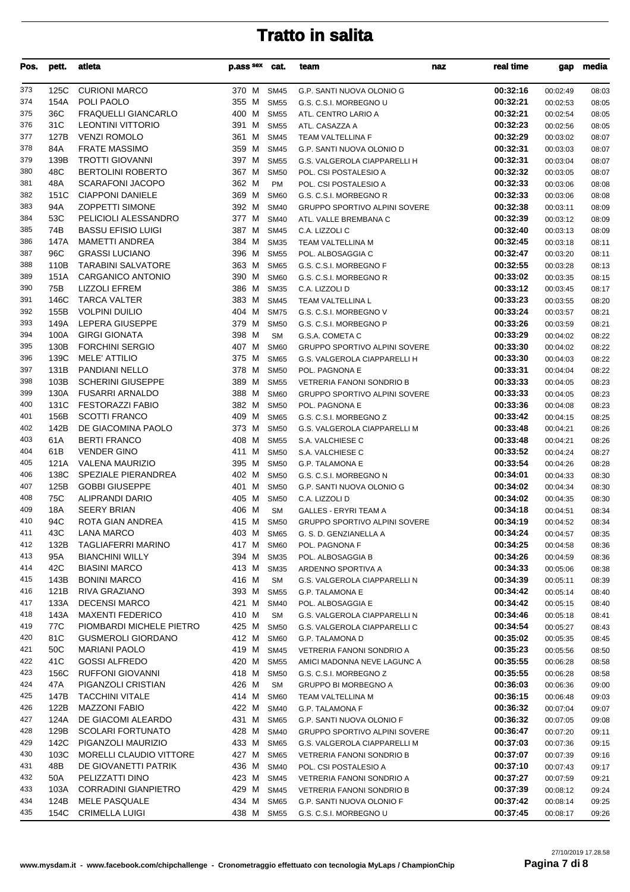# Tratto in salita

| Pos. | pett. | atleta | p.ass | sex | cat. | team | naz | real time | gap | media |
|---|---|---|---|---|---|---|---|---|---|---|
| 373 | 125C | CURIONI MARCO | 370 | M | SM45 | G.P. SANTI NUOVA OLONIO G | | **00:32:16** | 00:02:49 | 08:03 |
| 374 | 154A | POLI PAOLO | 355 | M | SM55 | G.S. C.S.I. MORBEGNO U | | **00:32:21** | 00:02:53 | 08:05 |
| 375 | 36C | FRAQUELLI GIANCARLO | 400 | M | SM55 | ATL. CENTRO LARIO A | | **00:32:21** | 00:02:54 | 08:05 |
| 376 | 31C | LEONTINI VITTORIO | 391 | M | SM55 | ATL. CASAZZA A | | **00:32:23** | 00:02:56 | 08:05 |
| 377 | 127B | VENZI ROMOLO | 361 | M | SM45 | TEAM VALTELLINA F | | **00:32:29** | 00:03:02 | 08:07 |
| 378 | 84A | FRATE MASSIMO | 359 | M | SM45 | G.P. SANTI NUOVA OLONIO D | | **00:32:31** | 00:03:03 | 08:07 |
| 379 | 139B | TROTTI GIOVANNI | 397 | M | SM55 | G.S. VALGEROLA CIAPPARELLI H | | **00:32:31** | 00:03:04 | 08:07 |
| 380 | 48C | BERTOLINI ROBERTO | 367 | M | SM50 | POL. CSI POSTALESIO A | | **00:32:32** | 00:03:05 | 08:07 |
| 381 | 48A | SCARAFONI JACOPO | 362 | M | PM | POL. CSI POSTALESIO A | | **00:32:33** | 00:03:06 | 08:08 |
| 382 | 151C | CIAPPONI DANIELE | 369 | M | SM60 | G.S. C.S.I. MORBEGNO R | | **00:32:33** | 00:03:06 | 08:08 |
| 383 | 94A | ZOPPETTI SIMONE | 392 | M | SM40 | GRUPPO SPORTIVO ALPINI SOVERE | | **00:32:38** | 00:03:11 | 08:09 |
| 384 | 53C | PELICIOLI ALESSANDRO | 377 | M | SM40 | ATL. VALLE BREMBANA C | | **00:32:39** | 00:03:12 | 08:09 |
| 385 | 74B | BASSU EFISIO LUIGI | 387 | M | SM45 | C.A. LIZZOLI C | | **00:32:40** | 00:03:13 | 08:09 |
| 386 | 147A | MAMETTI ANDREA | 384 | M | SM35 | TEAM VALTELLINA M | | **00:32:45** | 00:03:18 | 08:11 |
| 387 | 96C | GRASSI LUCIANO | 396 | M | SM55 | POL. ALBOSAGGIA C | | **00:32:47** | 00:03:20 | 08:11 |
| 388 | 110B | TARABINI SALVATORE | 363 | M | SM65 | G.S. C.S.I. MORBEGNO F | | **00:32:55** | 00:03:28 | 08:13 |
| 389 | 151A | CARGANICO ANTONIO | 390 | M | SM60 | G.S. C.S.I. MORBEGNO R | | **00:33:02** | 00:03:35 | 08:15 |
| 390 | 75B | LIZZOLI EFREM | 386 | M | SM35 | C.A. LIZZOLI D | | **00:33:12** | 00:03:45 | 08:17 |
| 391 | 146C | TARCA VALTER | 383 | M | SM45 | TEAM VALTELLINA L | | **00:33:23** | 00:03:55 | 08:20 |
| 392 | 155B | VOLPINI DUILIO | 404 | M | SM75 | G.S. C.S.I. MORBEGNO V | | **00:33:24** | 00:03:57 | 08:21 |
| 393 | 149A | LEPERA GIUSEPPE | 379 | M | SM50 | G.S. C.S.I. MORBEGNO P | | **00:33:26** | 00:03:59 | 08:21 |
| 394 | 100A | GIRGI GIONATA | 398 | M | SM | G.S.A. COMETA C | | **00:33:29** | 00:04:02 | 08:22 |
| 395 | 130B | FORCHINI SERGIO | 407 | M | SM60 | GRUPPO SPORTIVO ALPINI SOVERE | | **00:33:30** | 00:04:02 | 08:22 |
| 396 | 139C | MELE' ATTILIO | 375 | M | SM65 | G.S. VALGEROLA CIAPPARELLI H | | **00:33:30** | 00:04:03 | 08:22 |
| 397 | 131B | PANDIANI NELLO | 378 | M | SM50 | POL. PAGNONA E | | **00:33:31** | 00:04:04 | 08:22 |
| 398 | 103B | SCHERINI GIUSEPPE | 389 | M | SM55 | VETRERIA FANONI SONDRIO B | | **00:33:33** | 00:04:05 | 08:23 |
| 399 | 130A | FUSARRI ARNALDO | 388 | M | SM60 | GRUPPO SPORTIVO ALPINI SOVERE | | **00:33:33** | 00:04:05 | 08:23 |
| 400 | 131C | FESTORAZZI FABIO | 382 | M | SM50 | POL. PAGNONA E | | **00:33:36** | 00:04:08 | 08:23 |
| 401 | 156B | SCOTTI FRANCO | 409 | M | SM65 | G.S. C.S.I. MORBEGNO Z | | **00:33:42** | 00:04:15 | 08:25 |
| 402 | 142B | DE GIACOMINA PAOLO | 373 | M | SM50 | G.S. VALGEROLA CIAPPARELLI M | | **00:33:48** | 00:04:21 | 08:26 |
| 403 | 61A | BERTI FRANCO | 408 | M | SM55 | S.A. VALCHIESE C | | **00:33:48** | 00:04:21 | 08:26 |
| 404 | 61B | VENDER GINO | 411 | M | SM50 | S.A. VALCHIESE C | | **00:33:52** | 00:04:24 | 08:27 |
| 405 | 121A | VALENA MAURIZIO | 395 | M | SM50 | G.P. TALAMONA E | | **00:33:54** | 00:04:26 | 08:28 |
| 406 | 138C | SPEZIALE PIERANDREA | 402 | M | SM50 | G.S. C.S.I. MORBEGNO N | | **00:34:01** | 00:04:33 | 08:30 |
| 407 | 125B | GOBBI GIUSEPPE | 401 | M | SM50 | G.P. SANTI NUOVA OLONIO G | | **00:34:02** | 00:04:34 | 08:30 |
| 408 | 75C | ALIPRANDI DARIO | 405 | M | SM50 | C.A. LIZZOLI D | | **00:34:02** | 00:04:35 | 08:30 |
| 409 | 18A | SEERY BRIAN | 406 | M | SM | GALLES - ERYRI TEAM A | | **00:34:18** | 00:04:51 | 08:34 |
| 410 | 94C | ROTA GIAN ANDREA | 415 | M | SM50 | GRUPPO SPORTIVO ALPINI SOVERE | | **00:34:19** | 00:04:52 | 08:34 |
| 411 | 43C | LANA MARCO | 403 | M | SM65 | G. S. D. GENZIANELLA A | | **00:34:24** | 00:04:57 | 08:35 |
| 412 | 132B | TAGLIAFERRI MARINO | 417 | M | SM60 | POL. PAGNONA F | | **00:34:25** | 00:04:58 | 08:36 |
| 413 | 95A | BIANCHINI WILLY | 394 | M | SM35 | POL. ALBOSAGGIA B | | **00:34:26** | 00:04:59 | 08:36 |
| 414 | 42C | BIASINI MARCO | 413 | M | SM35 | ARDENNO SPORTIVA A | | **00:34:33** | 00:05:06 | 08:38 |
| 415 | 143B | BONINI MARCO | 416 | M | SM | G.S. VALGEROLA CIAPPARELLI N | | **00:34:39** | 00:05:11 | 08:39 |
| 416 | 121B | RIVA GRAZIANO | 393 | M | SM55 | G.P. TALAMONA E | | **00:34:42** | 00:05:14 | 08:40 |
| 417 | 133A | DECENSI MARCO | 421 | M | SM40 | POL. ALBOSAGGIA E | | **00:34:42** | 00:05:15 | 08:40 |
| 418 | 143A | MAXENTI FEDERICO | 410 | M | SM | G.S. VALGEROLA CIAPPARELLI N | | **00:34:46** | 00:05:18 | 08:41 |
| 419 | 77C | PIOMBARDI MICHELE PIETRO | 425 | M | SM50 | G.S. VALGEROLA CIAPPARELLI C | | **00:34:54** | 00:05:27 | 08:43 |
| 420 | 81C | GUSMEROLI GIORDANO | 412 | M | SM60 | G.P. TALAMONA D | | **00:35:02** | 00:05:35 | 08:45 |
| 421 | 50C | MARIANI PAOLO | 419 | M | SM45 | VETRERIA FANONI SONDRIO A | | **00:35:23** | 00:05:56 | 08:50 |
| 422 | 41C | GOSSI ALFREDO | 420 | M | SM55 | AMICI MADONNA NEVE LAGUNC A | | **00:35:55** | 00:06:28 | 08:58 |
| 423 | 156C | RUFFONI GIOVANNI | 418 | M | SM50 | G.S. C.S.I. MORBEGNO Z | | **00:35:55** | 00:06:28 | 08:58 |
| 424 | 47A | PIGANZOLI CRISTIAN | 426 | M | SM | GRUPPO BI MORBEGNO A | | **00:36:03** | 00:06:36 | 09:00 |
| 425 | 147B | TACCHINI VITALE | 414 | M | SM60 | TEAM VALTELLINA M | | **00:36:15** | 00:06:48 | 09:03 |
| 426 | 122B | MAZZONI FABIO | 422 | M | SM40 | G.P. TALAMONA F | | **00:36:32** | 00:07:04 | 09:07 |
| 427 | 124A | DE GIACOMI ALEARDO | 431 | M | SM65 | G.P. SANTI NUOVA OLONIO F | | **00:36:32** | 00:07:05 | 09:08 |
| 428 | 129B | SCOLARI FORTUNATO | 428 | M | SM40 | GRUPPO SPORTIVO ALPINI SOVERE | | **00:36:47** | 00:07:20 | 09:11 |
| 429 | 142C | PIGANZOLI MAURIZIO | 433 | M | SM65 | G.S. VALGEROLA CIAPPARELLI M | | **00:37:03** | 00:07:36 | 09:15 |
| 430 | 103C | MORELLI CLAUDIO VITTORE | 427 | M | SM65 | VETRERIA FANONI SONDRIO B | | **00:37:07** | 00:07:39 | 09:16 |
| 431 | 48B | DE GIOVANETTI PATRIK | 436 | M | SM40 | POL. CSI POSTALESIO A | | **00:37:10** | 00:07:43 | 09:17 |
| 432 | 50A | PELIZZATTI DINO | 423 | M | SM45 | VETRERIA FANONI SONDRIO A | | **00:37:27** | 00:07:59 | 09:21 |
| 433 | 103A | CORRADINI GIANPIETRO | 429 | M | SM45 | VETRERIA FANONI SONDRIO B | | **00:37:39** | 00:08:12 | 09:24 |
| 434 | 124B | MELE PASQUALE | 434 | M | SM65 | G.P. SANTI NUOVA OLONIO F | | **00:37:42** | 00:08:14 | 09:25 |
| 435 | 154C | CRIMELLA LUIGI | 438 | M | SM55 | G.S. C.S.I. MORBEGNO U | | **00:37:45** | 00:08:17 | 09:26 |

27/10/2019 17.28.58

www.mysdam.it - www.facebook.com/chipchallenge - Cronometraggio effettuato con tecnologia MyLaps / ChampionChip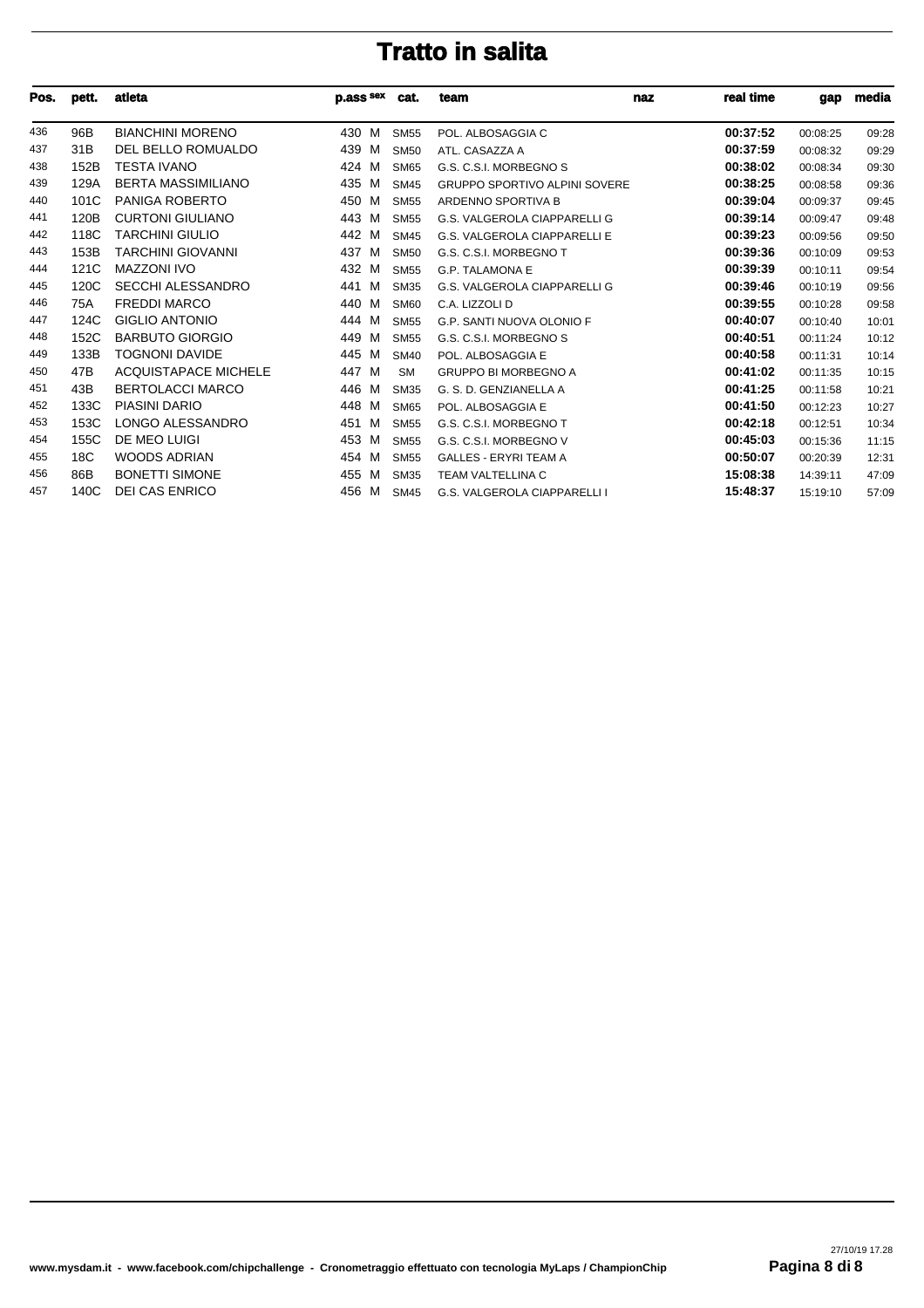# Tratto in salita

| Pos. | pett. | atleta | p.ass | sex | cat. | team | naz | real time | gap | media |
|---|---|---|---|---|---|---|---|---|---|---|
| 436 | 96B | BIANCHINI MORENO | 430 | M | SM55 | POL. ALBOSAGGIA C | | **00:37:52** | 00:08:25 | 09:28 |
| 437 | 31B | DEL BELLO ROMUALDO | 439 | M | SM50 | ATL. CASAZZA A | | **00:37:59** | 00:08:32 | 09:29 |
| 438 | 152B | TESTA IVANO | 424 | M | SM65 | G.S. C.S.I. MORBEGNO S | | **00:38:02** | 00:08:34 | 09:30 |
| 439 | 129A | BERTA MASSIMILIANO | 435 | M | SM45 | GRUPPO SPORTIVO ALPINI SOVERE | | **00:38:25** | 00:08:58 | 09:36 |
| 440 | 101C | PANIGA ROBERTO | 450 | M | SM55 | ARDENNO SPORTIVA B | | **00:39:04** | 00:09:37 | 09:45 |
| 441 | 120B | CURTONI GIULIANO | 443 | M | SM55 | G.S. VALGEROLA CIAPPARELLI G | | **00:39:14** | 00:09:47 | 09:48 |
| 442 | 118C | TARCHINI GIULIO | 442 | M | SM45 | G.S. VALGEROLA CIAPPARELLI E | | **00:39:23** | 00:09:56 | 09:50 |
| 443 | 153B | TARCHINI GIOVANNI | 437 | M | SM50 | G.S. C.S.I. MORBEGNO T | | **00:39:36** | 00:10:09 | 09:53 |
| 444 | 121C | MAZZONI IVO | 432 | M | SM55 | G.P. TALAMONA E | | **00:39:39** | 00:10:11 | 09:54 |
| 445 | 120C | SECCHI ALESSANDRO | 441 | M | SM35 | G.S. VALGEROLA CIAPPARELLI G | | **00:39:46** | 00:10:19 | 09:56 |
| 446 | 75A | FREDDI MARCO | 440 | M | SM60 | C.A. LIZZOLI D | | **00:39:55** | 00:10:28 | 09:58 |
| 447 | 124C | GIGLIO ANTONIO | 444 | M | SM55 | G.P. SANTI NUOVA OLONIO F | | **00:40:07** | 00:10:40 | 10:01 |
| 448 | 152C | BARBUTO GIORGIO | 449 | M | SM55 | G.S. C.S.I. MORBEGNO S | | **00:40:51** | 00:11:24 | 10:12 |
| 449 | 133B | TOGNONI DAVIDE | 445 | M | SM40 | POL. ALBOSAGGIA E | | **00:40:58** | 00:11:31 | 10:14 |
| 450 | 47B | ACQUISTAPACE MICHELE | 447 | M | SM | GRUPPO BI MORBEGNO A | | **00:41:02** | 00:11:35 | 10:15 |
| 451 | 43B | BERTOLACCI MARCO | 446 | M | SM35 | G. S. D. GENZIANELLA A | | **00:41:25** | 00:11:58 | 10:21 |
| 452 | 133C | PIASINI DARIO | 448 | M | SM65 | POL. ALBOSAGGIA E | | **00:41:50** | 00:12:23 | 10:27 |
| 453 | 153C | LONGO ALESSANDRO | 451 | M | SM55 | G.S. C.S.I. MORBEGNO T | | **00:42:18** | 00:12:51 | 10:34 |
| 454 | 155C | DE MEO LUIGI | 453 | M | SM55 | G.S. C.S.I. MORBEGNO V | | **00:45:03** | 00:15:36 | 11:15 |
| 455 | 18C | WOODS ADRIAN | 454 | M | SM55 | GALLES - ERYRI TEAM A | | **00:50:07** | 00:20:39 | 12:31 |
| 456 | 86B | BONETTI SIMONE | 455 | M | SM35 | TEAM VALTELLINA C | | **15:08:38** | 14:39:11 | 47:09 |
| 457 | 140C | DEI CAS ENRICO | 456 | M | SM45 | G.S. VALGEROLA CIAPPARELLI I | | **15:48:37** | 15:19:10 | 57:09 |

27/10/19 17.28

www.mysdam.it - www.facebook.com/chipchallenge - Cronometraggio effettuato con tecnologia MyLaps / ChampionChip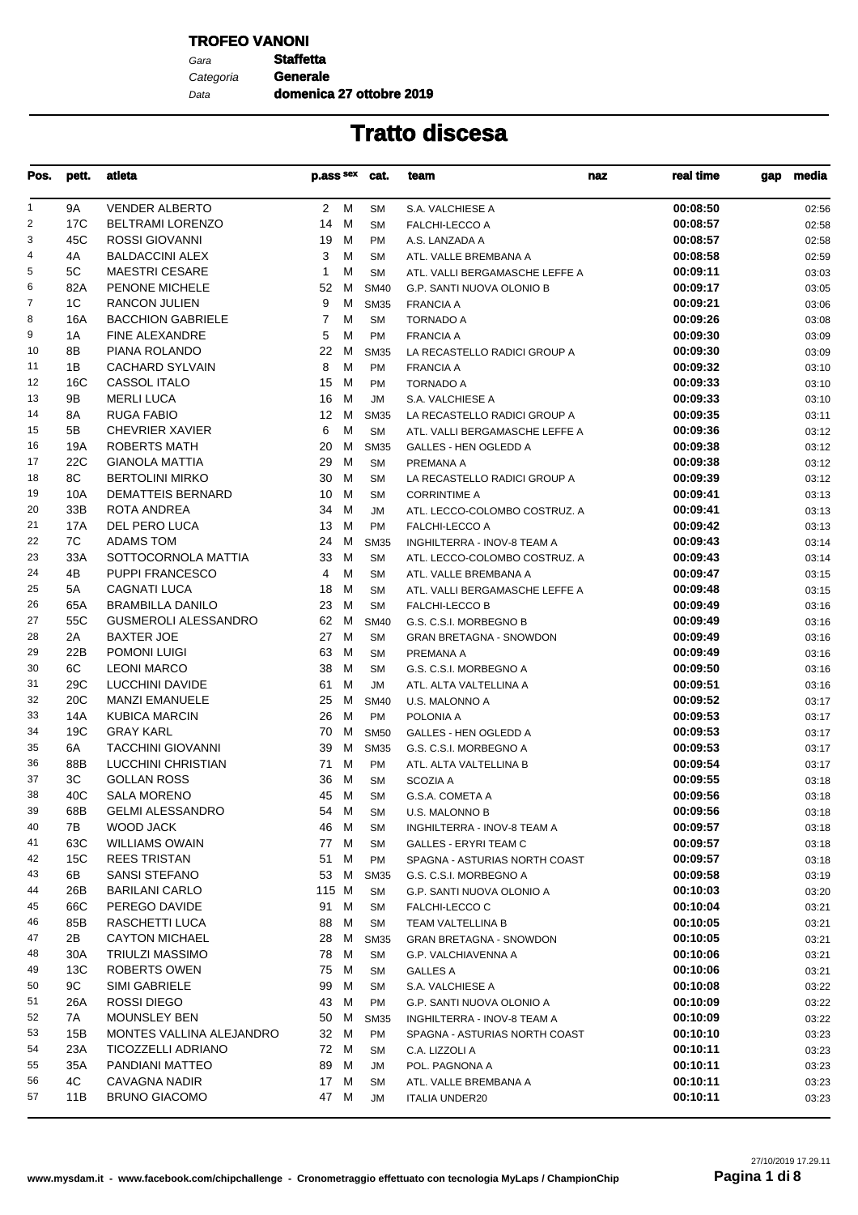**TROFEO VANONI**

Gara **Staffetta**
Categoria **Generale**
Data **domenica 27 ottobre 2019**

# Tratto discesa

| Pos. | pett. | atleta | p.ass | sex | cat. | team | naz | real time | gap | media |
|---|---|---|---|---|---|---|---|---|---|---|
| 1 | 9A | VENDER ALBERTO | 2 | M | SM | S.A. VALCHIESE A | | 00:08:50 | | 02:56 |
| 2 | 17C | BELTRAMI LORENZO | 14 | M | SM | FALCHI-LECCO A | | 00:08:57 | | 02:58 |
| 3 | 45C | ROSSI GIOVANNI | 19 | M | PM | A.S. LANZADA A | | 00:08:57 | | 02:58 |
| 4 | 4A | BALDACCINI ALEX | 3 | M | SM | ATL. VALLE BREMBANA A | | 00:08:58 | | 02:59 |
| 5 | 5C | MAESTRI CESARE | 1 | M | SM | ATL. VALLI BERGAMASCHE LEFFE A | | 00:09:11 | | 03:03 |
| 6 | 82A | PENONE MICHELE | 52 | M | SM40 | G.P. SANTI NUOVA OLONIO B | | 00:09:17 | | 03:05 |
| 7 | 1C | RANCON JULIEN | 9 | M | SM35 | FRANCIA A | | 00:09:21 | | 03:06 |
| 8 | 16A | BACCHION GABRIELE | 7 | M | SM | TORNADO A | | 00:09:26 | | 03:08 |
| 9 | 1A | FINE ALEXANDRE | 5 | M | PM | FRANCIA A | | 00:09:30 | | 03:09 |
| 10 | 8B | PIANA ROLANDO | 22 | M | SM35 | LA RECASTELLO RADICI GROUP A | | 00:09:30 | | 03:09 |
| 11 | 1B | CACHARD SYLVAIN | 8 | M | PM | FRANCIA A | | 00:09:32 | | 03:10 |
| 12 | 16C | CASSOL ITALO | 15 | M | PM | TORNADO A | | 00:09:33 | | 03:10 |
| 13 | 9B | MERLI LUCA | 16 | M | JM | S.A. VALCHIESE A | | 00:09:33 | | 03:10 |
| 14 | 8A | RUGA FABIO | 12 | M | SM35 | LA RECASTELLO RADICI GROUP A | | 00:09:35 | | 03:11 |
| 15 | 5B | CHEVRIER XAVIER | 6 | M | SM | ATL. VALLI BERGAMASCHE LEFFE A | | 00:09:36 | | 03:12 |
| 16 | 19A | ROBERTS MATH | 20 | M | SM35 | GALLES - HEN OGLEDD A | | 00:09:38 | | 03:12 |
| 17 | 22C | GIANOLA MATTIA | 29 | M | SM | PREMANA A | | 00:09:38 | | 03:12 |
| 18 | 8C | BERTOLINI MIRKO | 30 | M | SM | LA RECASTELLO RADICI GROUP A | | 00:09:39 | | 03:12 |
| 19 | 10A | DEMATTEIS BERNARD | 10 | M | SM | CORRINTIME A | | 00:09:41 | | 03:13 |
| 20 | 33B | ROTA ANDREA | 34 | M | JM | ATL. LECCO-COLOMBO COSTRUZ. A | | 00:09:41 | | 03:13 |
| 21 | 17A | DEL PERO LUCA | 13 | M | PM | FALCHI-LECCO A | | 00:09:42 | | 03:13 |
| 22 | 7C | ADAMS TOM | 24 | M | SM35 | INGHILTERRA - INOV-8 TEAM A | | 00:09:43 | | 03:14 |
| 23 | 33A | SOTTOCORNOLA MATTIA | 33 | M | SM | ATL. LECCO-COLOMBO COSTRUZ. A | | 00:09:43 | | 03:14 |
| 24 | 4B | PUPPI FRANCESCO | 4 | M | SM | ATL. VALLE BREMBANA A | | 00:09:47 | | 03:15 |
| 25 | 5A | CAGNATI LUCA | 18 | M | SM | ATL. VALLI BERGAMASCHE LEFFE A | | 00:09:48 | | 03:15 |
| 26 | 65A | BRAMBILLA DANILO | 23 | M | SM | FALCHI-LECCO B | | 00:09:49 | | 03:16 |
| 27 | 55C | GUSMEROLI ALESSANDRO | 62 | M | SM40 | G.S. C.S.I. MORBEGNO B | | 00:09:49 | | 03:16 |
| 28 | 2A | BAXTER JOE | 27 | M | SM | GRAN BRETAGNA - SNOWDON | | 00:09:49 | | 03:16 |
| 29 | 22B | POMONI LUIGI | 63 | M | SM | PREMANA A | | 00:09:49 | | 03:16 |
| 30 | 6C | LEONI MARCO | 38 | M | SM | G.S. C.S.I. MORBEGNO A | | 00:09:50 | | 03:16 |
| 31 | 29C | LUCCHINI DAVIDE | 61 | M | JM | ATL. ALTA VALTELLINA A | | 00:09:51 | | 03:16 |
| 32 | 20C | MANZI EMANUELE | 25 | M | SM40 | U.S. MALONNO A | | 00:09:52 | | 03:17 |
| 33 | 14A | KUBICA MARCIN | 26 | M | PM | POLONIA A | | 00:09:53 | | 03:17 |
| 34 | 19C | GRAY KARL | 70 | M | SM50 | GALLES - HEN OGLEDD A | | 00:09:53 | | 03:17 |
| 35 | 6A | TACCHINI GIOVANNI | 39 | M | SM35 | G.S. C.S.I. MORBEGNO A | | 00:09:53 | | 03:17 |
| 36 | 88B | LUCCHINI CHRISTIAN | 71 | M | PM | ATL. ALTA VALTELLINA B | | 00:09:54 | | 03:17 |
| 37 | 3C | GOLLAN ROSS | 36 | M | SM | SCOZIA A | | 00:09:55 | | 03:18 |
| 38 | 40C | SALA MORENO | 45 | M | SM | G.S.A. COMETA A | | 00:09:56 | | 03:18 |
| 39 | 68B | GELMI ALESSANDRO | 54 | M | SM | U.S. MALONNO B | | 00:09:56 | | 03:18 |
| 40 | 7B | WOOD JACK | 46 | M | SM | INGHILTERRA - INOV-8 TEAM A | | 00:09:57 | | 03:18 |
| 41 | 63C | WILLIAMS OWAIN | 77 | M | SM | GALLES - ERYRI TEAM C | | 00:09:57 | | 03:18 |
| 42 | 15C | REES TRISTAN | 51 | M | PM | SPAGNA - ASTURIAS NORTH COAST | | 00:09:57 | | 03:18 |
| 43 | 6B | SANSI STEFANO | 53 | M | SM35 | G.S. C.S.I. MORBEGNO A | | 00:09:58 | | 03:19 |
| 44 | 26B | BARILANI CARLO | 115 | M | SM | G.P. SANTI NUOVA OLONIO A | | 00:10:03 | | 03:20 |
| 45 | 66C | PEREGO DAVIDE | 91 | M | SM | FALCHI-LECCO C | | 00:10:04 | | 03:21 |
| 46 | 85B | RASCHETTI LUCA | 88 | M | SM | TEAM VALTELLINA B | | 00:10:05 | | 03:21 |
| 47 | 2B | CAYTON MICHAEL | 28 | M | SM35 | GRAN BRETAGNA - SNOWDON | | 00:10:05 | | 03:21 |
| 48 | 30A | TRIULZI MASSIMO | 78 | M | SM | G.P. VALCHIAVENNA A | | 00:10:06 | | 03:21 |
| 49 | 13C | ROBERTS OWEN | 75 | M | SM | GALLES A | | 00:10:06 | | 03:21 |
| 50 | 9C | SIMI GABRIELE | 99 | M | SM | S.A. VALCHIESE A | | 00:10:08 | | 03:22 |
| 51 | 26A | ROSSI DIEGO | 43 | M | PM | G.P. SANTI NUOVA OLONIO A | | 00:10:09 | | 03:22 |
| 52 | 7A | MOUNSLEY BEN | 50 | M | SM35 | INGHILTERRA - INOV-8 TEAM A | | 00:10:09 | | 03:22 |
| 53 | 15B | MONTES VALLINA ALEJANDRO | 32 | M | PM | SPAGNA - ASTURIAS NORTH COAST | | 00:10:10 | | 03:23 |
| 54 | 23A | TICOZZELLI ADRIANO | 72 | M | SM | C.A. LIZZOLI A | | 00:10:11 | | 03:23 |
| 55 | 35A | PANDIANI MATTEO | 89 | M | JM | POL. PAGNONA A | | 00:10:11 | | 03:23 |
| 56 | 4C | CAVAGNA NADIR | 17 | M | SM | ATL. VALLE BREMBANA A | | 00:10:11 | | 03:23 |
| 57 | 11B | BRUNO GIACOMO | 47 | M | JM | ITALIA UNDER20 | | 00:10:11 | | 03:23 |

27/10/2019 17.29.11

www.mysdam.it - www.facebook.com/chipchallenge - Cronometraggio effettuato con tecnologia MyLaps / ChampionChip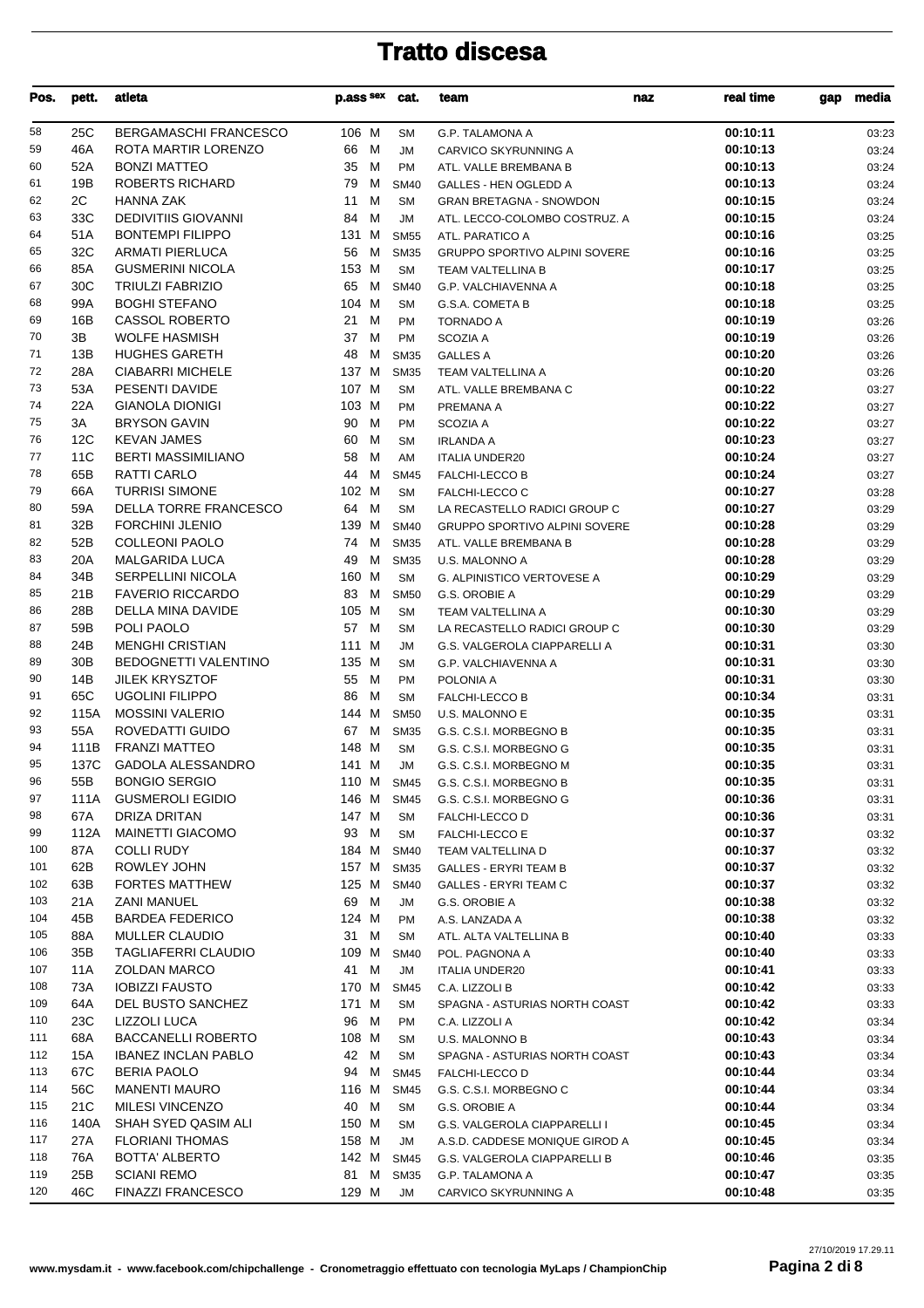# Tratto discesa

| Pos. | pett. | atleta | p.ass | sex | cat. | team | naz | real time | gap | media |
|---|---|---|---|---|---|---|---|---|---|---|
| 58 | 25C | BERGAMASCHI FRANCESCO | 106 | M | SM | G.P. TALAMONA A | | 00:10:11 | | 03:23 |
| 59 | 46A | ROTA MARTIR LORENZO | 66 | M | JM | CARVICO SKYRUNNING A | | 00:10:13 | | 03:24 |
| 60 | 52A | BONZI MATTEO | 35 | M | PM | ATL. VALLE BREMBANA B | | 00:10:13 | | 03:24 |
| 61 | 19B | ROBERTS RICHARD | 79 | M | SM40 | GALLES - HEN OGLEDD A | | 00:10:13 | | 03:24 |
| 62 | 2C | HANNA ZAK | 11 | M | SM | GRAN BRETAGNA - SNOWDON | | 00:10:15 | | 03:24 |
| 63 | 33C | DEDIVITIIS GIOVANNI | 84 | M | JM | ATL. LECCO-COLOMBO COSTRUZ. A | | 00:10:15 | | 03:24 |
| 64 | 51A | BONTEMPI FILIPPO | 131 | M | SM55 | ATL. PARATICO A | | 00:10:16 | | 03:25 |
| 65 | 32C | ARMATI PIERLUCA | 56 | M | SM35 | GRUPPO SPORTIVO ALPINI SOVERE | | 00:10:16 | | 03:25 |
| 66 | 85A | GUSMERINI NICOLA | 153 | M | SM | TEAM VALTELLINA B | | 00:10:17 | | 03:25 |
| 67 | 30C | TRIULZI FABRIZIO | 65 | M | SM40 | G.P. VALCHIAVENNA A | | 00:10:18 | | 03:25 |
| 68 | 99A | BOGHI STEFANO | 104 | M | SM | G.S.A. COMETA B | | 00:10:18 | | 03:25 |
| 69 | 16B | CASSOL ROBERTO | 21 | M | PM | TORNADO A | | 00:10:19 | | 03:26 |
| 70 | 3B | WOLFE HASMISH | 37 | M | PM | SCOZIA A | | 00:10:19 | | 03:26 |
| 71 | 13B | HUGHES GARETH | 48 | M | SM35 | GALLES A | | 00:10:20 | | 03:26 |
| 72 | 28A | CIABARRI MICHELE | 137 | M | SM35 | TEAM VALTELLINA A | | 00:10:20 | | 03:26 |
| 73 | 53A | PESENTI DAVIDE | 107 | M | SM | ATL. VALLE BREMBANA C | | 00:10:22 | | 03:27 |
| 74 | 22A | GIANOLA DIONIGI | 103 | M | PM | PREMANA A | | 00:10:22 | | 03:27 |
| 75 | 3A | BRYSON GAVIN | 90 | M | PM | SCOZIA A | | 00:10:22 | | 03:27 |
| 76 | 12C | KEVAN JAMES | 60 | M | SM | IRLANDA A | | 00:10:23 | | 03:27 |
| 77 | 11C | BERTI MASSIMILIANO | 58 | M | AM | ITALIA UNDER20 | | 00:10:24 | | 03:27 |
| 78 | 65B | RATTI CARLO | 44 | M | SM45 | FALCHI-LECCO B | | 00:10:24 | | 03:27 |
| 79 | 66A | TURRISI SIMONE | 102 | M | SM | FALCHI-LECCO C | | 00:10:27 | | 03:28 |
| 80 | 59A | DELLA TORRE FRANCESCO | 64 | M | SM | LA RECASTELLO RADICI GROUP C | | 00:10:27 | | 03:29 |
| 81 | 32B | FORCHINI JLENIO | 139 | M | SM40 | GRUPPO SPORTIVO ALPINI SOVERE | | 00:10:28 | | 03:29 |
| 82 | 52B | COLLEONI PAOLO | 74 | M | SM35 | ATL. VALLE BREMBANA B | | 00:10:28 | | 03:29 |
| 83 | 20A | MALGARIDA LUCA | 49 | M | SM35 | U.S. MALONNO A | | 00:10:28 | | 03:29 |
| 84 | 34B | SERPELLINI NICOLA | 160 | M | SM | G. ALPINISTICO VERTOVESE A | | 00:10:29 | | 03:29 |
| 85 | 21B | FAVERIO RICCARDO | 83 | M | SM50 | G.S. OROBIE A | | 00:10:29 | | 03:29 |
| 86 | 28B | DELLA MINA DAVIDE | 105 | M | SM | TEAM VALTELLINA A | | 00:10:30 | | 03:29 |
| 87 | 59B | POLI PAOLO | 57 | M | SM | LA RECASTELLO RADICI GROUP C | | 00:10:30 | | 03:29 |
| 88 | 24B | MENGHI CRISTIAN | 111 | M | JM | G.S. VALGEROLA CIAPPARELLI A | | 00:10:31 | | 03:30 |
| 89 | 30B | BEDOGNETTI VALENTINO | 135 | M | SM | G.P. VALCHIAVENNA A | | 00:10:31 | | 03:30 |
| 90 | 14B | JILEK KRYSZTOF | 55 | M | PM | POLONIA A | | 00:10:31 | | 03:30 |
| 91 | 65C | UGOLINI FILIPPO | 86 | M | SM | FALCHI-LECCO B | | 00:10:34 | | 03:31 |
| 92 | 115A | MOSSINI VALERIO | 144 | M | SM50 | U.S. MALONNO E | | 00:10:35 | | 03:31 |
| 93 | 55A | ROVEDATTI GUIDO | 67 | M | SM35 | G.S. C.S.I. MORBEGNO B | | 00:10:35 | | 03:31 |
| 94 | 111B | FRANZI MATTEO | 148 | M | SM | G.S. C.S.I. MORBEGNO G | | 00:10:35 | | 03:31 |
| 95 | 137C | GADOLA ALESSANDRO | 141 | M | JM | G.S. C.S.I. MORBEGNO M | | 00:10:35 | | 03:31 |
| 96 | 55B | BONGIO SERGIO | 110 | M | SM45 | G.S. C.S.I. MORBEGNO B | | 00:10:35 | | 03:31 |
| 97 | 111A | GUSMEROLI EGIDIO | 146 | M | SM45 | G.S. C.S.I. MORBEGNO G | | 00:10:36 | | 03:31 |
| 98 | 67A | DRIZA DRITAN | 147 | M | SM | FALCHI-LECCO D | | 00:10:36 | | 03:31 |
| 99 | 112A | MAINETTI GIACOMO | 93 | M | SM | FALCHI-LECCO E | | 00:10:37 | | 03:32 |
| 100 | 87A | COLLI RUDY | 184 | M | SM40 | TEAM VALTELLINA D | | 00:10:37 | | 03:32 |
| 101 | 62B | ROWLEY JOHN | 157 | M | SM35 | GALLES - ERYRI TEAM B | | 00:10:37 | | 03:32 |
| 102 | 63B | FORTES MATTHEW | 125 | M | SM40 | GALLES - ERYRI TEAM C | | 00:10:37 | | 03:32 |
| 103 | 21A | ZANI MANUEL | 69 | M | JM | G.S. OROBIE A | | 00:10:38 | | 03:32 |
| 104 | 45B | BARDEA FEDERICO | 124 | M | PM | A.S. LANZADA A | | 00:10:38 | | 03:32 |
| 105 | 88A | MULLER CLAUDIO | 31 | M | SM | ATL. ALTA VALTELLINA B | | 00:10:40 | | 03:33 |
| 106 | 35B | TAGLIAFERRI CLAUDIO | 109 | M | SM40 | POL. PAGNONA A | | 00:10:40 | | 03:33 |
| 107 | 11A | ZOLDAN MARCO | 41 | M | JM | ITALIA UNDER20 | | 00:10:41 | | 03:33 |
| 108 | 73A | IOBIZZI FAUSTO | 170 | M | SM45 | C.A. LIZZOLI B | | 00:10:42 | | 03:33 |
| 109 | 64A | DEL BUSTO SANCHEZ | 171 | M | SM | SPAGNA - ASTURIAS NORTH COAST | | 00:10:42 | | 03:33 |
| 110 | 23C | LIZZOLI LUCA | 96 | M | PM | C.A. LIZZOLI A | | 00:10:42 | | 03:34 |
| 111 | 68A | BACCANELLI ROBERTO | 108 | M | SM | U.S. MALONNO B | | 00:10:43 | | 03:34 |
| 112 | 15A | IBANEZ INCLAN PABLO | 42 | M | SM | SPAGNA - ASTURIAS NORTH COAST | | 00:10:43 | | 03:34 |
| 113 | 67C | BERIA PAOLO | 94 | M | SM45 | FALCHI-LECCO D | | 00:10:44 | | 03:34 |
| 114 | 56C | MANENTI MAURO | 116 | M | SM45 | G.S. C.S.I. MORBEGNO C | | 00:10:44 | | 03:34 |
| 115 | 21C | MILESI VINCENZO | 40 | M | SM | G.S. OROBIE A | | 00:10:44 | | 03:34 |
| 116 | 140A | SHAH SYED QASIM ALI | 150 | M | SM | G.S. VALGEROLA CIAPPARELLI I | | 00:10:45 | | 03:34 |
| 117 | 27A | FLORIANI THOMAS | 158 | M | JM | A.S.D. CADDESE MONIQUE GIROD A | | 00:10:45 | | 03:34 |
| 118 | 76A | BOTTA' ALBERTO | 142 | M | SM45 | G.S. VALGEROLA CIAPPARELLI B | | 00:10:46 | | 03:35 |
| 119 | 25B | SCIANI REMO | 81 | M | SM35 | G.P. TALAMONA A | | 00:10:47 | | 03:35 |
| 120 | 46C | FINAZZI FRANCESCO | 129 | M | JM | CARVICO SKYRUNNING A | | 00:10:48 | | 03:35 |

27/10/2019 17.29.11

www.mysdam.it - www.facebook.com/chipchallenge - Cronometraggio effettuato con tecnologia MyLaps / ChampionChip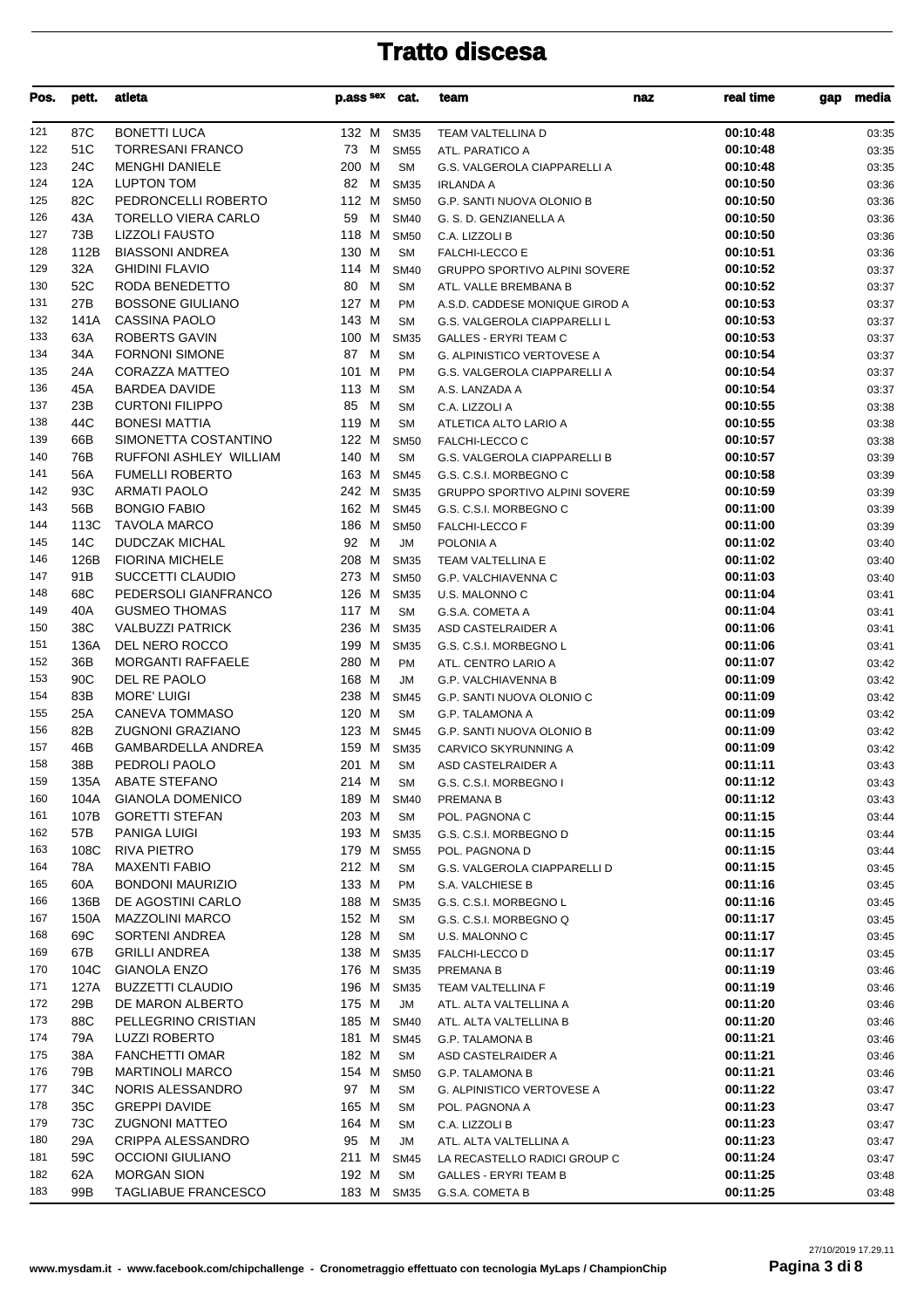# Tratto discesa

| Pos. | pett. | atleta | p.ass | sex | cat. | team | naz | real time | gap | media |
|---|---|---|---|---|---|---|---|---|---|---|
| 121 | 87C | BONETTI LUCA | 132 | M | SM35 | TEAM VALTELLINA D | | 00:10:48 | | 03:35 |
| 122 | 51C | TORRESANI FRANCO | 73 | M | SM55 | ATL. PARATICO A | | 00:10:48 | | 03:35 |
| 123 | 24C | MENGHI DANIELE | 200 | M | SM | G.S. VALGEROLA CIAPPARELLI A | | 00:10:48 | | 03:35 |
| 124 | 12A | LUPTON TOM | 82 | M | SM35 | IRLANDA A | | 00:10:50 | | 03:36 |
| 125 | 82C | PEDRONCELLI ROBERTO | 112 | M | SM50 | G.P. SANTI NUOVA OLONIO B | | 00:10:50 | | 03:36 |
| 126 | 43A | TORELLO VIERA CARLO | 59 | M | SM40 | G. S. D. GENZIANELLA A | | 00:10:50 | | 03:36 |
| 127 | 73B | LIZZOLI FAUSTO | 118 | M | SM50 | C.A. LIZZOLI B | | 00:10:50 | | 03:36 |
| 128 | 112B | BIASSONI ANDREA | 130 | M | SM | FALCHI-LECCO E | | 00:10:51 | | 03:36 |
| 129 | 32A | GHIDINI FLAVIO | 114 | M | SM40 | GRUPPO SPORTIVO ALPINI SOVERE | | 00:10:52 | | 03:37 |
| 130 | 52C | RODA BENEDETTO | 80 | M | SM | ATL. VALLE BREMBANA B | | 00:10:52 | | 03:37 |
| 131 | 27B | BOSSONE GIULIANO | 127 | M | PM | A.S.D. CADDESE MONIQUE GIROD A | | 00:10:53 | | 03:37 |
| 132 | 141A | CASSINA PAOLO | 143 | M | SM | G.S. VALGEROLA CIAPPARELLI L | | 00:10:53 | | 03:37 |
| 133 | 63A | ROBERTS GAVIN | 100 | M | SM35 | GALLES - ERYRI TEAM C | | 00:10:53 | | 03:37 |
| 134 | 34A | FORNONI SIMONE | 87 | M | SM | G. ALPINISTICO VERTOVESE A | | 00:10:54 | | 03:37 |
| 135 | 24A | CORAZZA MATTEO | 101 | M | PM | G.S. VALGEROLA CIAPPARELLI A | | 00:10:54 | | 03:37 |
| 136 | 45A | BARDEA DAVIDE | 113 | M | SM | A.S. LANZADA A | | 00:10:54 | | 03:37 |
| 137 | 23B | CURTONI FILIPPO | 85 | M | SM | C.A. LIZZOLI A | | 00:10:55 | | 03:38 |
| 138 | 44C | BONESI MATTIA | 119 | M | SM | ATLETICA ALTO LARIO A | | 00:10:55 | | 03:38 |
| 139 | 66B | SIMONETTA COSTANTINO | 122 | M | SM50 | FALCHI-LECCO C | | 00:10:57 | | 03:38 |
| 140 | 76B | RUFFONI ASHLEY WILLIAM | 140 | M | SM | G.S. VALGEROLA CIAPPARELLI B | | 00:10:57 | | 03:39 |
| 141 | 56A | FUMELLI ROBERTO | 163 | M | SM45 | G.S. C.S.I. MORBEGNO C | | 00:10:58 | | 03:39 |
| 142 | 93C | ARMATI PAOLO | 242 | M | SM35 | GRUPPO SPORTIVO ALPINI SOVERE | | 00:10:59 | | 03:39 |
| 143 | 56B | BONGIO FABIO | 162 | M | SM45 | G.S. C.S.I. MORBEGNO C | | 00:11:00 | | 03:39 |
| 144 | 113C | TAVOLA MARCO | 186 | M | SM50 | FALCHI-LECCO F | | 00:11:00 | | 03:39 |
| 145 | 14C | DUDCZAK MICHAL | 92 | M | JM | POLONIA A | | 00:11:02 | | 03:40 |
| 146 | 126B | FIORINA MICHELE | 208 | M | SM35 | TEAM VALTELLINA E | | 00:11:02 | | 03:40 |
| 147 | 91B | SUCCETTI CLAUDIO | 273 | M | SM50 | G.P. VALCHIAVENNA C | | 00:11:03 | | 03:40 |
| 148 | 68C | PEDERSOLI GIANFRANCO | 126 | M | SM35 | U.S. MALONNO C | | 00:11:04 | | 03:41 |
| 149 | 40A | GUSMEO THOMAS | 117 | M | SM | G.S.A. COMETA A | | 00:11:04 | | 03:41 |
| 150 | 38C | VALBUZZI PATRICK | 236 | M | SM35 | ASD CASTELRAIDER A | | 00:11:06 | | 03:41 |
| 151 | 136A | DEL NERO ROCCO | 199 | M | SM35 | G.S. C.S.I. MORBEGNO L | | 00:11:06 | | 03:41 |
| 152 | 36B | MORGANTI RAFFAELE | 280 | M | PM | ATL. CENTRO LARIO A | | 00:11:07 | | 03:42 |
| 153 | 90C | DEL RE PAOLO | 168 | M | JM | G.P. VALCHIAVENNA B | | 00:11:09 | | 03:42 |
| 154 | 83B | MORE' LUIGI | 238 | M | SM45 | G.P. SANTI NUOVA OLONIO C | | 00:11:09 | | 03:42 |
| 155 | 25A | CANEVA TOMMASO | 120 | M | SM | G.P. TALAMONA A | | 00:11:09 | | 03:42 |
| 156 | 82B | ZUGNONI GRAZIANO | 123 | M | SM45 | G.P. SANTI NUOVA OLONIO B | | 00:11:09 | | 03:42 |
| 157 | 46B | GAMBARDELLA ANDREA | 159 | M | SM35 | CARVICO SKYRUNNING A | | 00:11:09 | | 03:42 |
| 158 | 38B | PEDROLI PAOLO | 201 | M | SM | ASD CASTELRAIDER A | | 00:11:11 | | 03:43 |
| 159 | 135A | ABATE STEFANO | 214 | M | SM | G.S. C.S.I. MORBEGNO I | | 00:11:12 | | 03:43 |
| 160 | 104A | GIANOLA DOMENICO | 189 | M | SM40 | PREMANA B | | 00:11:12 | | 03:43 |
| 161 | 107B | GORETTI STEFAN | 203 | M | SM | POL. PAGNONA C | | 00:11:15 | | 03:44 |
| 162 | 57B | PANIGA LUIGI | 193 | M | SM35 | G.S. C.S.I. MORBEGNO D | | 00:11:15 | | 03:44 |
| 163 | 108C | RIVA PIETRO | 179 | M | SM55 | POL. PAGNONA D | | 00:11:15 | | 03:44 |
| 164 | 78A | MAXENTI FABIO | 212 | M | SM | G.S. VALGEROLA CIAPPARELLI D | | 00:11:15 | | 03:45 |
| 165 | 60A | BONDONI MAURIZIO | 133 | M | PM | S.A. VALCHIESE B | | 00:11:16 | | 03:45 |
| 166 | 136B | DE AGOSTINI CARLO | 188 | M | SM35 | G.S. C.S.I. MORBEGNO L | | 00:11:16 | | 03:45 |
| 167 | 150A | MAZZOLINI MARCO | 152 | M | SM | G.S. C.S.I. MORBEGNO Q | | 00:11:17 | | 03:45 |
| 168 | 69C | SORTENI ANDREA | 128 | M | SM | U.S. MALONNO C | | 00:11:17 | | 03:45 |
| 169 | 67B | GRILLI ANDREA | 138 | M | SM35 | FALCHI-LECCO D | | 00:11:17 | | 03:45 |
| 170 | 104C | GIANOLA ENZO | 176 | M | SM35 | PREMANA B | | 00:11:19 | | 03:46 |
| 171 | 127A | BUZZETTI CLAUDIO | 196 | M | SM35 | TEAM VALTELLINA F | | 00:11:19 | | 03:46 |
| 172 | 29B | DE MARON ALBERTO | 175 | M | JM | ATL. ALTA VALTELLINA A | | 00:11:20 | | 03:46 |
| 173 | 88C | PELLEGRINO CRISTIAN | 185 | M | SM40 | ATL. ALTA VALTELLINA B | | 00:11:20 | | 03:46 |
| 174 | 79A | LUZZI ROBERTO | 181 | M | SM45 | G.P. TALAMONA B | | 00:11:21 | | 03:46 |
| 175 | 38A | FANCHETTI OMAR | 182 | M | SM | ASD CASTELRAIDER A | | 00:11:21 | | 03:46 |
| 176 | 79B | MARTINOLI MARCO | 154 | M | SM50 | G.P. TALAMONA B | | 00:11:21 | | 03:46 |
| 177 | 34C | NORIS ALESSANDRO | 97 | M | SM | G. ALPINISTICO VERTOVESE A | | 00:11:22 | | 03:47 |
| 178 | 35C | GREPPI DAVIDE | 165 | M | SM | POL. PAGNONA A | | 00:11:23 | | 03:47 |
| 179 | 73C | ZUGNONI MATTEO | 164 | M | SM | C.A. LIZZOLI B | | 00:11:23 | | 03:47 |
| 180 | 29A | CRIPPA ALESSANDRO | 95 | M | JM | ATL. ALTA VALTELLINA A | | 00:11:23 | | 03:47 |
| 181 | 59C | OCCIONI GIULIANO | 211 | M | SM45 | LA RECASTELLO RADICI GROUP C | | 00:11:24 | | 03:47 |
| 182 | 62A | MORGAN SION | 192 | M | SM | GALLES - ERYRI TEAM B | | 00:11:25 | | 03:48 |
| 183 | 99B | TAGLIABUE FRANCESCO | 183 | M | SM35 | G.S.A. COMETA B | | 00:11:25 | | 03:48 |

www.mysdam.it - www.facebook.com/chipchallenge - Cronometraggio effettuato con tecnologia MyLaps / ChampionChip

27/10/2019 17.29.11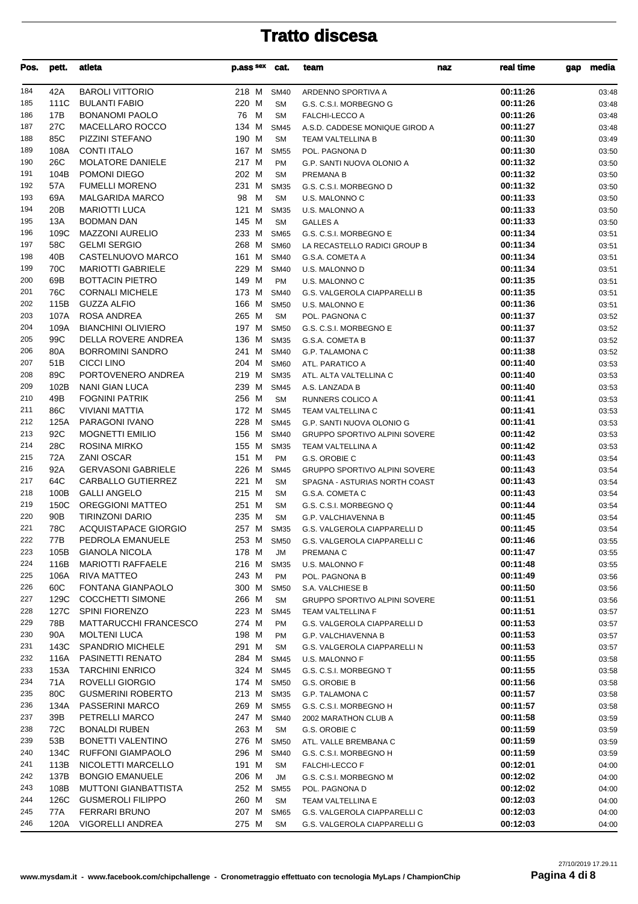# Tratto discesa

| Pos. | pett. | atleta | p.ass | sex | cat. | team | naz | real time | gap | media |
|---|---|---|---|---|---|---|---|---|---|---|
| 184 | 42A | BAROLI VITTORIO | 218 | M | SM40 | ARDENNO SPORTIVA A | | 00:11:26 | | 03:48 |
| 185 | 111C | BULANTI FABIO | 220 | M | SM | G.S. C.S.I. MORBEGNO G | | 00:11:26 | | 03:48 |
| 186 | 17B | BONANOMI PAOLO | 76 | M | SM | FALCHI-LECCO A | | 00:11:26 | | 03:48 |
| 187 | 27C | MACELLARO ROCCO | 134 | M | SM45 | A.S.D. CADDESE MONIQUE GIROD A | | 00:11:27 | | 03:48 |
| 188 | 85C | PIZZINI STEFANO | 190 | M | SM | TEAM VALTELLINA B | | 00:11:30 | | 03:49 |
| 189 | 108A | CONTI ITALO | 167 | M | SM55 | POL. PAGNONA D | | 00:11:30 | | 03:50 |
| 190 | 26C | MOLATORE DANIELE | 217 | M | PM | G.P. SANTI NUOVA OLONIO A | | 00:11:32 | | 03:50 |
| 191 | 104B | POMONI DIEGO | 202 | M | SM | PREMANA B | | 00:11:32 | | 03:50 |
| 192 | 57A | FUMELLI MORENO | 231 | M | SM35 | G.S. C.S.I. MORBEGNO D | | 00:11:32 | | 03:50 |
| 193 | 69A | MALGARIDA MARCO | 98 | M | SM | U.S. MALONNO C | | 00:11:33 | | 03:50 |
| 194 | 20B | MARIOTTI LUCA | 121 | M | SM35 | U.S. MALONNO A | | 00:11:33 | | 03:50 |
| 195 | 13A | BODMAN DAN | 145 | M | SM | GALLES A | | 00:11:33 | | 03:50 |
| 196 | 109C | MAZZONI AURELIO | 233 | M | SM65 | G.S. C.S.I. MORBEGNO E | | 00:11:34 | | 03:51 |
| 197 | 58C | GELMI SERGIO | 268 | M | SM60 | LA RECASTELLO RADICI GROUP B | | 00:11:34 | | 03:51 |
| 198 | 40B | CASTELNUOVO MARCO | 161 | M | SM40 | G.S.A. COMETA A | | 00:11:34 | | 03:51 |
| 199 | 70C | MARIOTTI GABRIELE | 229 | M | SM40 | U.S. MALONNO D | | 00:11:34 | | 03:51 |
| 200 | 69B | BOTTACIN PIETRO | 149 | M | PM | U.S. MALONNO C | | 00:11:35 | | 03:51 |
| 201 | 76C | CORNALI MICHELE | 173 | M | SM40 | G.S. VALGEROLA CIAPPARELLI B | | 00:11:35 | | 03:51 |
| 202 | 115B | GUZZA ALFIO | 166 | M | SM50 | U.S. MALONNO E | | 00:11:36 | | 03:51 |
| 203 | 107A | ROSA ANDREA | 265 | M | SM | POL. PAGNONA C | | 00:11:37 | | 03:52 |
| 204 | 109A | BIANCHINI OLIVIERO | 197 | M | SM50 | G.S. C.S.I. MORBEGNO E | | 00:11:37 | | 03:52 |
| 205 | 99C | DELLA ROVERE ANDREA | 136 | M | SM35 | G.S.A. COMETA B | | 00:11:37 | | 03:52 |
| 206 | 80A | BORROMINI SANDRO | 241 | M | SM40 | G.P. TALAMONA C | | 00:11:38 | | 03:52 |
| 207 | 51B | CICCI LINO | 204 | M | SM60 | ATL. PARATICO A | | 00:11:40 | | 03:53 |
| 208 | 89C | PORTOVENERO ANDREA | 219 | M | SM35 | ATL. ALTA VALTELLINA C | | 00:11:40 | | 03:53 |
| 209 | 102B | NANI GIAN LUCA | 239 | M | SM45 | A.S. LANZADA B | | 00:11:40 | | 03:53 |
| 210 | 49B | FOGNINI PATRIK | 256 | M | SM | RUNNERS COLICO A | | 00:11:41 | | 03:53 |
| 211 | 86C | VIVIANI MATTIA | 172 | M | SM45 | TEAM VALTELLINA C | | 00:11:41 | | 03:53 |
| 212 | 125A | PARAGONI IVANO | 228 | M | SM45 | G.P. SANTI NUOVA OLONIO G | | 00:11:41 | | 03:53 |
| 213 | 92C | MOGNETTI EMILIO | 156 | M | SM40 | GRUPPO SPORTIVO ALPINI SOVERE | | 00:11:42 | | 03:53 |
| 214 | 28C | ROSINA MIRKO | 155 | M | SM35 | TEAM VALTELLINA A | | 00:11:42 | | 03:53 |
| 215 | 72A | ZANI OSCAR | 151 | M | PM | G.S. OROBIE C | | 00:11:43 | | 03:54 |
| 216 | 92A | GERVASONI GABRIELE | 226 | M | SM45 | GRUPPO SPORTIVO ALPINI SOVERE | | 00:11:43 | | 03:54 |
| 217 | 64C | CARBALLO GUTIERREZ | 221 | M | SM | SPAGNA - ASTURIAS NORTH COAST | | 00:11:43 | | 03:54 |
| 218 | 100B | GALLI ANGELO | 215 | M | SM | G.S.A. COMETA C | | 00:11:43 | | 03:54 |
| 219 | 150C | OREGGIONI MATTEO | 251 | M | SM | G.S. C.S.I. MORBEGNO Q | | 00:11:44 | | 03:54 |
| 220 | 90B | TIRINZONI DARIO | 235 | M | SM | G.P. VALCHIAVENNA B | | 00:11:45 | | 03:54 |
| 221 | 78C | ACQUISTAPACE GIORGIO | 257 | M | SM35 | G.S. VALGEROLA CIAPPARELLI D | | 00:11:45 | | 03:54 |
| 222 | 77B | PEDROLA EMANUELE | 253 | M | SM50 | G.S. VALGEROLA CIAPPARELLI C | | 00:11:46 | | 03:55 |
| 223 | 105B | GIANOLA NICOLA | 178 | M | JM | PREMANA C | | 00:11:47 | | 03:55 |
| 224 | 116B | MARIOTTI RAFFAELE | 216 | M | SM35 | U.S. MALONNO F | | 00:11:48 | | 03:55 |
| 225 | 106A | RIVA MATTEO | 243 | M | PM | POL. PAGNONA B | | 00:11:49 | | 03:56 |
| 226 | 60C | FONTANA GIANPAOLO | 300 | M | SM50 | S.A. VALCHIESE B | | 00:11:50 | | 03:56 |
| 227 | 129C | COCCHETTI SIMONE | 266 | M | SM | GRUPPO SPORTIVO ALPINI SOVERE | | 00:11:51 | | 03:56 |
| 228 | 127C | SPINI FIORENZO | 223 | M | SM45 | TEAM VALTELLINA F | | 00:11:51 | | 03:57 |
| 229 | 78B | MATTARUCCHI FRANCESCO | 274 | M | PM | G.S. VALGEROLA CIAPPARELLI D | | 00:11:53 | | 03:57 |
| 230 | 90A | MOLTENI LUCA | 198 | M | PM | G.P. VALCHIAVENNA B | | 00:11:53 | | 03:57 |
| 231 | 143C | SPANDRIO MICHELE | 291 | M | SM | G.S. VALGEROLA CIAPPARELLI N | | 00:11:53 | | 03:57 |
| 232 | 116A | PASINETTI RENATO | 284 | M | SM45 | U.S. MALONNO F | | 00:11:55 | | 03:58 |
| 233 | 153A | TARCHINI ENRICO | 324 | M | SM45 | G.S. C.S.I. MORBEGNO T | | 00:11:55 | | 03:58 |
| 234 | 71A | ROVELLI GIORGIO | 174 | M | SM50 | G.S. OROBIE B | | 00:11:56 | | 03:58 |
| 235 | 80C | GUSMERINI ROBERTO | 213 | M | SM35 | G.P. TALAMONA C | | 00:11:57 | | 03:58 |
| 236 | 134A | PASSERINI MARCO | 269 | M | SM55 | G.S. C.S.I. MORBEGNO H | | 00:11:57 | | 03:58 |
| 237 | 39B | PETRELLI MARCO | 247 | M | SM40 | 2002 MARATHON CLUB A | | 00:11:58 | | 03:59 |
| 238 | 72C | BONALDI RUBEN | 263 | M | SM | G.S. OROBIE C | | 00:11:59 | | 03:59 |
| 239 | 53B | BONETTI VALENTINO | 276 | M | SM50 | ATL. VALLE BREMBANA C | | 00:11:59 | | 03:59 |
| 240 | 134C | RUFFONI GIAMPAOLO | 296 | M | SM40 | G.S. C.S.I. MORBEGNO H | | 00:11:59 | | 03:59 |
| 241 | 113B | NICOLETTI MARCELLO | 191 | M | SM | FALCHI-LECCO F | | 00:12:01 | | 04:00 |
| 242 | 137B | BONGIO EMANUELE | 206 | M | JM | G.S. C.S.I. MORBEGNO M | | 00:12:02 | | 04:00 |
| 243 | 108B | MUTTONI GIANBATTISTA | 252 | M | SM55 | POL. PAGNONA D | | 00:12:02 | | 04:00 |
| 244 | 126C | GUSMEROLI FILIPPO | 260 | M | SM | TEAM VALTELLINA E | | 00:12:03 | | 04:00 |
| 245 | 77A | FERRARI BRUNO | 207 | M | SM65 | G.S. VALGEROLA CIAPPARELLI C | | 00:12:03 | | 04:00 |
| 246 | 120A | VIGORELLI ANDREA | 275 | M | SM | G.S. VALGEROLA CIAPPARELLI G | | 00:12:03 | | 04:00 |

www.mysdam.it - www.facebook.com/chipchallenge - Cronometraggio effettuato con tecnologia MyLaps / ChampionChip

27/10/2019 17.29.11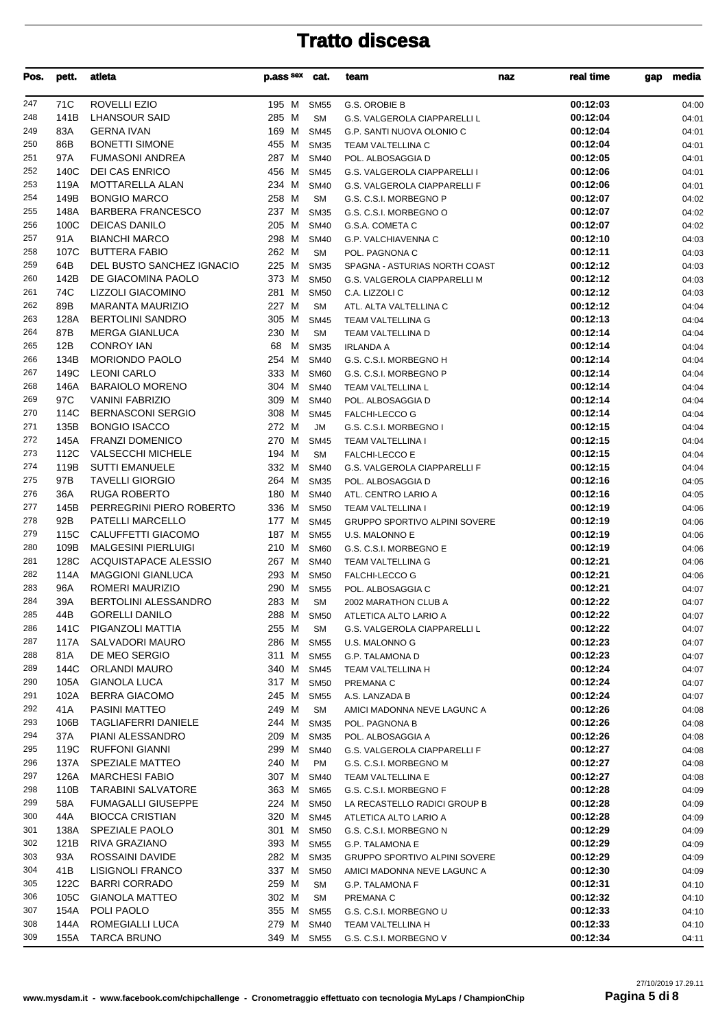# Tratto discesa

| Pos. | pett. | atleta | p.ass | sex | cat. | team | naz | real time | gap | media |
|---|---|---|---|---|---|---|---|---|---|---|
| 247 | 71C | ROVELLI EZIO | 195 | M | SM55 | G.S. OROBIE B | | 00:12:03 | | 04:00 |
| 248 | 141B | LHANSOUR SAID | 285 | M | SM | G.S. VALGEROLA CIAPPARELLI L | | 00:12:04 | | 04:01 |
| 249 | 83A | GERNA IVAN | 169 | M | SM45 | G.P. SANTI NUOVA OLONIO C | | 00:12:04 | | 04:01 |
| 250 | 86B | BONETTI SIMONE | 455 | M | SM35 | TEAM VALTELLINA C | | 00:12:04 | | 04:01 |
| 251 | 97A | FUMASONI ANDREA | 287 | M | SM40 | POL. ALBOSAGGIA D | | 00:12:05 | | 04:01 |
| 252 | 140C | DEI CAS ENRICO | 456 | M | SM45 | G.S. VALGEROLA CIAPPARELLI I | | 00:12:06 | | 04:01 |
| 253 | 119A | MOTTARELLA ALAN | 234 | M | SM40 | G.S. VALGEROLA CIAPPARELLI F | | 00:12:06 | | 04:01 |
| 254 | 149B | BONGIO MARCO | 258 | M | SM | G.S. C.S.I. MORBEGNO P | | 00:12:07 | | 04:02 |
| 255 | 148A | BARBERA FRANCESCO | 237 | M | SM35 | G.S. C.S.I. MORBEGNO O | | 00:12:07 | | 04:02 |
| 256 | 100C | DEICAS DANILO | 205 | M | SM40 | G.S.A. COMETA C | | 00:12:07 | | 04:02 |
| 257 | 91A | BIANCHI MARCO | 298 | M | SM40 | G.P. VALCHIAVENNA C | | 00:12:10 | | 04:03 |
| 258 | 107C | BUTTERA FABIO | 262 | M | SM | POL. PAGNONA C | | 00:12:11 | | 04:03 |
| 259 | 64B | DEL BUSTO SANCHEZ IGNACIO | 225 | M | SM35 | SPAGNA - ASTURIAS NORTH COAST | | 00:12:12 | | 04:03 |
| 260 | 142B | DE GIACOMINA PAOLO | 373 | M | SM50 | G.S. VALGEROLA CIAPPARELLI M | | 00:12:12 | | 04:03 |
| 261 | 74C | LIZZOLI GIACOMINO | 281 | M | SM50 | C.A. LIZZOLI C | | 00:12:12 | | 04:03 |
| 262 | 89B | MARANTA MAURIZIO | 227 | M | SM | ATL. ALTA VALTELLINA C | | 00:12:12 | | 04:04 |
| 263 | 128A | BERTOLINI SANDRO | 305 | M | SM45 | TEAM VALTELLINA G | | 00:12:13 | | 04:04 |
| 264 | 87B | MERGA GIANLUCA | 230 | M | SM | TEAM VALTELLINA D | | 00:12:14 | | 04:04 |
| 265 | 12B | CONROY IAN | 68 | M | SM35 | IRLANDA A | | 00:12:14 | | 04:04 |
| 266 | 134B | MORIONDO PAOLO | 254 | M | SM40 | G.S. C.S.I. MORBEGNO H | | 00:12:14 | | 04:04 |
| 267 | 149C | LEONI CARLO | 333 | M | SM60 | G.S. C.S.I. MORBEGNO P | | 00:12:14 | | 04:04 |
| 268 | 146A | BARAIOLO MORENO | 304 | M | SM40 | TEAM VALTELLINA L | | 00:12:14 | | 04:04 |
| 269 | 97C | VANINI FABRIZIO | 309 | M | SM40 | POL. ALBOSAGGIA D | | 00:12:14 | | 04:04 |
| 270 | 114C | BERNASCONI SERGIO | 308 | M | SM45 | FALCHI-LECCO G | | 00:12:14 | | 04:04 |
| 271 | 135B | BONGIO ISACCO | 272 | M | JM | G.S. C.S.I. MORBEGNO I | | 00:12:15 | | 04:04 |
| 272 | 145A | FRANZI DOMENICO | 270 | M | SM45 | TEAM VALTELLINA I | | 00:12:15 | | 04:04 |
| 273 | 112C | VALSECCHI MICHELE | 194 | M | SM | FALCHI-LECCO E | | 00:12:15 | | 04:04 |
| 274 | 119B | SUTTI EMANUELE | 332 | M | SM40 | G.S. VALGEROLA CIAPPARELLI F | | 00:12:15 | | 04:04 |
| 275 | 97B | TAVELLI GIORGIO | 264 | M | SM35 | POL. ALBOSAGGIA D | | 00:12:16 | | 04:05 |
| 276 | 36A | RUGA ROBERTO | 180 | M | SM40 | ATL. CENTRO LARIO A | | 00:12:16 | | 04:05 |
| 277 | 145B | PERREGRINI PIERO ROBERTO | 336 | M | SM50 | TEAM VALTELLINA I | | 00:12:19 | | 04:06 |
| 278 | 92B | PATELLI MARCELLO | 177 | M | SM45 | GRUPPO SPORTIVO ALPINI SOVERE | | 00:12:19 | | 04:06 |
| 279 | 115C | CALUFFETTI GIACOMO | 187 | M | SM55 | U.S. MALONNO E | | 00:12:19 | | 04:06 |
| 280 | 109B | MALGESINI PIERLUIGI | 210 | M | SM60 | G.S. C.S.I. MORBEGNO E | | 00:12:19 | | 04:06 |
| 281 | 128C | ACQUISTAPACE ALESSIO | 267 | M | SM40 | TEAM VALTELLINA G | | 00:12:21 | | 04:06 |
| 282 | 114A | MAGGIONI GIANLUCA | 293 | M | SM50 | FALCHI-LECCO G | | 00:12:21 | | 04:06 |
| 283 | 96A | ROMERI MAURIZIO | 290 | M | SM55 | POL. ALBOSAGGIA C | | 00:12:21 | | 04:07 |
| 284 | 39A | BERTOLINI ALESSANDRO | 283 | M | SM | 2002 MARATHON CLUB A | | 00:12:22 | | 04:07 |
| 285 | 44B | GORELLI DANILO | 288 | M | SM50 | ATLETICA ALTO LARIO A | | 00:12:22 | | 04:07 |
| 286 | 141C | PIGANZOLI MATTIA | 255 | M | SM | G.S. VALGEROLA CIAPPARELLI L | | 00:12:22 | | 04:07 |
| 287 | 117A | SALVADORI MAURO | 286 | M | SM55 | U.S. MALONNO G | | 00:12:23 | | 04:07 |
| 288 | 81A | DE MEO SERGIO | 311 | M | SM55 | G.P. TALAMONA D | | 00:12:23 | | 04:07 |
| 289 | 144C | ORLANDI MAURO | 340 | M | SM45 | TEAM VALTELLINA H | | 00:12:24 | | 04:07 |
| 290 | 105A | GIANOLA LUCA | 317 | M | SM50 | PREMANA C | | 00:12:24 | | 04:07 |
| 291 | 102A | BERRA GIACOMO | 245 | M | SM55 | A.S. LANZADA B | | 00:12:24 | | 04:07 |
| 292 | 41A | PASINI MATTEO | 249 | M | SM | AMICI MADONNA NEVE LAGUNC A | | 00:12:26 | | 04:08 |
| 293 | 106B | TAGLIAFERRI DANIELE | 244 | M | SM35 | POL. PAGNONA B | | 00:12:26 | | 04:08 |
| 294 | 37A | PIANI ALESSANDRO | 209 | M | SM35 | POL. ALBOSAGGIA A | | 00:12:26 | | 04:08 |
| 295 | 119C | RUFFONI GIANNI | 299 | M | SM40 | G.S. VALGEROLA CIAPPARELLI F | | 00:12:27 | | 04:08 |
| 296 | 137A | SPEZIALE MATTEO | 240 | M | PM | G.S. C.S.I. MORBEGNO M | | 00:12:27 | | 04:08 |
| 297 | 126A | MARCHESI FABIO | 307 | M | SM40 | TEAM VALTELLINA E | | 00:12:27 | | 04:08 |
| 298 | 110B | TARABINI SALVATORE | 363 | M | SM65 | G.S. C.S.I. MORBEGNO F | | 00:12:28 | | 04:09 |
| 299 | 58A | FUMAGALLI GIUSEPPE | 224 | M | SM50 | LA RECASTELLO RADICI GROUP B | | 00:12:28 | | 04:09 |
| 300 | 44A | BIOCCA CRISTIAN | 320 | M | SM45 | ATLETICA ALTO LARIO A | | 00:12:28 | | 04:09 |
| 301 | 138A | SPEZIALE PAOLO | 301 | M | SM50 | G.S. C.S.I. MORBEGNO N | | 00:12:29 | | 04:09 |
| 302 | 121B | RIVA GRAZIANO | 393 | M | SM55 | G.P. TALAMONA E | | 00:12:29 | | 04:09 |
| 303 | 93A | ROSSAINI DAVIDE | 282 | M | SM35 | GRUPPO SPORTIVO ALPINI SOVERE | | 00:12:29 | | 04:09 |
| 304 | 41B | LISIGNOLI FRANCO | 337 | M | SM50 | AMICI MADONNA NEVE LAGUNC A | | 00:12:30 | | 04:09 |
| 305 | 122C | BARRI CORRADO | 259 | M | SM | G.P. TALAMONA F | | 00:12:31 | | 04:10 |
| 306 | 105C | GIANOLA MATTEO | 302 | M | SM | PREMANA C | | 00:12:32 | | 04:10 |
| 307 | 154A | POLI PAOLO | 355 | M | SM55 | G.S. C.S.I. MORBEGNO U | | 00:12:33 | | 04:10 |
| 308 | 144A | ROMEGIALLI LUCA | 279 | M | SM40 | TEAM VALTELLINA H | | 00:12:33 | | 04:10 |
| 309 | 155A | TARCA BRUNO | 349 | M | SM55 | G.S. C.S.I. MORBEGNO V | | 00:12:34 | | 04:11 |

www.mysdam.it - www.facebook.com/chipchallenge - Cronometraggio effettuato con tecnologia MyLaps / ChampionChip

27/10/2019 17.29.11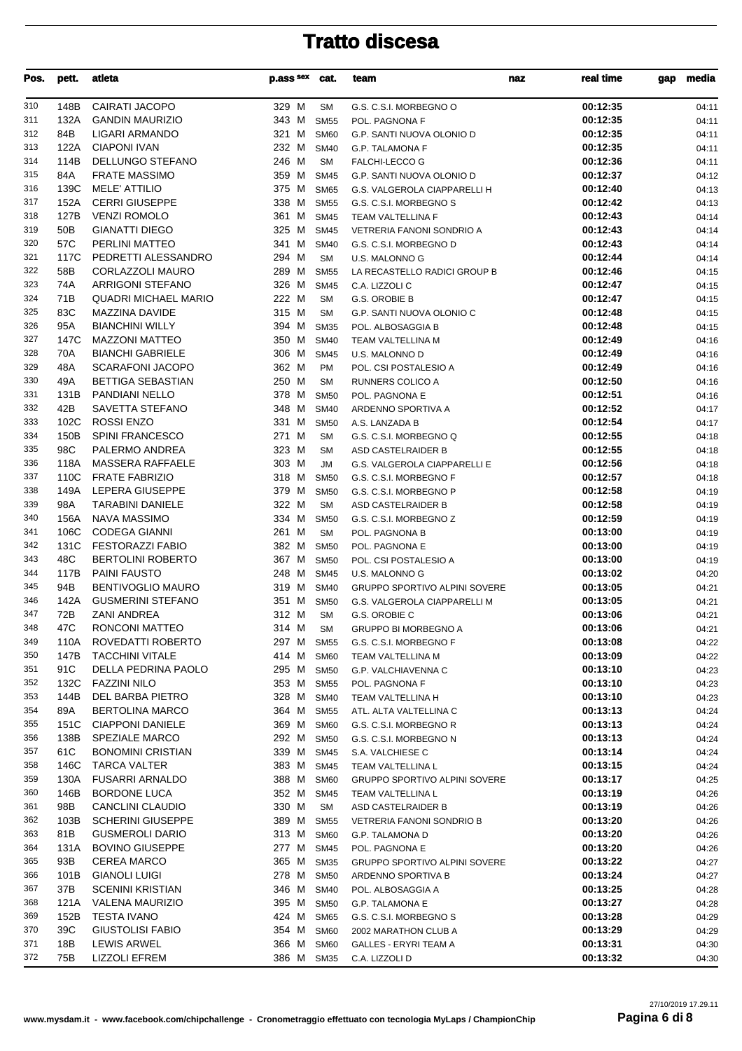# Tratto discesa

| Pos. | pett. | atleta | p.ass | sex | cat. | team | naz | real time | gap | media |
|---|---|---|---|---|---|---|---|---|---|---|
| 310 | 148B | CAIRATI JACOPO | 329 | M | SM | G.S. C.S.I. MORBEGNO O | | 00:12:35 | | 04:11 |
| 311 | 132A | GANDIN MAURIZIO | 343 | M | SM55 | POL. PAGNONA F | | 00:12:35 | | 04:11 |
| 312 | 84B | LIGARI ARMANDO | 321 | M | SM60 | G.P. SANTI NUOVA OLONIO D | | 00:12:35 | | 04:11 |
| 313 | 122A | CIAPONI IVAN | 232 | M | SM40 | G.P. TALAMONA F | | 00:12:35 | | 04:11 |
| 314 | 114B | DELLUNGO STEFANO | 246 | M | SM | FALCHI-LECCO G | | 00:12:36 | | 04:11 |
| 315 | 84A | FRATE MASSIMO | 359 | M | SM45 | G.P. SANTI NUOVA OLONIO D | | 00:12:37 | | 04:12 |
| 316 | 139C | MELE' ATTILIO | 375 | M | SM65 | G.S. VALGEROLA CIAPPARELLI H | | 00:12:40 | | 04:13 |
| 317 | 152A | CERRI GIUSEPPE | 338 | M | SM55 | G.S. C.S.I. MORBEGNO S | | 00:12:42 | | 04:13 |
| 318 | 127B | VENZI ROMOLO | 361 | M | SM45 | TEAM VALTELLINA F | | 00:12:43 | | 04:14 |
| 319 | 50B | GIANATTI DIEGO | 325 | M | SM45 | VETRERIA FANONI SONDRIO A | | 00:12:43 | | 04:14 |
| 320 | 57C | PERLINI MATTEO | 341 | M | SM40 | G.S. C.S.I. MORBEGNO D | | 00:12:43 | | 04:14 |
| 321 | 117C | PEDRETTI ALESSANDRO | 294 | M | SM | U.S. MALONNO G | | 00:12:44 | | 04:14 |
| 322 | 58B | CORLAZZOLI MAURO | 289 | M | SM55 | LA RECASTELLO RADICI GROUP B | | 00:12:46 | | 04:15 |
| 323 | 74A | ARRIGONI STEFANO | 326 | M | SM45 | C.A. LIZZOLI C | | 00:12:47 | | 04:15 |
| 324 | 71B | QUADRI MICHAEL MARIO | 222 | M | SM | G.S. OROBIE B | | 00:12:47 | | 04:15 |
| 325 | 83C | MAZZINA DAVIDE | 315 | M | SM | G.P. SANTI NUOVA OLONIO C | | 00:12:48 | | 04:15 |
| 326 | 95A | BIANCHINI WILLY | 394 | M | SM35 | POL. ALBOSAGGIA B | | 00:12:48 | | 04:15 |
| 327 | 147C | MAZZONI MATTEO | 350 | M | SM40 | TEAM VALTELLINA M | | 00:12:49 | | 04:16 |
| 328 | 70A | BIANCHI GABRIELE | 306 | M | SM45 | U.S. MALONNO D | | 00:12:49 | | 04:16 |
| 329 | 48A | SCARAFONI JACOPO | 362 | M | PM | POL. CSI POSTALESIO A | | 00:12:49 | | 04:16 |
| 330 | 49A | BETTIGA SEBASTIAN | 250 | M | SM | RUNNERS COLICO A | | 00:12:50 | | 04:16 |
| 331 | 131B | PANDIANI NELLO | 378 | M | SM50 | POL. PAGNONA E | | 00:12:51 | | 04:16 |
| 332 | 42B | SAVETTA STEFANO | 348 | M | SM40 | ARDENNO SPORTIVA A | | 00:12:52 | | 04:17 |
| 333 | 102C | ROSSI ENZO | 331 | M | SM50 | A.S. LANZADA B | | 00:12:54 | | 04:17 |
| 334 | 150B | SPINI FRANCESCO | 271 | M | SM | G.S. C.S.I. MORBEGNO Q | | 00:12:55 | | 04:18 |
| 335 | 98C | PALERMO ANDREA | 323 | M | SM | ASD CASTELRAIDER B | | 00:12:55 | | 04:18 |
| 336 | 118A | MASSERA RAFFAELE | 303 | M | JM | G.S. VALGEROLA CIAPPARELLI E | | 00:12:56 | | 04:18 |
| 337 | 110C | FRATE FABRIZIO | 318 | M | SM50 | G.S. C.S.I. MORBEGNO F | | 00:12:57 | | 04:18 |
| 338 | 149A | LEPERA GIUSEPPE | 379 | M | SM50 | G.S. C.S.I. MORBEGNO P | | 00:12:58 | | 04:19 |
| 339 | 98A | TARABINI DANIELE | 322 | M | SM | ASD CASTELRAIDER B | | 00:12:58 | | 04:19 |
| 340 | 156A | NAVA MASSIMO | 334 | M | SM50 | G.S. C.S.I. MORBEGNO Z | | 00:12:59 | | 04:19 |
| 341 | 106C | CODEGA GIANNI | 261 | M | SM | POL. PAGNONA B | | 00:13:00 | | 04:19 |
| 342 | 131C | FESTORAZZI FABIO | 382 | M | SM50 | POL. PAGNONA E | | 00:13:00 | | 04:19 |
| 343 | 48C | BERTOLINI ROBERTO | 367 | M | SM50 | POL. CSI POSTALESIO A | | 00:13:00 | | 04:19 |
| 344 | 117B | PAINI FAUSTO | 248 | M | SM45 | U.S. MALONNO G | | 00:13:02 | | 04:20 |
| 345 | 94B | BENTIVOGLIO MAURO | 319 | M | SM40 | GRUPPO SPORTIVO ALPINI SOVERE | | 00:13:05 | | 04:21 |
| 346 | 142A | GUSMERINI STEFANO | 351 | M | SM50 | G.S. VALGEROLA CIAPPARELLI M | | 00:13:05 | | 04:21 |
| 347 | 72B | ZANI ANDREA | 312 | M | SM | G.S. OROBIE C | | 00:13:06 | | 04:21 |
| 348 | 47C | RONCONI MATTEO | 314 | M | SM | GRUPPO BI MORBEGNO A | | 00:13:06 | | 04:21 |
| 349 | 110A | ROVEDATTI ROBERTO | 297 | M | SM55 | G.S. C.S.I. MORBEGNO F | | 00:13:08 | | 04:22 |
| 350 | 147B | TACCHINI VITALE | 414 | M | SM60 | TEAM VALTELLINA M | | 00:13:09 | | 04:22 |
| 351 | 91C | DELLA PEDRINA PAOLO | 295 | M | SM50 | G.P. VALCHIAVENNA C | | 00:13:10 | | 04:23 |
| 352 | 132C | FAZZINI NILO | 353 | M | SM55 | POL. PAGNONA F | | 00:13:10 | | 04:23 |
| 353 | 144B | DEL BARBA PIETRO | 328 | M | SM40 | TEAM VALTELLINA H | | 00:13:10 | | 04:23 |
| 354 | 89A | BERTOLINA MARCO | 364 | M | SM55 | ATL. ALTA VALTELLINA C | | 00:13:13 | | 04:24 |
| 355 | 151C | CIAPPONI DANIELE | 369 | M | SM60 | G.S. C.S.I. MORBEGNO R | | 00:13:13 | | 04:24 |
| 356 | 138B | SPEZIALE MARCO | 292 | M | SM50 | G.S. C.S.I. MORBEGNO N | | 00:13:13 | | 04:24 |
| 357 | 61C | BONOMINI CRISTIAN | 339 | M | SM45 | S.A. VALCHIESE C | | 00:13:14 | | 04:24 |
| 358 | 146C | TARCA VALTER | 383 | M | SM45 | TEAM VALTELLINA L | | 00:13:15 | | 04:24 |
| 359 | 130A | FUSARRI ARNALDO | 388 | M | SM60 | GRUPPO SPORTIVO ALPINI SOVERE | | 00:13:17 | | 04:25 |
| 360 | 146B | BORDONE LUCA | 352 | M | SM45 | TEAM VALTELLINA L | | 00:13:19 | | 04:26 |
| 361 | 98B | CANCLINI CLAUDIO | 330 | M | SM | ASD CASTELRAIDER B | | 00:13:19 | | 04:26 |
| 362 | 103B | SCHERINI GIUSEPPE | 389 | M | SM55 | VETRERIA FANONI SONDRIO B | | 00:13:20 | | 04:26 |
| 363 | 81B | GUSMEROLI DARIO | 313 | M | SM60 | G.P. TALAMONA D | | 00:13:20 | | 04:26 |
| 364 | 131A | BOVINO GIUSEPPE | 277 | M | SM45 | POL. PAGNONA E | | 00:13:20 | | 04:26 |
| 365 | 93B | CEREA MARCO | 365 | M | SM35 | GRUPPO SPORTIVO ALPINI SOVERE | | 00:13:22 | | 04:27 |
| 366 | 101B | GIANOLI LUIGI | 278 | M | SM50 | ARDENNO SPORTIVA B | | 00:13:24 | | 04:27 |
| 367 | 37B | SCENINI KRISTIAN | 346 | M | SM40 | POL. ALBOSAGGIA A | | 00:13:25 | | 04:28 |
| 368 | 121A | VALENA MAURIZIO | 395 | M | SM50 | G.P. TALAMONA E | | 00:13:27 | | 04:28 |
| 369 | 152B | TESTA IVANO | 424 | M | SM65 | G.S. C.S.I. MORBEGNO S | | 00:13:28 | | 04:29 |
| 370 | 39C | GIUSTOLISI FABIO | 354 | M | SM60 | 2002 MARATHON CLUB A | | 00:13:29 | | 04:29 |
| 371 | 18B | LEWIS ARWEL | 366 | M | SM60 | GALLES - ERYRI TEAM A | | 00:13:31 | | 04:30 |
| 372 | 75B | LIZZOLI EFREM | 386 | M | SM35 | C.A. LIZZOLI D | | 00:13:32 | | 04:30 |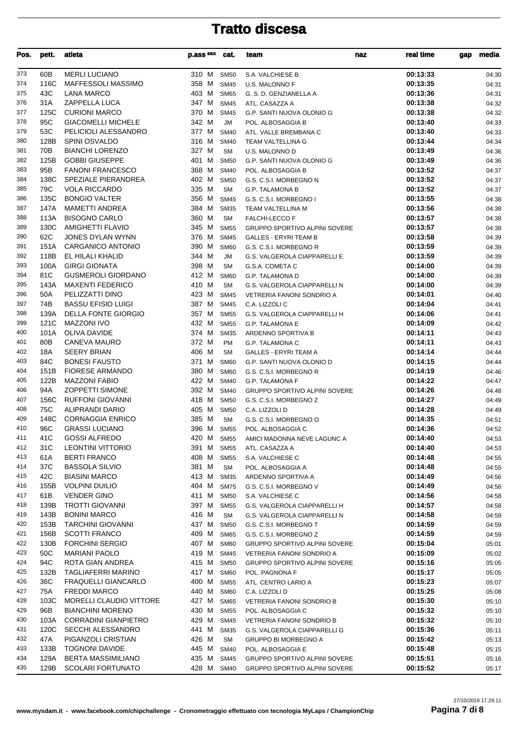# Tratto discesa

| Pos. | pett. | atleta | p.ass | sex | cat. | team | naz | real time | gap | media |
|---|---|---|---|---|---|---|---|---|---|---|
| 373 | 60B | MERLI LUCIANO | 310 | M | SM50 | S.A. VALCHIESE B | | 00:13:33 | | 04:30 |
| 374 | 116C | MAFFESSOLI MASSIMO | 358 | M | SM45 | U.S. MALONNO F | | 00:13:35 | | 04:31 |
| 375 | 43C | LANA MARCO | 403 | M | SM65 | G. S. D. GENZIANELLA A | | 00:13:36 | | 04:31 |
| 376 | 31A | ZAPPELLA LUCA | 347 | M | SM45 | ATL. CASAZZA A | | 00:13:38 | | 04:32 |
| 377 | 125C | CURIONI MARCO | 370 | M | SM45 | G.P. SANTI NUOVA OLONIO G | | 00:13:38 | | 04:32 |
| 378 | 95C | GIACOMELLI MICHELE | 342 | M | JM | POL. ALBOSAGGIA B | | 00:13:40 | | 04:33 |
| 379 | 53C | PELICIOLI ALESSANDRO | 377 | M | SM40 | ATL. VALLE BREMBANA C | | 00:13:40 | | 04:33 |
| 380 | 128B | SPINI OSVALDO | 316 | M | SM40 | TEAM VALTELLINA G | | 00:13:44 | | 04:34 |
| 381 | 70B | BIANCHI LORENZO | 327 | M | SM | U.S. MALONNO D | | 00:13:49 | | 04:36 |
| 382 | 125B | GOBBI GIUSEPPE | 401 | M | SM50 | G.P. SANTI NUOVA OLONIO G | | 00:13:49 | | 04:36 |
| 383 | 95B | FANONI FRANCESCO | 368 | M | SM40 | POL. ALBOSAGGIA B | | 00:13:52 | | 04:37 |
| 384 | 138C | SPEZIALE PIERANDREA | 402 | M | SM50 | G.S. C.S.I. MORBEGNO N | | 00:13:52 | | 04:37 |
| 385 | 79C | VOLA RICCARDO | 335 | M | SM | G.P. TALAMONA B | | 00:13:52 | | 04:37 |
| 386 | 135C | BONGIO VALTER | 356 | M | SM45 | G.S. C.S.I. MORBEGNO I | | 00:13:55 | | 04:38 |
| 387 | 147A | MAMETTI ANDREA | 384 | M | SM35 | TEAM VALTELLINA M | | 00:13:56 | | 04:38 |
| 388 | 113A | BISOGNO CARLO | 360 | M | SM | FALCHI-LECCO F | | 00:13:57 | | 04:38 |
| 389 | 130C | AMIGHETTI FLAVIO | 345 | M | SM55 | GRUPPO SPORTIVO ALPINI SOVERE | | 00:13:57 | | 04:38 |
| 390 | 62C | JONES DYLAN WYNN | 376 | M | SM45 | GALLES - ERYRI TEAM B | | 00:13:58 | | 04:39 |
| 391 | 151A | CARGANICO ANTONIO | 390 | M | SM60 | G.S. C.S.I. MORBEGNO R | | 00:13:59 | | 04:39 |
| 392 | 118B | EL HILALI KHALID | 344 | M | JM | G.S. VALGEROLA CIAPPARELLI E | | 00:13:59 | | 04:39 |
| 393 | 100A | GIRGI GIONATA | 398 | M | SM | G.S.A. COMETA C | | 00:14:00 | | 04:39 |
| 394 | 81C | GUSMEROLI GIORDANO | 412 | M | SM60 | G.P. TALAMONA D | | 00:14:00 | | 04:39 |
| 395 | 143A | MAXENTI FEDERICO | 410 | M | SM | G.S. VALGEROLA CIAPPARELLI N | | 00:14:00 | | 04:39 |
| 396 | 50A | PELIZZATTI DINO | 423 | M | SM45 | VETRERIA FANONI SONDRIO A | | 00:14:01 | | 04:40 |
| 397 | 74B | BASSU EFISIO LUIGI | 387 | M | SM45 | C.A. LIZZOLI C | | 00:14:04 | | 04:41 |
| 398 | 139A | DELLA FONTE GIORGIO | 357 | M | SM55 | G.S. VALGEROLA CIAPPARELLI H | | 00:14:06 | | 04:41 |
| 399 | 121C | MAZZONI IVO | 432 | M | SM55 | G.P. TALAMONA E | | 00:14:09 | | 04:42 |
| 400 | 101A | OLIVA DAVIDE | 374 | M | SM35 | ARDENNO SPORTIVA B | | 00:14:11 | | 04:43 |
| 401 | 80B | CANEVA MAURO | 372 | M | PM | G.P. TALAMONA C | | 00:14:11 | | 04:43 |
| 402 | 18A | SEERY BRIAN | 406 | M | SM | GALLES - ERYRI TEAM A | | 00:14:14 | | 04:44 |
| 403 | 84C | BONESI FAUSTO | 371 | M | SM60 | G.P. SANTI NUOVA OLONIO D | | 00:14:15 | | 04:44 |
| 404 | 151B | FIORESE ARMANDO | 380 | M | SM60 | G.S. C.S.I. MORBEGNO R | | 00:14:19 | | 04:46 |
| 405 | 122B | MAZZONI FABIO | 422 | M | SM40 | G.P. TALAMONA F | | 00:14:22 | | 04:47 |
| 406 | 94A | ZOPPETTI SIMONE | 392 | M | SM40 | GRUPPO SPORTIVO ALPINI SOVERE | | 00:14:26 | | 04:48 |
| 407 | 156C | RUFFONI GIOVANNI | 418 | M | SM50 | G.S. C.S.I. MORBEGNO Z | | 00:14:27 | | 04:49 |
| 408 | 75C | ALIPRANDI DARIO | 405 | M | SM50 | C.A. LIZZOLI D | | 00:14:28 | | 04:49 |
| 409 | 148C | CORNAGGIA ENRICO | 385 | M | SM | G.S. C.S.I. MORBEGNO O | | 00:14:35 | | 04:51 |
| 410 | 96C | GRASSI LUCIANO | 396 | M | SM55 | POL. ALBOSAGGIA C | | 00:14:36 | | 04:52 |
| 411 | 41C | GOSSI ALFREDO | 420 | M | SM55 | AMICI MADONNA NEVE LAGUNC A | | 00:14:40 | | 04:53 |
| 412 | 31C | LEONTINI VITTORIO | 391 | M | SM55 | ATL. CASAZZA A | | 00:14:40 | | 04:53 |
| 413 | 61A | BERTI FRANCO | 408 | M | SM55 | S.A. VALCHIESE C | | 00:14:48 | | 04:55 |
| 414 | 37C | BASSOLA SILVIO | 381 | M | SM | POL. ALBOSAGGIA A | | 00:14:48 | | 04:55 |
| 415 | 42C | BIASINI MARCO | 413 | M | SM35 | ARDENNO SPORTIVA A | | 00:14:49 | | 04:56 |
| 416 | 155B | VOLPINI DUILIO | 404 | M | SM75 | G.S. C.S.I. MORBEGNO V | | 00:14:49 | | 04:56 |
| 417 | 61B | VENDER GINO | 411 | M | SM50 | S.A. VALCHIESE C | | 00:14:56 | | 04:58 |
| 418 | 139B | TROTTI GIOVANNI | 397 | M | SM55 | G.S. VALGEROLA CIAPPARELLI H | | 00:14:57 | | 04:58 |
| 419 | 143B | BONINI MARCO | 416 | M | SM | G.S. VALGEROLA CIAPPARELLI N | | 00:14:58 | | 04:59 |
| 420 | 153B | TARCHINI GIOVANNI | 437 | M | SM50 | G.S. C.S.I. MORBEGNO T | | 00:14:59 | | 04:59 |
| 421 | 156B | SCOTTI FRANCO | 409 | M | SM65 | G.S. C.S.I. MORBEGNO Z | | 00:14:59 | | 04:59 |
| 422 | 130B | FORCHINI SERGIO | 407 | M | SM60 | GRUPPO SPORTIVO ALPINI SOVERE | | 00:15:04 | | 05:01 |
| 423 | 50C | MARIANI PAOLO | 419 | M | SM45 | VETRERIA FANONI SONDRIO A | | 00:15:09 | | 05:02 |
| 424 | 94C | ROTA GIAN ANDREA | 415 | M | SM50 | GRUPPO SPORTIVO ALPINI SOVERE | | 00:15:16 | | 05:05 |
| 425 | 132B | TAGLIAFERRI MARINO | 417 | M | SM60 | POL. PAGNONA F | | 00:15:17 | | 05:05 |
| 426 | 36C | FRAQUELLI GIANCARLO | 400 | M | SM55 | ATL. CENTRO LARIO A | | 00:15:23 | | 05:07 |
| 427 | 75A | FREDDI MARCO | 440 | M | SM60 | C.A. LIZZOLI D | | 00:15:25 | | 05:08 |
| 428 | 103C | MORELLI CLAUDIO VITTORE | 427 | M | SM65 | VETRERIA FANONI SONDRIO B | | 00:15:30 | | 05:10 |
| 429 | 96B | BIANCHINI MORENO | 430 | M | SM55 | POL. ALBOSAGGIA C | | 00:15:32 | | 05:10 |
| 430 | 103A | CORNAGGIA GIANPIETRO | 429 | M | SM45 | VETRERIA FANONI SONDRIO B | | 00:15:32 | | 05:10 |
| 431 | 120C | SECCHI ALESSANDRO | 441 | M | SM35 | G.S. VALGEROLA CIAPPARELLI G | | 00:15:36 | | 05:11 |
| 432 | 47A | PIGANZOLI CRISTIAN | 426 | M | SM | GRUPPO BI MORBEGNO A | | 00:15:42 | | 05:13 |
| 433 | 133B | TOGNONI DAVIDE | 445 | M | SM40 | POL. ALBOSAGGIA E | | 00:15:48 | | 05:15 |
| 434 | 129A | BERTA MASSIMILIANO | 435 | M | SM45 | GRUPPO SPORTIVO ALPINI SOVERE | | 00:15:51 | | 05:16 |
| 435 | 129B | SCOLARI FORTUNATO | 428 | M | SM40 | GRUPPO SPORTIVO ALPINI SOVERE | | 00:15:52 | | 05:17 |

www.mysdam.it - www.facebook.com/chipchallenge - Cronometraggio effettuato con tecnologia MyLaps / ChampionChip

27/10/2019 17.29.11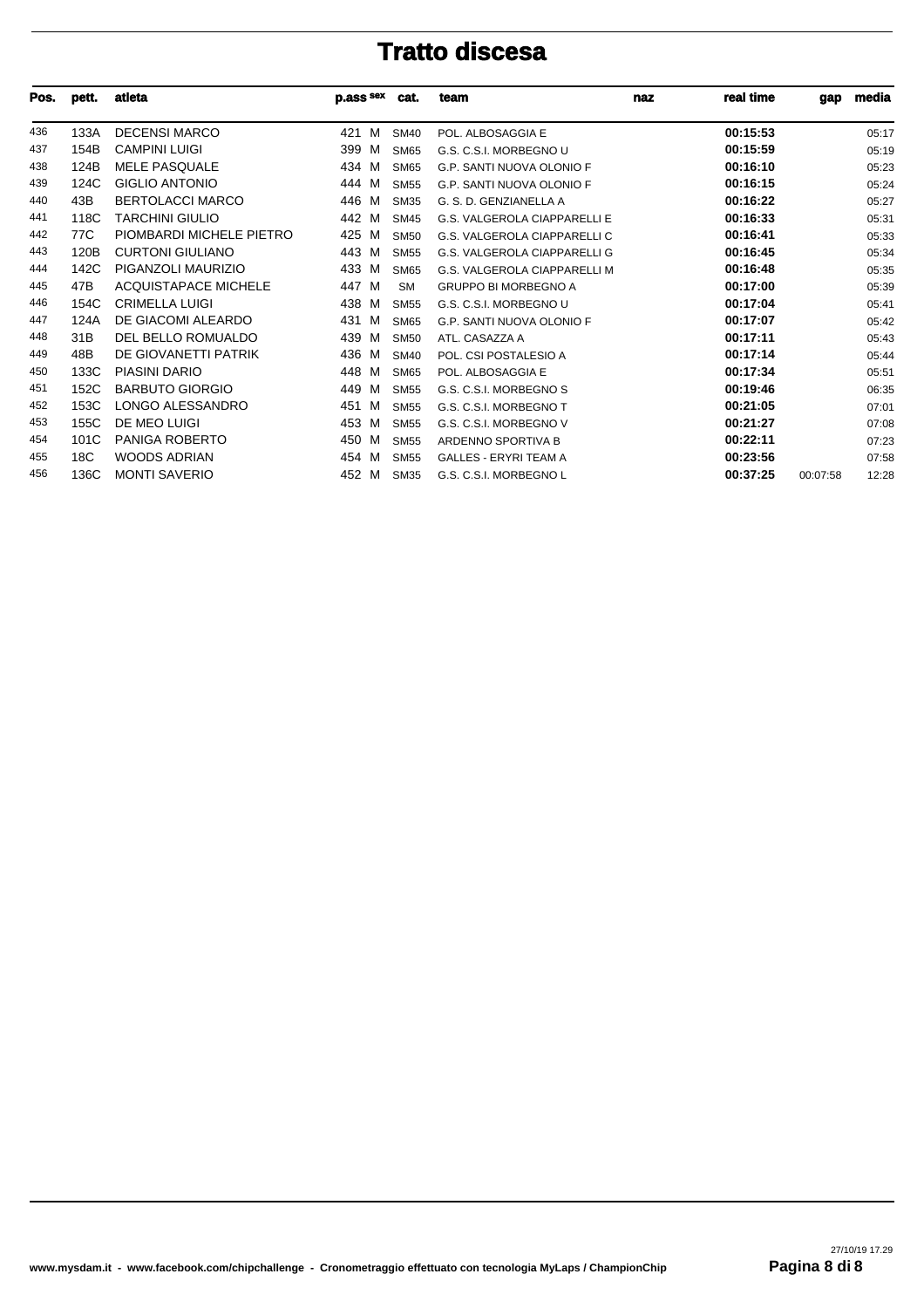# Tratto discesa

| Pos. | pett. | atleta | p.ass | sex | cat. | team | naz | real time | gap | media |
|---|---|---|---|---|---|---|---|---|---|---|
| 436 | 133A | DECENSI MARCO | 421 | M | SM40 | POL. ALBOSAGGIA E | | **00:15:53** | | 05:17 |
| 437 | 154B | CAMPINI LUIGI | 399 | M | SM65 | G.S. C.S.I. MORBEGNO U | | **00:15:59** | | 05:19 |
| 438 | 124B | MELE PASQUALE | 434 | M | SM65 | G.P. SANTI NUOVA OLONIO F | | **00:16:10** | | 05:23 |
| 439 | 124C | GIGLIO ANTONIO | 444 | M | SM55 | G.P. SANTI NUOVA OLONIO F | | **00:16:15** | | 05:24 |
| 440 | 43B | BERTOLACCI MARCO | 446 | M | SM35 | G. S. D. GENZIANELLA A | | **00:16:22** | | 05:27 |
| 441 | 118C | TARCHINI GIULIO | 442 | M | SM45 | G.S. VALGEROLA CIAPPARELLI E | | **00:16:33** | | 05:31 |
| 442 | 77C | PIOMBARDI MICHELE PIETRO | 425 | M | SM50 | G.S. VALGEROLA CIAPPARELLI C | | **00:16:41** | | 05:33 |
| 443 | 120B | CURTONI GIULIANO | 443 | M | SM55 | G.S. VALGEROLA CIAPPARELLI G | | **00:16:45** | | 05:34 |
| 444 | 142C | PIGANZOLI MAURIZIO | 433 | M | SM65 | G.S. VALGEROLA CIAPPARELLI M | | **00:16:48** | | 05:35 |
| 445 | 47B | ACQUISTAPACE MICHELE | 447 | M | SM | GRUPPO BI MORBEGNO A | | **00:17:00** | | 05:39 |
| 446 | 154C | CRIMELLA LUIGI | 438 | M | SM55 | G.S. C.S.I. MORBEGNO U | | **00:17:04** | | 05:41 |
| 447 | 124A | DE GIACOMI ALEARDO | 431 | M | SM65 | G.P. SANTI NUOVA OLONIO F | | **00:17:07** | | 05:42 |
| 448 | 31B | DEL BELLO ROMUALDO | 439 | M | SM50 | ATL. CASAZZA A | | **00:17:11** | | 05:43 |
| 449 | 48B | DE GIOVANETTI PATRIK | 436 | M | SM40 | POL. CSI POSTALESIO A | | **00:17:14** | | 05:44 |
| 450 | 133C | PIASINI DARIO | 448 | M | SM65 | POL. ALBOSAGGIA E | | **00:17:34** | | 05:51 |
| 451 | 152C | BARBUTO GIORGIO | 449 | M | SM55 | G.S. C.S.I. MORBEGNO S | | **00:19:46** | | 06:35 |
| 452 | 153C | LONGO ALESSANDRO | 451 | M | SM55 | G.S. C.S.I. MORBEGNO T | | **00:21:05** | | 07:01 |
| 453 | 155C | DE MEO LUIGI | 453 | M | SM55 | G.S. C.S.I. MORBEGNO V | | **00:21:27** | | 07:08 |
| 454 | 101C | PANIGA ROBERTO | 450 | M | SM55 | ARDENNO SPORTIVA B | | **00:22:11** | | 07:23 |
| 455 | 18C | WOODS ADRIAN | 454 | M | SM55 | GALLES - ERYRI TEAM A | | **00:23:56** | | 07:58 |
| 456 | 136C | MONTI SAVERIO | 452 | M | SM35 | G.S. C.S.I. MORBEGNO L | | **00:37:25** | 00:07:58 | 12:28 |

www.mysdam.it - www.facebook.com/chipchallenge - Cronometraggio effettuato con tecnologia MyLaps / ChampionChip

27/10/19 17.29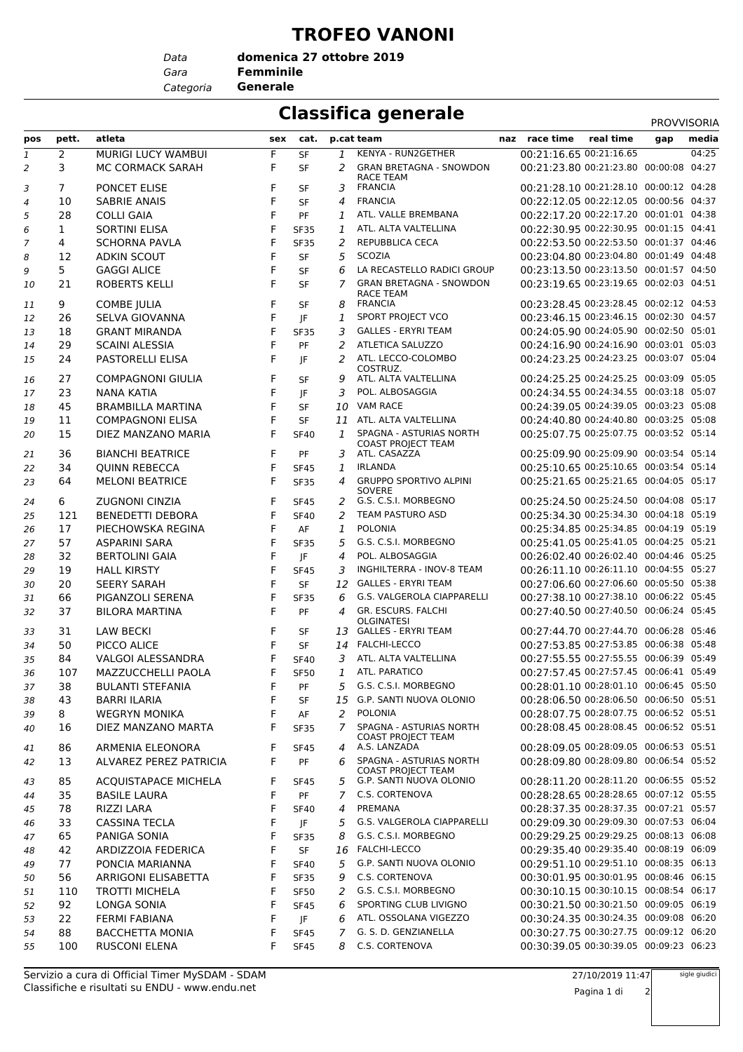# TROFEO VANONI

*Data* **domenica 27 ottobre 2019**
*Gara* **Femminile**
*Categoria* **Generale**

## Classifica generale

PROVVISORIA

| pos | pett. | atleta | sex | cat. | p.cat | team | naz | race time | real time | gap | media |
|---|---|---|---|---|---|---|---|---|---|---|---|
| 1 | 2 | MURIGI LUCY WAMBUI | F | SF | 1 | KENYA - RUN2GETHER | | 00:21:16.65 | 00:21:16.65 | | 04:25 |
| 2 | 3 | MC CORMACK SARAH | F | SF | 2 | GRAN BRETAGNA - SNOWDON RACE TEAM | | 00:21:23.80 | 00:21:23.80 | 00:00:08 | 04:27 |
| 3 | 7 | PONCET ELISE | F | SF | 3 | FRANCIA | | 00:21:28.10 | 00:21:28.10 | 00:00:12 | 04:28 |
| 4 | 10 | SABRIE ANAIS | F | SF | 4 | FRANCIA | | 00:22:12.05 | 00:22:12.05 | 00:00:56 | 04:37 |
| 5 | 28 | COLLI GAIA | F | PF | 1 | ATL. VALLE BREMBANA | | 00:22:17.20 | 00:22:17.20 | 00:01:01 | 04:38 |
| 6 | 1 | SORTINI ELISA | F | SF35 | 1 | ATL. ALTA VALTELLINA | | 00:22:30.95 | 00:22:30.95 | 00:01:15 | 04:41 |
| 7 | 4 | SCHORNA PAVLA | F | SF35 | 2 | REPUBBLICA CECA | | 00:22:53.50 | 00:22:53.50 | 00:01:37 | 04:46 |
| 8 | 12 | ADKIN SCOUT | F | SF | 5 | SCOZIA | | 00:23:04.80 | 00:23:04.80 | 00:01:49 | 04:48 |
| 9 | 5 | GAGGI ALICE | F | SF | 6 | LA RECASTELLO RADICI GROUP | | 00:23:13.50 | 00:23:13.50 | 00:01:57 | 04:50 |
| 10 | 21 | ROBERTS KELLI | F | SF | 7 | GRAN BRETAGNA - SNOWDON RACE TEAM | | 00:23:19.65 | 00:23:19.65 | 00:02:03 | 04:51 |
| 11 | 9 | COMBE JULIA | F | SF | 8 | FRANCIA | | 00:23:28.45 | 00:23:28.45 | 00:02:12 | 04:53 |
| 12 | 26 | SELVA GIOVANNA | F | JF | 1 | SPORT PROJECT VCO | | 00:23:46.15 | 00:23:46.15 | 00:02:30 | 04:57 |
| 13 | 18 | GRANT MIRANDA | F | SF35 | 3 | GALLES - ERYRI TEAM | | 00:24:05.90 | 00:24:05.90 | 00:02:50 | 05:01 |
| 14 | 29 | SCAINI ALESSIA | F | PF | 2 | ATLETICA SALUZZO | | 00:24:16.90 | 00:24:16.90 | 00:03:01 | 05:03 |
| 15 | 24 | PASTORELLI ELISA | F | JF | 2 | ATL. LECCO-COLOMBO COSTRUZ. | | 00:24:23.25 | 00:24:23.25 | 00:03:07 | 05:04 |
| 16 | 27 | COMPAGNONI GIULIA | F | SF | 9 | ATL. ALTA VALTELLINA | | 00:24:25.25 | 00:24:25.25 | 00:03:09 | 05:05 |
| 17 | 23 | NANA KATIA | F | JF | 3 | POL. ALBOSAGGIA | | 00:24:34.55 | 00:24:34.55 | 00:03:18 | 05:07 |
| 18 | 45 | BRAMBILLA MARTINA | F | SF | 10 | VAM RACE | | 00:24:39.05 | 00:24:39.05 | 00:03:23 | 05:08 |
| 19 | 11 | COMPAGNONI ELISA | F | SF | 11 | ATL. ALTA VALTELLINA | | 00:24:40.80 | 00:24:40.80 | 00:03:25 | 05:08 |
| 20 | 15 | DIEZ MANZANO MARIA | F | SF40 | 1 | SPAGNA - ASTURIAS NORTH COAST PROJECT TEAM | | 00:25:07.75 | 00:25:07.75 | 00:03:52 | 05:14 |
| 21 | 36 | BIANCHI BEATRICE | F | PF | 3 | ATL. CASAZZA | | 00:25:09.90 | 00:25:09.90 | 00:03:54 | 05:14 |
| 22 | 34 | QUINN REBECCA | F | SF45 | 1 | IRLANDA | | 00:25:10.65 | 00:25:10.65 | 00:03:54 | 05:14 |
| 23 | 64 | MELONI BEATRICE | F | SF35 | 4 | GRUPPO SPORTIVO ALPINI SOVERE | | 00:25:21.65 | 00:25:21.65 | 00:04:05 | 05:17 |
| 24 | 6 | ZUGNONI CINZIA | F | SF45 | 2 | G.S. C.S.I. MORBEGNO | | 00:25:24.50 | 00:25:24.50 | 00:04:08 | 05:17 |
| 25 | 121 | BENEDETTI DEBORA | F | SF40 | 2 | TEAM PASTURO ASD | | 00:25:34.30 | 00:25:34.30 | 00:04:18 | 05:19 |
| 26 | 17 | PIECHOWSKA REGINA | F | AF | 1 | POLONIA | | 00:25:34.85 | 00:25:34.85 | 00:04:19 | 05:19 |
| 27 | 57 | ASPARINI SARA | F | SF35 | 5 | G.S. C.S.I. MORBEGNO | | 00:25:41.05 | 00:25:41.05 | 00:04:25 | 05:21 |
| 28 | 32 | BERTOLINI GAIA | F | JF | 4 | POL. ALBOSAGGIA | | 00:26:02.40 | 00:26:02.40 | 00:04:46 | 05:25 |
| 29 | 19 | HALL KIRSTY | F | SF45 | 3 | INGHILTERRA - INOV-8 TEAM | | 00:26:11.10 | 00:26:11.10 | 00:04:55 | 05:27 |
| 30 | 20 | SEERY SARAH | F | SF | 12 | GALLES - ERYRI TEAM | | 00:27:06.60 | 00:27:06.60 | 00:05:50 | 05:38 |
| 31 | 66 | PIGANZOLI SERENA | F | SF35 | 6 | G.S. VALGEROLA CIAPPARELLI | | 00:27:38.10 | 00:27:38.10 | 00:06:22 | 05:45 |
| 32 | 37 | BILORA MARTINA | F | PF | 4 | GR. ESCURS. FALCHI OLGINATESI | | 00:27:40.50 | 00:27:40.50 | 00:06:24 | 05:45 |
| 33 | 31 | LAW BECKI | F | SF | 13 | GALLES - ERYRI TEAM | | 00:27:44.70 | 00:27:44.70 | 00:06:28 | 05:46 |
| 34 | 50 | PICCO ALICE | F | SF | 14 | FALCHI-LECCO | | 00:27:53.85 | 00:27:53.85 | 00:06:38 | 05:48 |
| 35 | 84 | VALGOI ALESSANDRA | F | SF40 | 3 | ATL. ALTA VALTELLINA | | 00:27:55.55 | 00:27:55.55 | 00:06:39 | 05:49 |
| 36 | 107 | MAZZUCCHELLI PAOLA | F | SF50 | 1 | ATL. PARATICO | | 00:27:57.45 | 00:27:57.45 | 00:06:41 | 05:49 |
| 37 | 38 | BULANTI STEFANIA | F | PF | 5 | G.S. C.S.I. MORBEGNO | | 00:28:01.10 | 00:28:01.10 | 00:06:45 | 05:50 |
| 38 | 43 | BARRI ILARIA | F | SF | 15 | G.P. SANTI NUOVA OLONIO | | 00:28:06.50 | 00:28:06.50 | 00:06:50 | 05:51 |
| 39 | 8 | WEGRYN MONIKA | F | AF | 2 | POLONIA | | 00:28:07.75 | 00:28:07.75 | 00:06:52 | 05:51 |
| 40 | 16 | DIEZ MANZANO MARTA | F | SF35 | 7 | SPAGNA - ASTURIAS NORTH COAST PROJECT TEAM | | 00:28:08.45 | 00:28:08.45 | 00:06:52 | 05:51 |
| 41 | 86 | ARMENIA ELEONORA | F | SF45 | 4 | A.S. LANZADA | | 00:28:09.05 | 00:28:09.05 | 00:06:53 | 05:51 |
| 42 | 13 | ALVAREZ PEREZ PATRICIA | F | PF | 6 | SPAGNA - ASTURIAS NORTH COAST PROJECT TEAM | | 00:28:09.80 | 00:28:09.80 | 00:06:54 | 05:52 |
| 43 | 85 | ACQUISTAPACE MICHELA | F | SF45 | 5 | G.P. SANTI NUOVA OLONIO | | 00:28:11.20 | 00:28:11.20 | 00:06:55 | 05:52 |
| 44 | 35 | BASILE LAURA | F | PF | 7 | C.S. CORTENOVA | | 00:28:28.65 | 00:28:28.65 | 00:07:12 | 05:55 |
| 45 | 78 | RIZZI LARA | F | SF40 | 4 | PREMANA | | 00:28:37.35 | 00:28:37.35 | 00:07:21 | 05:57 |
| 46 | 33 | CASSINA TECLA | F | JF | 5 | G.S. VALGEROLA CIAPPARELLI | | 00:29:09.30 | 00:29:09.30 | 00:07:53 | 06:04 |
| 47 | 65 | PANIGA SONIA | F | SF35 | 8 | G.S. C.S.I. MORBEGNO | | 00:29:29.25 | 00:29:29.25 | 00:08:13 | 06:08 |
| 48 | 42 | ARDIZZOIA FEDERICA | F | SF | 16 | FALCHI-LECCO | | 00:29:35.40 | 00:29:35.40 | 00:08:19 | 06:09 |
| 49 | 77 | PONCIA MARIANNA | F | SF40 | 5 | G.P. SANTI NUOVA OLONIO | | 00:29:51.10 | 00:29:51.10 | 00:08:35 | 06:13 |
| 50 | 56 | ARRIGONI ELISABETTA | F | SF35 | 9 | C.S. CORTENOVA | | 00:30:01.95 | 00:30:01.95 | 00:08:46 | 06:15 |
| 51 | 110 | TROTTI MICHELA | F | SF50 | 2 | G.S. C.S.I. MORBEGNO | | 00:30:10.15 | 00:30:10.15 | 00:08:54 | 06:17 |
| 52 | 92 | LONGA SONIA | F | SF45 | 6 | SPORTING CLUB LIVIGNO | | 00:30:21.50 | 00:30:21.50 | 00:09:05 | 06:19 |
| 53 | 22 | FERMI FABIANA | F | JF | 6 | ATL. OSSOLANA VIGEZZO | | 00:30:24.35 | 00:30:24.35 | 00:09:08 | 06:20 |
| 54 | 88 | BACCHETTA MONIA | F | SF45 | 7 | G. S. D. GENZIANELLA | | 00:30:27.75 | 00:30:27.75 | 00:09:12 | 06:20 |
| 55 | 100 | RUSCONI ELENA | F | SF45 | 8 | C.S. CORTENOVA | | 00:30:39.05 | 00:30:39.05 | 00:09:23 | 06:23 |

Servizio a cura di Official Timer MySDAM - SDAM
Classifiche e risultati su ENDU - www.endu.net

27/10/2019 11:47

sigle giudici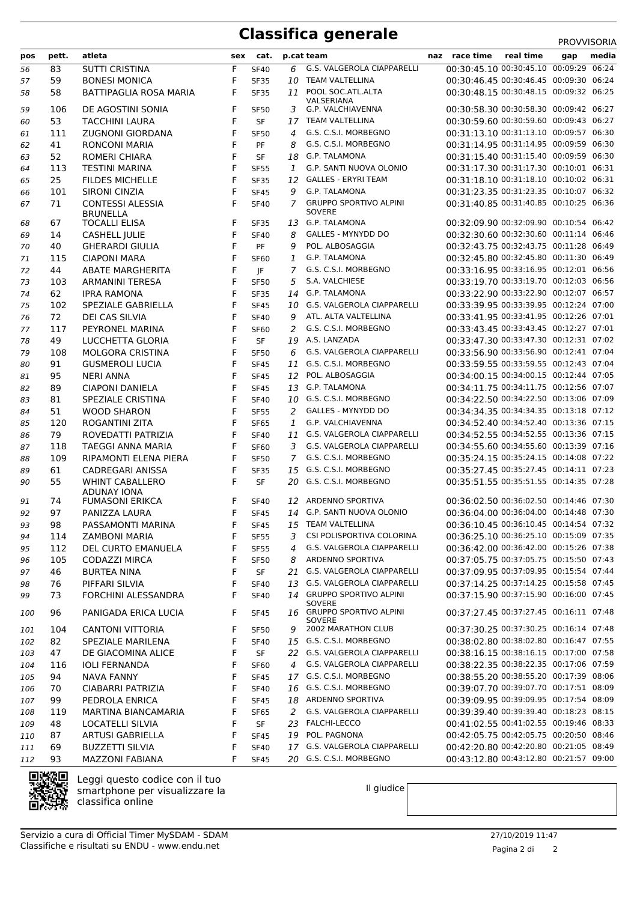# Classifica generale

PROVVISORIA

| pos | pett. | atleta | sex | cat. | p.cat | team | naz | race time | real time | gap | media |
|---|---|---|---|---|---|---|---|---|---|---|---|
| 56 | 83 | SUTTI CRISTINA | F | SF40 | 6 | G.S. VALGEROLA CIAPPARELLI | | 00:30:45.10 | 00:30:45.10 | 00:09:29 | 06:24 |
| 57 | 59 | BONESI MONICA | F | SF35 | 10 | TEAM VALTELLINA | | 00:30:46.45 | 00:30:46.45 | 00:09:30 | 06:24 |
| 58 | 58 | BATTIPAGLIA ROSA MARIA | F | SF35 | 11 | POOL SOC.ATL.ALTA VALSERIANA | | 00:30:48.15 | 00:30:48.15 | 00:09:32 | 06:25 |
| 59 | 106 | DE AGOSTINI SONIA | F | SF50 | 3 | G.P. VALCHIAVENNA | | 00:30:58.30 | 00:30:58.30 | 00:09:42 | 06:27 |
| 60 | 53 | TACCHINI LAURA | F | SF | 17 | TEAM VALTELLINA | | 00:30:59.60 | 00:30:59.60 | 00:09:43 | 06:27 |
| 61 | 111 | ZUGNONI GIORDANA | F | SF50 | 4 | G.S. C.S.I. MORBEGNO | | 00:31:13.10 | 00:31:13.10 | 00:09:57 | 06:30 |
| 62 | 41 | RONCONI MARIA | F | PF | 8 | G.S. C.S.I. MORBEGNO | | 00:31:14.95 | 00:31:14.95 | 00:09:59 | 06:30 |
| 63 | 52 | ROMERI CHIARA | F | SF | 18 | G.P. TALAMONA | | 00:31:15.40 | 00:31:15.40 | 00:09:59 | 06:30 |
| 64 | 113 | TESTINI MARINA | F | SF55 | 1 | G.P. SANTI NUOVA OLONIO | | 00:31:17.30 | 00:31:17.30 | 00:10:01 | 06:31 |
| 65 | 25 | FILDES MICHELLE | F | SF35 | 12 | GALLES - ERYRI TEAM | | 00:31:18.10 | 00:31:18.10 | 00:10:02 | 06:31 |
| 66 | 101 | SIRONI CINZIA | F | SF45 | 9 | G.P. TALAMONA | | 00:31:23.35 | 00:31:23.35 | 00:10:07 | 06:32 |
| 67 | 71 | CONTESSI ALESSIA BRUNELLA | F | SF40 | 7 | GRUPPO SPORTIVO ALPINI SOVERE | | 00:31:40.85 | 00:31:40.85 | 00:10:25 | 06:36 |
| 68 | 67 | TOCALLI ELISA | F | SF35 | 13 | G.P. TALAMONA | | 00:32:09.90 | 00:32:09.90 | 00:10:54 | 06:42 |
| 69 | 14 | CASHELL JULIE | F | SF40 | 8 | GALLES - MYNYDD DO | | 00:32:30.60 | 00:32:30.60 | 00:11:14 | 06:46 |
| 70 | 40 | GHERARDI GIULIA | F | PF | 9 | POL. ALBOSAGGIA | | 00:32:43.75 | 00:32:43.75 | 00:11:28 | 06:49 |
| 71 | 115 | CIAPONI MARA | F | SF60 | 1 | G.P. TALAMONA | | 00:32:45.80 | 00:32:45.80 | 00:11:30 | 06:49 |
| 72 | 44 | ABATE MARGHERITA | F | JF | 7 | G.S. C.S.I. MORBEGNO | | 00:33:16.95 | 00:33:16.95 | 00:12:01 | 06:56 |
| 73 | 103 | ARMANINI TERESA | F | SF50 | 5 | S.A. VALCHIESE | | 00:33:19.70 | 00:33:19.70 | 00:12:03 | 06:56 |
| 74 | 62 | IPRA RAMONA | F | SF35 | 14 | G.P. TALAMONA | | 00:33:22.90 | 00:33:22.90 | 00:12:07 | 06:57 |
| 75 | 102 | SPEZIALE GABRIELLA | F | SF45 | 10 | G.S. VALGEROLA CIAPPARELLI | | 00:33:39.95 | 00:33:39.95 | 00:12:24 | 07:00 |
| 76 | 72 | DEI CAS SILVIA | F | SF40 | 9 | ATL. ALTA VALTELLINA | | 00:33:41.95 | 00:33:41.95 | 00:12:26 | 07:01 |
| 77 | 117 | PEYRONEL MARINA | F | SF60 | 2 | G.S. C.S.I. MORBEGNO | | 00:33:43.45 | 00:33:43.45 | 00:12:27 | 07:01 |
| 78 | 49 | LUCCHETTA GLORIA | F | SF | 19 | A.S. LANZADA | | 00:33:47.30 | 00:33:47.30 | 00:12:31 | 07:02 |
| 79 | 108 | MOLGORA CRISTINA | F | SF50 | 6 | G.S. VALGEROLA CIAPPARELLI | | 00:33:56.90 | 00:33:56.90 | 00:12:41 | 07:04 |
| 80 | 91 | GUSMEROLI LUCIA | F | SF45 | 11 | G.S. C.S.I. MORBEGNO | | 00:33:59.55 | 00:33:59.55 | 00:12:43 | 07:04 |
| 81 | 95 | NERI ANNA | F | SF45 | 12 | POL. ALBOSAGGIA | | 00:34:00.15 | 00:34:00.15 | 00:12:44 | 07:05 |
| 82 | 89 | CIAPONI DANIELA | F | SF45 | 13 | G.P. TALAMONA | | 00:34:11.75 | 00:34:11.75 | 00:12:56 | 07:07 |
| 83 | 81 | SPEZIALE CRISTINA | F | SF40 | 10 | G.S. C.S.I. MORBEGNO | | 00:34:22.50 | 00:34:22.50 | 00:13:06 | 07:09 |
| 84 | 51 | WOOD SHARON | F | SF55 | 2 | GALLES - MYNYDD DO | | 00:34:34.35 | 00:34:34.35 | 00:13:18 | 07:12 |
| 85 | 120 | ROGANTINI ZITA | F | SF65 | 1 | G.P. VALCHIAVENNA | | 00:34:52.40 | 00:34:52.40 | 00:13:36 | 07:15 |
| 86 | 79 | ROVEDATTI PATRIZIA | F | SF40 | 11 | G.S. VALGEROLA CIAPPARELLI | | 00:34:52.55 | 00:34:52.55 | 00:13:36 | 07:15 |
| 87 | 118 | TAEGGI ANNA MARIA | F | SF60 | 3 | G.S. VALGEROLA CIAPPARELLI | | 00:34:55.60 | 00:34:55.60 | 00:13:39 | 07:16 |
| 88 | 109 | RIPAMONTI ELENA PIERA | F | SF50 | 7 | G.S. C.S.I. MORBEGNO | | 00:35:24.15 | 00:35:24.15 | 00:14:08 | 07:22 |
| 89 | 61 | CADREGARI ANISSA | F | SF35 | 15 | G.S. C.S.I. MORBEGNO | | 00:35:27.45 | 00:35:27.45 | 00:14:11 | 07:23 |
| 90 | 55 | WHINT CABALLERO ADUNAY IONA | F | SF | 20 | G.S. C.S.I. MORBEGNO | | 00:35:51.55 | 00:35:51.55 | 00:14:35 | 07:28 |
| 91 | 74 | FUMASONI ERIKCA | F | SF40 | 12 | ARDENNO SPORTIVA | | 00:36:02.50 | 00:36:02.50 | 00:14:46 | 07:30 |
| 92 | 97 | PANIZZA LAURA | F | SF45 | 14 | G.P. SANTI NUOVA OLONIO | | 00:36:04.00 | 00:36:04.00 | 00:14:48 | 07:30 |
| 93 | 98 | PASSAMONTI MARINA | F | SF45 | 15 | TEAM VALTELLINA | | 00:36:10.45 | 00:36:10.45 | 00:14:54 | 07:32 |
| 94 | 114 | ZAMBONI MARIA | F | SF55 | 3 | CSI POLISPORTIVA COLORINA | | 00:36:25.10 | 00:36:25.10 | 00:15:09 | 07:35 |
| 95 | 112 | DEL CURTO EMANUELA | F | SF55 | 4 | G.S. VALGEROLA CIAPPARELLI | | 00:36:42.00 | 00:36:42.00 | 00:15:26 | 07:38 |
| 96 | 105 | CODAZZI MIRCA | F | SF50 | 8 | ARDENNO SPORTIVA | | 00:37:05.75 | 00:37:05.75 | 00:15:50 | 07:43 |
| 97 | 46 | BURTEA NINA | F | SF | 21 | G.S. VALGEROLA CIAPPARELLI | | 00:37:09.95 | 00:37:09.95 | 00:15:54 | 07:44 |
| 98 | 76 | PIFFARI SILVIA | F | SF40 | 13 | G.S. VALGEROLA CIAPPARELLI | | 00:37:14.25 | 00:37:14.25 | 00:15:58 | 07:45 |
| 99 | 73 | FORCHINI ALESSANDRA | F | SF40 | 14 | GRUPPO SPORTIVO ALPINI SOVERE | | 00:37:15.90 | 00:37:15.90 | 00:16:00 | 07:45 |
| 100 | 96 | PANIGADA ERICA LUCIA | F | SF45 | 16 | GRUPPO SPORTIVO ALPINI SOVERE | | 00:37:27.45 | 00:37:27.45 | 00:16:11 | 07:48 |
| 101 | 104 | CANTONI VITTORIA | F | SF50 | 9 | 2002 MARATHON CLUB | | 00:37:30.25 | 00:37:30.25 | 00:16:14 | 07:48 |
| 102 | 82 | SPEZIALE MARILENA | F | SF40 | 15 | G.S. C.S.I. MORBEGNO | | 00:38:02.80 | 00:38:02.80 | 00:16:47 | 07:55 |
| 103 | 47 | DE GIACOMINA ALICE | F | SF | 22 | G.S. VALGEROLA CIAPPARELLI | | 00:38:16.15 | 00:38:16.15 | 00:17:00 | 07:58 |
| 104 | 116 | IOLI FERNANDA | F | SF60 | 4 | G.S. VALGEROLA CIAPPARELLI | | 00:38:22.35 | 00:38:22.35 | 00:17:06 | 07:59 |
| 105 | 94 | NAVA FANNY | F | SF45 | 17 | G.S. C.S.I. MORBEGNO | | 00:38:55.20 | 00:38:55.20 | 00:17:39 | 08:06 |
| 106 | 70 | CIABARRI PATRIZIA | F | SF40 | 16 | G.S. C.S.I. MORBEGNO | | 00:39:07.70 | 00:39:07.70 | 00:17:51 | 08:09 |
| 107 | 99 | PEDROLA ENRICA | F | SF45 | 18 | ARDENNO SPORTIVA | | 00:39:09.95 | 00:39:09.95 | 00:17:54 | 08:09 |
| 108 | 119 | MARTINA BIANCAMARIA | F | SF65 | 2 | G.S. VALGEROLA CIAPPARELLI | | 00:39:39.40 | 00:39:39.40 | 00:18:23 | 08:15 |
| 109 | 48 | LOCATELLI SILVIA | F | SF | 23 | FALCHI-LECCO | | 00:41:02.55 | 00:41:02.55 | 00:19:46 | 08:33 |
| 110 | 87 | ARTUSI GABRIELLA | F | SF45 | 19 | POL. PAGNONA | | 00:42:05.75 | 00:42:05.75 | 00:20:50 | 08:46 |
| 111 | 69 | BUZZETTI SILVIA | F | SF40 | 17 | G.S. VALGEROLA CIAPPARELLI | | 00:42:20.80 | 00:42:20.80 | 00:21:05 | 08:49 |
| 112 | 93 | MAZZONI FABIANA | F | SF45 | 20 | G.S. C.S.I. MORBEGNO | | 00:43:12.80 | 00:43:12.80 | 00:21:57 | 09:00 |

Leggi questo codice con il tuo smartphone per visualizzare la classifica online

Il giudice

Servizio a cura di Official Timer MySDAM - SDAM
Classifiche e risultati su ENDU - www.endu.net

27/10/2019 11:47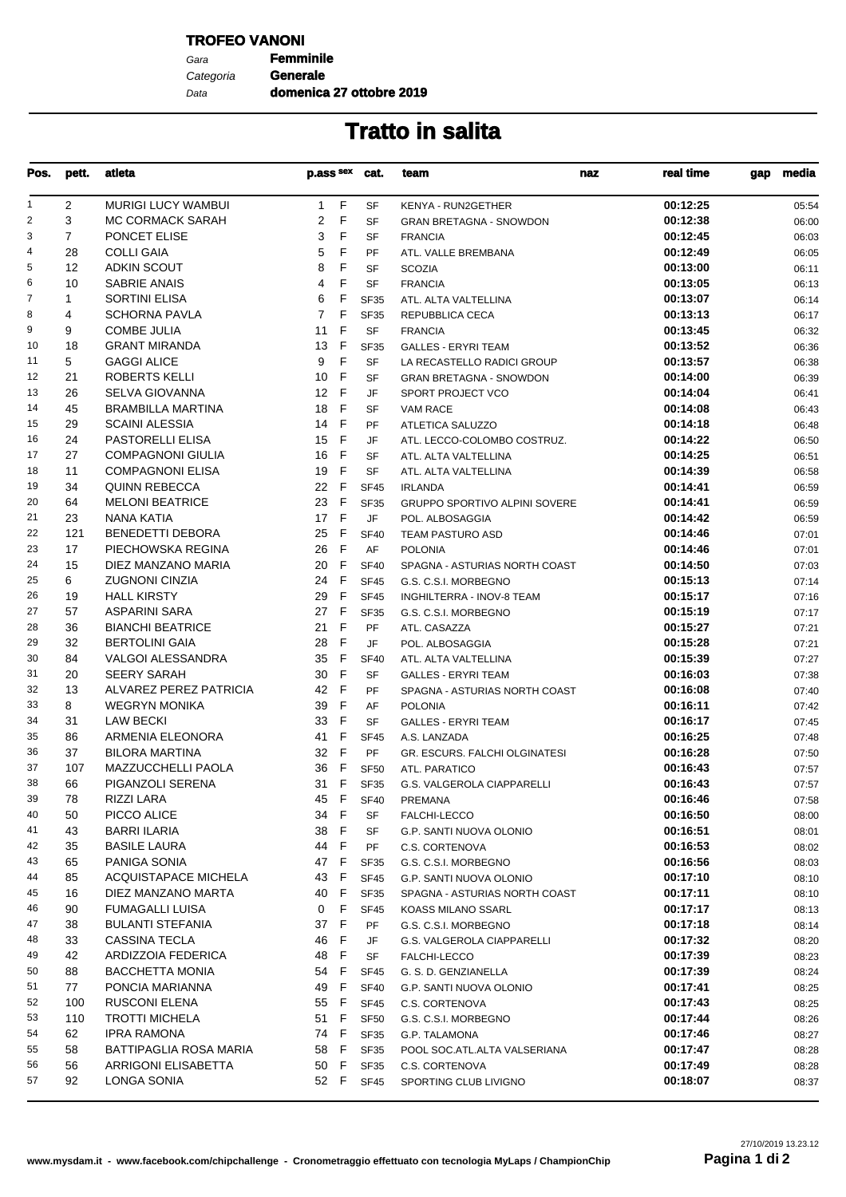**TROFEO VANONI**

*Gara* **Femminile**
*Categoria* **Generale**
*Data* **domenica 27 ottobre 2019**

# Tratto in salita

| Pos. | pett. | atleta | p.ass | sex | cat. | team | naz | real time | gap | media |
|---|---|---|---|---|---|---|---|---|---|---|
| 1 | 2 | MURIGI LUCY WAMBUI | 1 | F | SF | KENYA - RUN2GETHER | | **00:12:25** | | 05:54 |
| 2 | 3 | MC CORMACK SARAH | 2 | F | SF | GRAN BRETAGNA - SNOWDON | | **00:12:38** | | 06:00 |
| 3 | 7 | PONCET ELISE | 3 | F | SF | FRANCIA | | **00:12:45** | | 06:03 |
| 4 | 28 | COLLI GAIA | 5 | F | PF | ATL. VALLE BREMBANA | | **00:12:49** | | 06:05 |
| 5 | 12 | ADKIN SCOUT | 8 | F | SF | SCOZIA | | **00:13:00** | | 06:11 |
| 6 | 10 | SABRIE ANAIS | 4 | F | SF | FRANCIA | | **00:13:05** | | 06:13 |
| 7 | 1 | SORTINI ELISA | 6 | F | SF35 | ATL. ALTA VALTELLINA | | **00:13:07** | | 06:14 |
| 8 | 4 | SCHORNA PAVLA | 7 | F | SF35 | REPUBBLICA CECA | | **00:13:13** | | 06:17 |
| 9 | 9 | COMBE JULIA | 11 | F | SF | FRANCIA | | **00:13:45** | | 06:32 |
| 10 | 18 | GRANT MIRANDA | 13 | F | SF35 | GALLES - ERYRI TEAM | | **00:13:52** | | 06:36 |
| 11 | 5 | GAGGI ALICE | 9 | F | SF | LA RECASTELLO RADICI GROUP | | **00:13:57** | | 06:38 |
| 12 | 21 | ROBERTS KELLI | 10 | F | SF | GRAN BRETAGNA - SNOWDON | | **00:14:00** | | 06:39 |
| 13 | 26 | SELVA GIOVANNA | 12 | F | JF | SPORT PROJECT VCO | | **00:14:04** | | 06:41 |
| 14 | 45 | BRAMBILLA MARTINA | 18 | F | SF | VAM RACE | | **00:14:08** | | 06:43 |
| 15 | 29 | SCAINI ALESSIA | 14 | F | PF | ATLETICA SALUZZO | | **00:14:18** | | 06:48 |
| 16 | 24 | PASTORELLI ELISA | 15 | F | JF | ATL. LECCO-COLOMBO COSTRUZ. | | **00:14:22** | | 06:50 |
| 17 | 27 | COMPAGNONI GIULIA | 16 | F | SF | ATL. ALTA VALTELLINA | | **00:14:25** | | 06:51 |
| 18 | 11 | COMPAGNONI ELISA | 19 | F | SF | ATL. ALTA VALTELLINA | | **00:14:39** | | 06:58 |
| 19 | 34 | QUINN REBECCA | 22 | F | SF45 | IRLANDA | | **00:14:41** | | 06:59 |
| 20 | 64 | MELONI BEATRICE | 23 | F | SF35 | GRUPPO SPORTIVO ALPINI SOVERE | | **00:14:41** | | 06:59 |
| 21 | 23 | NANA KATIA | 17 | F | JF | POL. ALBOSAGGIA | | **00:14:42** | | 06:59 |
| 22 | 121 | BENEDETTI DEBORA | 25 | F | SF40 | TEAM PASTURO ASD | | **00:14:46** | | 07:01 |
| 23 | 17 | PIECHOWSKA REGINA | 26 | F | AF | POLONIA | | **00:14:46** | | 07:01 |
| 24 | 15 | DIEZ MANZANO MARIA | 20 | F | SF40 | SPAGNA - ASTURIAS NORTH COAST | | **00:14:50** | | 07:03 |
| 25 | 6 | ZUGNONI CINZIA | 24 | F | SF45 | G.S. C.S.I. MORBEGNO | | **00:15:13** | | 07:14 |
| 26 | 19 | HALL KIRSTY | 29 | F | SF45 | INGHILTERRA - INOV-8 TEAM | | **00:15:17** | | 07:16 |
| 27 | 57 | ASPARINI SARA | 27 | F | SF35 | G.S. C.S.I. MORBEGNO | | **00:15:19** | | 07:17 |
| 28 | 36 | BIANCHI BEATRICE | 21 | F | PF | ATL. CASAZZA | | **00:15:27** | | 07:21 |
| 29 | 32 | BERTOLINI GAIA | 28 | F | JF | POL. ALBOSAGGIA | | **00:15:28** | | 07:21 |
| 30 | 84 | VALGOI ALESSANDRA | 35 | F | SF40 | ATL. ALTA VALTELLINA | | **00:15:39** | | 07:27 |
| 31 | 20 | SEERY SARAH | 30 | F | SF | GALLES - ERYRI TEAM | | **00:16:03** | | 07:38 |
| 32 | 13 | ALVAREZ PEREZ PATRICIA | 42 | F | PF | SPAGNA - ASTURIAS NORTH COAST | | **00:16:08** | | 07:40 |
| 33 | 8 | WEGRYN MONIKA | 39 | F | AF | POLONIA | | **00:16:11** | | 07:42 |
| 34 | 31 | LAW BECKI | 33 | F | SF | GALLES - ERYRI TEAM | | **00:16:17** | | 07:45 |
| 35 | 86 | ARMENIA ELEONORA | 41 | F | SF45 | A.S. LANZADA | | **00:16:25** | | 07:48 |
| 36 | 37 | BILORA MARTINA | 32 | F | PF | GR. ESCURS. FALCHI OLGINATESI | | **00:16:28** | | 07:50 |
| 37 | 107 | MAZZUCCHELLI PAOLA | 36 | F | SF50 | ATL. PARATICO | | **00:16:43** | | 07:57 |
| 38 | 66 | PIGANZOLI SERENA | 31 | F | SF35 | G.S. VALGEROLA CIAPPARELLI | | **00:16:43** | | 07:57 |
| 39 | 78 | RIZZI LARA | 45 | F | SF40 | PREMANA | | **00:16:46** | | 07:58 |
| 40 | 50 | PICCO ALICE | 34 | F | SF | FALCHI-LECCO | | **00:16:50** | | 08:00 |
| 41 | 43 | BARRI ILARIA | 38 | F | SF | G.P. SANTI NUOVA OLONIO | | **00:16:51** | | 08:01 |
| 42 | 35 | BASILE LAURA | 44 | F | PF | C.S. CORTENOVA | | **00:16:53** | | 08:02 |
| 43 | 65 | PANIGA SONIA | 47 | F | SF35 | G.S. C.S.I. MORBEGNO | | **00:16:56** | | 08:03 |
| 44 | 85 | ACQUISTAPACE MICHELA | 43 | F | SF45 | G.P. SANTI NUOVA OLONIO | | **00:17:10** | | 08:10 |
| 45 | 16 | DIEZ MANZANO MARTA | 40 | F | SF35 | SPAGNA - ASTURIAS NORTH COAST | | **00:17:11** | | 08:10 |
| 46 | 90 | FUMAGALLI LUISA | 0 | F | SF45 | KOASS MILANO SSARL | | **00:17:17** | | 08:13 |
| 47 | 38 | BULANTI STEFANIA | 37 | F | PF | G.S. C.S.I. MORBEGNO | | **00:17:18** | | 08:14 |
| 48 | 33 | CASSINA TECLA | 46 | F | JF | G.S. VALGEROLA CIAPPARELLI | | **00:17:32** | | 08:20 |
| 49 | 42 | ARDIZZOIA FEDERICA | 48 | F | SF | FALCHI-LECCO | | **00:17:39** | | 08:23 |
| 50 | 88 | BACCHETTA MONIA | 54 | F | SF45 | G. S. D. GENZIANELLA | | **00:17:39** | | 08:24 |
| 51 | 77 | PONCIA MARIANNA | 49 | F | SF40 | G.P. SANTI NUOVA OLONIO | | **00:17:41** | | 08:25 |
| 52 | 100 | RUSCONI ELENA | 55 | F | SF45 | C.S. CORTENOVA | | **00:17:43** | | 08:25 |
| 53 | 110 | TROTTI MICHELA | 51 | F | SF50 | G.S. C.S.I. MORBEGNO | | **00:17:44** | | 08:26 |
| 54 | 62 | IPRA RAMONA | 74 | F | SF35 | G.P. TALAMONA | | **00:17:46** | | 08:27 |
| 55 | 58 | BATTIPAGLIA ROSA MARIA | 58 | F | SF35 | POOL SOC.ATL.ALTA VALSERIANA | | **00:17:47** | | 08:28 |
| 56 | 56 | ARRIGONI ELISABETTA | 50 | F | SF35 | C.S. CORTENOVA | | **00:17:49** | | 08:28 |
| 57 | 92 | LONGA SONIA | 52 | F | SF45 | SPORTING CLUB LIVIGNO | | **00:18:07** | | 08:37 |

www.mysdam.it - www.facebook.com/chipchallenge - Cronometraggio effettuato con tecnologia MyLaps / ChampionChip

27/10/2019 13.23.12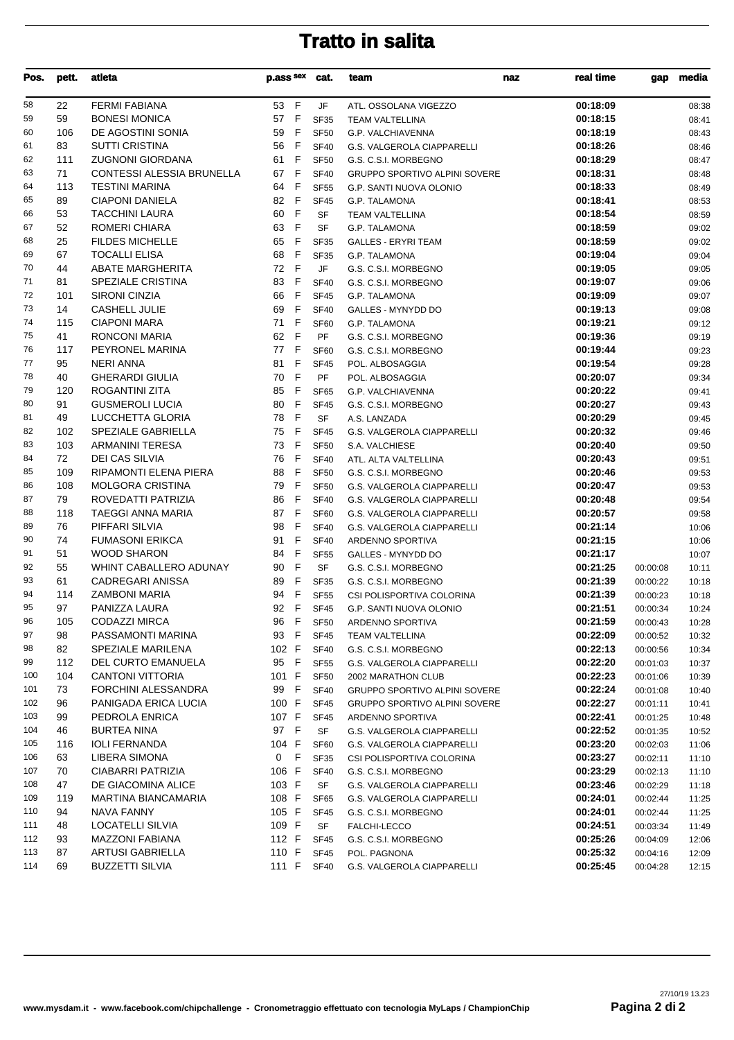# Tratto in salita

| Pos. | pett. | atleta | p.ass | sex | cat. | team | naz | real time | gap | media |
|---|---|---|---|---|---|---|---|---|---|---|
| 58 | 22 | FERMI FABIANA | 53 | F | JF | ATL. OSSOLANA VIGEZZO | | 00:18:09 | | 08:38 |
| 59 | 59 | BONESI MONICA | 57 | F | SF35 | TEAM VALTELLINA | | 00:18:15 | | 08:41 |
| 60 | 106 | DE AGOSTINI SONIA | 59 | F | SF50 | G.P. VALCHIAVENNA | | 00:18:19 | | 08:43 |
| 61 | 83 | SUTTI CRISTINA | 56 | F | SF40 | G.S. VALGEROLA CIAPPARELLI | | 00:18:26 | | 08:46 |
| 62 | 111 | ZUGNONI GIORDANA | 61 | F | SF50 | G.S. C.S.I. MORBEGNO | | 00:18:29 | | 08:47 |
| 63 | 71 | CONTESSI ALESSIA BRUNELLA | 67 | F | SF40 | GRUPPO SPORTIVO ALPINI SOVERE | | 00:18:31 | | 08:48 |
| 64 | 113 | TESTINI MARINA | 64 | F | SF55 | G.P. SANTI NUOVA OLONIO | | 00:18:33 | | 08:49 |
| 65 | 89 | CIAPONI DANIELA | 82 | F | SF45 | G.P. TALAMONA | | 00:18:41 | | 08:53 |
| 66 | 53 | TACCHINI LAURA | 60 | F | SF | TEAM VALTELLINA | | 00:18:54 | | 08:59 |
| 67 | 52 | ROMERI CHIARA | 63 | F | SF | G.P. TALAMONA | | 00:18:59 | | 09:02 |
| 68 | 25 | FILDES MICHELLE | 65 | F | SF35 | GALLES - ERYRI TEAM | | 00:18:59 | | 09:02 |
| 69 | 67 | TOCALLI ELISA | 68 | F | SF35 | G.P. TALAMONA | | 00:19:04 | | 09:04 |
| 70 | 44 | ABATE MARGHERITA | 72 | F | JF | G.S. C.S.I. MORBEGNO | | 00:19:05 | | 09:05 |
| 71 | 81 | SPEZIALE CRISTINA | 83 | F | SF40 | G.S. C.S.I. MORBEGNO | | 00:19:07 | | 09:06 |
| 72 | 101 | SIRONI CINZIA | 66 | F | SF45 | G.P. TALAMONA | | 00:19:09 | | 09:07 |
| 73 | 14 | CASHELL JULIE | 69 | F | SF40 | GALLES - MYNYDD DO | | 00:19:13 | | 09:08 |
| 74 | 115 | CIAPONI MARA | 71 | F | SF60 | G.P. TALAMONA | | 00:19:21 | | 09:12 |
| 75 | 41 | RONCONI MARIA | 62 | F | PF | G.S. C.S.I. MORBEGNO | | 00:19:36 | | 09:19 |
| 76 | 117 | PEYRONEL MARINA | 77 | F | SF60 | G.S. C.S.I. MORBEGNO | | 00:19:44 | | 09:23 |
| 77 | 95 | NERI ANNA | 81 | F | SF45 | POL. ALBOSAGGIA | | 00:19:54 | | 09:28 |
| 78 | 40 | GHERARDI GIULIA | 70 | F | PF | POL. ALBOSAGGIA | | 00:20:07 | | 09:34 |
| 79 | 120 | ROGANTINI ZITA | 85 | F | SF65 | G.P. VALCHIAVENNA | | 00:20:22 | | 09:41 |
| 80 | 91 | GUSMEROLI LUCIA | 80 | F | SF45 | G.S. C.S.I. MORBEGNO | | 00:20:27 | | 09:43 |
| 81 | 49 | LUCCHETTA GLORIA | 78 | F | SF | A.S. LANZADA | | 00:20:29 | | 09:45 |
| 82 | 102 | SPEZIALE GABRIELLA | 75 | F | SF45 | G.S. VALGEROLA CIAPPARELLI | | 00:20:32 | | 09:46 |
| 83 | 103 | ARMANINI TERESA | 73 | F | SF50 | S.A. VALCHIESE | | 00:20:40 | | 09:50 |
| 84 | 72 | DEI CAS SILVIA | 76 | F | SF40 | ATL. ALTA VALTELLINA | | 00:20:43 | | 09:51 |
| 85 | 109 | RIPAMONTI ELENA PIERA | 88 | F | SF50 | G.S. C.S.I. MORBEGNO | | 00:20:46 | | 09:53 |
| 86 | 108 | MOLGORA CRISTINA | 79 | F | SF50 | G.S. VALGEROLA CIAPPARELLI | | 00:20:47 | | 09:53 |
| 87 | 79 | ROVEDATTI PATRIZIA | 86 | F | SF40 | G.S. VALGEROLA CIAPPARELLI | | 00:20:48 | | 09:54 |
| 88 | 118 | TAEGGI ANNA MARIA | 87 | F | SF60 | G.S. VALGEROLA CIAPPARELLI | | 00:20:57 | | 09:58 |
| 89 | 76 | PIFFARI SILVIA | 98 | F | SF40 | G.S. VALGEROLA CIAPPARELLI | | 00:21:14 | | 10:06 |
| 90 | 74 | FUMASONI ERIKCA | 91 | F | SF40 | ARDENNO SPORTIVA | | 00:21:15 | | 10:06 |
| 91 | 51 | WOOD SHARON | 84 | F | SF55 | GALLES - MYNYDD DO | | 00:21:17 | | 10:07 |
| 92 | 55 | WHINT CABALLERO ADUNAY | 90 | F | SF | G.S. C.S.I. MORBEGNO | | 00:21:25 | 00:00:08 | 10:11 |
| 93 | 61 | CADREGARI ANISSA | 89 | F | SF35 | G.S. C.S.I. MORBEGNO | | 00:21:39 | 00:00:22 | 10:18 |
| 94 | 114 | ZAMBONI MARIA | 94 | F | SF55 | CSI POLISPORTIVA COLORINA | | 00:21:39 | 00:00:23 | 10:18 |
| 95 | 97 | PANIZZA LAURA | 92 | F | SF45 | G.P. SANTI NUOVA OLONIO | | 00:21:51 | 00:00:34 | 10:24 |
| 96 | 105 | CODAZZI MIRCA | 96 | F | SF50 | ARDENNO SPORTIVA | | 00:21:59 | 00:00:43 | 10:28 |
| 97 | 98 | PASSAMONTI MARINA | 93 | F | SF45 | TEAM VALTELLINA | | 00:22:09 | 00:00:52 | 10:32 |
| 98 | 82 | SPEZIALE MARILENA | 102 | F | SF40 | G.S. C.S.I. MORBEGNO | | 00:22:13 | 00:00:56 | 10:34 |
| 99 | 112 | DEL CURTO EMANUELA | 95 | F | SF55 | G.S. VALGEROLA CIAPPARELLI | | 00:22:20 | 00:01:03 | 10:37 |
| 100 | 104 | CANTONI VITTORIA | 101 | F | SF50 | 2002 MARATHON CLUB | | 00:22:23 | 00:01:06 | 10:39 |
| 101 | 73 | FORCHINI ALESSANDRA | 99 | F | SF40 | GRUPPO SPORTIVO ALPINI SOVERE | | 00:22:24 | 00:01:08 | 10:40 |
| 102 | 96 | PANIGADA ERICA LUCIA | 100 | F | SF45 | GRUPPO SPORTIVO ALPINI SOVERE | | 00:22:27 | 00:01:11 | 10:41 |
| 103 | 99 | PEDROLA ENRICA | 107 | F | SF45 | ARDENNO SPORTIVA | | 00:22:41 | 00:01:25 | 10:48 |
| 104 | 46 | BURTEA NINA | 97 | F | SF | G.S. VALGEROLA CIAPPARELLI | | 00:22:52 | 00:01:35 | 10:52 |
| 105 | 116 | IOLI FERNANDA | 104 | F | SF60 | G.S. VALGEROLA CIAPPARELLI | | 00:23:20 | 00:02:03 | 11:06 |
| 106 | 63 | LIBERA SIMONA | 0 | F | SF35 | CSI POLISPORTIVA COLORINA | | 00:23:27 | 00:02:11 | 11:10 |
| 107 | 70 | CIABARRI PATRIZIA | 106 | F | SF40 | G.S. C.S.I. MORBEGNO | | 00:23:29 | 00:02:13 | 11:10 |
| 108 | 47 | DE GIACOMINA ALICE | 103 | F | SF | G.S. VALGEROLA CIAPPARELLI | | 00:23:46 | 00:02:29 | 11:18 |
| 109 | 119 | MARTINA BIANCAMARIA | 108 | F | SF65 | G.S. VALGEROLA CIAPPARELLI | | 00:24:01 | 00:02:44 | 11:25 |
| 110 | 94 | NAVA FANNY | 105 | F | SF45 | G.S. C.S.I. MORBEGNO | | 00:24:01 | 00:02:44 | 11:25 |
| 111 | 48 | LOCATELLI SILVIA | 109 | F | SF | FALCHI-LECCO | | 00:24:51 | 00:03:34 | 11:49 |
| 112 | 93 | MAZZONI FABIANA | 112 | F | SF45 | G.S. C.S.I. MORBEGNO | | 00:25:26 | 00:04:09 | 12:06 |
| 113 | 87 | ARTUSI GABRIELLA | 110 | F | SF45 | POL. PAGNONA | | 00:25:32 | 00:04:16 | 12:09 |
| 114 | 69 | BUZZETTI SILVIA | 111 | F | SF40 | G.S. VALGEROLA CIAPPARELLI | | 00:25:45 | 00:04:28 | 12:15 |

www.mysdam.it - www.facebook.com/chipchallenge - Cronometraggio effettuato con tecnologia MyLaps / ChampionChip

27/10/19 13.23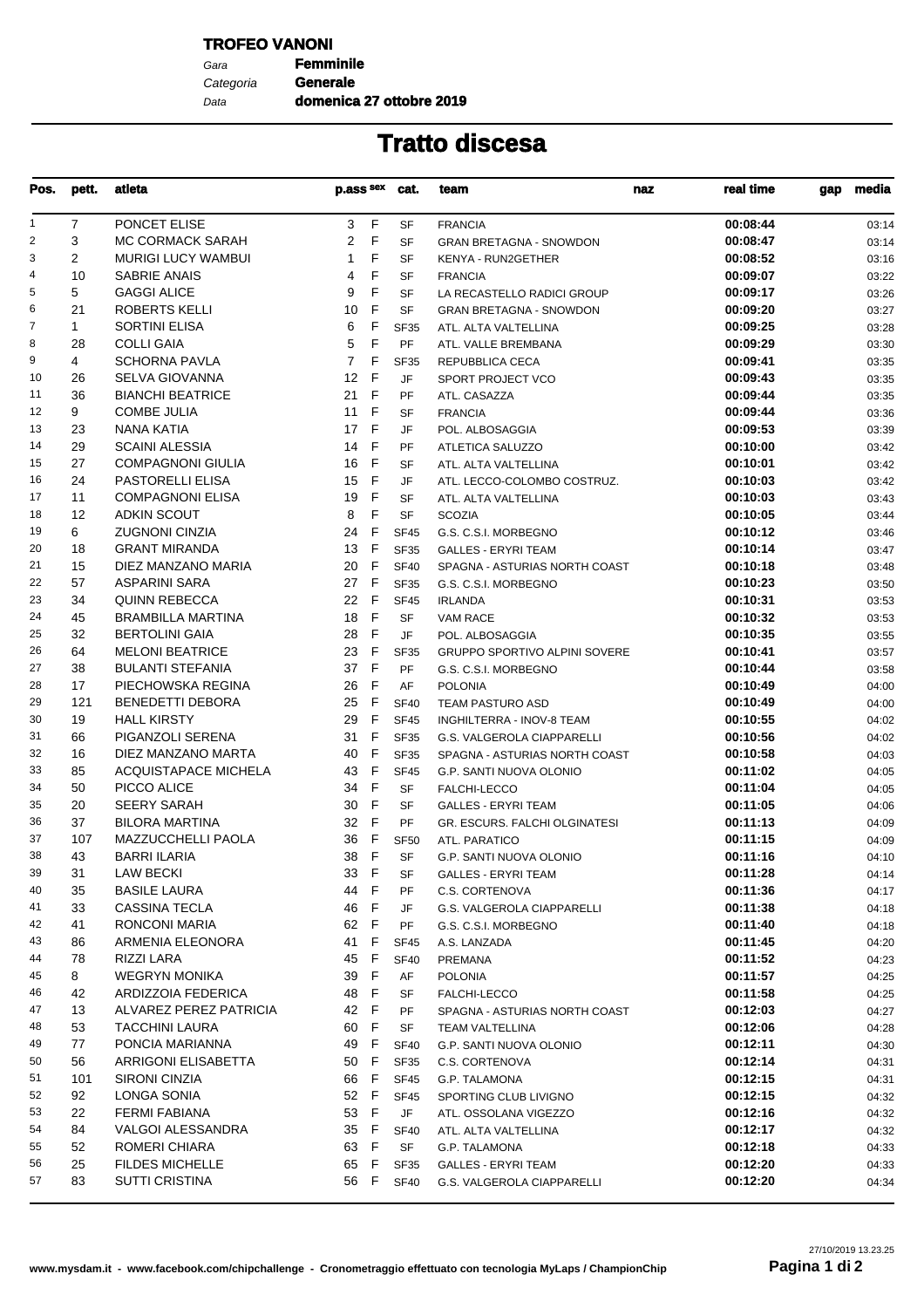**TROFEO VANONI**

*Gara* **Femminile**
*Categoria* **Generale**
*Data* **domenica 27 ottobre 2019**

# Tratto discesa

| Pos. | pett. | atleta | p.ass | sex | cat. | team | naz | real time | gap | media |
|---|---|---|---|---|---|---|---|---|---|---|
| 1 | 7 | PONCET ELISE | 3 | F | SF | FRANCIA | | 00:08:44 | | 03:14 |
| 2 | 3 | MC CORMACK SARAH | 2 | F | SF | GRAN BRETAGNA - SNOWDON | | 00:08:47 | | 03:14 |
| 3 | 2 | MURIGI LUCY WAMBUI | 1 | F | SF | KENYA - RUN2GETHER | | 00:08:52 | | 03:16 |
| 4 | 10 | SABRIE ANAIS | 4 | F | SF | FRANCIA | | 00:09:07 | | 03:22 |
| 5 | 5 | GAGGI ALICE | 9 | F | SF | LA RECASTELLO RADICI GROUP | | 00:09:17 | | 03:26 |
| 6 | 21 | ROBERTS KELLI | 10 | F | SF | GRAN BRETAGNA - SNOWDON | | 00:09:20 | | 03:27 |
| 7 | 1 | SORTINI ELISA | 6 | F | SF35 | ATL. ALTA VALTELLINA | | 00:09:25 | | 03:28 |
| 8 | 28 | COLLI GAIA | 5 | F | PF | ATL. VALLE BREMBANA | | 00:09:29 | | 03:30 |
| 9 | 4 | SCHORNA PAVLA | 7 | F | SF35 | REPUBBLICA CECA | | 00:09:41 | | 03:35 |
| 10 | 26 | SELVA GIOVANNA | 12 | F | JF | SPORT PROJECT VCO | | 00:09:43 | | 03:35 |
| 11 | 36 | BIANCHI BEATRICE | 21 | F | PF | ATL. CASAZZA | | 00:09:44 | | 03:35 |
| 12 | 9 | COMBE JULIA | 11 | F | SF | FRANCIA | | 00:09:44 | | 03:36 |
| 13 | 23 | NANA KATIA | 17 | F | JF | POL. ALBOSAGGIA | | 00:09:53 | | 03:39 |
| 14 | 29 | SCAINI ALESSIA | 14 | F | PF | ATLETICA SALUZZO | | 00:10:00 | | 03:42 |
| 15 | 27 | COMPAGNONI GIULIA | 16 | F | SF | ATL. ALTA VALTELLINA | | 00:10:01 | | 03:42 |
| 16 | 24 | PASTORELLI ELISA | 15 | F | JF | ATL. LECCO-COLOMBO COSTRUZ. | | 00:10:03 | | 03:42 |
| 17 | 11 | COMPAGNONI ELISA | 19 | F | SF | ATL. ALTA VALTELLINA | | 00:10:03 | | 03:43 |
| 18 | 12 | ADKIN SCOUT | 8 | F | SF | SCOZIA | | 00:10:05 | | 03:44 |
| 19 | 6 | ZUGNONI CINZIA | 24 | F | SF45 | G.S. C.S.I. MORBEGNO | | 00:10:12 | | 03:46 |
| 20 | 18 | GRANT MIRANDA | 13 | F | SF35 | GALLES - ERYRI TEAM | | 00:10:14 | | 03:47 |
| 21 | 15 | DIEZ MANZANO MARIA | 20 | F | SF40 | SPAGNA - ASTURIAS NORTH COAST | | 00:10:18 | | 03:48 |
| 22 | 57 | ASPARINI SARA | 27 | F | SF35 | G.S. C.S.I. MORBEGNO | | 00:10:23 | | 03:50 |
| 23 | 34 | QUINN REBECCA | 22 | F | SF45 | IRLANDA | | 00:10:31 | | 03:53 |
| 24 | 45 | BRAMBILLA MARTINA | 18 | F | SF | VAM RACE | | 00:10:32 | | 03:53 |
| 25 | 32 | BERTOLINI GAIA | 28 | F | JF | POL. ALBOSAGGIA | | 00:10:35 | | 03:55 |
| 26 | 64 | MELONI BEATRICE | 23 | F | SF35 | GRUPPO SPORTIVO ALPINI SOVERE | | 00:10:41 | | 03:57 |
| 27 | 38 | BULANTI STEFANIA | 37 | F | PF | G.S. C.S.I. MORBEGNO | | 00:10:44 | | 03:58 |
| 28 | 17 | PIECHOWSKA REGINA | 26 | F | AF | POLONIA | | 00:10:49 | | 04:00 |
| 29 | 121 | BENEDETTI DEBORA | 25 | F | SF40 | TEAM PASTURO ASD | | 00:10:49 | | 04:00 |
| 30 | 19 | HALL KIRSTY | 29 | F | SF45 | INGHILTERRA - INOV-8 TEAM | | 00:10:55 | | 04:02 |
| 31 | 66 | PIGANZOLI SERENA | 31 | F | SF35 | G.S. VALGEROLA CIAPPARELLI | | 00:10:56 | | 04:02 |
| 32 | 16 | DIEZ MANZANO MARTA | 40 | F | SF35 | SPAGNA - ASTURIAS NORTH COAST | | 00:10:58 | | 04:03 |
| 33 | 85 | ACQUISTAPACE MICHELA | 43 | F | SF45 | G.P. SANTI NUOVA OLONIO | | 00:11:02 | | 04:05 |
| 34 | 50 | PICCO ALICE | 34 | F | SF | FALCHI-LECCO | | 00:11:04 | | 04:05 |
| 35 | 20 | SEERY SARAH | 30 | F | SF | GALLES - ERYRI TEAM | | 00:11:05 | | 04:06 |
| 36 | 37 | BILORA MARTINA | 32 | F | PF | GR. ESCURS. FALCHI OLGINATESI | | 00:11:13 | | 04:09 |
| 37 | 107 | MAZZUCCHELLI PAOLA | 36 | F | SF50 | ATL. PARATICO | | 00:11:15 | | 04:09 |
| 38 | 43 | BARRI ILARIA | 38 | F | SF | G.P. SANTI NUOVA OLONIO | | 00:11:16 | | 04:10 |
| 39 | 31 | LAW BECKI | 33 | F | SF | GALLES - ERYRI TEAM | | 00:11:28 | | 04:14 |
| 40 | 35 | BASILE LAURA | 44 | F | PF | C.S. CORTENOVA | | 00:11:36 | | 04:17 |
| 41 | 33 | CASSINA TECLA | 46 | F | JF | G.S. VALGEROLA CIAPPARELLI | | 00:11:38 | | 04:18 |
| 42 | 41 | RONCONI MARIA | 62 | F | PF | G.S. C.S.I. MORBEGNO | | 00:11:40 | | 04:18 |
| 43 | 86 | ARMENIA ELEONORA | 41 | F | SF45 | A.S. LANZADA | | 00:11:45 | | 04:20 |
| 44 | 78 | RIZZI LARA | 45 | F | SF40 | PREMANA | | 00:11:52 | | 04:23 |
| 45 | 8 | WEGRYN MONIKA | 39 | F | AF | POLONIA | | 00:11:57 | | 04:25 |
| 46 | 42 | ARDIZZOIA FEDERICA | 48 | F | SF | FALCHI-LECCO | | 00:11:58 | | 04:25 |
| 47 | 13 | ALVAREZ PEREZ PATRICIA | 42 | F | PF | SPAGNA - ASTURIAS NORTH COAST | | 00:12:03 | | 04:27 |
| 48 | 53 | TACCHINI LAURA | 60 | F | SF | TEAM VALTELLINA | | 00:12:06 | | 04:28 |
| 49 | 77 | PONCIA MARIANNA | 49 | F | SF40 | G.P. SANTI NUOVA OLONIO | | 00:12:11 | | 04:30 |
| 50 | 56 | ARRIGONI ELISABETTA | 50 | F | SF35 | C.S. CORTENOVA | | 00:12:14 | | 04:31 |
| 51 | 101 | SIRONI CINZIA | 66 | F | SF45 | G.P. TALAMONA | | 00:12:15 | | 04:31 |
| 52 | 92 | LONGA SONIA | 52 | F | SF45 | SPORTING CLUB LIVIGNO | | 00:12:15 | | 04:32 |
| 53 | 22 | FERMI FABIANA | 53 | F | JF | ATL. OSSOLANA VIGEZZO | | 00:12:16 | | 04:32 |
| 54 | 84 | VALGOI ALESSANDRA | 35 | F | SF40 | ATL. ALTA VALTELLINA | | 00:12:17 | | 04:32 |
| 55 | 52 | ROMERI CHIARA | 63 | F | SF | G.P. TALAMONA | | 00:12:18 | | 04:33 |
| 56 | 25 | FILDES MICHELLE | 65 | F | SF35 | GALLES - ERYRI TEAM | | 00:12:20 | | 04:33 |
| 57 | 83 | SUTTI CRISTINA | 56 | F | SF40 | G.S. VALGEROLA CIAPPARELLI | | 00:12:20 | | 04:34 |

www.mysdam.it - www.facebook.com/chipchallenge - Cronometraggio effettuato con tecnologia MyLaps / ChampionChip

27/10/2019 13.23.25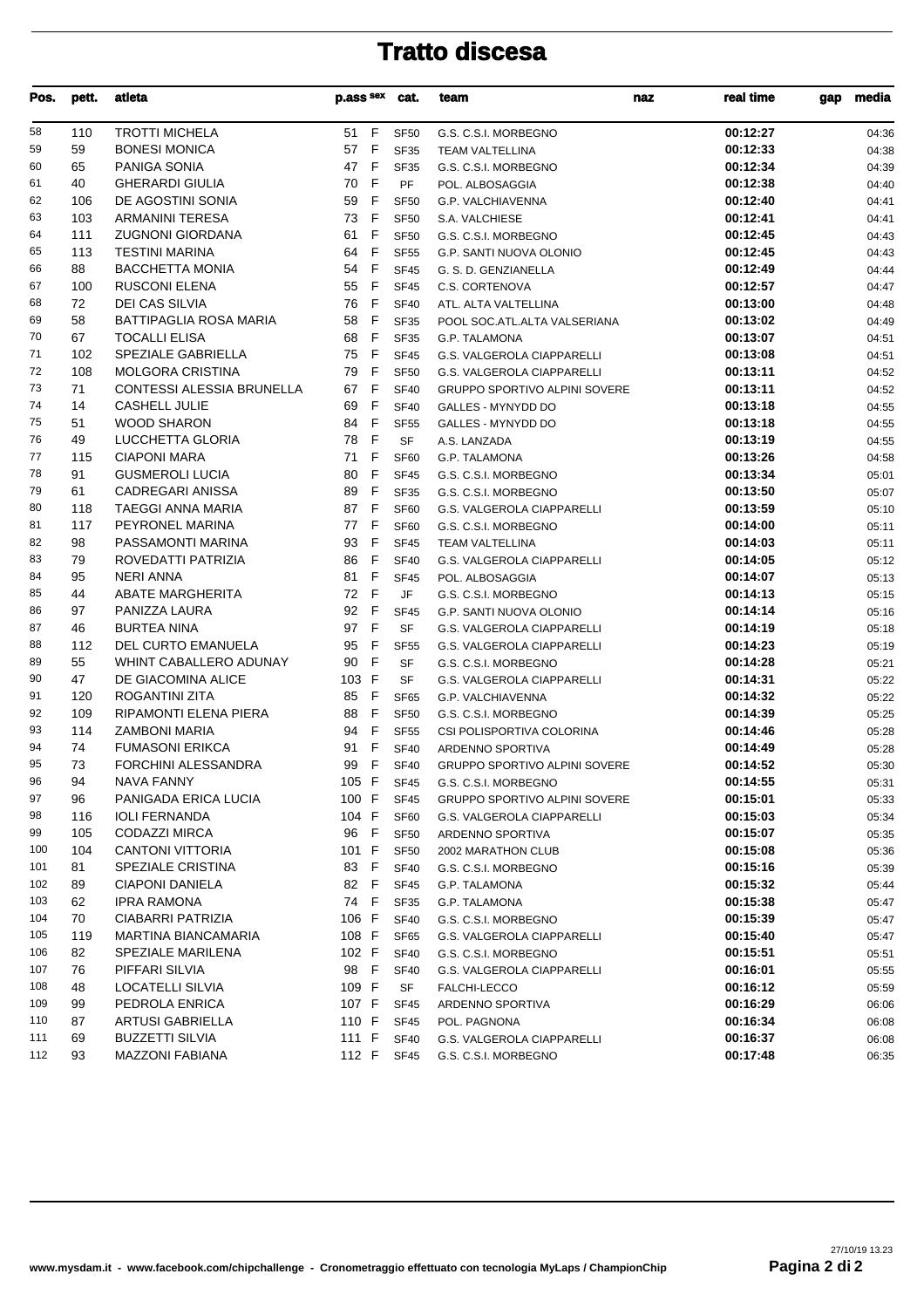# Tratto discesa

| Pos. | pett. | atleta | p.ass | sex | cat. | team | naz | real time | gap | media |
|---|---|---|---|---|---|---|---|---|---|---|
| 58 | 110 | TROTTI MICHELA | 51 | F | SF50 | G.S. C.S.I. MORBEGNO | | 00:12:27 | | 04:36 |
| 59 | 59 | BONESI MONICA | 57 | F | SF35 | TEAM VALTELLINA | | 00:12:33 | | 04:38 |
| 60 | 65 | PANIGA SONIA | 47 | F | SF35 | G.S. C.S.I. MORBEGNO | | 00:12:34 | | 04:39 |
| 61 | 40 | GHERARDI GIULIA | 70 | F | PF | POL. ALBOSAGGIA | | 00:12:38 | | 04:40 |
| 62 | 106 | DE AGOSTINI SONIA | 59 | F | SF50 | G.P. VALCHIAVENNA | | 00:12:40 | | 04:41 |
| 63 | 103 | ARMANINI TERESA | 73 | F | SF50 | S.A. VALCHIESE | | 00:12:41 | | 04:41 |
| 64 | 111 | ZUGNONI GIORDANA | 61 | F | SF50 | G.S. C.S.I. MORBEGNO | | 00:12:45 | | 04:43 |
| 65 | 113 | TESTINI MARINA | 64 | F | SF55 | G.P. SANTI NUOVA OLONIO | | 00:12:45 | | 04:43 |
| 66 | 88 | BACCHETTA MONIA | 54 | F | SF45 | G. S. D. GENZIANELLA | | 00:12:49 | | 04:44 |
| 67 | 100 | RUSCONI ELENA | 55 | F | SF45 | C.S. CORTENOVA | | 00:12:57 | | 04:47 |
| 68 | 72 | DEI CAS SILVIA | 76 | F | SF40 | ATL. ALTA VALTELLINA | | 00:13:00 | | 04:48 |
| 69 | 58 | BATTIPAGLIA ROSA MARIA | 58 | F | SF35 | POOL SOC.ATL.ALTA VALSERIANA | | 00:13:02 | | 04:49 |
| 70 | 67 | TOCALLI ELISA | 68 | F | SF35 | G.P. TALAMONA | | 00:13:07 | | 04:51 |
| 71 | 102 | SPEZIALE GABRIELLA | 75 | F | SF45 | G.S. VALGEROLA CIAPPARELLI | | 00:13:08 | | 04:51 |
| 72 | 108 | MOLGORA CRISTINA | 79 | F | SF50 | G.S. VALGEROLA CIAPPARELLI | | 00:13:11 | | 04:52 |
| 73 | 71 | CONTESSI ALESSIA BRUNELLA | 67 | F | SF40 | GRUPPO SPORTIVO ALPINI SOVERE | | 00:13:11 | | 04:52 |
| 74 | 14 | CASHELL JULIE | 69 | F | SF40 | GALLES - MYNYDD DO | | 00:13:18 | | 04:55 |
| 75 | 51 | WOOD SHARON | 84 | F | SF55 | GALLES - MYNYDD DO | | 00:13:18 | | 04:55 |
| 76 | 49 | LUCCHETTA GLORIA | 78 | F | SF | A.S. LANZADA | | 00:13:19 | | 04:55 |
| 77 | 115 | CIAPONI MARA | 71 | F | SF60 | G.P. TALAMONA | | 00:13:26 | | 04:58 |
| 78 | 91 | GUSMEROLI LUCIA | 80 | F | SF45 | G.S. C.S.I. MORBEGNO | | 00:13:34 | | 05:01 |
| 79 | 61 | CADREGARI ANISSA | 89 | F | SF35 | G.S. C.S.I. MORBEGNO | | 00:13:50 | | 05:07 |
| 80 | 118 | TAEGGI ANNA MARIA | 87 | F | SF60 | G.S. VALGEROLA CIAPPARELLI | | 00:13:59 | | 05:10 |
| 81 | 117 | PEYRONEL MARINA | 77 | F | SF60 | G.S. C.S.I. MORBEGNO | | 00:14:00 | | 05:11 |
| 82 | 98 | PASSAMONTI MARINA | 93 | F | SF45 | TEAM VALTELLINA | | 00:14:03 | | 05:11 |
| 83 | 79 | ROVEDATTI PATRIZIA | 86 | F | SF40 | G.S. VALGEROLA CIAPPARELLI | | 00:14:05 | | 05:12 |
| 84 | 95 | NERI ANNA | 81 | F | SF45 | POL. ALBOSAGGIA | | 00:14:07 | | 05:13 |
| 85 | 44 | ABATE MARGHERITA | 72 | F | JF | G.S. C.S.I. MORBEGNO | | 00:14:13 | | 05:15 |
| 86 | 97 | PANIZZA LAURA | 92 | F | SF45 | G.P. SANTI NUOVA OLONIO | | 00:14:14 | | 05:16 |
| 87 | 46 | BURTEA NINA | 97 | F | SF | G.S. VALGEROLA CIAPPARELLI | | 00:14:19 | | 05:18 |
| 88 | 112 | DEL CURTO EMANUELA | 95 | F | SF55 | G.S. VALGEROLA CIAPPARELLI | | 00:14:23 | | 05:19 |
| 89 | 55 | WHINT CABALLERO ADUNAY | 90 | F | SF | G.S. C.S.I. MORBEGNO | | 00:14:28 | | 05:21 |
| 90 | 47 | DE GIACOMINA ALICE | 103 | F | SF | G.S. VALGEROLA CIAPPARELLI | | 00:14:31 | | 05:22 |
| 91 | 120 | ROGANTINI ZITA | 85 | F | SF65 | G.P. VALCHIAVENNA | | 00:14:32 | | 05:22 |
| 92 | 109 | RIPAMONTI ELENA PIERA | 88 | F | SF50 | G.S. C.S.I. MORBEGNO | | 00:14:39 | | 05:25 |
| 93 | 114 | ZAMBONI MARIA | 94 | F | SF55 | CSI POLISPORTIVA COLORINA | | 00:14:46 | | 05:28 |
| 94 | 74 | FUMASONI ERIKCA | 91 | F | SF40 | ARDENNO SPORTIVA | | 00:14:49 | | 05:28 |
| 95 | 73 | FORCHINI ALESSANDRA | 99 | F | SF40 | GRUPPO SPORTIVO ALPINI SOVERE | | 00:14:52 | | 05:30 |
| 96 | 94 | NAVA FANNY | 105 | F | SF45 | G.S. C.S.I. MORBEGNO | | 00:14:55 | | 05:31 |
| 97 | 96 | PANIGADA ERICA LUCIA | 100 | F | SF45 | GRUPPO SPORTIVO ALPINI SOVERE | | 00:15:01 | | 05:33 |
| 98 | 116 | IOLI FERNANDA | 104 | F | SF60 | G.S. VALGEROLA CIAPPARELLI | | 00:15:03 | | 05:34 |
| 99 | 105 | CODAZZI MIRCA | 96 | F | SF50 | ARDENNO SPORTIVA | | 00:15:07 | | 05:35 |
| 100 | 104 | CANTONI VITTORIA | 101 | F | SF50 | 2002 MARATHON CLUB | | 00:15:08 | | 05:36 |
| 101 | 81 | SPEZIALE CRISTINA | 83 | F | SF40 | G.S. C.S.I. MORBEGNO | | 00:15:16 | | 05:39 |
| 102 | 89 | CIAPONI DANIELA | 82 | F | SF45 | G.P. TALAMONA | | 00:15:32 | | 05:44 |
| 103 | 62 | IPRA RAMONA | 74 | F | SF35 | G.P. TALAMONA | | 00:15:38 | | 05:47 |
| 104 | 70 | CIABARRI PATRIZIA | 106 | F | SF40 | G.S. C.S.I. MORBEGNO | | 00:15:39 | | 05:47 |
| 105 | 119 | MARTINA BIANCAMARIA | 108 | F | SF65 | G.S. VALGEROLA CIAPPARELLI | | 00:15:40 | | 05:47 |
| 106 | 82 | SPEZIALE MARILENA | 102 | F | SF40 | G.S. C.S.I. MORBEGNO | | 00:15:51 | | 05:51 |
| 107 | 76 | PIFFARI SILVIA | 98 | F | SF40 | G.S. VALGEROLA CIAPPARELLI | | 00:16:01 | | 05:55 |
| 108 | 48 | LOCATELLI SILVIA | 109 | F | SF | FALCHI-LECCO | | 00:16:12 | | 05:59 |
| 109 | 99 | PEDROLA ENRICA | 107 | F | SF45 | ARDENNO SPORTIVA | | 00:16:29 | | 06:06 |
| 110 | 87 | ARTUSI GABRIELLA | 110 | F | SF45 | POL. PAGNONA | | 00:16:34 | | 06:08 |
| 111 | 69 | BUZZETTI SILVIA | 111 | F | SF40 | G.S. VALGEROLA CIAPPARELLI | | 00:16:37 | | 06:08 |
| 112 | 93 | MAZZONI FABIANA | 112 | F | SF45 | G.S. C.S.I. MORBEGNO | | 00:17:48 | | 06:35 |

www.mysdam.it - www.facebook.com/chipchallenge - Cronometraggio effettuato con tecnologia MyLaps / ChampionChip

27/10/19 13.23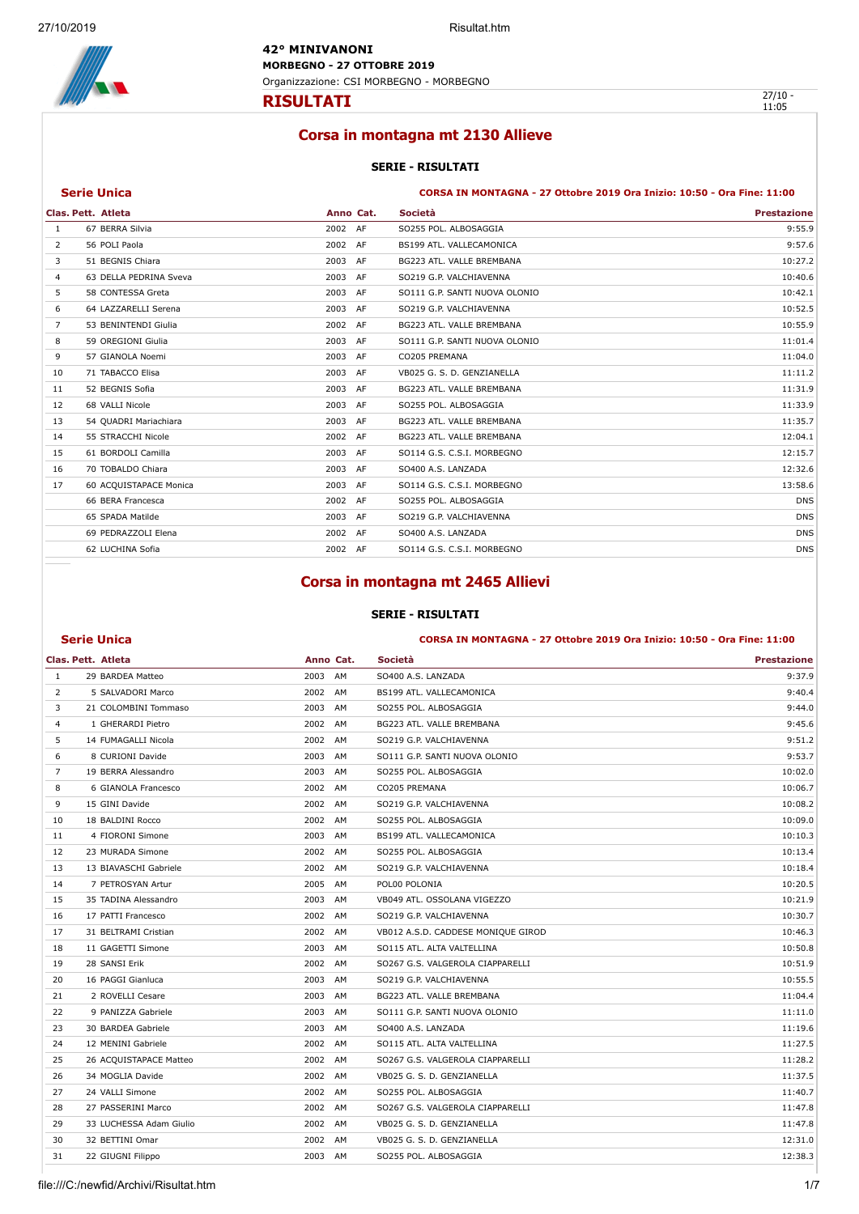**42° MINIVANONI**

**MORBEGNO - 27 OTTOBRE 2019**

Organizzazione: CSI MORBEGNO - MORBEGNO

# RISULTATI

27/10 - 11:05

## Corsa in montagna mt 2130 Allieve

### SERIE - RISULTATI

**Serie Unica** — **CORSA IN MONTAGNA - 27 Ottobre 2019 Ora Inizio: 10:50 - Ora Fine: 11:00**

| Clas. | Pett. | Atleta | Anno | Cat. | Società | Prestazione |
|---|---|---|---|---|---|---|
| 1 | 67 | BERRA Silvia | 2002 | AF | SO255 POL. ALBOSAGGIA | 9:55.9 |
| 2 | 56 | POLI Paola | 2002 | AF | BS199 ATL. VALLECAMONICA | 9:57.6 |
| 3 | 51 | BEGNIS Chiara | 2003 | AF | BG223 ATL. VALLE BREMBANA | 10:27.2 |
| 4 | 63 | DELLA PEDRINA Sveva | 2003 | AF | SO219 G.P. VALCHIAVENNA | 10:40.6 |
| 5 | 58 | CONTESSA Greta | 2003 | AF | SO111 G.P. SANTI NUOVA OLONIO | 10:42.1 |
| 6 | 64 | LAZZARELLI Serena | 2003 | AF | SO219 G.P. VALCHIAVENNA | 10:52.5 |
| 7 | 53 | BENINTENDI Giulia | 2002 | AF | BG223 ATL. VALLE BREMBANA | 10:55.9 |
| 8 | 59 | OREGIONI Giulia | 2003 | AF | SO111 G.P. SANTI NUOVA OLONIO | 11:01.4 |
| 9 | 57 | GIANOLA Noemi | 2003 | AF | CO205 PREMANA | 11:04.0 |
| 10 | 71 | TABACCO Elisa | 2003 | AF | VB025 G. S. D. GENZIANELLA | 11:11.2 |
| 11 | 52 | BEGNIS Sofia | 2003 | AF | BG223 ATL. VALLE BREMBANA | 11:31.9 |
| 12 | 68 | VALLI Nicole | 2003 | AF | SO255 POL. ALBOSAGGIA | 11:33.9 |
| 13 | 54 | QUADRI Mariachiara | 2003 | AF | BG223 ATL. VALLE BREMBANA | 11:35.7 |
| 14 | 55 | STRACCHI Nicole | 2002 | AF | BG223 ATL. VALLE BREMBANA | 12:04.1 |
| 15 | 61 | BORDOLI Camilla | 2003 | AF | SO114 G.S. C.S.I. MORBEGNO | 12:15.7 |
| 16 | 70 | TOBALDO Chiara | 2003 | AF | SO400 A.S. LANZADA | 12:32.6 |
| 17 | 60 | ACQUISTAPACE Monica | 2003 | AF | SO114 G.S. C.S.I. MORBEGNO | 13:58.6 |
| | 66 | BERA Francesca | 2002 | AF | SO255 POL. ALBOSAGGIA | DNS |
| | 65 | SPADA Matilde | 2003 | AF | SO219 G.P. VALCHIAVENNA | DNS |
| | 69 | PEDRAZZOLI Elena | 2002 | AF | SO400 A.S. LANZADA | DNS |
| | 62 | LUCHINA Sofia | 2002 | AF | SO114 G.S. C.S.I. MORBEGNO | DNS |

## Corsa in montagna mt 2465 Allievi

### SERIE - RISULTATI

**Serie Unica** — **CORSA IN MONTAGNA - 27 Ottobre 2019 Ora Inizio: 10:50 - Ora Fine: 11:00**

| Clas. | Pett. | Atleta | Anno | Cat. | Società | Prestazione |
|---|---|---|---|---|---|---|
| 1 | 29 | BARDEA Matteo | 2003 | AM | SO400 A.S. LANZADA | 9:37.9 |
| 2 | 5 | SALVADORI Marco | 2002 | AM | BS199 ATL. VALLECAMONICA | 9:40.4 |
| 3 | 21 | COLOMBINI Tommaso | 2003 | AM | SO255 POL. ALBOSAGGIA | 9:44.0 |
| 4 | 1 | GHERARDI Pietro | 2002 | AM | BG223 ATL. VALLE BREMBANA | 9:45.6 |
| 5 | 14 | FUMAGALLI Nicola | 2002 | AM | SO219 G.P. VALCHIAVENNA | 9:51.2 |
| 6 | 8 | CURIONI Davide | 2003 | AM | SO111 G.P. SANTI NUOVA OLONIO | 9:53.7 |
| 7 | 19 | BERRA Alessandro | 2003 | AM | SO255 POL. ALBOSAGGIA | 10:02.0 |
| 8 | 6 | GIANOLA Francesco | 2002 | AM | CO205 PREMANA | 10:06.7 |
| 9 | 15 | GINI Davide | 2002 | AM | SO219 G.P. VALCHIAVENNA | 10:08.2 |
| 10 | 18 | BALDINI Rocco | 2002 | AM | SO255 POL. ALBOSAGGIA | 10:09.0 |
| 11 | 4 | FIORONI Simone | 2003 | AM | BS199 ATL. VALLECAMONICA | 10:10.3 |
| 12 | 23 | MURADA Simone | 2002 | AM | SO255 POL. ALBOSAGGIA | 10:13.4 |
| 13 | 13 | BIAVASCHI Gabriele | 2002 | AM | SO219 G.P. VALCHIAVENNA | 10:18.4 |
| 14 | 7 | PETROSYAN Artur | 2005 | AM | POL00 POLONIA | 10:20.5 |
| 15 | 35 | TADINA Alessandro | 2003 | AM | VB049 ATL. OSSOLANA VIGEZZO | 10:21.9 |
| 16 | 17 | PATTI Francesco | 2002 | AM | SO219 G.P. VALCHIAVENNA | 10:30.7 |
| 17 | 31 | BELTRAMI Cristian | 2002 | AM | VB012 A.S.D. CADDESE MONIQUE GIROD | 10:46.3 |
| 18 | 11 | GAGETTI Simone | 2003 | AM | SO115 ATL. ALTA VALTELLINA | 10:50.8 |
| 19 | 28 | SANSI Erik | 2002 | AM | SO267 G.S. VALGEROLA CIAPPARELLI | 10:51.9 |
| 20 | 16 | PAGGI Gianluca | 2003 | AM | SO219 G.P. VALCHIAVENNA | 10:55.5 |
| 21 | 2 | ROVELLI Cesare | 2003 | AM | BG223 ATL. VALLE BREMBANA | 11:04.4 |
| 22 | 9 | PANIZZA Gabriele | 2003 | AM | SO111 G.P. SANTI NUOVA OLONIO | 11:11.0 |
| 23 | 30 | BARDEA Gabriele | 2003 | AM | SO400 A.S. LANZADA | 11:19.6 |
| 24 | 12 | MENINI Gabriele | 2002 | AM | SO115 ATL. ALTA VALTELLINA | 11:27.5 |
| 25 | 26 | ACQUISTAPACE Matteo | 2002 | AM | SO267 G.S. VALGEROLA CIAPPARELLI | 11:28.2 |
| 26 | 34 | MOGLIA Davide | 2002 | AM | VB025 G. S. D. GENZIANELLA | 11:37.5 |
| 27 | 24 | VALLI Simone | 2002 | AM | SO255 POL. ALBOSAGGIA | 11:40.7 |
| 28 | 27 | PASSERINI Marco | 2002 | AM | SO267 G.S. VALGEROLA CIAPPARELLI | 11:47.8 |
| 29 | 33 | LUCHESSA Adam Giulio | 2002 | AM | VB025 G. S. D. GENZIANELLA | 11:47.8 |
| 30 | 32 | BETTINI Omar | 2002 | AM | VB025 G. S. D. GENZIANELLA | 12:31.0 |
| 31 | 22 | GIUGNI Filippo | 2003 | AM | SO255 POL. ALBOSAGGIA | 12:38.3 |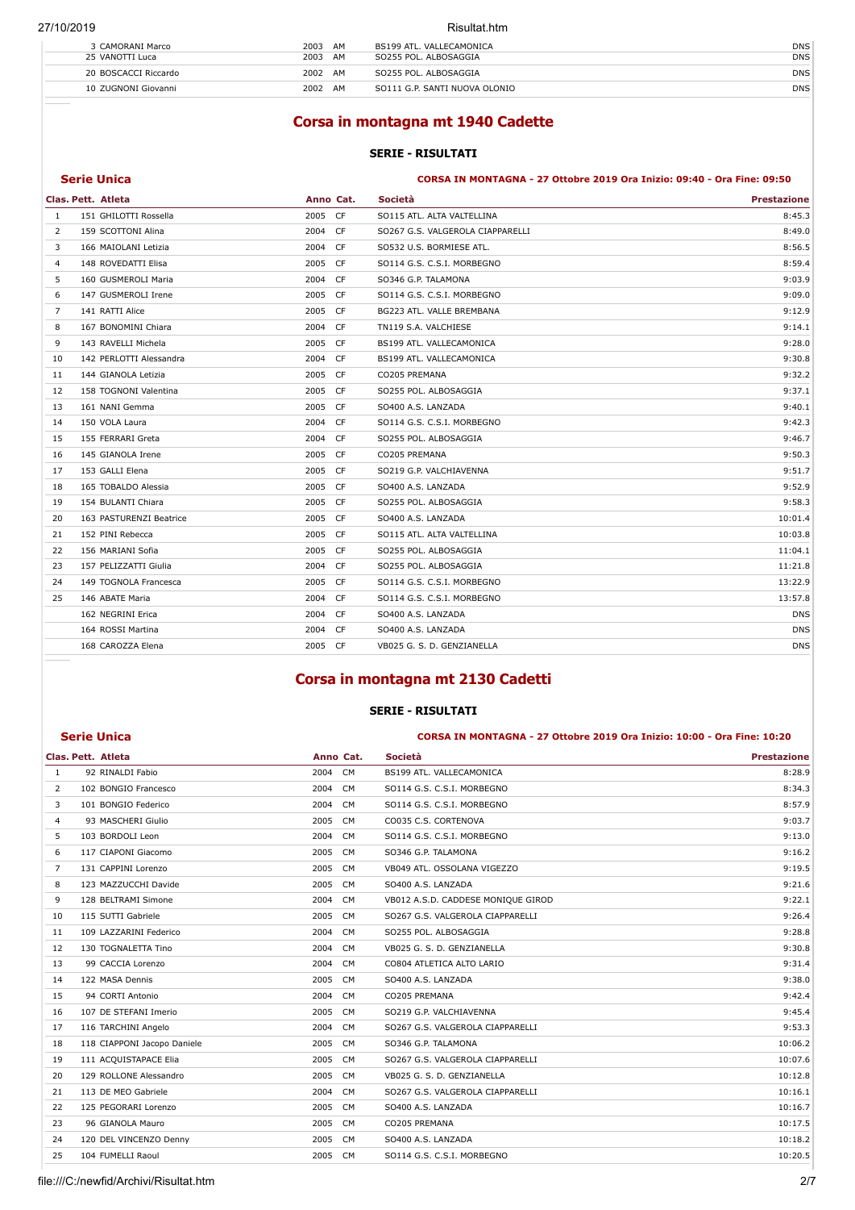| | | | | | |
|---|---|---|---|---|---|
| | 3 CAMORANI Marco | 2003 | AM | BS199 ATL. VALLECAMONICA | DNS |
| | 25 VANOTTI Luca | 2003 | AM | SO255 POL. ALBOSAGGIA | DNS |
| | 20 BOSCACCI Riccardo | 2002 | AM | SO255 POL. ALBOSAGGIA | DNS |
| | 10 ZUGNONI Giovanni | 2002 | AM | SO111 G.P. SANTI NUOVA OLONIO | DNS |

# Corsa in montagna mt 1940 Cadette

### SERIE - RISULTATI

**Serie Unica** — **CORSA IN MONTAGNA - 27 Ottobre 2019 Ora Inizio: 09:40 - Ora Fine: 09:50**

| Clas. | Pett. Atleta | Anno | Cat. | Società | Prestazione |
|---|---|---|---|---|---|
| 1 | 151 GHILOTTI Rossella | 2005 | CF | SO115 ATL. ALTA VALTELLINA | 8:45.3 |
| 2 | 159 SCOTTONI Alina | 2004 | CF | SO267 G.S. VALGEROLA CIAPPARELLI | 8:49.0 |
| 3 | 166 MAIOLANI Letizia | 2004 | CF | SO532 U.S. BORMIESE ATL. | 8:56.5 |
| 4 | 148 ROVEDATTI Elisa | 2005 | CF | SO114 G.S. C.S.I. MORBEGNO | 8:59.4 |
| 5 | 160 GUSMEROLI Maria | 2004 | CF | SO346 G.P. TALAMONA | 9:03.9 |
| 6 | 147 GUSMEROLI Irene | 2005 | CF | SO114 G.S. C.S.I. MORBEGNO | 9:09.0 |
| 7 | 141 RATTI Alice | 2005 | CF | BG223 ATL. VALLE BREMBANA | 9:12.9 |
| 8 | 167 BONOMINI Chiara | 2004 | CF | TN119 S.A. VALCHIESE | 9:14.1 |
| 9 | 143 RAVELLI Michela | 2005 | CF | BS199 ATL. VALLECAMONICA | 9:28.0 |
| 10 | 142 PERLOTTI Alessandra | 2004 | CF | BS199 ATL. VALLECAMONICA | 9:30.8 |
| 11 | 144 GIANOLA Letizia | 2005 | CF | CO205 PREMANA | 9:32.2 |
| 12 | 158 TOGNONI Valentina | 2005 | CF | SO255 POL. ALBOSAGGIA | 9:37.1 |
| 13 | 161 NANI Gemma | 2005 | CF | SO400 A.S. LANZADA | 9:40.1 |
| 14 | 150 VOLA Laura | 2004 | CF | SO114 G.S. C.S.I. MORBEGNO | 9:42.3 |
| 15 | 155 FERRARI Greta | 2004 | CF | SO255 POL. ALBOSAGGIA | 9:46.7 |
| 16 | 145 GIANOLA Irene | 2005 | CF | CO205 PREMANA | 9:50.3 |
| 17 | 153 GALLI Elena | 2005 | CF | SO219 G.P. VALCHIAVENNA | 9:51.7 |
| 18 | 165 TOBALDO Alessia | 2005 | CF | SO400 A.S. LANZADA | 9:52.9 |
| 19 | 154 BULANTI Chiara | 2005 | CF | SO255 POL. ALBOSAGGIA | 9:58.3 |
| 20 | 163 PASTURENZI Beatrice | 2005 | CF | SO400 A.S. LANZADA | 10:01.4 |
| 21 | 152 PINI Rebecca | 2005 | CF | SO115 ATL. ALTA VALTELLINA | 10:03.8 |
| 22 | 156 MARIANI Sofia | 2005 | CF | SO255 POL. ALBOSAGGIA | 11:04.1 |
| 23 | 157 PELIZZATTI Giulia | 2004 | CF | SO255 POL. ALBOSAGGIA | 11:21.8 |
| 24 | 149 TOGNOLA Francesca | 2005 | CF | SO114 G.S. C.S.I. MORBEGNO | 13:22.9 |
| 25 | 146 ABATE Maria | 2004 | CF | SO114 G.S. C.S.I. MORBEGNO | 13:57.8 |
| | 162 NEGRINI Erica | 2004 | CF | SO400 A.S. LANZADA | DNS |
| | 164 ROSSI Martina | 2004 | CF | SO400 A.S. LANZADA | DNS |
| | 168 CAROZZA Elena | 2005 | CF | VB025 G. S. D. GENZIANELLA | DNS |

# Corsa in montagna mt 2130 Cadetti

### SERIE - RISULTATI

**Serie Unica** — **CORSA IN MONTAGNA - 27 Ottobre 2019 Ora Inizio: 10:00 - Ora Fine: 10:20**

| Clas. | Pett. Atleta | Anno | Cat. | Società | Prestazione |
|---|---|---|---|---|---|
| 1 | 92 RINALDI Fabio | 2004 | CM | BS199 ATL. VALLECAMONICA | 8:28.9 |
| 2 | 102 BONGIO Francesco | 2004 | CM | SO114 G.S. C.S.I. MORBEGNO | 8:34.3 |
| 3 | 101 BONGIO Federico | 2004 | CM | SO114 G.S. C.S.I. MORBEGNO | 8:57.9 |
| 4 | 93 MASCHERI Giulio | 2005 | CM | CO035 C.S. CORTENOVA | 9:03.7 |
| 5 | 103 BORDOLI Leon | 2004 | CM | SO114 G.S. C.S.I. MORBEGNO | 9:13.0 |
| 6 | 117 CIAPONI Giacomo | 2005 | CM | SO346 G.P. TALAMONA | 9:16.2 |
| 7 | 131 CAPPINI Lorenzo | 2005 | CM | VB049 ATL. OSSOLANA VIGEZZO | 9:19.5 |
| 8 | 123 MAZZUCCHI Davide | 2005 | CM | SO400 A.S. LANZADA | 9:21.6 |
| 9 | 128 BELTRAMI Simone | 2004 | CM | VB012 A.S.D. CADDESE MONIQUE GIROD | 9:22.1 |
| 10 | 115 SUTTI Gabriele | 2005 | CM | SO267 G.S. VALGEROLA CIAPPARELLI | 9:26.4 |
| 11 | 109 LAZZARINI Federico | 2004 | CM | SO255 POL. ALBOSAGGIA | 9:28.8 |
| 12 | 130 TOGNALETTA Tino | 2004 | CM | VB025 G. S. D. GENZIANELLA | 9:30.8 |
| 13 | 99 CACCIA Lorenzo | 2004 | CM | CO804 ATLETICA ALTO LARIO | 9:31.4 |
| 14 | 122 MASA Dennis | 2005 | CM | SO400 A.S. LANZADA | 9:38.0 |
| 15 | 94 CORTI Antonio | 2004 | CM | CO205 PREMANA | 9:42.4 |
| 16 | 107 DE STEFANI Imerio | 2005 | CM | SO219 G.P. VALCHIAVENNA | 9:45.4 |
| 17 | 116 TARCHINI Angelo | 2004 | CM | SO267 G.S. VALGEROLA CIAPPARELLI | 9:53.3 |
| 18 | 118 CIAPPONI Jacopo Daniele | 2005 | CM | SO346 G.P. TALAMONA | 10:06.2 |
| 19 | 111 ACQUISTAPACE Elia | 2005 | CM | SO267 G.S. VALGEROLA CIAPPARELLI | 10:07.6 |
| 20 | 129 ROLLONE Alessandro | 2005 | CM | VB025 G. S. D. GENZIANELLA | 10:12.8 |
| 21 | 113 DE MEO Gabriele | 2004 | CM | SO267 G.S. VALGEROLA CIAPPARELLI | 10:16.1 |
| 22 | 125 PEGORARI Lorenzo | 2005 | CM | SO400 A.S. LANZADA | 10:16.7 |
| 23 | 96 GIANOLA Mauro | 2005 | CM | CO205 PREMANA | 10:17.5 |
| 24 | 120 DEL VINCENZO Denny | 2005 | CM | SO400 A.S. LANZADA | 10:18.2 |
| 25 | 104 FUMELLI Raoul | 2005 | CM | SO114 G.S. C.S.I. MORBEGNO | 10:20.5 |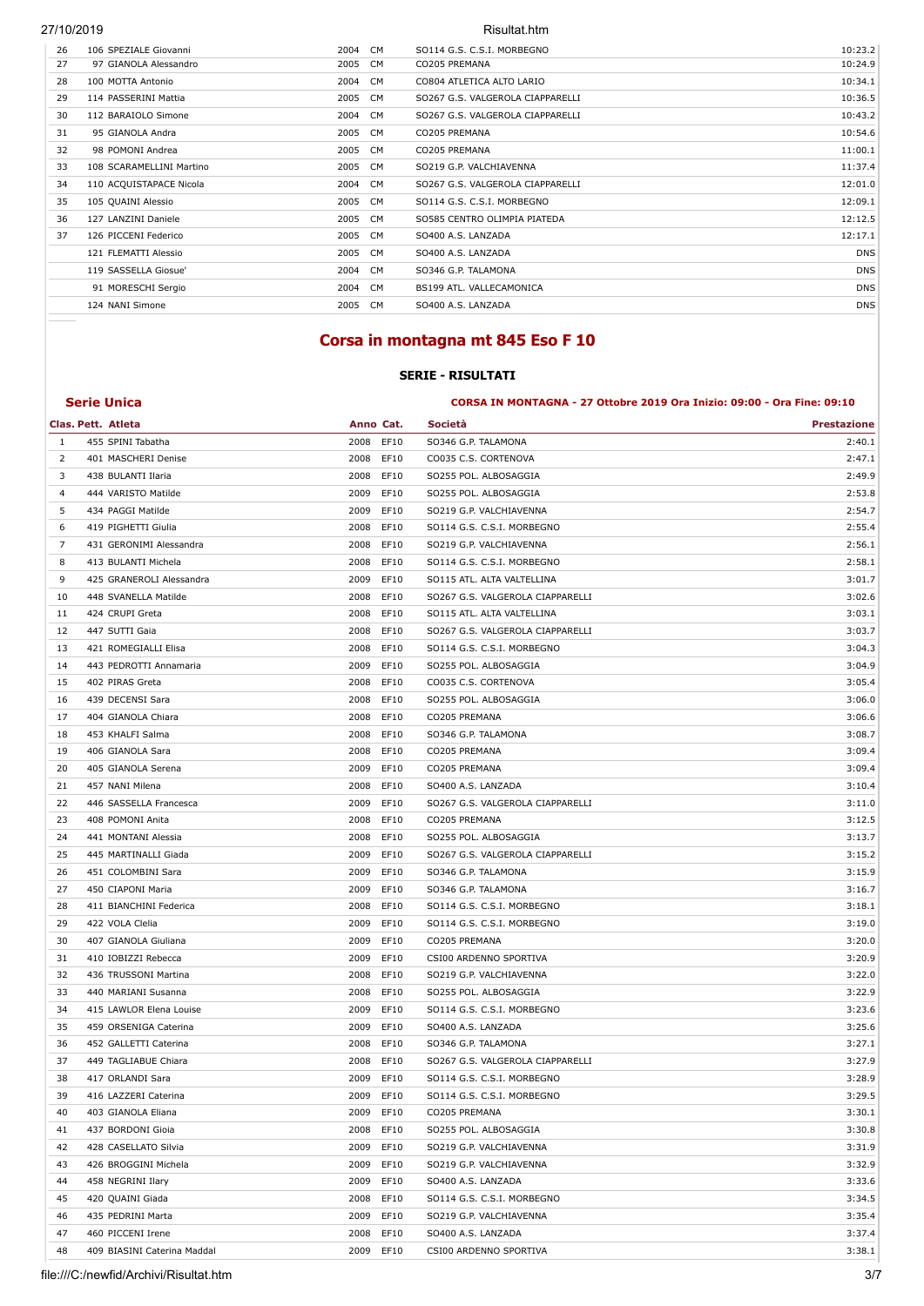| | | | | | |
|---|---|---|---|---|---|
| 26 | 106 SPEZIALE Giovanni | 2004 | CM | SO114 G.S. C.S.I. MORBEGNO | 10:23.2 |
| 27 | 97 GIANOLA Alessandro | 2005 | CM | CO205 PREMANA | 10:24.9 |
| 28 | 100 MOTTA Antonio | 2004 | CM | CO804 ATLETICA ALTO LARIO | 10:34.1 |
| 29 | 114 PASSERINI Mattia | 2005 | CM | SO267 G.S. VALGEROLA CIAPPARELLI | 10:36.5 |
| 30 | 112 BARAIOLO Simone | 2004 | CM | SO267 G.S. VALGEROLA CIAPPARELLI | 10:43.2 |
| 31 | 95 GIANOLA Andra | 2005 | CM | CO205 PREMANA | 10:54.6 |
| 32 | 98 POMONI Andrea | 2005 | CM | CO205 PREMANA | 11:00.1 |
| 33 | 108 SCARAMELLINI Martino | 2005 | CM | SO219 G.P. VALCHIAVENNA | 11:37.4 |
| 34 | 110 ACQUISTAPACE Nicola | 2004 | CM | SO267 G.S. VALGEROLA CIAPPARELLI | 12:01.0 |
| 35 | 105 QUAINI Alessio | 2005 | CM | SO114 G.S. C.S.I. MORBEGNO | 12:09.1 |
| 36 | 127 LANZINI Daniele | 2005 | CM | SO585 CENTRO OLIMPIA PIATEDA | 12:12.5 |
| 37 | 126 PICCENI Federico | 2005 | CM | SO400 A.S. LANZADA | 12:17.1 |
| | 121 FLEMATTI Alessio | 2005 | CM | SO400 A.S. LANZADA | DNS |
| | 119 SASSELLA Giosue' | 2004 | CM | SO346 G.P. TALAMONA | DNS |
| | 91 MORESCHI Sergio | 2004 | CM | BS199 ATL. VALLECAMONICA | DNS |
| | 124 NANI Simone | 2005 | CM | SO400 A.S. LANZADA | DNS |

# Corsa in montagna mt 845 Eso F 10

## SERIE - RISULTATI

**Serie Unica** — **CORSA IN MONTAGNA - 27 Ottobre 2019 Ora Inizio: 09:00 - Ora Fine: 09:10**

| Clas. | Pett. Atleta | Anno | Cat. | Società | Prestazione |
|---|---|---|---|---|---|
| 1 | 455 SPINI Tabatha | 2008 | EF10 | SO346 G.P. TALAMONA | 2:40.1 |
| 2 | 401 MASCHERI Denise | 2008 | EF10 | CO035 C.S. CORTENOVA | 2:47.1 |
| 3 | 438 BULANTI Ilaria | 2008 | EF10 | SO255 POL. ALBOSAGGIA | 2:49.9 |
| 4 | 444 VARISTO Matilde | 2009 | EF10 | SO255 POL. ALBOSAGGIA | 2:53.8 |
| 5 | 434 PAGGI Matilde | 2009 | EF10 | SO219 G.P. VALCHIAVENNA | 2:54.7 |
| 6 | 419 PIGHETTI Giulia | 2008 | EF10 | SO114 G.S. C.S.I. MORBEGNO | 2:55.4 |
| 7 | 431 GERONIMI Alessandra | 2008 | EF10 | SO219 G.P. VALCHIAVENNA | 2:56.1 |
| 8 | 413 BULANTI Michela | 2008 | EF10 | SO114 G.S. C.S.I. MORBEGNO | 2:58.1 |
| 9 | 425 GRANEROLI Alessandra | 2009 | EF10 | SO115 ATL. ALTA VALTELLINA | 3:01.7 |
| 10 | 448 SVANELLA Matilde | 2008 | EF10 | SO267 G.S. VALGEROLA CIAPPARELLI | 3:02.6 |
| 11 | 424 CRUPI Greta | 2008 | EF10 | SO115 ATL. ALTA VALTELLINA | 3:03.1 |
| 12 | 447 SUTTI Gaia | 2008 | EF10 | SO267 G.S. VALGEROLA CIAPPARELLI | 3:03.7 |
| 13 | 421 ROMEGIALLI Elisa | 2008 | EF10 | SO114 G.S. C.S.I. MORBEGNO | 3:04.3 |
| 14 | 443 PEDROTTI Annamaria | 2009 | EF10 | SO255 POL. ALBOSAGGIA | 3:04.9 |
| 15 | 402 PIRAS Greta | 2008 | EF10 | CO035 C.S. CORTENOVA | 3:05.4 |
| 16 | 439 DECENSI Sara | 2008 | EF10 | SO255 POL. ALBOSAGGIA | 3:06.0 |
| 17 | 404 GIANOLA Chiara | 2008 | EF10 | CO205 PREMANA | 3:06.6 |
| 18 | 453 KHALFI Salma | 2008 | EF10 | SO346 G.P. TALAMONA | 3:08.7 |
| 19 | 406 GIANOLA Sara | 2008 | EF10 | CO205 PREMANA | 3:09.4 |
| 20 | 405 GIANOLA Serena | 2009 | EF10 | CO205 PREMANA | 3:09.4 |
| 21 | 457 NANI Milena | 2008 | EF10 | SO400 A.S. LANZADA | 3:10.4 |
| 22 | 446 SASSELLA Francesca | 2009 | EF10 | SO267 G.S. VALGEROLA CIAPPARELLI | 3:11.0 |
| 23 | 408 POMONI Anita | 2008 | EF10 | CO205 PREMANA | 3:12.5 |
| 24 | 441 MONTANI Alessia | 2008 | EF10 | SO255 POL. ALBOSAGGIA | 3:13.7 |
| 25 | 445 MARTINALLI Giada | 2009 | EF10 | SO267 G.S. VALGEROLA CIAPPARELLI | 3:15.2 |
| 26 | 451 COLOMBINI Sara | 2009 | EF10 | SO346 G.P. TALAMONA | 3:15.9 |
| 27 | 450 CIAPONI Maria | 2009 | EF10 | SO346 G.P. TALAMONA | 3:16.7 |
| 28 | 411 BIANCHINI Federica | 2008 | EF10 | SO114 G.S. C.S.I. MORBEGNO | 3:18.1 |
| 29 | 422 VOLA Clelia | 2009 | EF10 | SO114 G.S. C.S.I. MORBEGNO | 3:19.0 |
| 30 | 407 GIANOLA Giuliana | 2009 | EF10 | CO205 PREMANA | 3:20.0 |
| 31 | 410 IOBIZZI Rebecca | 2009 | EF10 | CSI00 ARDENNO SPORTIVA | 3:20.9 |
| 32 | 436 TRUSSONI Martina | 2008 | EF10 | SO219 G.P. VALCHIAVENNA | 3:22.0 |
| 33 | 440 MARIANI Susanna | 2008 | EF10 | SO255 POL. ALBOSAGGIA | 3:22.9 |
| 34 | 415 LAWLOR Elena Louise | 2009 | EF10 | SO114 G.S. C.S.I. MORBEGNO | 3:23.6 |
| 35 | 459 ORSENIGA Caterina | 2009 | EF10 | SO400 A.S. LANZADA | 3:25.6 |
| 36 | 452 GALLETTI Caterina | 2008 | EF10 | SO346 G.P. TALAMONA | 3:27.1 |
| 37 | 449 TAGLIABUE Chiara | 2008 | EF10 | SO267 G.S. VALGEROLA CIAPPARELLI | 3:27.9 |
| 38 | 417 ORLANDI Sara | 2009 | EF10 | SO114 G.S. C.S.I. MORBEGNO | 3:28.9 |
| 39 | 416 LAZZERI Caterina | 2009 | EF10 | SO114 G.S. C.S.I. MORBEGNO | 3:29.5 |
| 40 | 403 GIANOLA Eliana | 2009 | EF10 | CO205 PREMANA | 3:30.1 |
| 41 | 437 BORDONI Gioia | 2008 | EF10 | SO255 POL. ALBOSAGGIA | 3:30.8 |
| 42 | 428 CASELLATO Silvia | 2009 | EF10 | SO219 G.P. VALCHIAVENNA | 3:31.9 |
| 43 | 426 BROGGINI Michela | 2009 | EF10 | SO219 G.P. VALCHIAVENNA | 3:32.9 |
| 44 | 458 NEGRINI Ilary | 2009 | EF10 | SO400 A.S. LANZADA | 3:33.6 |
| 45 | 420 QUAINI Giada | 2008 | EF10 | SO114 G.S. C.S.I. MORBEGNO | 3:34.5 |
| 46 | 435 PEDRINI Marta | 2009 | EF10 | SO219 G.P. VALCHIAVENNA | 3:35.4 |
| 47 | 460 PICCENI Irene | 2008 | EF10 | SO400 A.S. LANZADA | 3:37.4 |
| 48 | 409 BIASINI Caterina Maddal | 2009 | EF10 | CSI00 ARDENNO SPORTIVA | 3:38.1 |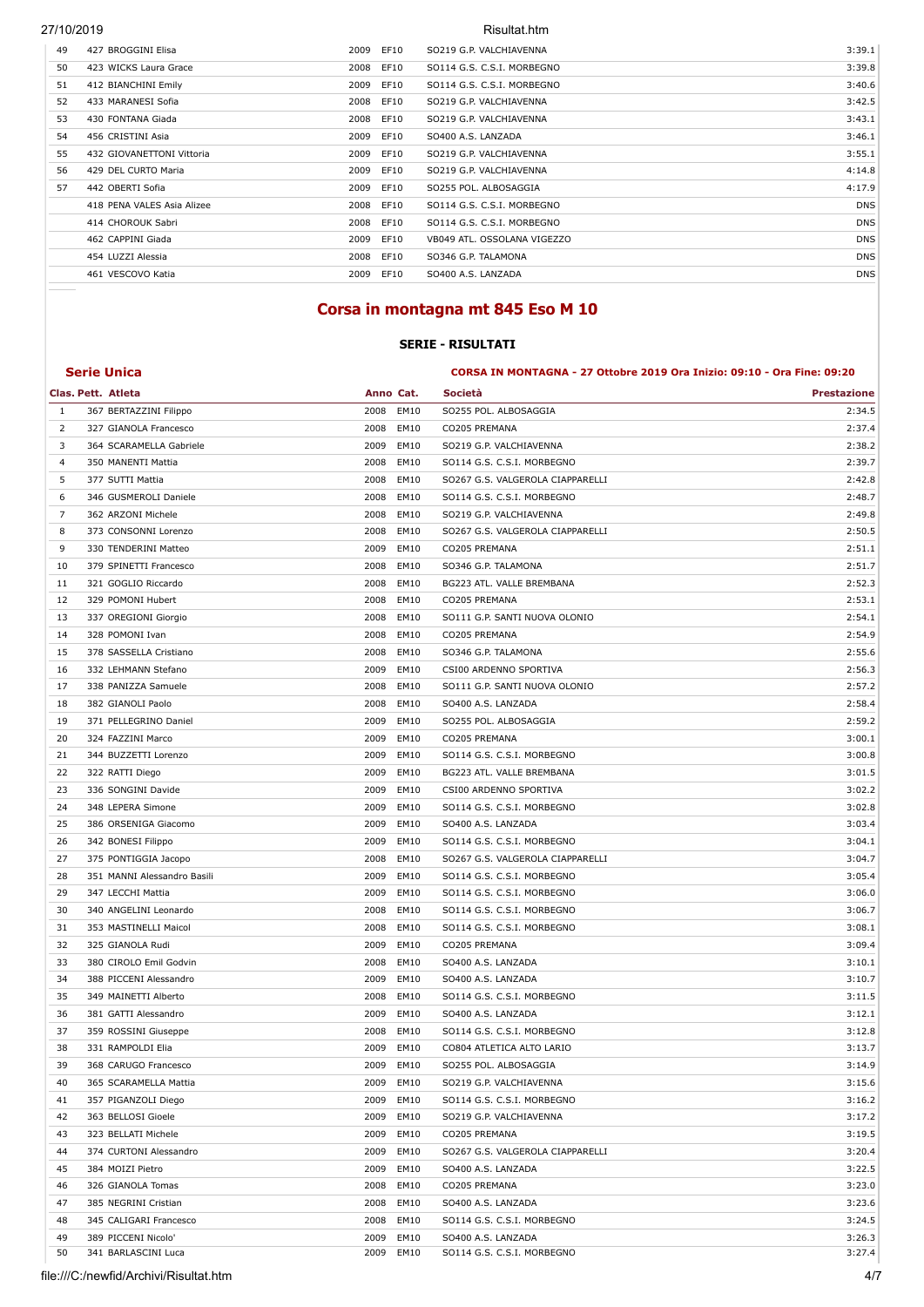| | | | | | |
|---|---|---|---|---|---|
| 49 | 427 BROGGINI Elisa | 2009 | EF10 | SO219 G.P. VALCHIAVENNA | 3:39.1 |
| 50 | 423 WICKS Laura Grace | 2008 | EF10 | SO114 G.S. C.S.I. MORBEGNO | 3:39.8 |
| 51 | 412 BIANCHINI Emily | 2009 | EF10 | SO114 G.S. C.S.I. MORBEGNO | 3:40.6 |
| 52 | 433 MARANESI Sofia | 2008 | EF10 | SO219 G.P. VALCHIAVENNA | 3:42.5 |
| 53 | 430 FONTANA Giada | 2008 | EF10 | SO219 G.P. VALCHIAVENNA | 3:43.1 |
| 54 | 456 CRISTINI Asia | 2009 | EF10 | SO400 A.S. LANZADA | 3:46.1 |
| 55 | 432 GIOVANETTONI Vittoria | 2009 | EF10 | SO219 G.P. VALCHIAVENNA | 3:55.1 |
| 56 | 429 DEL CURTO Maria | 2009 | EF10 | SO219 G.P. VALCHIAVENNA | 4:14.8 |
| 57 | 442 OBERTI Sofia | 2009 | EF10 | SO255 POL. ALBOSAGGIA | 4:17.9 |
| | 418 PENA VALES Asia Alizee | 2008 | EF10 | SO114 G.S. C.S.I. MORBEGNO | DNS |
| | 414 CHOROUK Sabri | 2008 | EF10 | SO114 G.S. C.S.I. MORBEGNO | DNS |
| | 462 CAPPINI Giada | 2009 | EF10 | VB049 ATL. OSSOLANA VIGEZZO | DNS |
| | 454 LUZZI Alessia | 2008 | EF10 | SO346 G.P. TALAMONA | DNS |
| | 461 VESCOVO Katia | 2009 | EF10 | SO400 A.S. LANZADA | DNS |

## Corsa in montagna mt 845 Eso M 10

### SERIE - RISULTATI

**Serie Unica** — **CORSA IN MONTAGNA - 27 Ottobre 2019 Ora Inizio: 09:10 - Ora Fine: 09:20**

| Clas. | Pett. Atleta | Anno | Cat. | Società | Prestazione |
|---|---|---|---|---|---|
| 1 | 367 BERTAZZINI Filippo | 2008 | EM10 | SO255 POL. ALBOSAGGIA | 2:34.5 |
| 2 | 327 GIANOLA Francesco | 2008 | EM10 | CO205 PREMANA | 2:37.4 |
| 3 | 364 SCARAMELLA Gabriele | 2009 | EM10 | SO219 G.P. VALCHIAVENNA | 2:38.2 |
| 4 | 350 MANENTI Mattia | 2008 | EM10 | SO114 G.S. C.S.I. MORBEGNO | 2:39.7 |
| 5 | 377 SUTTI Mattia | 2008 | EM10 | SO267 G.S. VALGEROLA CIAPPARELLI | 2:42.8 |
| 6 | 346 GUSMEROLI Daniele | 2008 | EM10 | SO114 G.S. C.S.I. MORBEGNO | 2:48.7 |
| 7 | 362 ARZONI Michele | 2008 | EM10 | SO219 G.P. VALCHIAVENNA | 2:49.8 |
| 8 | 373 CONSONNI Lorenzo | 2008 | EM10 | SO267 G.S. VALGEROLA CIAPPARELLI | 2:50.5 |
| 9 | 330 TENDERINI Matteo | 2009 | EM10 | CO205 PREMANA | 2:51.1 |
| 10 | 379 SPINETTI Francesco | 2008 | EM10 | SO346 G.P. TALAMONA | 2:51.7 |
| 11 | 321 GOGLIO Riccardo | 2008 | EM10 | BG223 ATL. VALLE BREMBANA | 2:52.3 |
| 12 | 329 POMONI Hubert | 2008 | EM10 | CO205 PREMANA | 2:53.1 |
| 13 | 337 OREGIONI Giorgio | 2008 | EM10 | SO111 G.P. SANTI NUOVA OLONIO | 2:54.1 |
| 14 | 328 POMONI Ivan | 2008 | EM10 | CO205 PREMANA | 2:54.9 |
| 15 | 378 SASSELLA Cristiano | 2008 | EM10 | SO346 G.P. TALAMONA | 2:55.6 |
| 16 | 332 LEHMANN Stefano | 2009 | EM10 | CSI00 ARDENNO SPORTIVA | 2:56.3 |
| 17 | 338 PANIZZA Samuele | 2008 | EM10 | SO111 G.P. SANTI NUOVA OLONIO | 2:57.2 |
| 18 | 382 GIANOLI Paolo | 2008 | EM10 | SO400 A.S. LANZADA | 2:58.4 |
| 19 | 371 PELLEGRINO Daniel | 2009 | EM10 | SO255 POL. ALBOSAGGIA | 2:59.2 |
| 20 | 324 FAZZINI Marco | 2009 | EM10 | CO205 PREMANA | 3:00.1 |
| 21 | 344 BUZZETTI Lorenzo | 2009 | EM10 | SO114 G.S. C.S.I. MORBEGNO | 3:00.8 |
| 22 | 322 RATTI Diego | 2009 | EM10 | BG223 ATL. VALLE BREMBANA | 3:01.5 |
| 23 | 336 SONGINI Davide | 2009 | EM10 | CSI00 ARDENNO SPORTIVA | 3:02.2 |
| 24 | 348 LEPERA Simone | 2009 | EM10 | SO114 G.S. C.S.I. MORBEGNO | 3:02.8 |
| 25 | 386 ORSENIGA Giacomo | 2009 | EM10 | SO400 A.S. LANZADA | 3:03.4 |
| 26 | 342 BONESI Filippo | 2009 | EM10 | SO114 G.S. C.S.I. MORBEGNO | 3:04.1 |
| 27 | 375 PONTIGGIA Jacopo | 2008 | EM10 | SO267 G.S. VALGEROLA CIAPPARELLI | 3:04.7 |
| 28 | 351 MANNI Alessandro Basili | 2009 | EM10 | SO114 G.S. C.S.I. MORBEGNO | 3:05.4 |
| 29 | 347 LECCHI Mattia | 2009 | EM10 | SO114 G.S. C.S.I. MORBEGNO | 3:06.0 |
| 30 | 340 ANGELINI Leonardo | 2008 | EM10 | SO114 G.S. C.S.I. MORBEGNO | 3:06.7 |
| 31 | 353 MASTINELLI Maicol | 2008 | EM10 | SO114 G.S. C.S.I. MORBEGNO | 3:08.1 |
| 32 | 325 GIANOLA Rudi | 2009 | EM10 | CO205 PREMANA | 3:09.4 |
| 33 | 380 CIROLO Emil Godvin | 2008 | EM10 | SO400 A.S. LANZADA | 3:10.1 |
| 34 | 388 PICCENI Alessandro | 2009 | EM10 | SO400 A.S. LANZADA | 3:10.7 |
| 35 | 349 MAINETTI Alberto | 2008 | EM10 | SO114 G.S. C.S.I. MORBEGNO | 3:11.5 |
| 36 | 381 GATTI Alessandro | 2009 | EM10 | SO400 A.S. LANZADA | 3:12.1 |
| 37 | 359 ROSSINI Giuseppe | 2008 | EM10 | SO114 G.S. C.S.I. MORBEGNO | 3:12.8 |
| 38 | 331 RAMPOLDI Elia | 2009 | EM10 | CO804 ATLETICA ALTO LARIO | 3:13.7 |
| 39 | 368 CARUGO Francesco | 2009 | EM10 | SO255 POL. ALBOSAGGIA | 3:14.9 |
| 40 | 365 SCARAMELLA Mattia | 2009 | EM10 | SO219 G.P. VALCHIAVENNA | 3:15.6 |
| 41 | 357 PIGANZOLI Diego | 2009 | EM10 | SO114 G.S. C.S.I. MORBEGNO | 3:16.2 |
| 42 | 363 BELLOSI Gioele | 2009 | EM10 | SO219 G.P. VALCHIAVENNA | 3:17.2 |
| 43 | 323 BELLATI Michele | 2009 | EM10 | CO205 PREMANA | 3:19.5 |
| 44 | 374 CURTONI Alessandro | 2009 | EM10 | SO267 G.S. VALGEROLA CIAPPARELLI | 3:20.4 |
| 45 | 384 MOIZI Pietro | 2009 | EM10 | SO400 A.S. LANZADA | 3:22.5 |
| 46 | 326 GIANOLA Tomas | 2008 | EM10 | CO205 PREMANA | 3:23.0 |
| 47 | 385 NEGRINI Cristian | 2008 | EM10 | SO400 A.S. LANZADA | 3:23.6 |
| 48 | 345 CALIGARI Francesco | 2008 | EM10 | SO114 G.S. C.S.I. MORBEGNO | 3:24.5 |
| 49 | 389 PICCENI Nicolo' | 2009 | EM10 | SO400 A.S. LANZADA | 3:26.3 |
| 50 | 341 BARLASCINI Luca | 2009 | EM10 | SO114 G.S. C.S.I. MORBEGNO | 3:27.4 |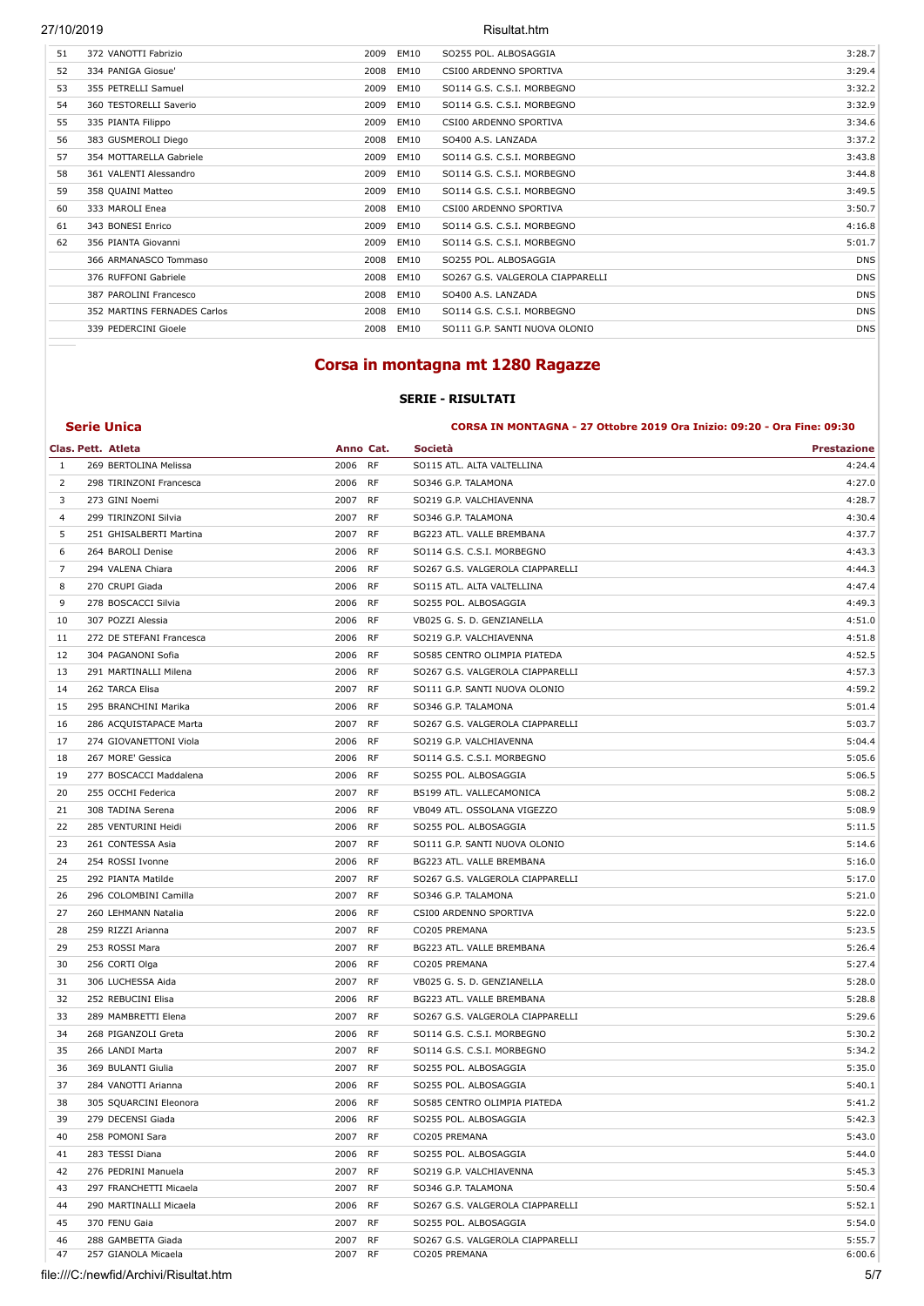| | | | | | |
|---|---|---|---|---|---|
| 51 | 372 VANOTTI Fabrizio | 2009 | EM10 | SO255 POL. ALBOSAGGIA | 3:28.7 |
| 52 | 334 PANIGA Giosue' | 2008 | EM10 | CSI00 ARDENNO SPORTIVA | 3:29.4 |
| 53 | 355 PETRELLI Samuel | 2009 | EM10 | SO114 G.S. C.S.I. MORBEGNO | 3:32.2 |
| 54 | 360 TESTORELLI Saverio | 2009 | EM10 | SO114 G.S. C.S.I. MORBEGNO | 3:32.9 |
| 55 | 335 PIANTA Filippo | 2009 | EM10 | CSI00 ARDENNO SPORTIVA | 3:34.6 |
| 56 | 383 GUSMEROLI Diego | 2008 | EM10 | SO400 A.S. LANZADA | 3:37.2 |
| 57 | 354 MOTTARELLA Gabriele | 2009 | EM10 | SO114 G.S. C.S.I. MORBEGNO | 3:43.8 |
| 58 | 361 VALENTI Alessandro | 2009 | EM10 | SO114 G.S. C.S.I. MORBEGNO | 3:44.8 |
| 59 | 358 QUAINI Matteo | 2009 | EM10 | SO114 G.S. C.S.I. MORBEGNO | 3:49.5 |
| 60 | 333 MAROLI Enea | 2008 | EM10 | CSI00 ARDENNO SPORTIVA | 3:50.7 |
| 61 | 343 BONESI Enrico | 2009 | EM10 | SO114 G.S. C.S.I. MORBEGNO | 4:16.8 |
| 62 | 356 PIANTA Giovanni | 2009 | EM10 | SO114 G.S. C.S.I. MORBEGNO | 5:01.7 |
| | 366 ARMANASCO Tommaso | 2008 | EM10 | SO255 POL. ALBOSAGGIA | DNS |
| | 376 RUFFONI Gabriele | 2008 | EM10 | SO267 G.S. VALGEROLA CIAPPARELLI | DNS |
| | 387 PAROLINI Francesco | 2008 | EM10 | SO400 A.S. LANZADA | DNS |
| | 352 MARTINS FERNADES Carlos | 2008 | EM10 | SO114 G.S. C.S.I. MORBEGNO | DNS |
| | 339 PEDERCINI Gioele | 2008 | EM10 | SO111 G.P. SANTI NUOVA OLONIO | DNS |

# Corsa in montagna mt 1280 Ragazze

### SERIE - RISULTATI

**Serie Unica** — **CORSA IN MONTAGNA - 27 Ottobre 2019 Ora Inizio: 09:20 - Ora Fine: 09:30**

| Clas. | Pett. Atleta | Anno | Cat. | Società | Prestazione |
|---|---|---|---|---|---|
| 1 | 269 BERTOLINA Melissa | 2006 | RF | SO115 ATL. ALTA VALTELLINA | 4:24.4 |
| 2 | 298 TIRINZONI Francesca | 2006 | RF | SO346 G.P. TALAMONA | 4:27.0 |
| 3 | 273 GINI Noemi | 2007 | RF | SO219 G.P. VALCHIAVENNA | 4:28.7 |
| 4 | 299 TIRINZONI Silvia | 2007 | RF | SO346 G.P. TALAMONA | 4:30.4 |
| 5 | 251 GHISALBERTI Martina | 2007 | RF | BG223 ATL. VALLE BREMBANA | 4:37.7 |
| 6 | 264 BAROLI Denise | 2006 | RF | SO114 G.S. C.S.I. MORBEGNO | 4:43.3 |
| 7 | 294 VALENA Chiara | 2006 | RF | SO267 G.S. VALGEROLA CIAPPARELLI | 4:44.3 |
| 8 | 270 CRUPI Giada | 2006 | RF | SO115 ATL. ALTA VALTELLINA | 4:47.4 |
| 9 | 278 BOSCACCI Silvia | 2006 | RF | SO255 POL. ALBOSAGGIA | 4:49.3 |
| 10 | 307 POZZI Alessia | 2006 | RF | VB025 G. S. D. GENZIANELLA | 4:51.0 |
| 11 | 272 DE STEFANI Francesca | 2006 | RF | SO219 G.P. VALCHIAVENNA | 4:51.8 |
| 12 | 304 PAGANONI Sofia | 2006 | RF | SO585 CENTRO OLIMPIA PIATEDA | 4:52.5 |
| 13 | 291 MARTINALLI Milena | 2006 | RF | SO267 G.S. VALGEROLA CIAPPARELLI | 4:57.3 |
| 14 | 262 TARCA Elisa | 2007 | RF | SO111 G.P. SANTI NUOVA OLONIO | 4:59.2 |
| 15 | 295 BRANCHINI Marika | 2006 | RF | SO346 G.P. TALAMONA | 5:01.4 |
| 16 | 286 ACQUISTAPACE Marta | 2007 | RF | SO267 G.S. VALGEROLA CIAPPARELLI | 5:03.7 |
| 17 | 274 GIOVANETTONI Viola | 2006 | RF | SO219 G.P. VALCHIAVENNA | 5:04.4 |
| 18 | 267 MORE' Gessica | 2006 | RF | SO114 G.S. C.S.I. MORBEGNO | 5:05.6 |
| 19 | 277 BOSCACCI Maddalena | 2006 | RF | SO255 POL. ALBOSAGGIA | 5:06.5 |
| 20 | 255 OCCHI Federica | 2007 | RF | BS199 ATL. VALLECAMONICA | 5:08.2 |
| 21 | 308 TADINA Serena | 2006 | RF | VB049 ATL. OSSOLANA VIGEZZO | 5:08.9 |
| 22 | 285 VENTURINI Heidi | 2006 | RF | SO255 POL. ALBOSAGGIA | 5:11.5 |
| 23 | 261 CONTESSA Asia | 2007 | RF | SO111 G.P. SANTI NUOVA OLONIO | 5:14.6 |
| 24 | 254 ROSSI Ivonne | 2006 | RF | BG223 ATL. VALLE BREMBANA | 5:16.0 |
| 25 | 292 PIANTA Matilde | 2007 | RF | SO267 G.S. VALGEROLA CIAPPARELLI | 5:17.0 |
| 26 | 296 COLOMBINI Camilla | 2007 | RF | SO346 G.P. TALAMONA | 5:21.0 |
| 27 | 260 LEHMANN Natalia | 2006 | RF | CSI00 ARDENNO SPORTIVA | 5:22.0 |
| 28 | 259 RIZZI Arianna | 2007 | RF | CO205 PREMANA | 5:23.5 |
| 29 | 253 ROSSI Mara | 2007 | RF | BG223 ATL. VALLE BREMBANA | 5:26.4 |
| 30 | 256 CORTI Olga | 2006 | RF | CO205 PREMANA | 5:27.4 |
| 31 | 306 LUCHESSA Aida | 2007 | RF | VB025 G. S. D. GENZIANELLA | 5:28.0 |
| 32 | 252 REBUCINI Elisa | 2006 | RF | BG223 ATL. VALLE BREMBANA | 5:28.8 |
| 33 | 289 MAMBRETTI Elena | 2007 | RF | SO267 G.S. VALGEROLA CIAPPARELLI | 5:29.6 |
| 34 | 268 PIGANZOLI Greta | 2006 | RF | SO114 G.S. C.S.I. MORBEGNO | 5:30.2 |
| 35 | 266 LANDI Marta | 2007 | RF | SO114 G.S. C.S.I. MORBEGNO | 5:34.2 |
| 36 | 369 BULANTI Giulia | 2007 | RF | SO255 POL. ALBOSAGGIA | 5:35.0 |
| 37 | 284 VANOTTI Arianna | 2006 | RF | SO255 POL. ALBOSAGGIA | 5:40.1 |
| 38 | 305 SQUARCINI Eleonora | 2006 | RF | SO585 CENTRO OLIMPIA PIATEDA | 5:41.2 |
| 39 | 279 DECENSI Giada | 2006 | RF | SO255 POL. ALBOSAGGIA | 5:42.3 |
| 40 | 258 POMONI Sara | 2007 | RF | CO205 PREMANA | 5:43.0 |
| 41 | 283 TESSI Diana | 2006 | RF | SO255 POL. ALBOSAGGIA | 5:44.0 |
| 42 | 276 PEDRINI Manuela | 2007 | RF | SO219 G.P. VALCHIAVENNA | 5:45.3 |
| 43 | 297 FRANCHETTI Micaela | 2007 | RF | SO346 G.P. TALAMONA | 5:50.4 |
| 44 | 290 MARTINALLI Micaela | 2006 | RF | SO267 G.S. VALGEROLA CIAPPARELLI | 5:52.1 |
| 45 | 370 FENU Gaia | 2007 | RF | SO255 POL. ALBOSAGGIA | 5:54.0 |
| 46 | 288 GAMBETTA Giada | 2007 | RF | SO267 G.S. VALGEROLA CIAPPARELLI | 5:55.7 |
| 47 | 257 GIANOLA Micaela | 2007 | RF | CO205 PREMANA | 6:00.6 |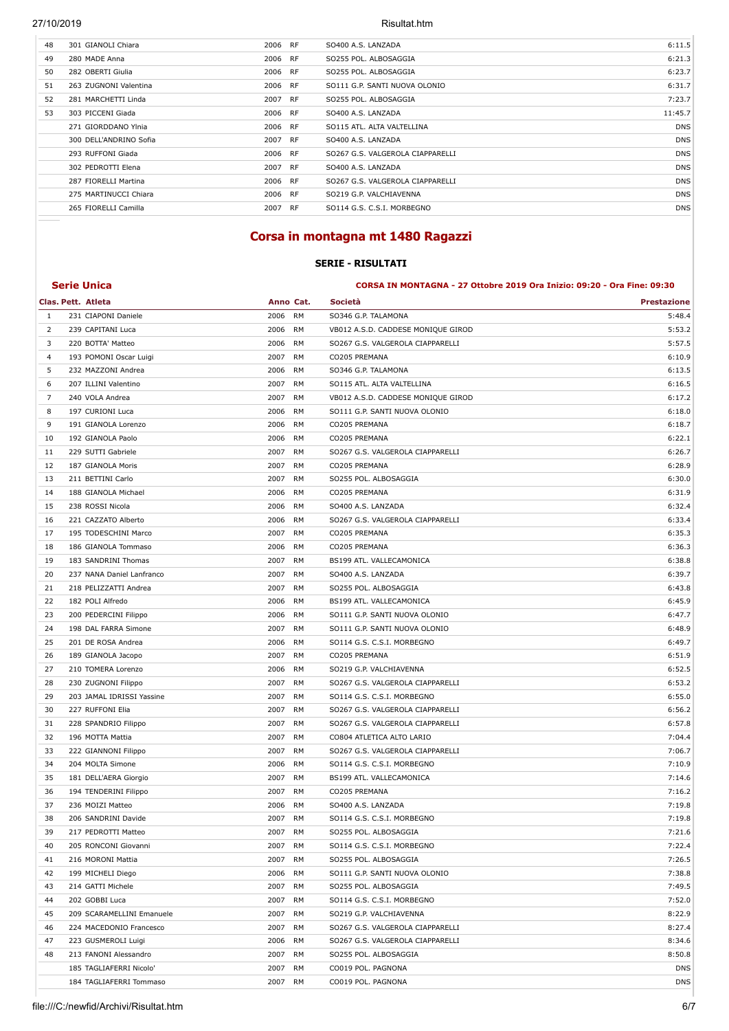| | | | | | |
|---|---|---|---|---|---|
| 48 | 301 GIANOLI Chiara | 2006 | RF | SO400 A.S. LANZADA | 6:11.5 |
| 49 | 280 MADE Anna | 2006 | RF | SO255 POL. ALBOSAGGIA | 6:21.3 |
| 50 | 282 OBERTI Giulia | 2006 | RF | SO255 POL. ALBOSAGGIA | 6:23.7 |
| 51 | 263 ZUGNONI Valentina | 2006 | RF | SO111 G.P. SANTI NUOVA OLONIO | 6:31.7 |
| 52 | 281 MARCHETTI Linda | 2007 | RF | SO255 POL. ALBOSAGGIA | 7:23.7 |
| 53 | 303 PICCENI Giada | 2006 | RF | SO400 A.S. LANZADA | 11:45.7 |
| | 271 GIORDDANO Ylnia | 2006 | RF | SO115 ATL. ALTA VALTELLINA | DNS |
| | 300 DELL'ANDRINO Sofia | 2007 | RF | SO400 A.S. LANZADA | DNS |
| | 293 RUFFONI Giada | 2006 | RF | SO267 G.S. VALGEROLA CIAPPARELLI | DNS |
| | 302 PEDROTTI Elena | 2007 | RF | SO400 A.S. LANZADA | DNS |
| | 287 FIORELLI Martina | 2006 | RF | SO267 G.S. VALGEROLA CIAPPARELLI | DNS |
| | 275 MARTINUCCI Chiara | 2006 | RF | SO219 G.P. VALCHIAVENNA | DNS |
| | 265 FIORELLI Camilla | 2007 | RF | SO114 G.S. C.S.I. MORBEGNO | DNS |

# Corsa in montagna mt 1480 Ragazzi

## SERIE - RISULTATI

**Serie Unica** — **CORSA IN MONTAGNA - 27 Ottobre 2019 Ora Inizio: 09:20 - Ora Fine: 09:30**

| Clas. | Pett. Atleta | Anno | Cat. | Società | Prestazione |
|---|---|---|---|---|---|
| 1 | 231 CIAPONI Daniele | 2006 | RM | SO346 G.P. TALAMONA | 5:48.4 |
| 2 | 239 CAPITANI Luca | 2006 | RM | VB012 A.S.D. CADDESE MONIQUE GIROD | 5:53.2 |
| 3 | 220 BOTTA' Matteo | 2006 | RM | SO267 G.S. VALGEROLA CIAPPARELLI | 5:57.5 |
| 4 | 193 POMONI Oscar Luigi | 2007 | RM | CO205 PREMANA | 6:10.9 |
| 5 | 232 MAZZONI Andrea | 2006 | RM | SO346 G.P. TALAMONA | 6:13.5 |
| 6 | 207 ILLINI Valentino | 2007 | RM | SO115 ATL. ALTA VALTELLINA | 6:16.5 |
| 7 | 240 VOLA Andrea | 2007 | RM | VB012 A.S.D. CADDESE MONIQUE GIROD | 6:17.2 |
| 8 | 197 CURIONI Luca | 2006 | RM | SO111 G.P. SANTI NUOVA OLONIO | 6:18.0 |
| 9 | 191 GIANOLA Lorenzo | 2006 | RM | CO205 PREMANA | 6:18.7 |
| 10 | 192 GIANOLA Paolo | 2006 | RM | CO205 PREMANA | 6:22.1 |
| 11 | 229 SUTTI Gabriele | 2007 | RM | SO267 G.S. VALGEROLA CIAPPARELLI | 6:26.7 |
| 12 | 187 GIANOLA Moris | 2007 | RM | CO205 PREMANA | 6:28.9 |
| 13 | 211 BETTINI Carlo | 2007 | RM | SO255 POL. ALBOSAGGIA | 6:30.0 |
| 14 | 188 GIANOLA Michael | 2006 | RM | CO205 PREMANA | 6:31.9 |
| 15 | 238 ROSSI Nicola | 2006 | RM | SO400 A.S. LANZADA | 6:32.4 |
| 16 | 221 CAZZATO Alberto | 2006 | RM | SO267 G.S. VALGEROLA CIAPPARELLI | 6:33.4 |
| 17 | 195 TODESCHINI Marco | 2007 | RM | CO205 PREMANA | 6:35.3 |
| 18 | 186 GIANOLA Tommaso | 2006 | RM | CO205 PREMANA | 6:36.3 |
| 19 | 183 SANDRINI Thomas | 2007 | RM | BS199 ATL. VALLECAMONICA | 6:38.8 |
| 20 | 237 NANA Daniel Lanfranco | 2007 | RM | SO400 A.S. LANZADA | 6:39.7 |
| 21 | 218 PELIZZATTI Andrea | 2007 | RM | SO255 POL. ALBOSAGGIA | 6:43.8 |
| 22 | 182 POLI Alfredo | 2006 | RM | BS199 ATL. VALLECAMONICA | 6:45.9 |
| 23 | 200 PEDERCINI Filippo | 2006 | RM | SO111 G.P. SANTI NUOVA OLONIO | 6:47.7 |
| 24 | 198 DAL FARRA Simone | 2007 | RM | SO111 G.P. SANTI NUOVA OLONIO | 6:48.9 |
| 25 | 201 DE ROSA Andrea | 2006 | RM | SO114 G.S. C.S.I. MORBEGNO | 6:49.7 |
| 26 | 189 GIANOLA Jacopo | 2007 | RM | CO205 PREMANA | 6:51.9 |
| 27 | 210 TOMERA Lorenzo | 2006 | RM | SO219 G.P. VALCHIAVENNA | 6:52.5 |
| 28 | 230 ZUGNONI Filippo | 2007 | RM | SO267 G.S. VALGEROLA CIAPPARELLI | 6:53.2 |
| 29 | 203 JAMAL IDRISSI Yassine | 2007 | RM | SO114 G.S. C.S.I. MORBEGNO | 6:55.0 |
| 30 | 227 RUFFONI Elia | 2007 | RM | SO267 G.S. VALGEROLA CIAPPARELLI | 6:56.2 |
| 31 | 228 SPANDRIO Filippo | 2007 | RM | SO267 G.S. VALGEROLA CIAPPARELLI | 6:57.8 |
| 32 | 196 MOTTA Mattia | 2007 | RM | CO804 ATLETICA ALTO LARIO | 7:04.4 |
| 33 | 222 GIANNONI Filippo | 2007 | RM | SO267 G.S. VALGEROLA CIAPPARELLI | 7:06.7 |
| 34 | 204 MOLTA Simone | 2006 | RM | SO114 G.S. C.S.I. MORBEGNO | 7:10.9 |
| 35 | 181 DELL'AERA Giorgio | 2007 | RM | BS199 ATL. VALLECAMONICA | 7:14.6 |
| 36 | 194 TENDERINI Filippo | 2007 | RM | CO205 PREMANA | 7:16.2 |
| 37 | 236 MOIZI Matteo | 2006 | RM | SO400 A.S. LANZADA | 7:19.8 |
| 38 | 206 SANDRINI Davide | 2007 | RM | SO114 G.S. C.S.I. MORBEGNO | 7:19.8 |
| 39 | 217 PEDROTTI Matteo | 2007 | RM | SO255 POL. ALBOSAGGIA | 7:21.6 |
| 40 | 205 RONCONI Giovanni | 2007 | RM | SO114 G.S. C.S.I. MORBEGNO | 7:22.4 |
| 41 | 216 MORONI Mattia | 2007 | RM | SO255 POL. ALBOSAGGIA | 7:26.5 |
| 42 | 199 MICHELI Diego | 2006 | RM | SO111 G.P. SANTI NUOVA OLONIO | 7:38.8 |
| 43 | 214 GATTI Michele | 2007 | RM | SO255 POL. ALBOSAGGIA | 7:49.5 |
| 44 | 202 GOBBI Luca | 2007 | RM | SO114 G.S. C.S.I. MORBEGNO | 7:52.0 |
| 45 | 209 SCARAMELLINI Emanuele | 2007 | RM | SO219 G.P. VALCHIAVENNA | 8:22.9 |
| 46 | 224 MACEDONIO Francesco | 2007 | RM | SO267 G.S. VALGEROLA CIAPPARELLI | 8:27.4 |
| 47 | 223 GUSMEROLI Luigi | 2006 | RM | SO267 G.S. VALGEROLA CIAPPARELLI | 8:34.6 |
| 48 | 213 FANONI Alessandro | 2007 | RM | SO255 POL. ALBOSAGGIA | 8:50.8 |
| | 185 TAGLIAFERRI Nicolo' | 2007 | RM | CO019 POL. PAGNONA | DNS |
| | 184 TAGLIAFERRI Tommaso | 2007 | RM | CO019 POL. PAGNONA | DNS |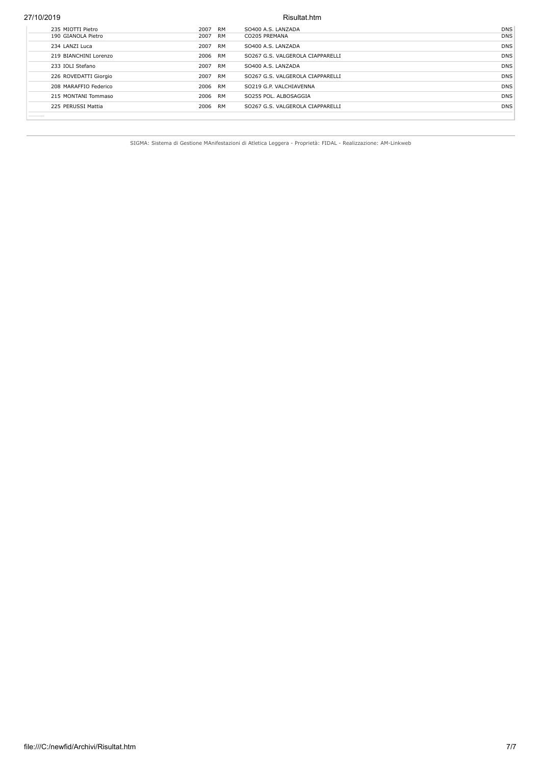| | | | | |
|---|---|---|---|---|
| 235 MIOTTI Pietro | 2007 | RM | SO400 A.S. LANZADA | DNS |
| 190 GIANOLA Pietro | 2007 | RM | CO205 PREMANA | DNS |
| 234 LANZI Luca | 2007 | RM | SO400 A.S. LANZADA | DNS |
| 219 BIANCHINI Lorenzo | 2006 | RM | SO267 G.S. VALGEROLA CIAPPARELLI | DNS |
| 233 IOLI Stefano | 2007 | RM | SO400 A.S. LANZADA | DNS |
| 226 ROVEDATTI Giorgio | 2007 | RM | SO267 G.S. VALGEROLA CIAPPARELLI | DNS |
| 208 MARAFFIO Federico | 2006 | RM | SO219 G.P. VALCHIAVENNA | DNS |
| 215 MONTANI Tommaso | 2006 | RM | SO255 POL. ALBOSAGGIA | DNS |
| 225 PERUSSI Mattia | 2006 | RM | SO267 G.S. VALGEROLA CIAPPARELLI | DNS |

SIGMA: Sistema di Gestione MAnifestazioni di Atletica Leggera - Proprietà: FIDAL - Realizzazione: AM-Linkweb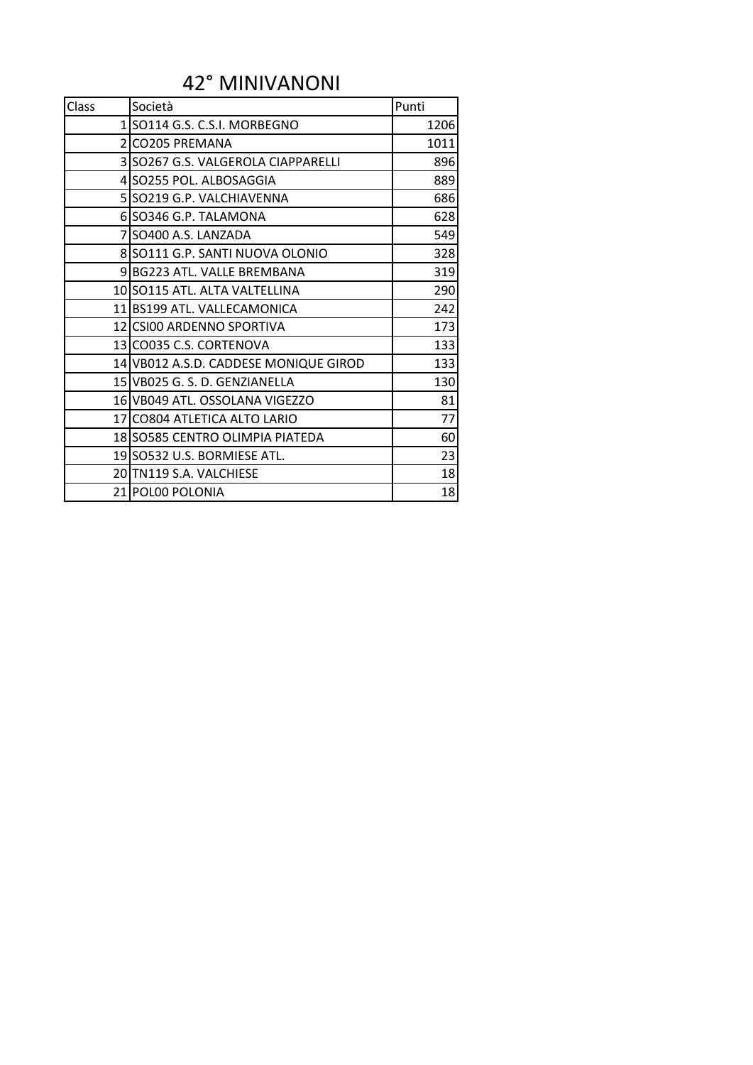# 42° MINIVANONI

| Class | Società | Punti |
|---|---|---|
| 1 | SO114 G.S. C.S.I. MORBEGNO | 1206 |
| 2 | CO205 PREMANA | 1011 |
| 3 | SO267 G.S. VALGEROLA CIAPPARELLI | 896 |
| 4 | SO255 POL. ALBOSAGGIA | 889 |
| 5 | SO219 G.P. VALCHIAVENNA | 686 |
| 6 | SO346 G.P. TALAMONA | 628 |
| 7 | SO400 A.S. LANZADA | 549 |
| 8 | SO111 G.P. SANTI NUOVA OLONIO | 328 |
| 9 | BG223 ATL. VALLE BREMBANA | 319 |
| 10 | SO115 ATL. ALTA VALTELLINA | 290 |
| 11 | BS199 ATL. VALLECAMONICA | 242 |
| 12 | CSI00 ARDENNO SPORTIVA | 173 |
| 13 | CO035 C.S. CORTENOVA | 133 |
| 14 | VB012 A.S.D. CADDESE MONIQUE GIROD | 133 |
| 15 | VB025 G. S. D. GENZIANELLA | 130 |
| 16 | VB049 ATL. OSSOLANA VIGEZZO | 81 |
| 17 | CO804 ATLETICA ALTO LARIO | 77 |
| 18 | SO585 CENTRO OLIMPIA PIATEDA | 60 |
| 19 | SO532 U.S. BORMIESE ATL. | 23 |
| 20 | TN119 S.A. VALCHIESE | 18 |
| 21 | POL00 POLONIA | 18 |